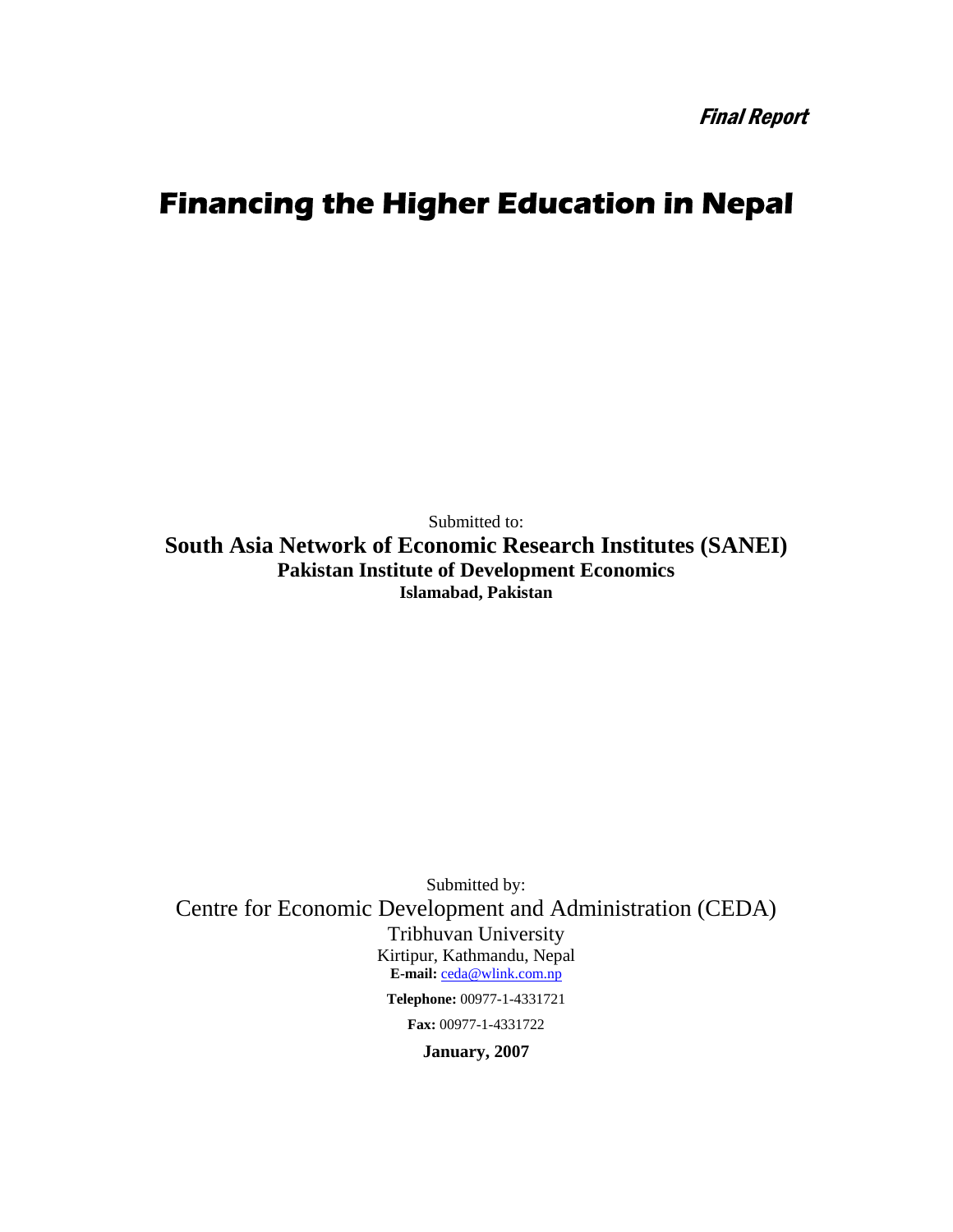***Final Report***

# Financing the Higher Education in Nepal

Submitted to:

**South Asia Network of Economic Research Institutes (SANEI)**
**Pakistan Institute of Development Economics**
**Islamabad, Pakistan**

Submitted by:

Centre for Economic Development and Administration (CEDA)
Tribhuvan University
Kirtipur, Kathmandu, Nepal
**E-mail:** ceda@wlink.com.np

**Telephone:** 00977-1-4331721

**Fax:** 00977-1-4331722

**January, 2007**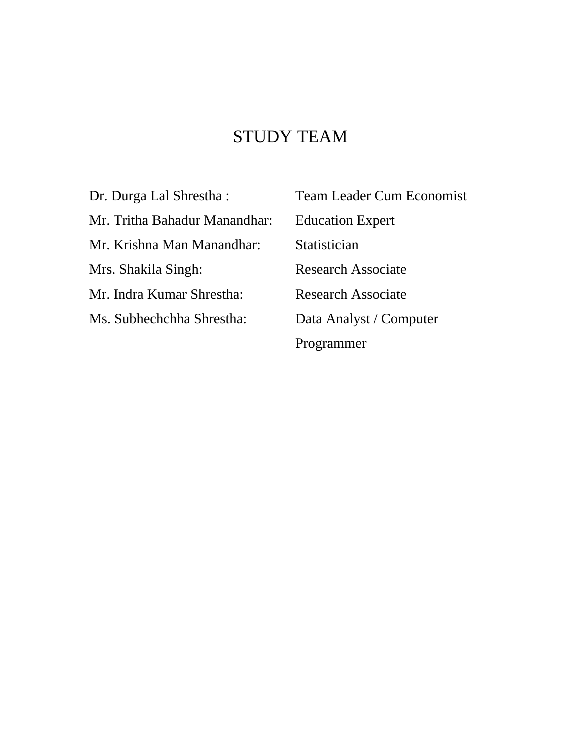# STUDY TEAM

| | |
|---|---|
| Dr. Durga Lal Shrestha : | Team Leader Cum Economist |
| Mr. Tritha Bahadur Manandhar: | Education Expert |
| Mr. Krishna Man Manandhar: | Statistician |
| Mrs. Shakila Singh: | Research Associate |
| Mr. Indra Kumar Shrestha: | Research Associate |
| Ms. Subhechchha Shrestha: | Data Analyst / Computer Programmer |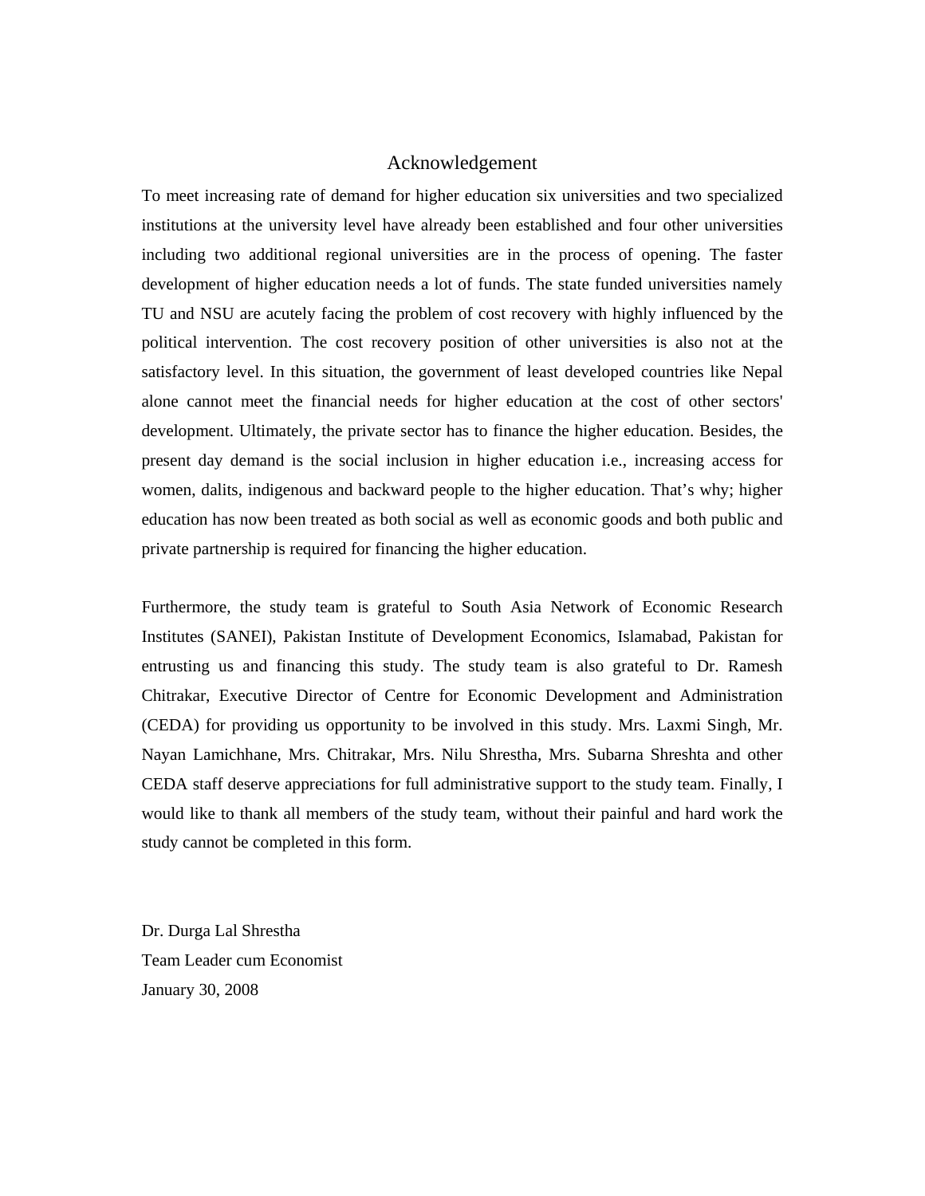# Acknowledgement

To meet increasing rate of demand for higher education six universities and two specialized institutions at the university level have already been established and four other universities including two additional regional universities are in the process of opening. The faster development of higher education needs a lot of funds. The state funded universities namely TU and NSU are acutely facing the problem of cost recovery with highly influenced by the political intervention. The cost recovery position of other universities is also not at the satisfactory level. In this situation, the government of least developed countries like Nepal alone cannot meet the financial needs for higher education at the cost of other sectors' development. Ultimately, the private sector has to finance the higher education. Besides, the present day demand is the social inclusion in higher education i.e., increasing access for women, dalits, indigenous and backward people to the higher education. That's why; higher education has now been treated as both social as well as economic goods and both public and private partnership is required for financing the higher education.

Furthermore, the study team is grateful to South Asia Network of Economic Research Institutes (SANEI), Pakistan Institute of Development Economics, Islamabad, Pakistan for entrusting us and financing this study. The study team is also grateful to Dr. Ramesh Chitrakar, Executive Director of Centre for Economic Development and Administration (CEDA) for providing us opportunity to be involved in this study. Mrs. Laxmi Singh, Mr. Nayan Lamichhane, Mrs. Chitrakar, Mrs. Nilu Shrestha, Mrs. Subarna Shreshta and other CEDA staff deserve appreciations for full administrative support to the study team. Finally, I would like to thank all members of the study team, without their painful and hard work the study cannot be completed in this form.

Dr. Durga Lal Shrestha  
Team Leader cum Economist  
January 30, 2008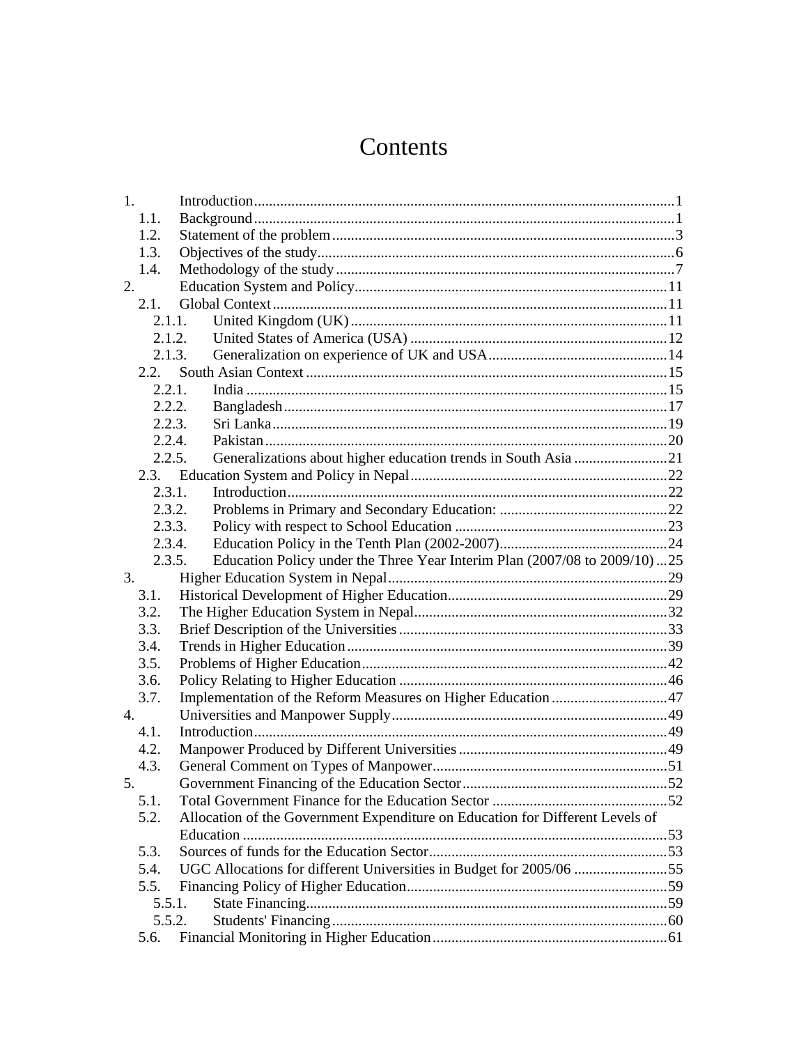# Contents

1. Introduction ........ 1
   - 1.1. Background ........ 1
   - 1.2. Statement of the problem ........ 3
   - 1.3. Objectives of the study ........ 6
   - 1.4. Methodology of the study ........ 7
2. Education System and Policy ........ 11
   - 2.1. Global Context ........ 11
     - 2.1.1. United Kingdom (UK) ........ 11
     - 2.1.2. United States of America (USA) ........ 12
     - 2.1.3. Generalization on experience of UK and USA ........ 14
   - 2.2. South Asian Context ........ 15
     - 2.2.1. India ........ 15
     - 2.2.2. Bangladesh ........ 17
     - 2.2.3. Sri Lanka ........ 19
     - 2.2.4. Pakistan ........ 20
     - 2.2.5. Generalizations about higher education trends in South Asia ........ 21
   - 2.3. Education System and Policy in Nepal ........ 22
     - 2.3.1. Introduction ........ 22
     - 2.3.2. Problems in Primary and Secondary Education: ........ 22
     - 2.3.3. Policy with respect to School Education ........ 23
     - 2.3.4. Education Policy in the Tenth Plan (2002-2007) ........ 24
     - 2.3.5. Education Policy under the Three Year Interim Plan (2007/08 to 2009/10) ... 25
3. Higher Education System in Nepal ........ 29
   - 3.1. Historical Development of Higher Education ........ 29
   - 3.2. The Higher Education System in Nepal ........ 32
   - 3.3. Brief Description of the Universities ........ 33
   - 3.4. Trends in Higher Education ........ 39
   - 3.5. Problems of Higher Education ........ 42
   - 3.6. Policy Relating to Higher Education ........ 46
   - 3.7. Implementation of the Reform Measures on Higher Education ........ 47
4. Universities and Manpower Supply ........ 49
   - 4.1. Introduction ........ 49
   - 4.2. Manpower Produced by Different Universities ........ 49
   - 4.3. General Comment on Types of Manpower ........ 51
5. Government Financing of the Education Sector ........ 52
   - 5.1. Total Government Finance for the Education Sector ........ 52
   - 5.2. Allocation of the Government Expenditure on Education for Different Levels of Education ........ 53
   - 5.3. Sources of funds for the Education Sector ........ 53
   - 5.4. UGC Allocations for different Universities in Budget for 2005/06 ........ 55
   - 5.5. Financing Policy of Higher Education ........ 59
     - 5.5.1. State Financing ........ 59
     - 5.5.2. Students' Financing ........ 60
   - 5.6. Financial Monitoring in Higher Education ........ 61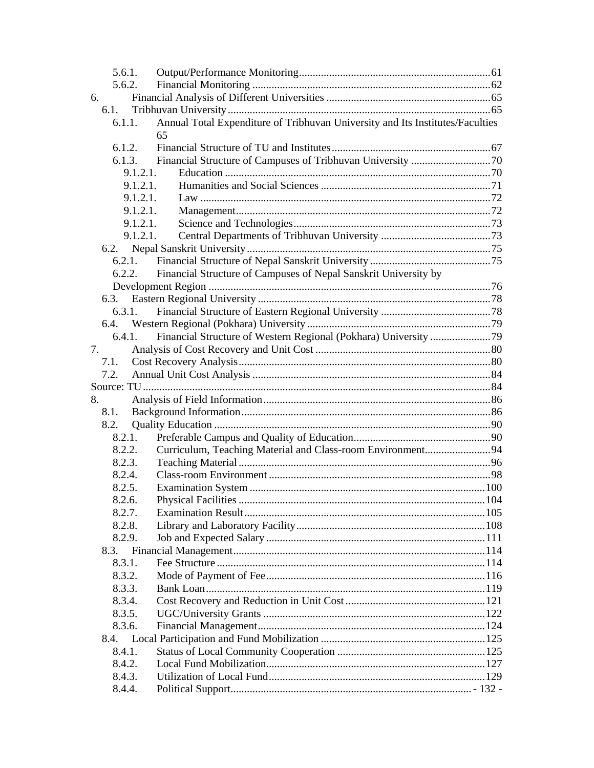5.6.1. Output/Performance Monitoring .......... 61
5.6.2. Financial Monitoring .......... 62

6. Financial Analysis of Different Universities .......... 65
- 6.1. Tribhuvan University .......... 65
  - 6.1.1. Annual Total Expenditure of Tribhuvan University and Its Institutes/Faculties 65
  - 6.1.2. Financial Structure of TU and Institutes .......... 67
  - 6.1.3. Financial Structure of Campuses of Tribhuvan University .......... 70
    - 9.1.2.1. Education .......... 70
    - 9.1.2.1. Humanities and Social Sciences .......... 71
    - 9.1.2.1. Law .......... 72
    - 9.1.2.1. Management .......... 72
    - 9.1.2.1. Science and Technologies .......... 73
    - 9.1.2.1. Central Departments of Tribhuvan University .......... 73
- 6.2. Nepal Sanskrit University .......... 75
  - 6.2.1. Financial Structure of Nepal Sanskrit University .......... 75
  - 6.2.2. Financial Structure of Campuses of Nepal Sanskrit University by Development Region .......... 76
- 6.3. Eastern Regional University .......... 78
  - 6.3.1. Financial Structure of Eastern Regional University .......... 78
- 6.4. Western Regional (Pokhara) University .......... 79
  - 6.4.1. Financial Structure of Western Regional (Pokhara) University .......... 79

7. Analysis of Cost Recovery and Unit Cost .......... 80
- 7.1. Cost Recovery Analysis .......... 80
- 7.2. Annual Unit Cost Analysis .......... 84

Source: TU .......... 84

8. Analysis of Field Information .......... 86
- 8.1. Background Information .......... 86
- 8.2. Quality Education .......... 90
  - 8.2.1. Preferable Campus and Quality of Education .......... 90
  - 8.2.2. Curriculum, Teaching Material and Class-room Environment .......... 94
  - 8.2.3. Teaching Material .......... 96
  - 8.2.4. Class-room Environment .......... 98
  - 8.2.5. Examination System .......... 100
  - 8.2.6. Physical Facilities .......... 104
  - 8.2.7. Examination Result .......... 105
  - 8.2.8. Library and Laboratory Facility .......... 108
  - 8.2.9. Job and Expected Salary .......... 111
- 8.3. Financial Management .......... 114
  - 8.3.1. Fee Structure .......... 114
  - 8.3.2. Mode of Payment of Fee .......... 116
  - 8.3.3. Bank Loan .......... 119
  - 8.3.4. Cost Recovery and Reduction in Unit Cost .......... 121
  - 8.3.5. UGC/University Grants .......... 122
  - 8.3.6. Financial Management .......... 124
- 8.4. Local Participation and Fund Mobilization .......... 125
  - 8.4.1. Status of Local Community Cooperation .......... 125
  - 8.4.2. Local Fund Mobilization .......... 127
  - 8.4.3. Utilization of Local Fund .......... 129
  - 8.4.4. Political Support .......... - 132 -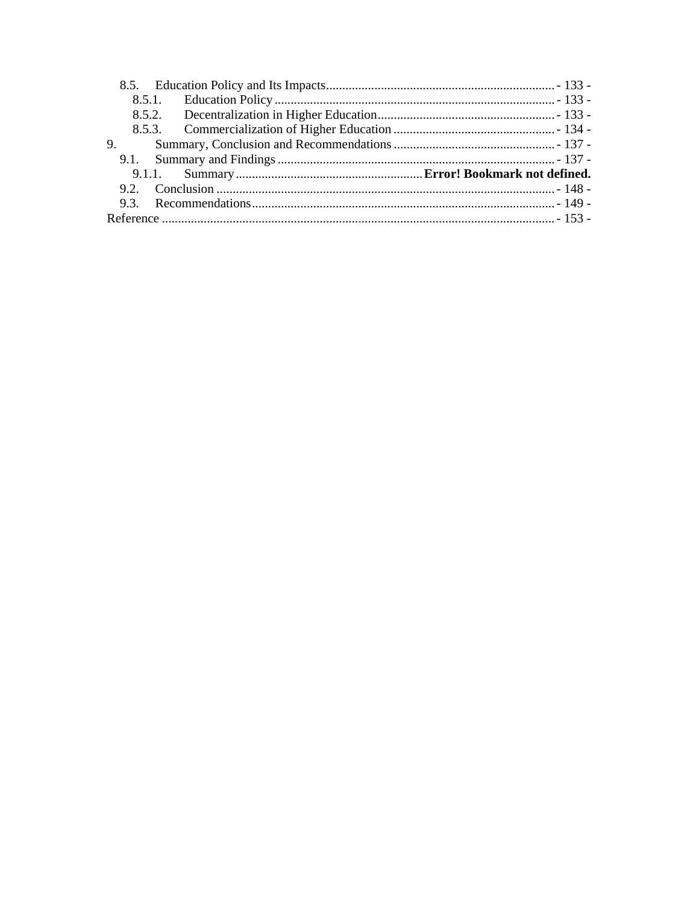8.5. Education Policy and Its Impacts ..................................................................... - 133 -

8.5.1. Education Policy ..................................................................................... - 133 -

8.5.2. Decentralization in Higher Education ..................................................... - 133 -

8.5.3. Commercialization of Higher Education ................................................. - 134 -

9. Summary, Conclusion and Recommendations ................................................. - 137 -

9.1. Summary and Findings ..................................................................................... - 137 -

9.1.1. Summary ........................................................... **Error! Bookmark not defined.**

9.2. Conclusion ........................................................................................................ - 148 -

9.3. Recommendations ............................................................................................. - 149 -

Reference ......................................................................................................................... - 153 -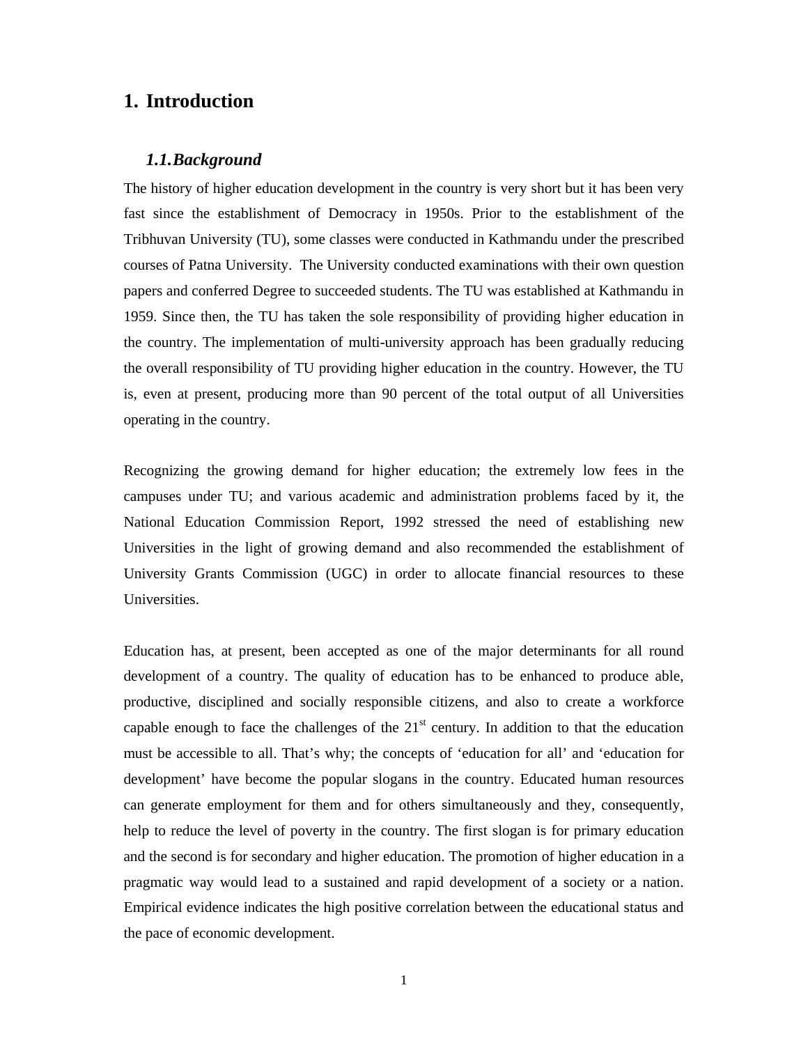# 1. Introduction

## *1.1. Background*

The history of higher education development in the country is very short but it has been very fast since the establishment of Democracy in 1950s. Prior to the establishment of the Tribhuvan University (TU), some classes were conducted in Kathmandu under the prescribed courses of Patna University. The University conducted examinations with their own question papers and conferred Degree to succeeded students. The TU was established at Kathmandu in 1959. Since then, the TU has taken the sole responsibility of providing higher education in the country. The implementation of multi-university approach has been gradually reducing the overall responsibility of TU providing higher education in the country. However, the TU is, even at present, producing more than 90 percent of the total output of all Universities operating in the country.

Recognizing the growing demand for higher education; the extremely low fees in the campuses under TU; and various academic and administration problems faced by it, the National Education Commission Report, 1992 stressed the need of establishing new Universities in the light of growing demand and also recommended the establishment of University Grants Commission (UGC) in order to allocate financial resources to these Universities.

Education has, at present, been accepted as one of the major determinants for all round development of a country. The quality of education has to be enhanced to produce able, productive, disciplined and socially responsible citizens, and also to create a workforce capable enough to face the challenges of the 21st century. In addition to that the education must be accessible to all. That's why; the concepts of 'education for all' and 'education for development' have become the popular slogans in the country. Educated human resources can generate employment for them and for others simultaneously and they, consequently, help to reduce the level of poverty in the country. The first slogan is for primary education and the second is for secondary and higher education. The promotion of higher education in a pragmatic way would lead to a sustained and rapid development of a society or a nation. Empirical evidence indicates the high positive correlation between the educational status and the pace of economic development.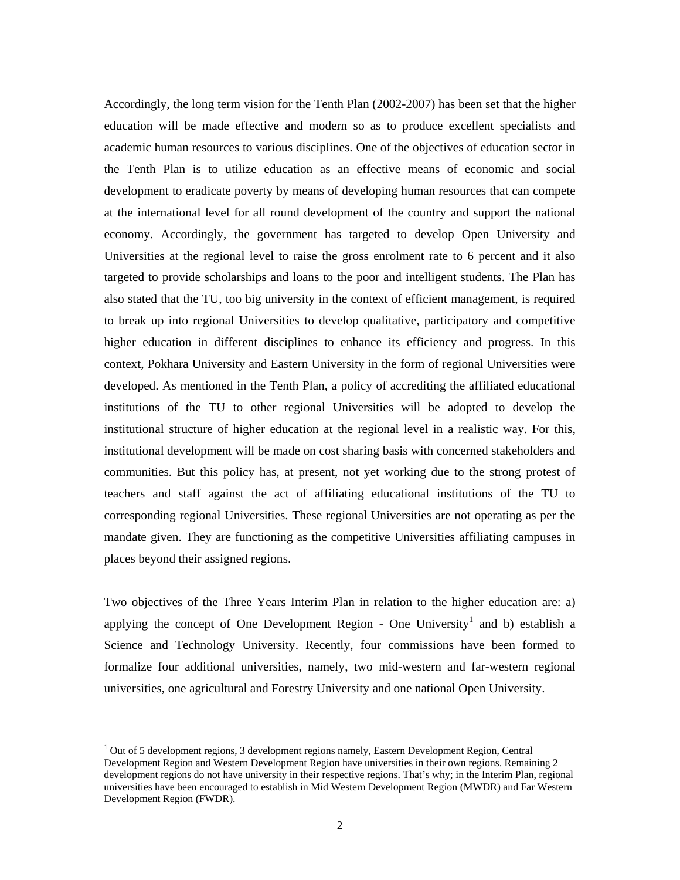Accordingly, the long term vision for the Tenth Plan (2002-2007) has been set that the higher education will be made effective and modern so as to produce excellent specialists and academic human resources to various disciplines. One of the objectives of education sector in the Tenth Plan is to utilize education as an effective means of economic and social development to eradicate poverty by means of developing human resources that can compete at the international level for all round development of the country and support the national economy. Accordingly, the government has targeted to develop Open University and Universities at the regional level to raise the gross enrolment rate to 6 percent and it also targeted to provide scholarships and loans to the poor and intelligent students. The Plan has also stated that the TU, too big university in the context of efficient management, is required to break up into regional Universities to develop qualitative, participatory and competitive higher education in different disciplines to enhance its efficiency and progress. In this context, Pokhara University and Eastern University in the form of regional Universities were developed. As mentioned in the Tenth Plan, a policy of accrediting the affiliated educational institutions of the TU to other regional Universities will be adopted to develop the institutional structure of higher education at the regional level in a realistic way. For this, institutional development will be made on cost sharing basis with concerned stakeholders and communities. But this policy has, at present, not yet working due to the strong protest of teachers and staff against the act of affiliating educational institutions of the TU to corresponding regional Universities. These regional Universities are not operating as per the mandate given. They are functioning as the competitive Universities affiliating campuses in places beyond their assigned regions.

Two objectives of the Three Years Interim Plan in relation to the higher education are: a) applying the concept of One Development Region - One University[1] and b) establish a Science and Technology University. Recently, four commissions have been formed to formalize four additional universities, namely, two mid-western and far-western regional universities, one agricultural and Forestry University and one national Open University.

---

[1] Out of 5 development regions, 3 development regions namely, Eastern Development Region, Central Development Region and Western Development Region have universities in their own regions. Remaining 2 development regions do not have university in their respective regions. That's why; in the Interim Plan, regional universities have been encouraged to establish in Mid Western Development Region (MWDR) and Far Western Development Region (FWDR).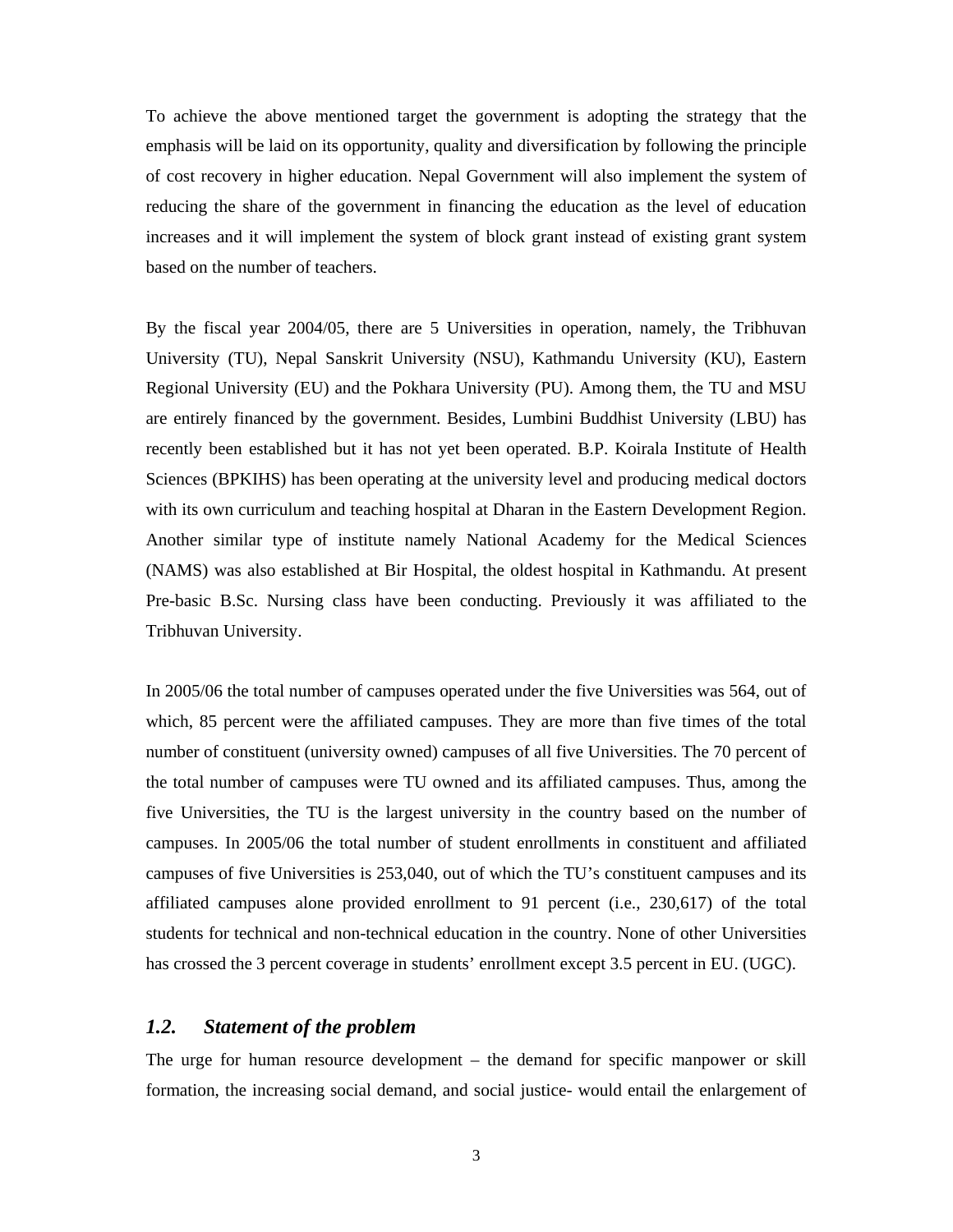To achieve the above mentioned target the government is adopting the strategy that the emphasis will be laid on its opportunity, quality and diversification by following the principle of cost recovery in higher education. Nepal Government will also implement the system of reducing the share of the government in financing the education as the level of education increases and it will implement the system of block grant instead of existing grant system based on the number of teachers.

By the fiscal year 2004/05, there are 5 Universities in operation, namely, the Tribhuvan University (TU), Nepal Sanskrit University (NSU), Kathmandu University (KU), Eastern Regional University (EU) and the Pokhara University (PU). Among them, the TU and MSU are entirely financed by the government. Besides, Lumbini Buddhist University (LBU) has recently been established but it has not yet been operated. B.P. Koirala Institute of Health Sciences (BPKIHS) has been operating at the university level and producing medical doctors with its own curriculum and teaching hospital at Dharan in the Eastern Development Region. Another similar type of institute namely National Academy for the Medical Sciences (NAMS) was also established at Bir Hospital, the oldest hospital in Kathmandu. At present Pre-basic B.Sc. Nursing class have been conducting. Previously it was affiliated to the Tribhuvan University.

In 2005/06 the total number of campuses operated under the five Universities was 564, out of which, 85 percent were the affiliated campuses. They are more than five times of the total number of constituent (university owned) campuses of all five Universities. The 70 percent of the total number of campuses were TU owned and its affiliated campuses. Thus, among the five Universities, the TU is the largest university in the country based on the number of campuses. In 2005/06 the total number of student enrollments in constituent and affiliated campuses of five Universities is 253,040, out of which the TU's constituent campuses and its affiliated campuses alone provided enrollment to 91 percent (i.e., 230,617) of the total students for technical and non-technical education in the country. None of other Universities has crossed the 3 percent coverage in students' enrollment except 3.5 percent in EU. (UGC).

## *1.2. Statement of the problem*

The urge for human resource development – the demand for specific manpower or skill formation, the increasing social demand, and social justice- would entail the enlargement of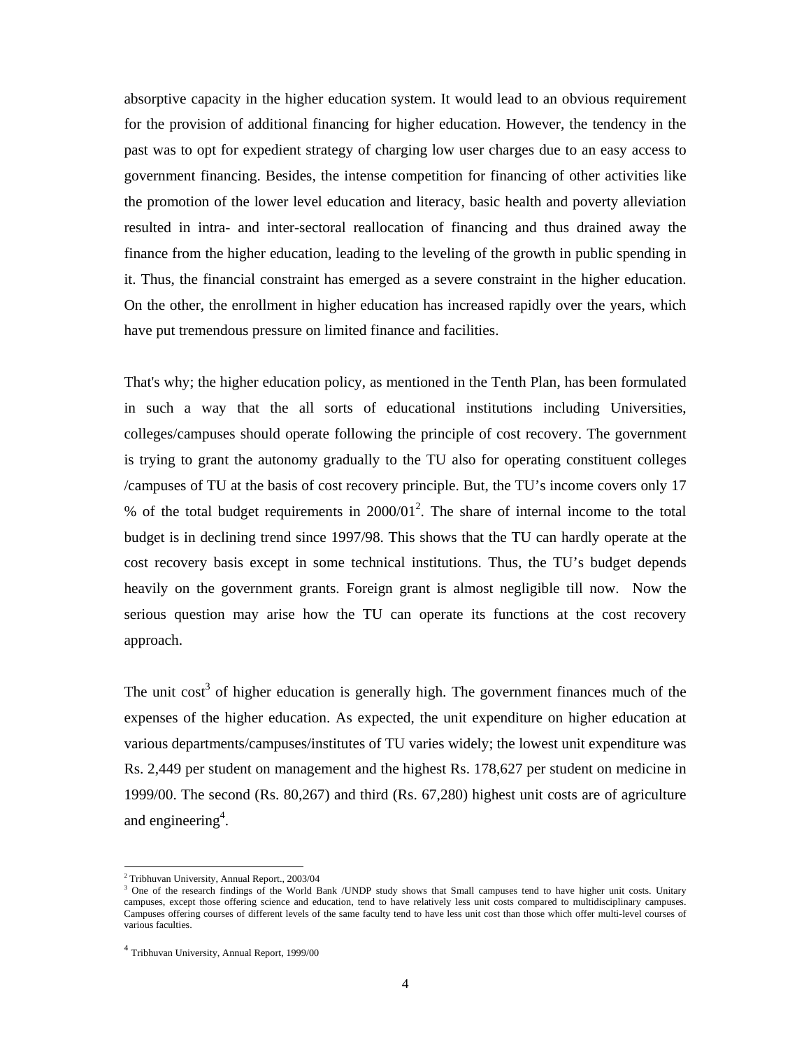absorptive capacity in the higher education system. It would lead to an obvious requirement for the provision of additional financing for higher education. However, the tendency in the past was to opt for expedient strategy of charging low user charges due to an easy access to government financing. Besides, the intense competition for financing of other activities like the promotion of the lower level education and literacy, basic health and poverty alleviation resulted in intra- and inter-sectoral reallocation of financing and thus drained away the finance from the higher education, leading to the leveling of the growth in public spending in it. Thus, the financial constraint has emerged as a severe constraint in the higher education. On the other, the enrollment in higher education has increased rapidly over the years, which have put tremendous pressure on limited finance and facilities.

That's why; the higher education policy, as mentioned in the Tenth Plan, has been formulated in such a way that the all sorts of educational institutions including Universities, colleges/campuses should operate following the principle of cost recovery. The government is trying to grant the autonomy gradually to the TU also for operating constituent colleges /campuses of TU at the basis of cost recovery principle. But, the TU's income covers only 17 % of the total budget requirements in 2000/01[2]. The share of internal income to the total budget is in declining trend since 1997/98. This shows that the TU can hardly operate at the cost recovery basis except in some technical institutions. Thus, the TU's budget depends heavily on the government grants. Foreign grant is almost negligible till now. Now the serious question may arise how the TU can operate its functions at the cost recovery approach.

The unit cost[3] of higher education is generally high. The government finances much of the expenses of the higher education. As expected, the unit expenditure on higher education at various departments/campuses/institutes of TU varies widely; the lowest unit expenditure was Rs. 2,449 per student on management and the highest Rs. 178,627 per student on medicine in 1999/00. The second (Rs. 80,267) and third (Rs. 67,280) highest unit costs are of agriculture and engineering[4].

---

[2] Tribhuvan University, Annual Report., 2003/04

[3] One of the research findings of the World Bank /UNDP study shows that Small campuses tend to have higher unit costs. Unitary campuses, except those offering science and education, tend to have relatively less unit costs compared to multidisciplinary campuses. Campuses offering courses of different levels of the same faculty tend to have less unit cost than those which offer multi-level courses of various faculties.

[4] Tribhuvan University, Annual Report, 1999/00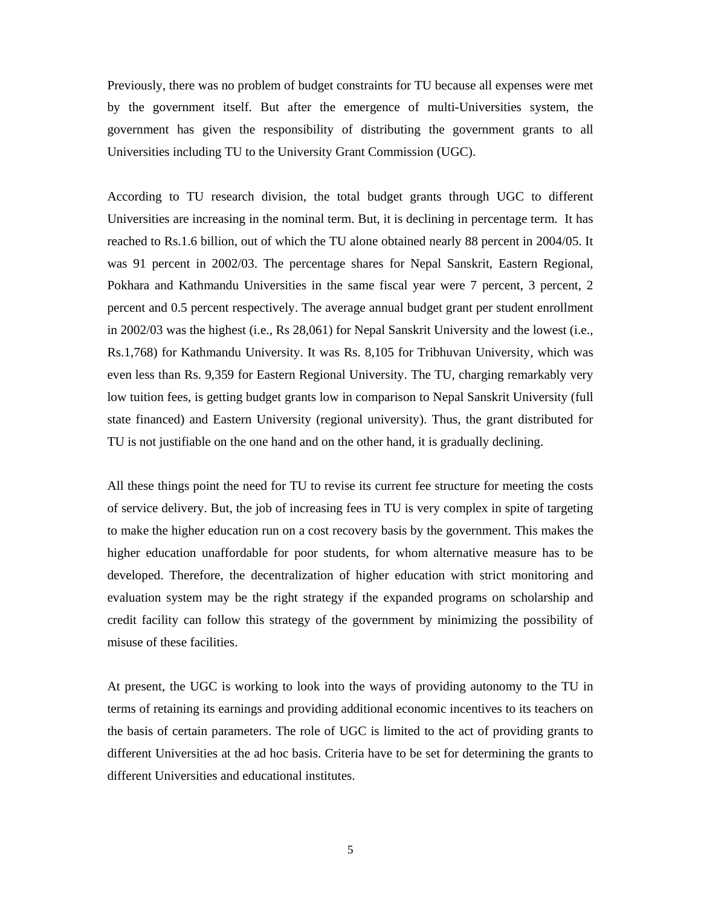Previously, there was no problem of budget constraints for TU because all expenses were met by the government itself. But after the emergence of multi-Universities system, the government has given the responsibility of distributing the government grants to all Universities including TU to the University Grant Commission (UGC).

According to TU research division, the total budget grants through UGC to different Universities are increasing in the nominal term. But, it is declining in percentage term. It has reached to Rs.1.6 billion, out of which the TU alone obtained nearly 88 percent in 2004/05. It was 91 percent in 2002/03. The percentage shares for Nepal Sanskrit, Eastern Regional, Pokhara and Kathmandu Universities in the same fiscal year were 7 percent, 3 percent, 2 percent and 0.5 percent respectively. The average annual budget grant per student enrollment in 2002/03 was the highest (i.e., Rs 28,061) for Nepal Sanskrit University and the lowest (i.e., Rs.1,768) for Kathmandu University. It was Rs. 8,105 for Tribhuvan University, which was even less than Rs. 9,359 for Eastern Regional University. The TU, charging remarkably very low tuition fees, is getting budget grants low in comparison to Nepal Sanskrit University (full state financed) and Eastern University (regional university). Thus, the grant distributed for TU is not justifiable on the one hand and on the other hand, it is gradually declining.

All these things point the need for TU to revise its current fee structure for meeting the costs of service delivery. But, the job of increasing fees in TU is very complex in spite of targeting to make the higher education run on a cost recovery basis by the government. This makes the higher education unaffordable for poor students, for whom alternative measure has to be developed. Therefore, the decentralization of higher education with strict monitoring and evaluation system may be the right strategy if the expanded programs on scholarship and credit facility can follow this strategy of the government by minimizing the possibility of misuse of these facilities.

At present, the UGC is working to look into the ways of providing autonomy to the TU in terms of retaining its earnings and providing additional economic incentives to its teachers on the basis of certain parameters. The role of UGC is limited to the act of providing grants to different Universities at the ad hoc basis. Criteria have to be set for determining the grants to different Universities and educational institutes.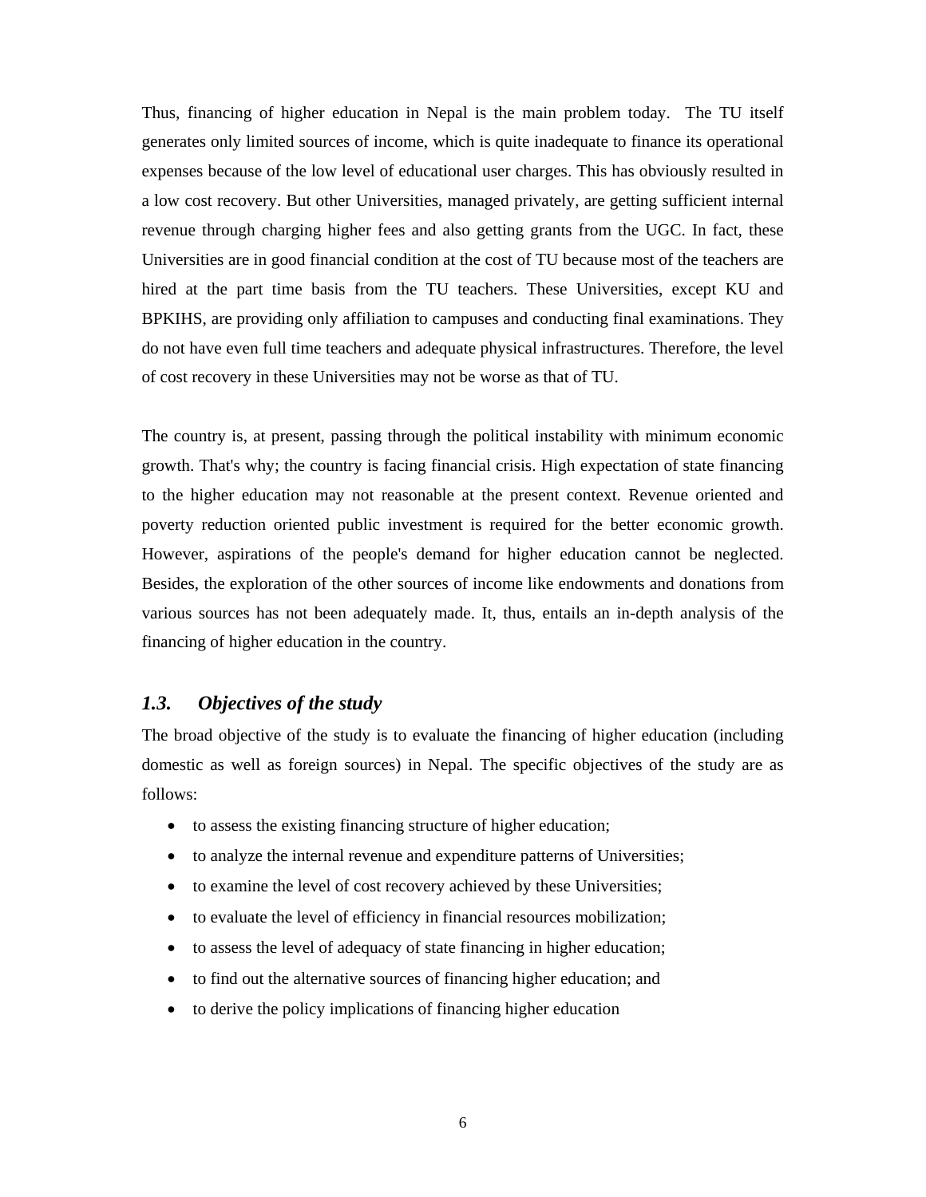Thus, financing of higher education in Nepal is the main problem today. The TU itself generates only limited sources of income, which is quite inadequate to finance its operational expenses because of the low level of educational user charges. This has obviously resulted in a low cost recovery. But other Universities, managed privately, are getting sufficient internal revenue through charging higher fees and also getting grants from the UGC. In fact, these Universities are in good financial condition at the cost of TU because most of the teachers are hired at the part time basis from the TU teachers. These Universities, except KU and BPKIHS, are providing only affiliation to campuses and conducting final examinations. They do not have even full time teachers and adequate physical infrastructures. Therefore, the level of cost recovery in these Universities may not be worse as that of TU.

The country is, at present, passing through the political instability with minimum economic growth. That's why; the country is facing financial crisis. High expectation of state financing to the higher education may not reasonable at the present context. Revenue oriented and poverty reduction oriented public investment is required for the better economic growth. However, aspirations of the people's demand for higher education cannot be neglected. Besides, the exploration of the other sources of income like endowments and donations from various sources has not been adequately made. It, thus, entails an in-depth analysis of the financing of higher education in the country.

## *1.3. Objectives of the study*

The broad objective of the study is to evaluate the financing of higher education (including domestic as well as foreign sources) in Nepal. The specific objectives of the study are as follows:

- to assess the existing financing structure of higher education;
- to analyze the internal revenue and expenditure patterns of Universities;
- to examine the level of cost recovery achieved by these Universities;
- to evaluate the level of efficiency in financial resources mobilization;
- to assess the level of adequacy of state financing in higher education;
- to find out the alternative sources of financing higher education; and
- to derive the policy implications of financing higher education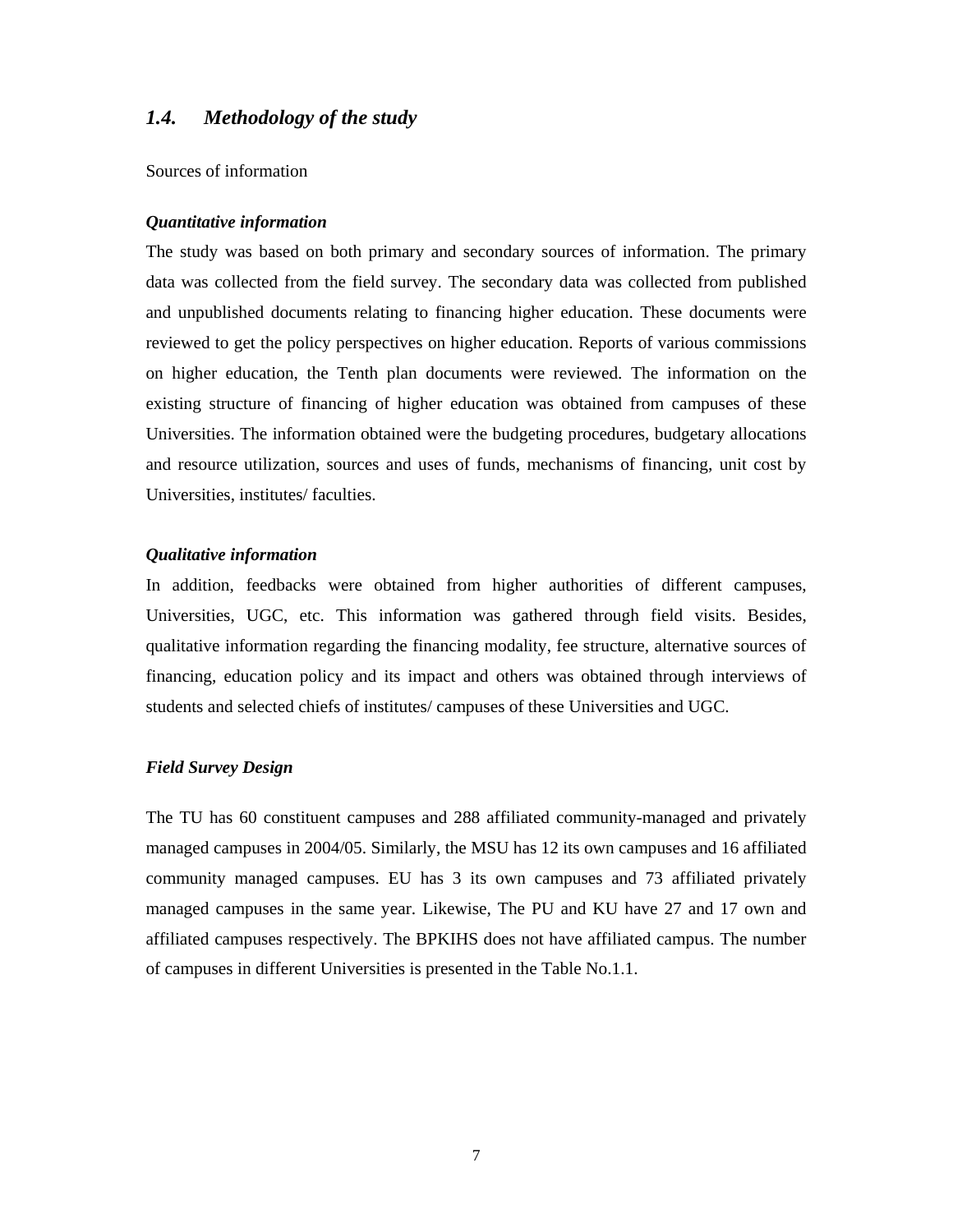### *1.4. Methodology of the study*

Sources of information

***Quantitative information***

The study was based on both primary and secondary sources of information. The primary data was collected from the field survey. The secondary data was collected from published and unpublished documents relating to financing higher education. These documents were reviewed to get the policy perspectives on higher education. Reports of various commissions on higher education, the Tenth plan documents were reviewed. The information on the existing structure of financing of higher education was obtained from campuses of these Universities. The information obtained were the budgeting procedures, budgetary allocations and resource utilization, sources and uses of funds, mechanisms of financing, unit cost by Universities, institutes/ faculties.

***Qualitative information***

In addition, feedbacks were obtained from higher authorities of different campuses, Universities, UGC, etc. This information was gathered through field visits. Besides, qualitative information regarding the financing modality, fee structure, alternative sources of financing, education policy and its impact and others was obtained through interviews of students and selected chiefs of institutes/ campuses of these Universities and UGC.

***Field Survey Design***

The TU has 60 constituent campuses and 288 affiliated community-managed and privately managed campuses in 2004/05. Similarly, the MSU has 12 its own campuses and 16 affiliated community managed campuses. EU has 3 its own campuses and 73 affiliated privately managed campuses in the same year. Likewise, The PU and KU have 27 and 17 own and affiliated campuses respectively. The BPKIHS does not have affiliated campus. The number of campuses in different Universities is presented in the Table No.1.1.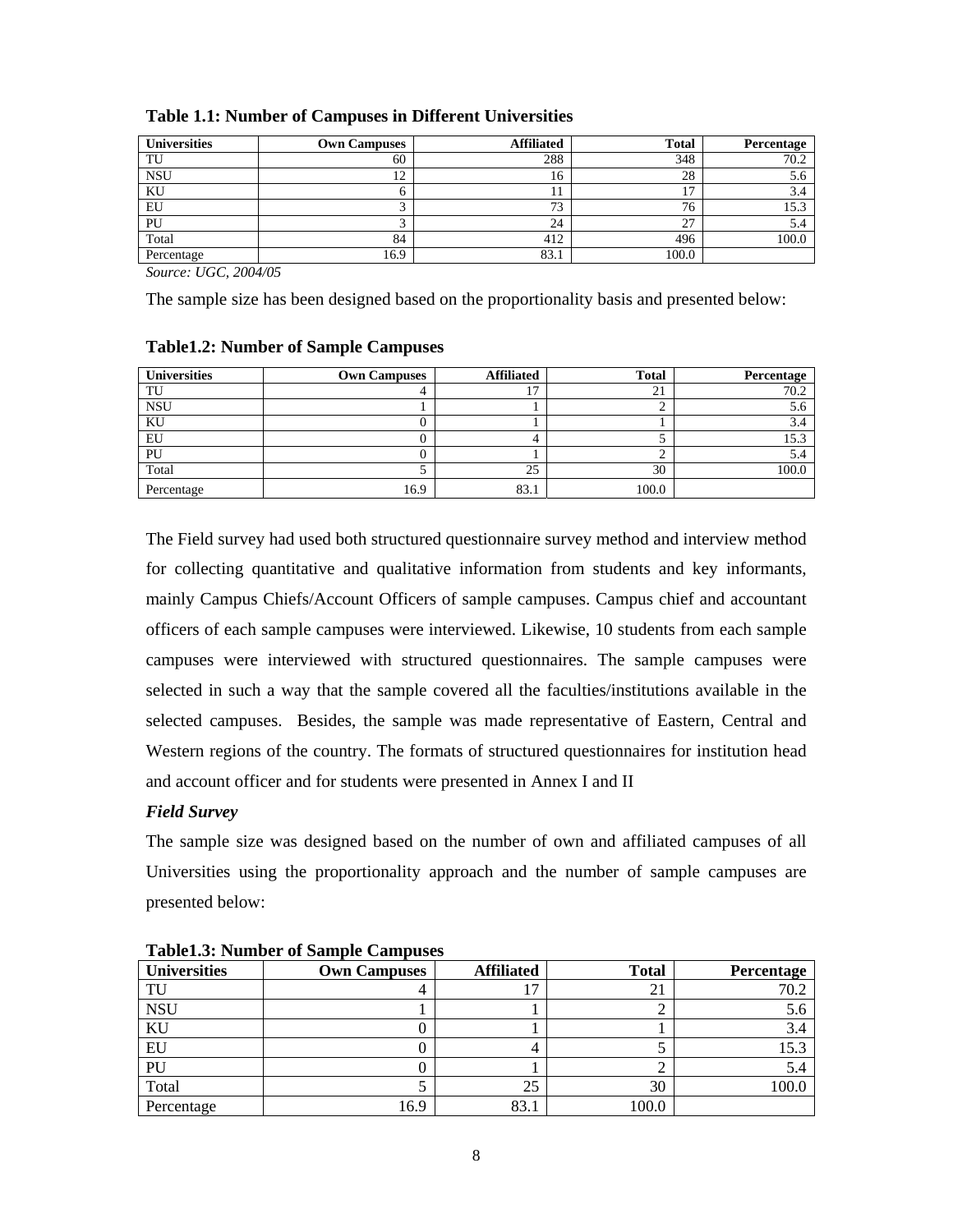**Table 1.1: Number of Campuses in Different Universities**

| Universities | Own Campuses | Affiliated | Total | Percentage |
|---|---|---|---|---|
| TU | 60 | 288 | 348 | 70.2 |
| NSU | 12 | 16 | 28 | 5.6 |
| KU | 6 | 11 | 17 | 3.4 |
| EU | 3 | 73 | 76 | 15.3 |
| PU | 3 | 24 | 27 | 5.4 |
| Total | 84 | 412 | 496 | 100.0 |
| Percentage | 16.9 | 83.1 | 100.0 | |

*Source: UGC, 2004/05*

The sample size has been designed based on the proportionality basis and presented below:

**Table1.2: Number of Sample Campuses**

| Universities | Own Campuses | Affiliated | Total | Percentage |
|---|---|---|---|---|
| TU | 4 | 17 | 21 | 70.2 |
| NSU | 1 | 1 | 2 | 5.6 |
| KU | 0 | 1 | 1 | 3.4 |
| EU | 0 | 4 | 5 | 15.3 |
| PU | 0 | 1 | 2 | 5.4 |
| Total | 5 | 25 | 30 | 100.0 |
| Percentage | 16.9 | 83.1 | 100.0 | |

The Field survey had used both structured questionnaire survey method and interview method for collecting quantitative and qualitative information from students and key informants, mainly Campus Chiefs/Account Officers of sample campuses. Campus chief and accountant officers of each sample campuses were interviewed. Likewise, 10 students from each sample campuses were interviewed with structured questionnaires. The sample campuses were selected in such a way that the sample covered all the faculties/institutions available in the selected campuses. Besides, the sample was made representative of Eastern, Central and Western regions of the country. The formats of structured questionnaires for institution head and account officer and for students were presented in Annex I and II

***Field Survey***

The sample size was designed based on the number of own and affiliated campuses of all Universities using the proportionality approach and the number of sample campuses are presented below:

**Table1.3: Number of Sample Campuses**

| Universities | Own Campuses | Affiliated | Total | Percentage |
|---|---|---|---|---|
| TU | 4 | 17 | 21 | 70.2 |
| NSU | 1 | 1 | 2 | 5.6 |
| KU | 0 | 1 | 1 | 3.4 |
| EU | 0 | 4 | 5 | 15.3 |
| PU | 0 | 1 | 2 | 5.4 |
| Total | 5 | 25 | 30 | 100.0 |
| Percentage | 16.9 | 83.1 | 100.0 | |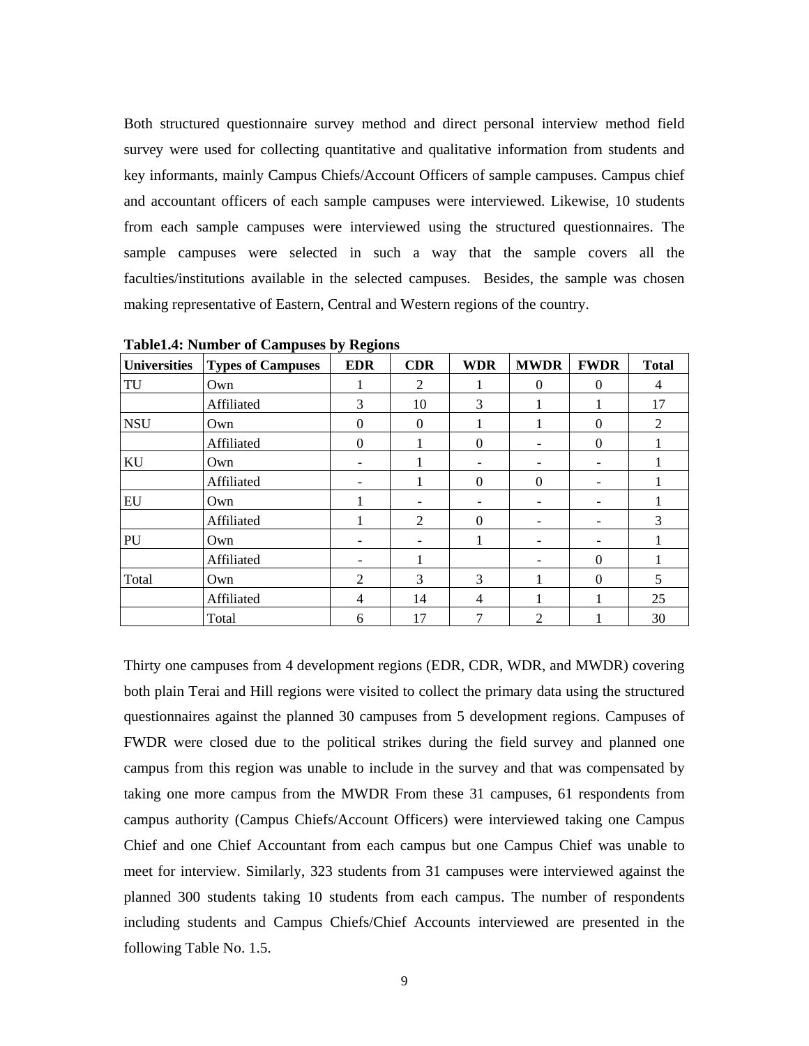Both structured questionnaire survey method and direct personal interview method field survey were used for collecting quantitative and qualitative information from students and key informants, mainly Campus Chiefs/Account Officers of sample campuses. Campus chief and accountant officers of each sample campuses were interviewed. Likewise, 10 students from each sample campuses were interviewed using the structured questionnaires. The sample campuses were selected in such a way that the sample covers all the faculties/institutions available in the selected campuses. Besides, the sample was chosen making representative of Eastern, Central and Western regions of the country.

**Table1.4: Number of Campuses by Regions**

| Universities | Types of Campuses | EDR | CDR | WDR | MWDR | FWDR | Total |
|---|---|---|---|---|---|---|---|
| TU | Own | 1 | 2 | 1 | 0 | 0 | 4 |
| | Affiliated | 3 | 10 | 3 | 1 | 1 | 17 |
| NSU | Own | 0 | 0 | 1 | 1 | 0 | 2 |
| | Affiliated | 0 | 1 | 0 | - | 0 | 1 |
| KU | Own | - | 1 | - | - | - | 1 |
| | Affiliated | - | 1 | 0 | 0 | - | 1 |
| EU | Own | 1 | - | - | - | - | 1 |
| | Affiliated | 1 | 2 | 0 | - | - | 3 |
| PU | Own | - | - | 1 | - | - | 1 |
| | Affiliated | - | 1 | | - | 0 | 1 |
| Total | Own | 2 | 3 | 3 | 1 | 0 | 5 |
| | Affiliated | 4 | 14 | 4 | 1 | 1 | 25 |
| | Total | 6 | 17 | 7 | 2 | 1 | 30 |

Thirty one campuses from 4 development regions (EDR, CDR, WDR, and MWDR) covering both plain Terai and Hill regions were visited to collect the primary data using the structured questionnaires against the planned 30 campuses from 5 development regions. Campuses of FWDR were closed due to the political strikes during the field survey and planned one campus from this region was unable to include in the survey and that was compensated by taking one more campus from the MWDR From these 31 campuses, 61 respondents from campus authority (Campus Chiefs/Account Officers) were interviewed taking one Campus Chief and one Chief Accountant from each campus but one Campus Chief was unable to meet for interview. Similarly, 323 students from 31 campuses were interviewed against the planned 300 students taking 10 students from each campus. The number of respondents including students and Campus Chiefs/Chief Accounts interviewed are presented in the following Table No. 1.5.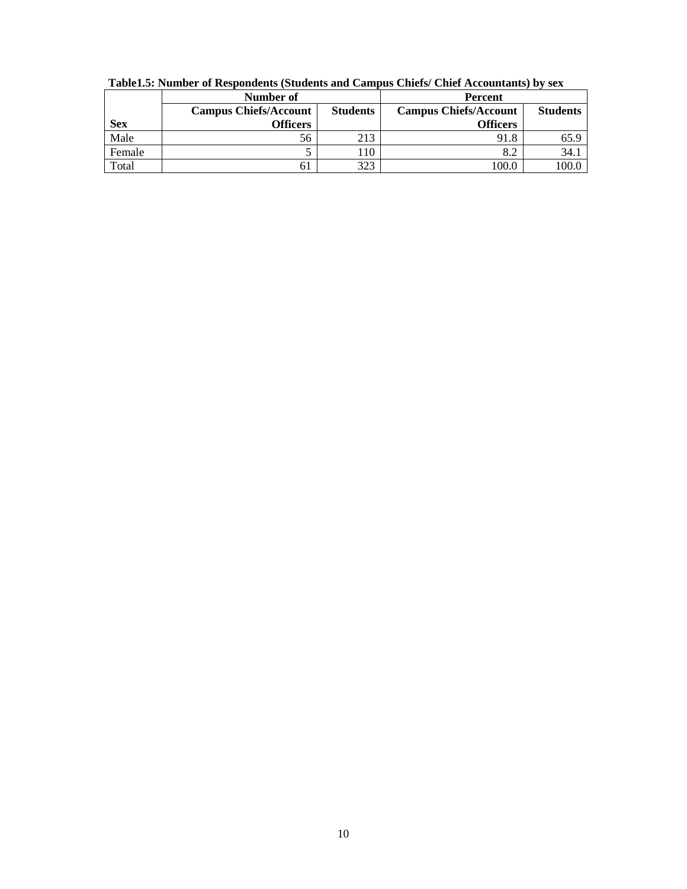**Table1.5: Number of Respondents (Students and Campus Chiefs/ Chief Accountants) by sex**

| Sex | Number of | | Percent | |
|---|---|---|---|---|
| | Campus Chiefs/Account Officers | Students | Campus Chiefs/Account Officers | Students |
| Male | 56 | 213 | 91.8 | 65.9 |
| Female | 5 | 110 | 8.2 | 34.1 |
| Total | 61 | 323 | 100.0 | 100.0 |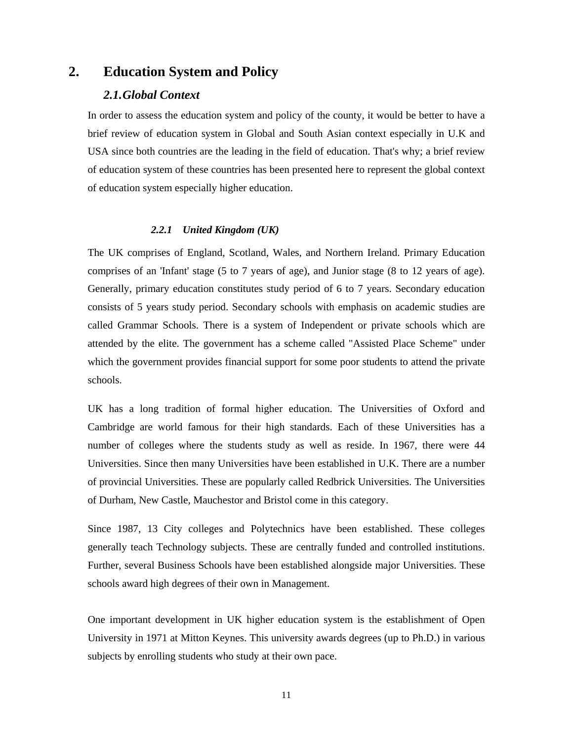# 2. Education System and Policy

## *2.1. Global Context*

In order to assess the education system and policy of the county, it would be better to have a brief review of education system in Global and South Asian context especially in U.K and USA since both countries are the leading in the field of education. That's why; a brief review of education system of these countries has been presented here to represent the global context of education system especially higher education.

### *2.2.1 United Kingdom (UK)*

The UK comprises of England, Scotland, Wales, and Northern Ireland. Primary Education comprises of an 'Infant' stage (5 to 7 years of age), and Junior stage (8 to 12 years of age). Generally, primary education constitutes study period of 6 to 7 years. Secondary education consists of 5 years study period. Secondary schools with emphasis on academic studies are called Grammar Schools. There is a system of Independent or private schools which are attended by the elite. The government has a scheme called "Assisted Place Scheme" under which the government provides financial support for some poor students to attend the private schools.

UK has a long tradition of formal higher education. The Universities of Oxford and Cambridge are world famous for their high standards. Each of these Universities has a number of colleges where the students study as well as reside. In 1967, there were 44 Universities. Since then many Universities have been established in U.K. There are a number of provincial Universities. These are popularly called Redbrick Universities. The Universities of Durham, New Castle, Mauchestor and Bristol come in this category.

Since 1987, 13 City colleges and Polytechnics have been established. These colleges generally teach Technology subjects. These are centrally funded and controlled institutions. Further, several Business Schools have been established alongside major Universities. These schools award high degrees of their own in Management.

One important development in UK higher education system is the establishment of Open University in 1971 at Mitton Keynes. This university awards degrees (up to Ph.D.) in various subjects by enrolling students who study at their own pace.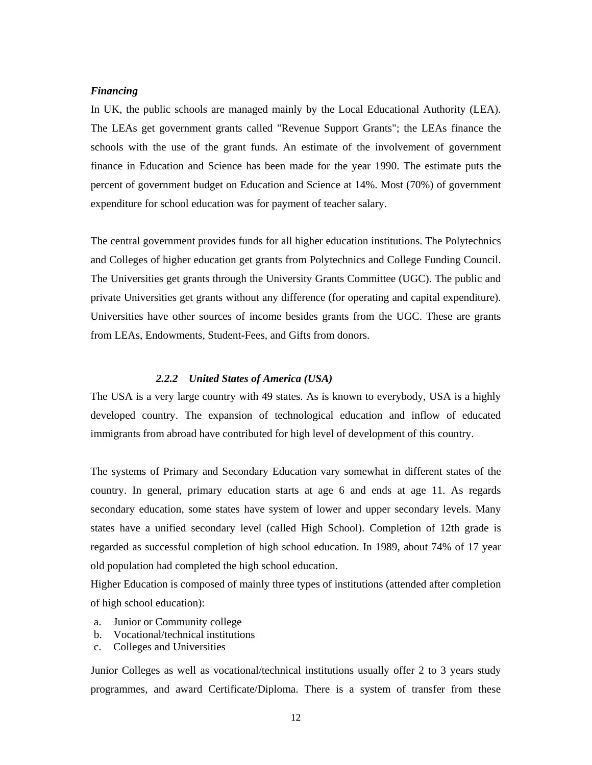*Financing*

In UK, the public schools are managed mainly by the Local Educational Authority (LEA). The LEAs get government grants called "Revenue Support Grants"; the LEAs finance the schools with the use of the grant funds. An estimate of the involvement of government finance in Education and Science has been made for the year 1990. The estimate puts the percent of government budget on Education and Science at 14%. Most (70%) of government expenditure for school education was for payment of teacher salary.

The central government provides funds for all higher education institutions. The Polytechnics and Colleges of higher education get grants from Polytechnics and College Funding Council. The Universities get grants through the University Grants Committee (UGC). The public and private Universities get grants without any difference (for operating and capital expenditure). Universities have other sources of income besides grants from the UGC. These are grants from LEAs, Endowments, Student-Fees, and Gifts from donors.

### *2.2.2 United States of America (USA)*

The USA is a very large country with 49 states. As is known to everybody, USA is a highly developed country. The expansion of technological education and inflow of educated immigrants from abroad have contributed for high level of development of this country.

The systems of Primary and Secondary Education vary somewhat in different states of the country. In general, primary education starts at age 6 and ends at age 11. As regards secondary education, some states have system of lower and upper secondary levels. Many states have a unified secondary level (called High School). Completion of 12th grade is regarded as successful completion of high school education. In 1989, about 74% of 17 year old population had completed the high school education.

Higher Education is composed of mainly three types of institutions (attended after completion of high school education):

a. Junior or Community college
b. Vocational/technical institutions
c. Colleges and Universities

Junior Colleges as well as vocational/technical institutions usually offer 2 to 3 years study programmes, and award Certificate/Diploma. There is a system of transfer from these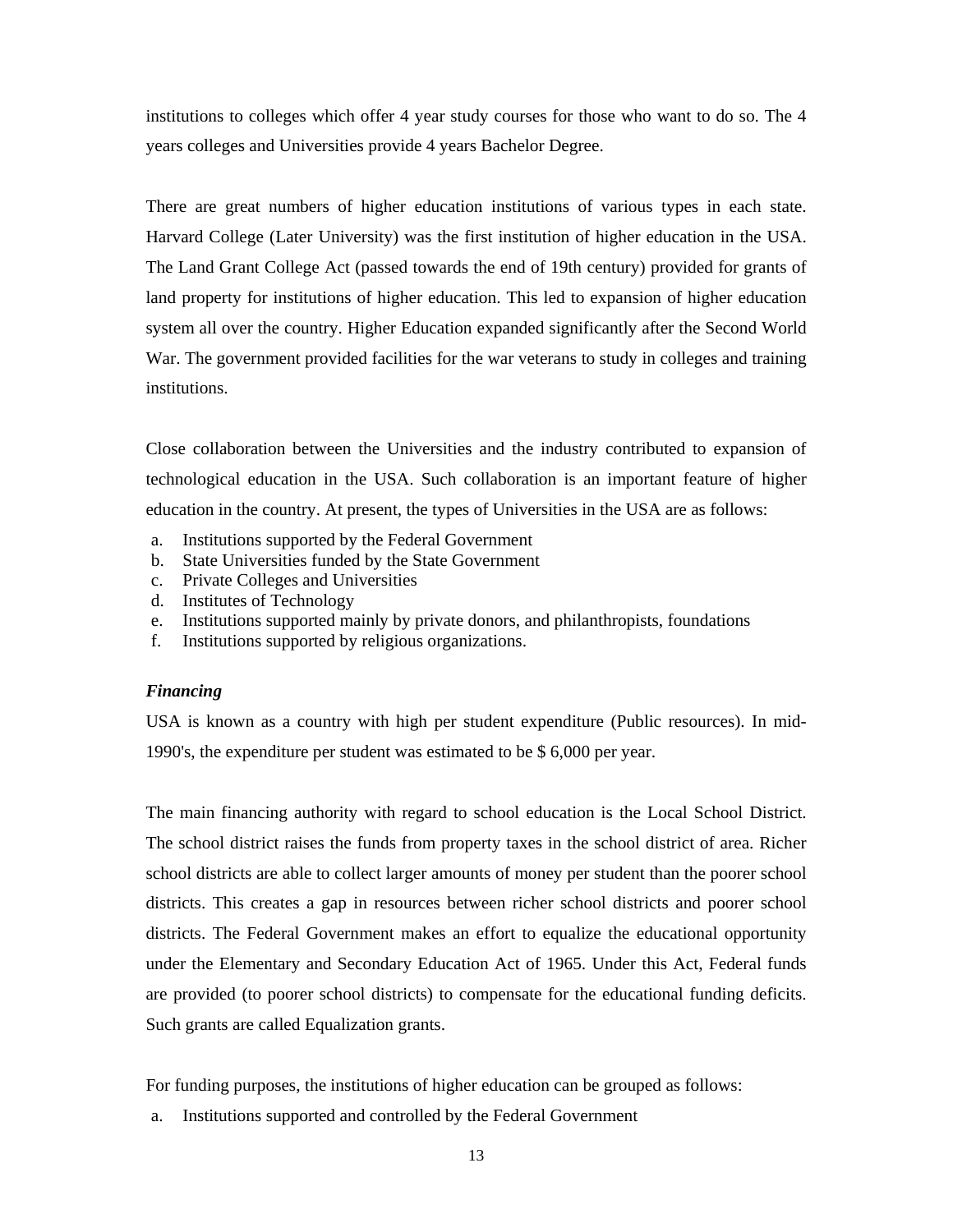institutions to colleges which offer 4 year study courses for those who want to do so. The 4 years colleges and Universities provide 4 years Bachelor Degree.

There are great numbers of higher education institutions of various types in each state. Harvard College (Later University) was the first institution of higher education in the USA. The Land Grant College Act (passed towards the end of 19th century) provided for grants of land property for institutions of higher education. This led to expansion of higher education system all over the country. Higher Education expanded significantly after the Second World War. The government provided facilities for the war veterans to study in colleges and training institutions.

Close collaboration between the Universities and the industry contributed to expansion of technological education in the USA. Such collaboration is an important feature of higher education in the country. At present, the types of Universities in the USA are as follows:

a. Institutions supported by the Federal Government
b. State Universities funded by the State Government
c. Private Colleges and Universities
d. Institutes of Technology
e. Institutions supported mainly by private donors, and philanthropists, foundations
f. Institutions supported by religious organizations.

***Financing***

USA is known as a country with high per student expenditure (Public resources). In mid-1990's, the expenditure per student was estimated to be $ 6,000 per year.

The main financing authority with regard to school education is the Local School District. The school district raises the funds from property taxes in the school district of area. Richer school districts are able to collect larger amounts of money per student than the poorer school districts. This creates a gap in resources between richer school districts and poorer school districts. The Federal Government makes an effort to equalize the educational opportunity under the Elementary and Secondary Education Act of 1965. Under this Act, Federal funds are provided (to poorer school districts) to compensate for the educational funding deficits. Such grants are called Equalization grants.

For funding purposes, the institutions of higher education can be grouped as follows:

a. Institutions supported and controlled by the Federal Government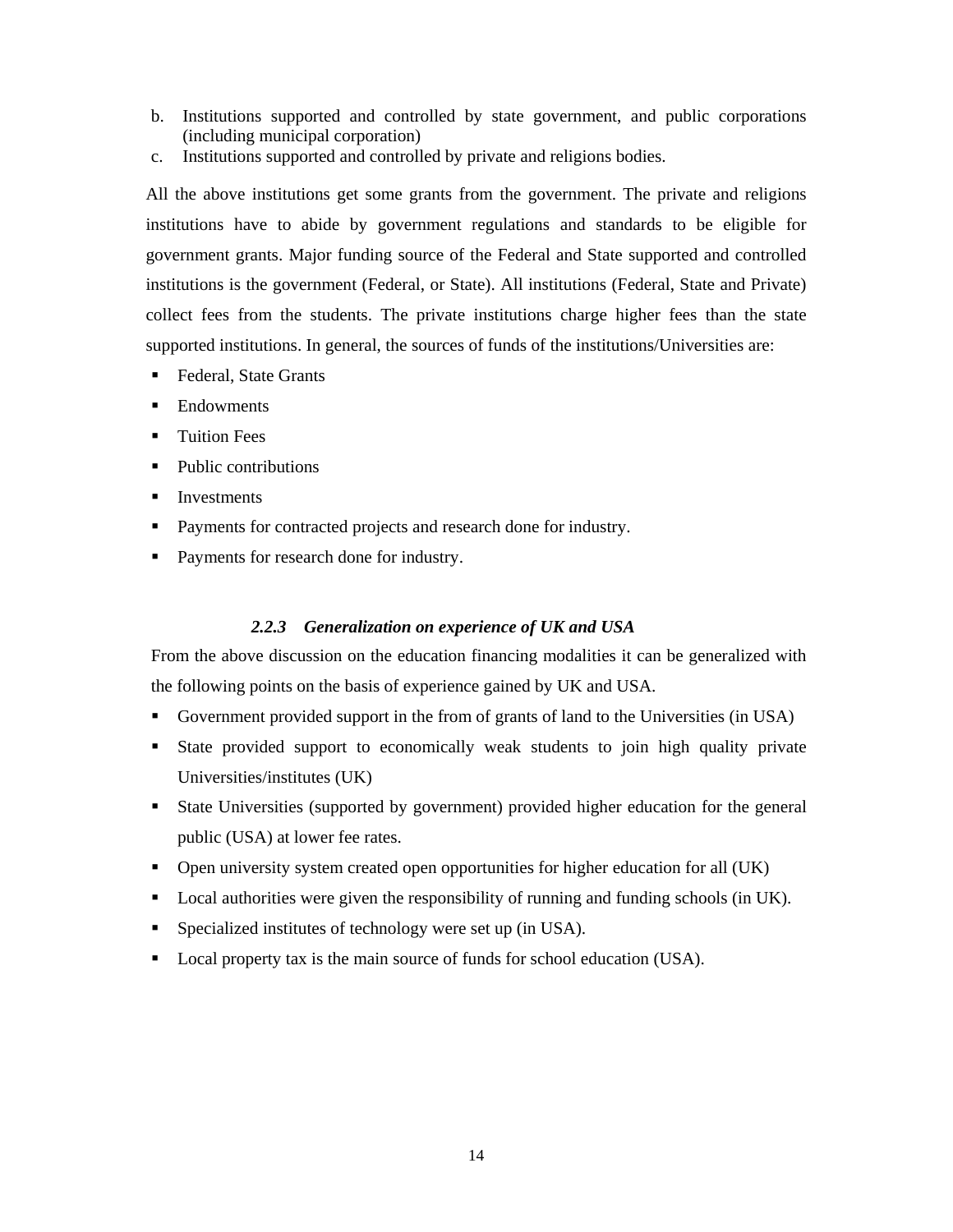b. Institutions supported and controlled by state government, and public corporations (including municipal corporation)
c. Institutions supported and controlled by private and religions bodies.

All the above institutions get some grants from the government. The private and religions institutions have to abide by government regulations and standards to be eligible for government grants. Major funding source of the Federal and State supported and controlled institutions is the government (Federal, or State). All institutions (Federal, State and Private) collect fees from the students. The private institutions charge higher fees than the state supported institutions. In general, the sources of funds of the institutions/Universities are:

- Federal, State Grants
- Endowments
- Tuition Fees
- Public contributions
- Investments
- Payments for contracted projects and research done for industry.
- Payments for research done for industry.

### *2.2.3 Generalization on experience of UK and USA*

From the above discussion on the education financing modalities it can be generalized with the following points on the basis of experience gained by UK and USA.

- Government provided support in the from of grants of land to the Universities (in USA)
- State provided support to economically weak students to join high quality private Universities/institutes (UK)
- State Universities (supported by government) provided higher education for the general public (USA) at lower fee rates.
- Open university system created open opportunities for higher education for all (UK)
- Local authorities were given the responsibility of running and funding schools (in UK).
- Specialized institutes of technology were set up (in USA).
- Local property tax is the main source of funds for school education (USA).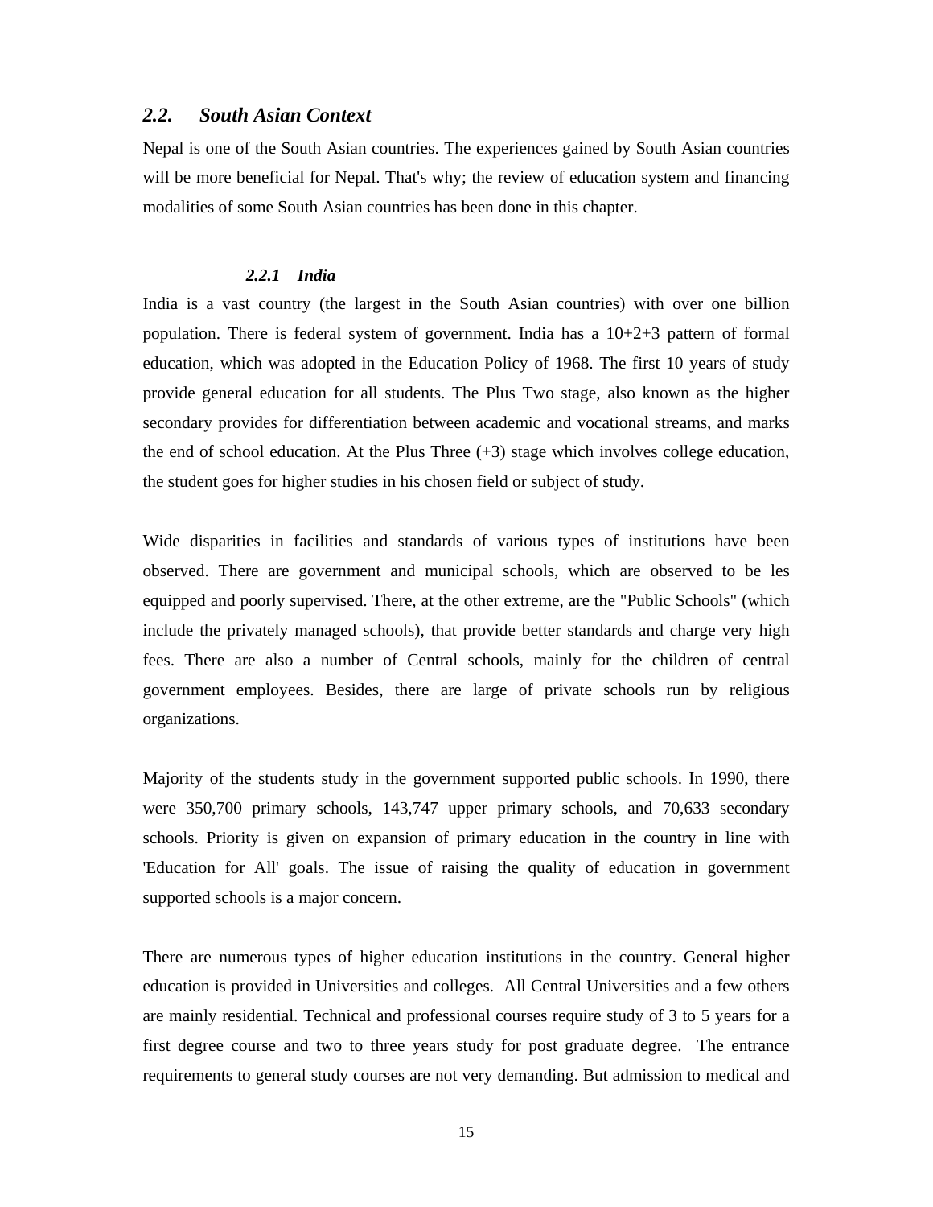## *2.2. South Asian Context*

Nepal is one of the South Asian countries. The experiences gained by South Asian countries will be more beneficial for Nepal. That's why; the review of education system and financing modalities of some South Asian countries has been done in this chapter.

### *2.2.1 India*

India is a vast country (the largest in the South Asian countries) with over one billion population. There is federal system of government. India has a 10+2+3 pattern of formal education, which was adopted in the Education Policy of 1968. The first 10 years of study provide general education for all students. The Plus Two stage, also known as the higher secondary provides for differentiation between academic and vocational streams, and marks the end of school education. At the Plus Three (+3) stage which involves college education, the student goes for higher studies in his chosen field or subject of study.

Wide disparities in facilities and standards of various types of institutions have been observed. There are government and municipal schools, which are observed to be les equipped and poorly supervised. There, at the other extreme, are the "Public Schools" (which include the privately managed schools), that provide better standards and charge very high fees. There are also a number of Central schools, mainly for the children of central government employees. Besides, there are large of private schools run by religious organizations.

Majority of the students study in the government supported public schools. In 1990, there were 350,700 primary schools, 143,747 upper primary schools, and 70,633 secondary schools. Priority is given on expansion of primary education in the country in line with 'Education for All' goals. The issue of raising the quality of education in government supported schools is a major concern.

There are numerous types of higher education institutions in the country. General higher education is provided in Universities and colleges. All Central Universities and a few others are mainly residential. Technical and professional courses require study of 3 to 5 years for a first degree course and two to three years study for post graduate degree. The entrance requirements to general study courses are not very demanding. But admission to medical and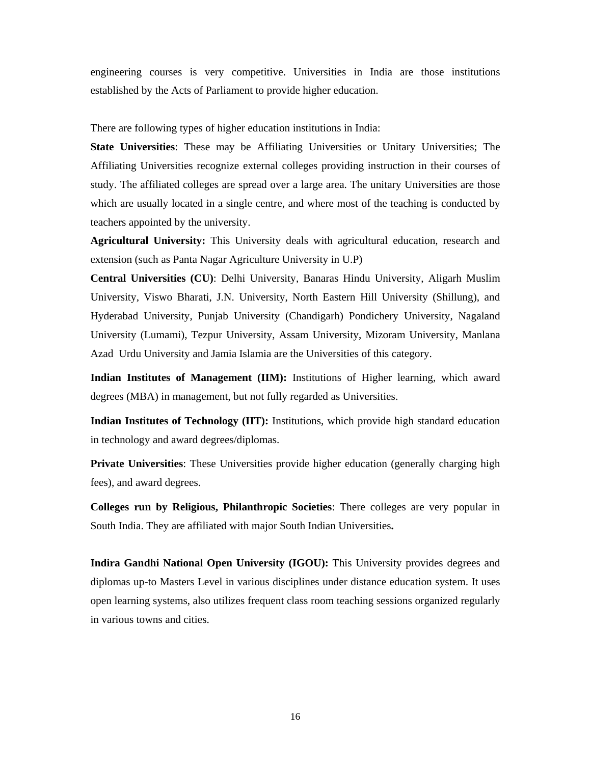engineering courses is very competitive. Universities in India are those institutions established by the Acts of Parliament to provide higher education.

There are following types of higher education institutions in India:

**State Universities**: These may be Affiliating Universities or Unitary Universities; The Affiliating Universities recognize external colleges providing instruction in their courses of study. The affiliated colleges are spread over a large area. The unitary Universities are those which are usually located in a single centre, and where most of the teaching is conducted by teachers appointed by the university.

**Agricultural University:** This University deals with agricultural education, research and extension (such as Panta Nagar Agriculture University in U.P)

**Central Universities (CU)**: Delhi University, Banaras Hindu University, Aligarh Muslim University, Viswo Bharati, J.N. University, North Eastern Hill University (Shillung), and Hyderabad University, Punjab University (Chandigarh) Pondichery University, Nagaland University (Lumami), Tezpur University, Assam University, Mizoram University, Manlana Azad Urdu University and Jamia Islamia are the Universities of this category.

**Indian Institutes of Management (IIM):** Institutions of Higher learning, which award degrees (MBA) in management, but not fully regarded as Universities.

**Indian Institutes of Technology (IIT):** Institutions, which provide high standard education in technology and award degrees/diplomas.

**Private Universities**: These Universities provide higher education (generally charging high fees), and award degrees.

**Colleges run by Religious, Philanthropic Societies**: There colleges are very popular in South India. They are affiliated with major South Indian Universities**.**

**Indira Gandhi National Open University (IGOU):** This University provides degrees and diplomas up-to Masters Level in various disciplines under distance education system. It uses open learning systems, also utilizes frequent class room teaching sessions organized regularly in various towns and cities.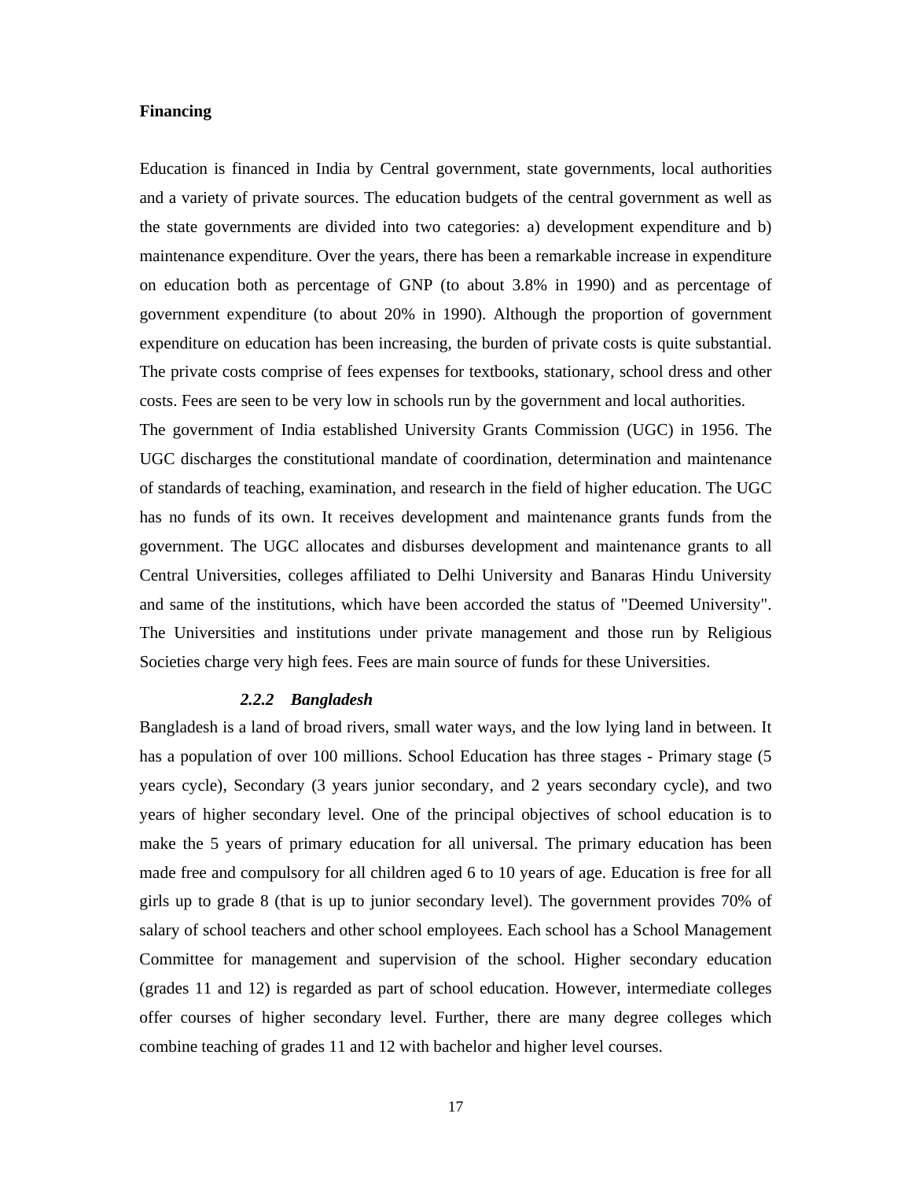**Financing**

Education is financed in India by Central government, state governments, local authorities and a variety of private sources. The education budgets of the central government as well as the state governments are divided into two categories: a) development expenditure and b) maintenance expenditure. Over the years, there has been a remarkable increase in expenditure on education both as percentage of GNP (to about 3.8% in 1990) and as percentage of government expenditure (to about 20% in 1990). Although the proportion of government expenditure on education has been increasing, the burden of private costs is quite substantial. The private costs comprise of fees expenses for textbooks, stationary, school dress and other costs. Fees are seen to be very low in schools run by the government and local authorities.

The government of India established University Grants Commission (UGC) in 1956. The UGC discharges the constitutional mandate of coordination, determination and maintenance of standards of teaching, examination, and research in the field of higher education. The UGC has no funds of its own. It receives development and maintenance grants funds from the government. The UGC allocates and disburses development and maintenance grants to all Central Universities, colleges affiliated to Delhi University and Banaras Hindu University and same of the institutions, which have been accorded the status of "Deemed University". The Universities and institutions under private management and those run by Religious Societies charge very high fees. Fees are main source of funds for these Universities.

### *2.2.2 Bangladesh*

Bangladesh is a land of broad rivers, small water ways, and the low lying land in between. It has a population of over 100 millions. School Education has three stages - Primary stage (5 years cycle), Secondary (3 years junior secondary, and 2 years secondary cycle), and two years of higher secondary level. One of the principal objectives of school education is to make the 5 years of primary education for all universal. The primary education has been made free and compulsory for all children aged 6 to 10 years of age. Education is free for all girls up to grade 8 (that is up to junior secondary level). The government provides 70% of salary of school teachers and other school employees. Each school has a School Management Committee for management and supervision of the school. Higher secondary education (grades 11 and 12) is regarded as part of school education. However, intermediate colleges offer courses of higher secondary level. Further, there are many degree colleges which combine teaching of grades 11 and 12 with bachelor and higher level courses.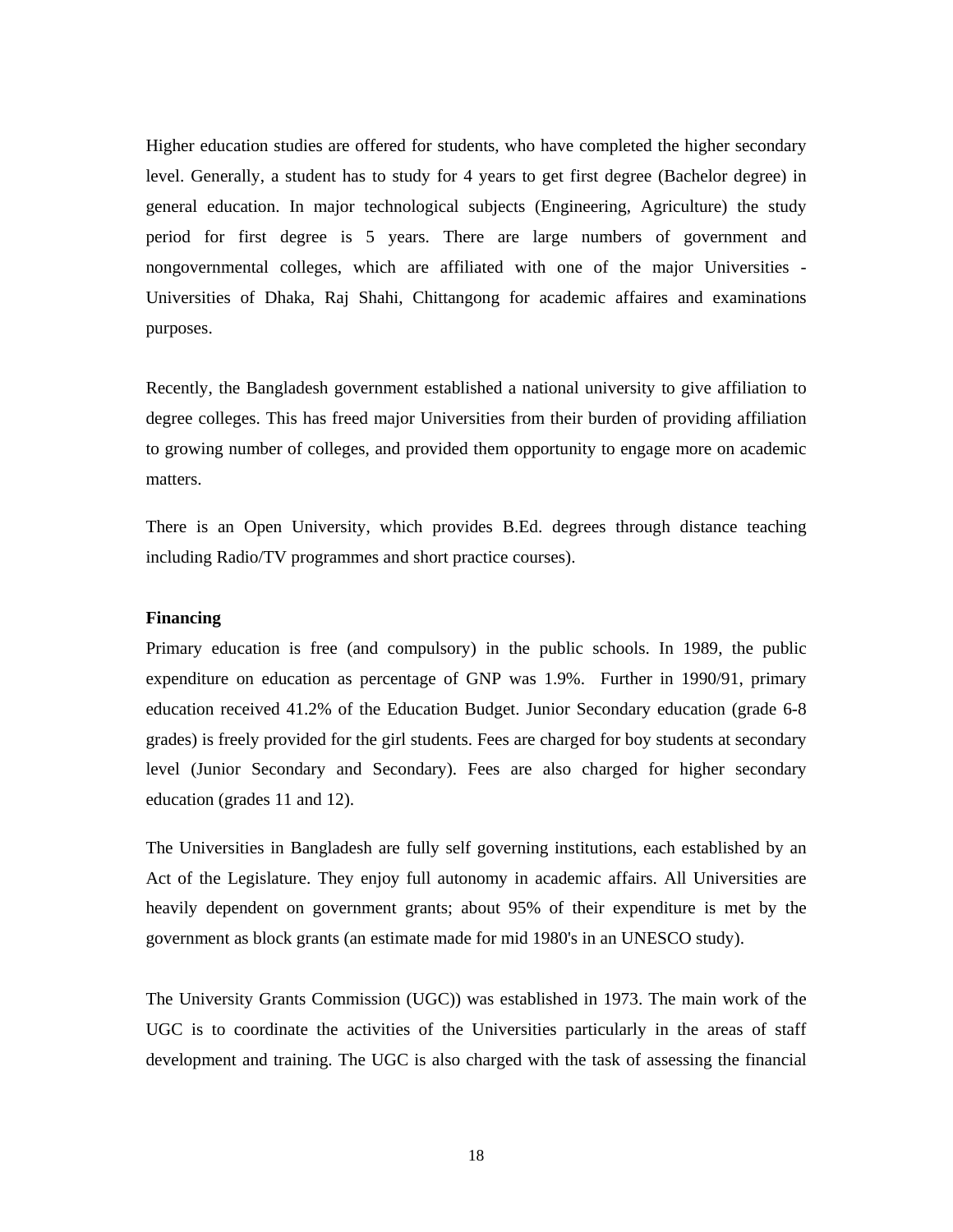Higher education studies are offered for students, who have completed the higher secondary level. Generally, a student has to study for 4 years to get first degree (Bachelor degree) in general education. In major technological subjects (Engineering, Agriculture) the study period for first degree is 5 years. There are large numbers of government and nongovernmental colleges, which are affiliated with one of the major Universities - Universities of Dhaka, Raj Shahi, Chittangong for academic affaires and examinations purposes.

Recently, the Bangladesh government established a national university to give affiliation to degree colleges. This has freed major Universities from their burden of providing affiliation to growing number of colleges, and provided them opportunity to engage more on academic matters.

There is an Open University, which provides B.Ed. degrees through distance teaching including Radio/TV programmes and short practice courses).

**Financing**

Primary education is free (and compulsory) in the public schools. In 1989, the public expenditure on education as percentage of GNP was 1.9%. Further in 1990/91, primary education received 41.2% of the Education Budget. Junior Secondary education (grade 6-8 grades) is freely provided for the girl students. Fees are charged for boy students at secondary level (Junior Secondary and Secondary). Fees are also charged for higher secondary education (grades 11 and 12).

The Universities in Bangladesh are fully self governing institutions, each established by an Act of the Legislature. They enjoy full autonomy in academic affairs. All Universities are heavily dependent on government grants; about 95% of their expenditure is met by the government as block grants (an estimate made for mid 1980's in an UNESCO study).

The University Grants Commission (UGC)) was established in 1973. The main work of the UGC is to coordinate the activities of the Universities particularly in the areas of staff development and training. The UGC is also charged with the task of assessing the financial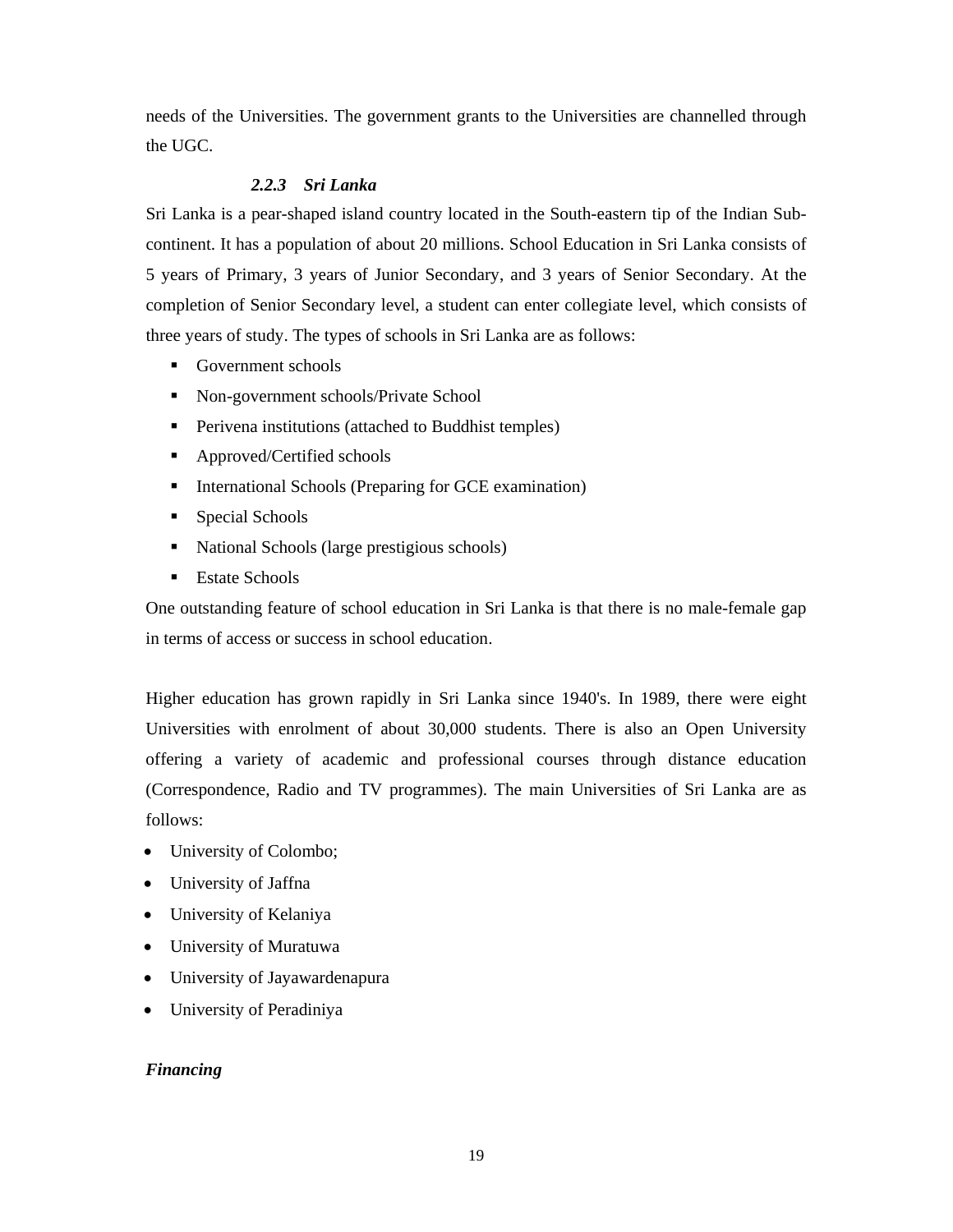needs of the Universities. The government grants to the Universities are channelled through the UGC.

### *2.2.3 Sri Lanka*

Sri Lanka is a pear-shaped island country located in the South-eastern tip of the Indian Sub-continent. It has a population of about 20 millions. School Education in Sri Lanka consists of 5 years of Primary, 3 years of Junior Secondary, and 3 years of Senior Secondary. At the completion of Senior Secondary level, a student can enter collegiate level, which consists of three years of study. The types of schools in Sri Lanka are as follows:

- Government schools
- Non-government schools/Private School
- Perivena institutions (attached to Buddhist temples)
- Approved/Certified schools
- International Schools (Preparing for GCE examination)
- Special Schools
- National Schools (large prestigious schools)
- Estate Schools

One outstanding feature of school education in Sri Lanka is that there is no male-female gap in terms of access or success in school education.

Higher education has grown rapidly in Sri Lanka since 1940's. In 1989, there were eight Universities with enrolment of about 30,000 students. There is also an Open University offering a variety of academic and professional courses through distance education (Correspondence, Radio and TV programmes). The main Universities of Sri Lanka are as follows:

- University of Colombo;
- University of Jaffna
- University of Kelaniya
- University of Muratuwa
- University of Jayawardenapura
- University of Peradiniya

***Financing***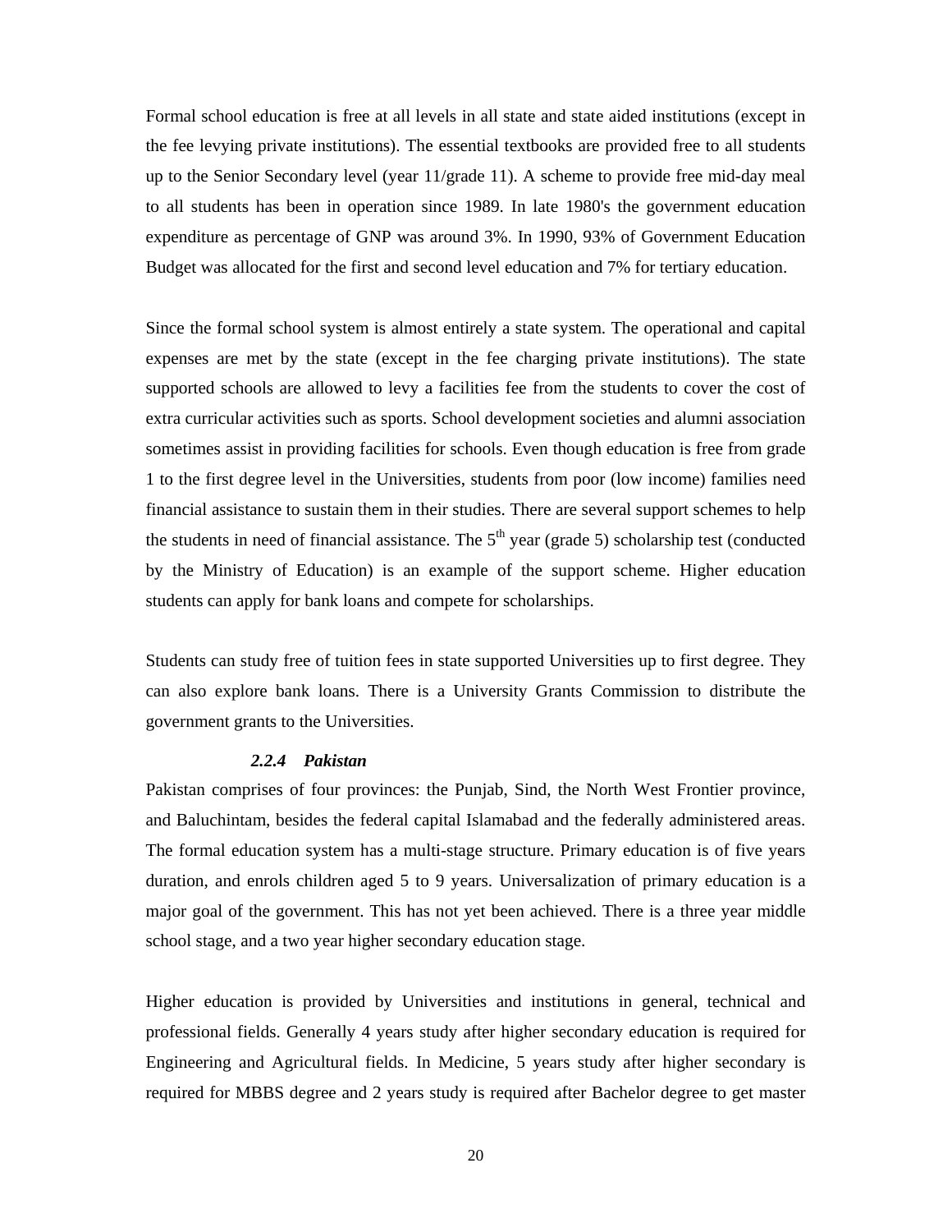Formal school education is free at all levels in all state and state aided institutions (except in the fee levying private institutions). The essential textbooks are provided free to all students up to the Senior Secondary level (year 11/grade 11). A scheme to provide free mid-day meal to all students has been in operation since 1989. In late 1980's the government education expenditure as percentage of GNP was around 3%. In 1990, 93% of Government Education Budget was allocated for the first and second level education and 7% for tertiary education.

Since the formal school system is almost entirely a state system. The operational and capital expenses are met by the state (except in the fee charging private institutions). The state supported schools are allowed to levy a facilities fee from the students to cover the cost of extra curricular activities such as sports. School development societies and alumni association sometimes assist in providing facilities for schools. Even though education is free from grade 1 to the first degree level in the Universities, students from poor (low income) families need financial assistance to sustain them in their studies. There are several support schemes to help the students in need of financial assistance. The 5th year (grade 5) scholarship test (conducted by the Ministry of Education) is an example of the support scheme. Higher education students can apply for bank loans and compete for scholarships.

Students can study free of tuition fees in state supported Universities up to first degree. They can also explore bank loans. There is a University Grants Commission to distribute the government grants to the Universities.

#### *2.2.4 Pakistan*

Pakistan comprises of four provinces: the Punjab, Sind, the North West Frontier province, and Baluchintam, besides the federal capital Islamabad and the federally administered areas. The formal education system has a multi-stage structure. Primary education is of five years duration, and enrols children aged 5 to 9 years. Universalization of primary education is a major goal of the government. This has not yet been achieved. There is a three year middle school stage, and a two year higher secondary education stage.

Higher education is provided by Universities and institutions in general, technical and professional fields. Generally 4 years study after higher secondary education is required for Engineering and Agricultural fields. In Medicine, 5 years study after higher secondary is required for MBBS degree and 2 years study is required after Bachelor degree to get master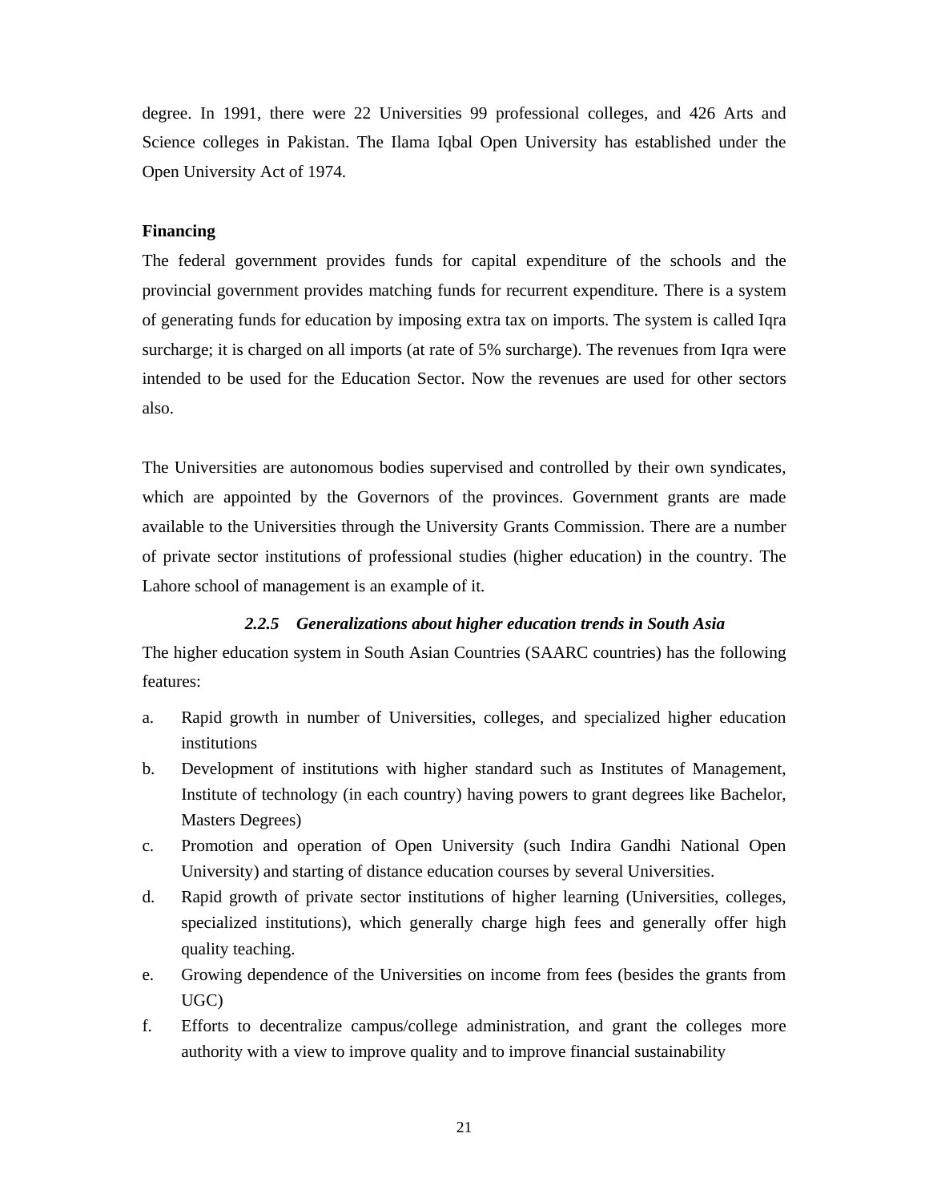degree. In 1991, there were 22 Universities 99 professional colleges, and 426 Arts and Science colleges in Pakistan. The Ilama Iqbal Open University has established under the Open University Act of 1974.

**Financing**

The federal government provides funds for capital expenditure of the schools and the provincial government provides matching funds for recurrent expenditure. There is a system of generating funds for education by imposing extra tax on imports. The system is called Iqra surcharge; it is charged on all imports (at rate of 5% surcharge). The revenues from Iqra were intended to be used for the Education Sector. Now the revenues are used for other sectors also.

The Universities are autonomous bodies supervised and controlled by their own syndicates, which are appointed by the Governors of the provinces. Government grants are made available to the Universities through the University Grants Commission. There are a number of private sector institutions of professional studies (higher education) in the country. The Lahore school of management is an example of it.

### *2.2.5 Generalizations about higher education trends in South Asia*

The higher education system in South Asian Countries (SAARC countries) has the following features:

a. Rapid growth in number of Universities, colleges, and specialized higher education institutions
b. Development of institutions with higher standard such as Institutes of Management, Institute of technology (in each country) having powers to grant degrees like Bachelor, Masters Degrees)
c. Promotion and operation of Open University (such Indira Gandhi National Open University) and starting of distance education courses by several Universities.
d. Rapid growth of private sector institutions of higher learning (Universities, colleges, specialized institutions), which generally charge high fees and generally offer high quality teaching.
e. Growing dependence of the Universities on income from fees (besides the grants from UGC)
f. Efforts to decentralize campus/college administration, and grant the colleges more authority with a view to improve quality and to improve financial sustainability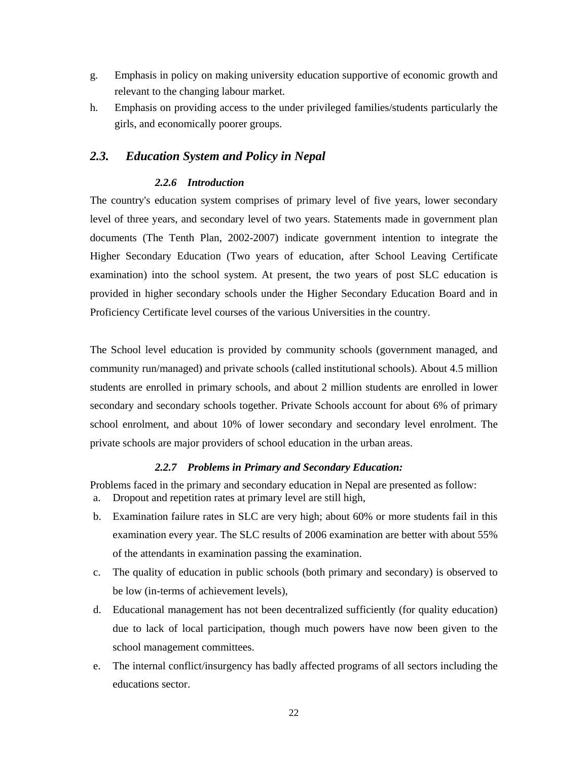g. Emphasis in policy on making university education supportive of economic growth and relevant to the changing labour market.

h. Emphasis on providing access to the under privileged families/students particularly the girls, and economically poorer groups.

## *2.3. Education System and Policy in Nepal*

### *2.2.6 Introduction*

The country's education system comprises of primary level of five years, lower secondary level of three years, and secondary level of two years. Statements made in government plan documents (The Tenth Plan, 2002-2007) indicate government intention to integrate the Higher Secondary Education (Two years of education, after School Leaving Certificate examination) into the school system. At present, the two years of post SLC education is provided in higher secondary schools under the Higher Secondary Education Board and in Proficiency Certificate level courses of the various Universities in the country.

The School level education is provided by community schools (government managed, and community run/managed) and private schools (called institutional schools). About 4.5 million students are enrolled in primary schools, and about 2 million students are enrolled in lower secondary and secondary schools together. Private Schools account for about 6% of primary school enrolment, and about 10% of lower secondary and secondary level enrolment. The private schools are major providers of school education in the urban areas.

### *2.2.7 Problems in Primary and Secondary Education:*

Problems faced in the primary and secondary education in Nepal are presented as follow:

a. Dropout and repetition rates at primary level are still high,

b. Examination failure rates in SLC are very high; about 60% or more students fail in this examination every year. The SLC results of 2006 examination are better with about 55% of the attendants in examination passing the examination.

c. The quality of education in public schools (both primary and secondary) is observed to be low (in-terms of achievement levels),

d. Educational management has not been decentralized sufficiently (for quality education) due to lack of local participation, though much powers have now been given to the school management committees.

e. The internal conflict/insurgency has badly affected programs of all sectors including the educations sector.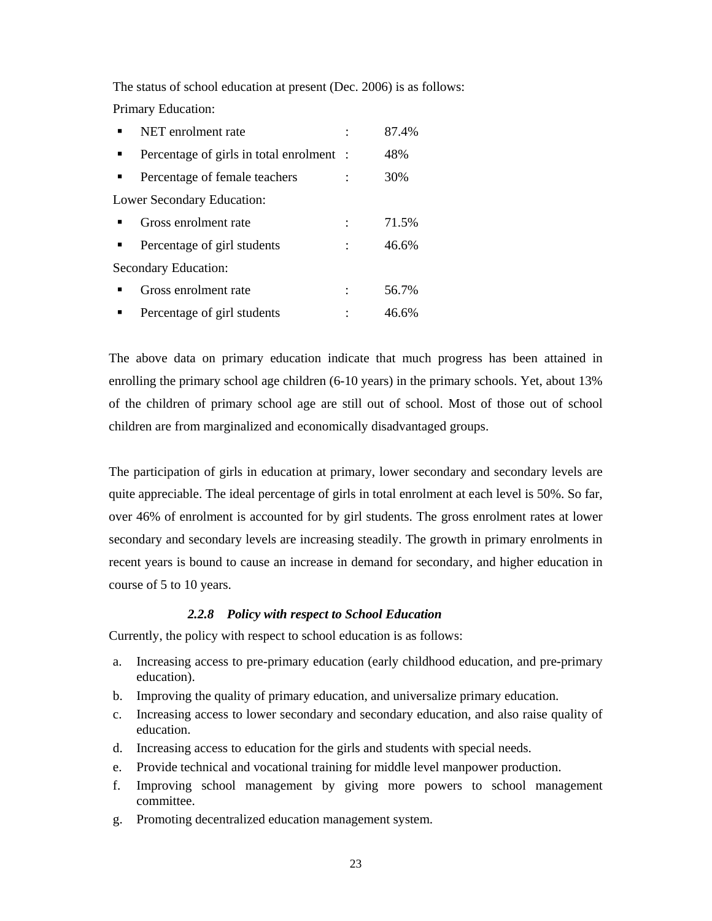The status of school education at present (Dec. 2006) is as follows:

Primary Education:

- NET enrolment rate : 87.4%
- Percentage of girls in total enrolment : 48%
- Percentage of female teachers : 30%

Lower Secondary Education:

- Gross enrolment rate : 71.5%
- Percentage of girl students : 46.6%

Secondary Education:

- Gross enrolment rate : 56.7%
- Percentage of girl students : 46.6%

The above data on primary education indicate that much progress has been attained in enrolling the primary school age children (6-10 years) in the primary schools. Yet, about 13% of the children of primary school age are still out of school. Most of those out of school children are from marginalized and economically disadvantaged groups.

The participation of girls in education at primary, lower secondary and secondary levels are quite appreciable. The ideal percentage of girls in total enrolment at each level is 50%. So far, over 46% of enrolment is accounted for by girl students. The gross enrolment rates at lower secondary and secondary levels are increasing steadily. The growth in primary enrolments in recent years is bound to cause an increase in demand for secondary, and higher education in course of 5 to 10 years.

#### *2.2.8 Policy with respect to School Education*

Currently, the policy with respect to school education is as follows:

a. Increasing access to pre-primary education (early childhood education, and pre-primary education).
b. Improving the quality of primary education, and universalize primary education.
c. Increasing access to lower secondary and secondary education, and also raise quality of education.
d. Increasing access to education for the girls and students with special needs.
e. Provide technical and vocational training for middle level manpower production.
f. Improving school management by giving more powers to school management committee.
g. Promoting decentralized education management system.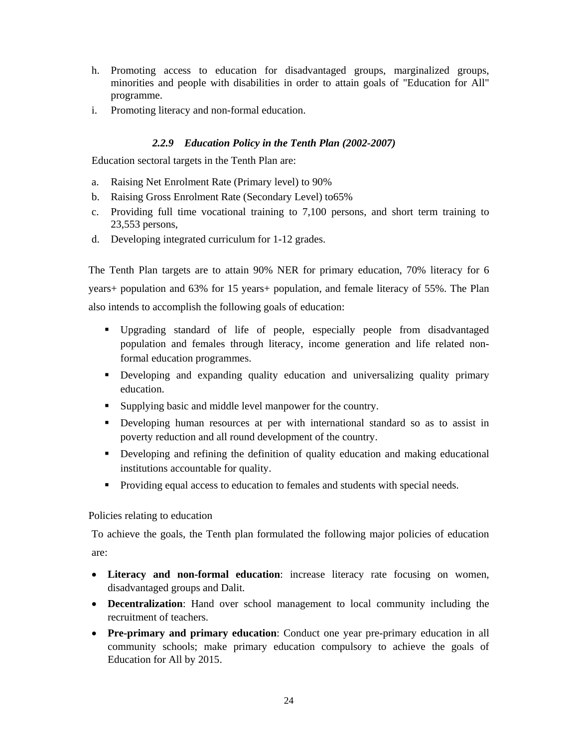h. Promoting access to education for disadvantaged groups, marginalized groups, minorities and people with disabilities in order to attain goals of "Education for All" programme.
i. Promoting literacy and non-formal education.

### *2.2.9 Education Policy in the Tenth Plan (2002-2007)*

Education sectoral targets in the Tenth Plan are:

a. Raising Net Enrolment Rate (Primary level) to 90%
b. Raising Gross Enrolment Rate (Secondary Level) to65%
c. Providing full time vocational training to 7,100 persons, and short term training to 23,553 persons,
d. Developing integrated curriculum for 1-12 grades.

The Tenth Plan targets are to attain 90% NER for primary education, 70% literacy for 6 years+ population and 63% for 15 years+ population, and female literacy of 55%. The Plan also intends to accomplish the following goals of education:

- Upgrading standard of life of people, especially people from disadvantaged population and females through literacy, income generation and life related non-formal education programmes.
- Developing and expanding quality education and universalizing quality primary education.
- Supplying basic and middle level manpower for the country.
- Developing human resources at per with international standard so as to assist in poverty reduction and all round development of the country.
- Developing and refining the definition of quality education and making educational institutions accountable for quality.
- Providing equal access to education to females and students with special needs.

Policies relating to education

To achieve the goals, the Tenth plan formulated the following major policies of education are:

- **Literacy and non-formal education**: increase literacy rate focusing on women, disadvantaged groups and Dalit.
- **Decentralization**: Hand over school management to local community including the recruitment of teachers.
- **Pre-primary and primary education**: Conduct one year pre-primary education in all community schools; make primary education compulsory to achieve the goals of Education for All by 2015.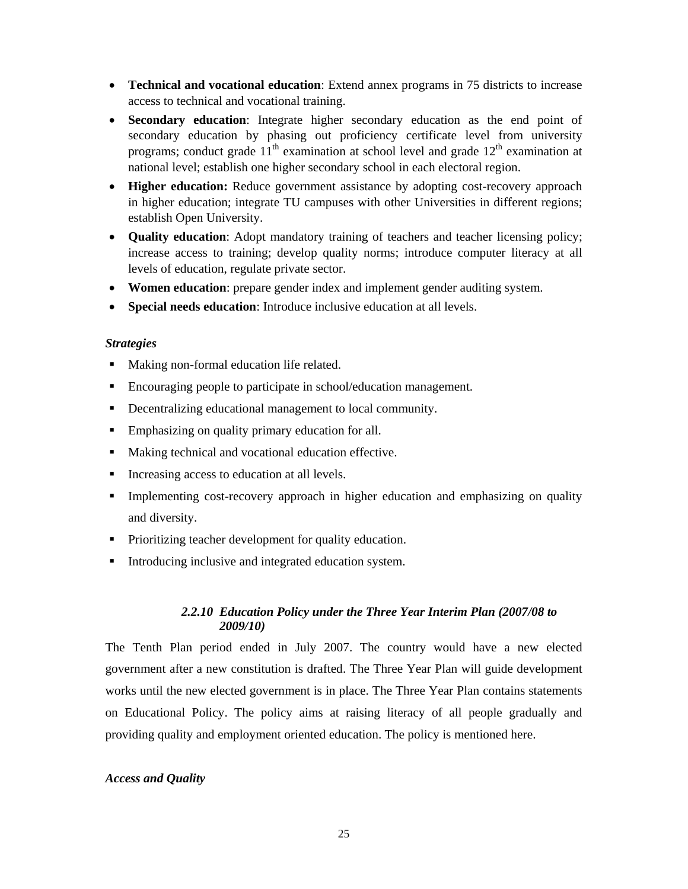- **Technical and vocational education**: Extend annex programs in 75 districts to increase access to technical and vocational training.
- **Secondary education**: Integrate higher secondary education as the end point of secondary education by phasing out proficiency certificate level from university programs; conduct grade $11^{th}$ examination at school level and grade $12^{th}$ examination at national level; establish one higher secondary school in each electoral region.
- **Higher education:** Reduce government assistance by adopting cost-recovery approach in higher education; integrate TU campuses with other Universities in different regions; establish Open University.
- **Quality education**: Adopt mandatory training of teachers and teacher licensing policy; increase access to training; develop quality norms; introduce computer literacy at all levels of education, regulate private sector.
- **Women education**: prepare gender index and implement gender auditing system.
- **Special needs education**: Introduce inclusive education at all levels.

*Strategies*

- Making non-formal education life related.
- Encouraging people to participate in school/education management.
- Decentralizing educational management to local community.
- Emphasizing on quality primary education for all.
- Making technical and vocational education effective.
- Increasing access to education at all levels.
- Implementing cost-recovery approach in higher education and emphasizing on quality and diversity.
- Prioritizing teacher development for quality education.
- Introducing inclusive and integrated education system.

### *2.2.10 Education Policy under the Three Year Interim Plan (2007/08 to 2009/10)*

The Tenth Plan period ended in July 2007. The country would have a new elected government after a new constitution is drafted. The Three Year Plan will guide development works until the new elected government is in place. The Three Year Plan contains statements on Educational Policy. The policy aims at raising literacy of all people gradually and providing quality and employment oriented education. The policy is mentioned here.

*Access and Quality*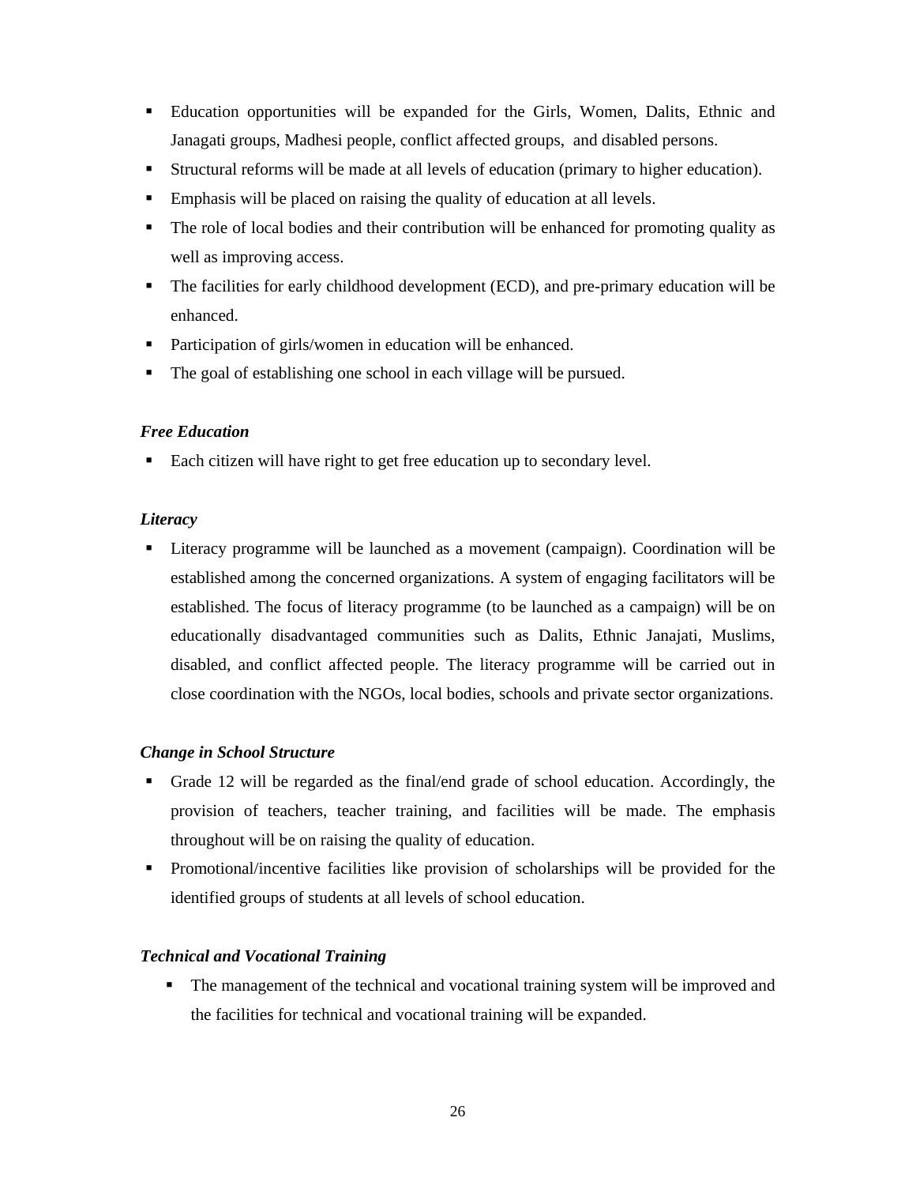- Education opportunities will be expanded for the Girls, Women, Dalits, Ethnic and Janagati groups, Madhesi people, conflict affected groups, and disabled persons.
- Structural reforms will be made at all levels of education (primary to higher education).
- Emphasis will be placed on raising the quality of education at all levels.
- The role of local bodies and their contribution will be enhanced for promoting quality as well as improving access.
- The facilities for early childhood development (ECD), and pre-primary education will be enhanced.
- Participation of girls/women in education will be enhanced.
- The goal of establishing one school in each village will be pursued.

***Free Education***

- Each citizen will have right to get free education up to secondary level.

***Literacy***

- Literacy programme will be launched as a movement (campaign). Coordination will be established among the concerned organizations. A system of engaging facilitators will be established. The focus of literacy programme (to be launched as a campaign) will be on educationally disadvantaged communities such as Dalits, Ethnic Janajati, Muslims, disabled, and conflict affected people. The literacy programme will be carried out in close coordination with the NGOs, local bodies, schools and private sector organizations.

***Change in School Structure***

- Grade 12 will be regarded as the final/end grade of school education. Accordingly, the provision of teachers, teacher training, and facilities will be made. The emphasis throughout will be on raising the quality of education.
- Promotional/incentive facilities like provision of scholarships will be provided for the identified groups of students at all levels of school education.

***Technical and Vocational Training***

- The management of the technical and vocational training system will be improved and the facilities for technical and vocational training will be expanded.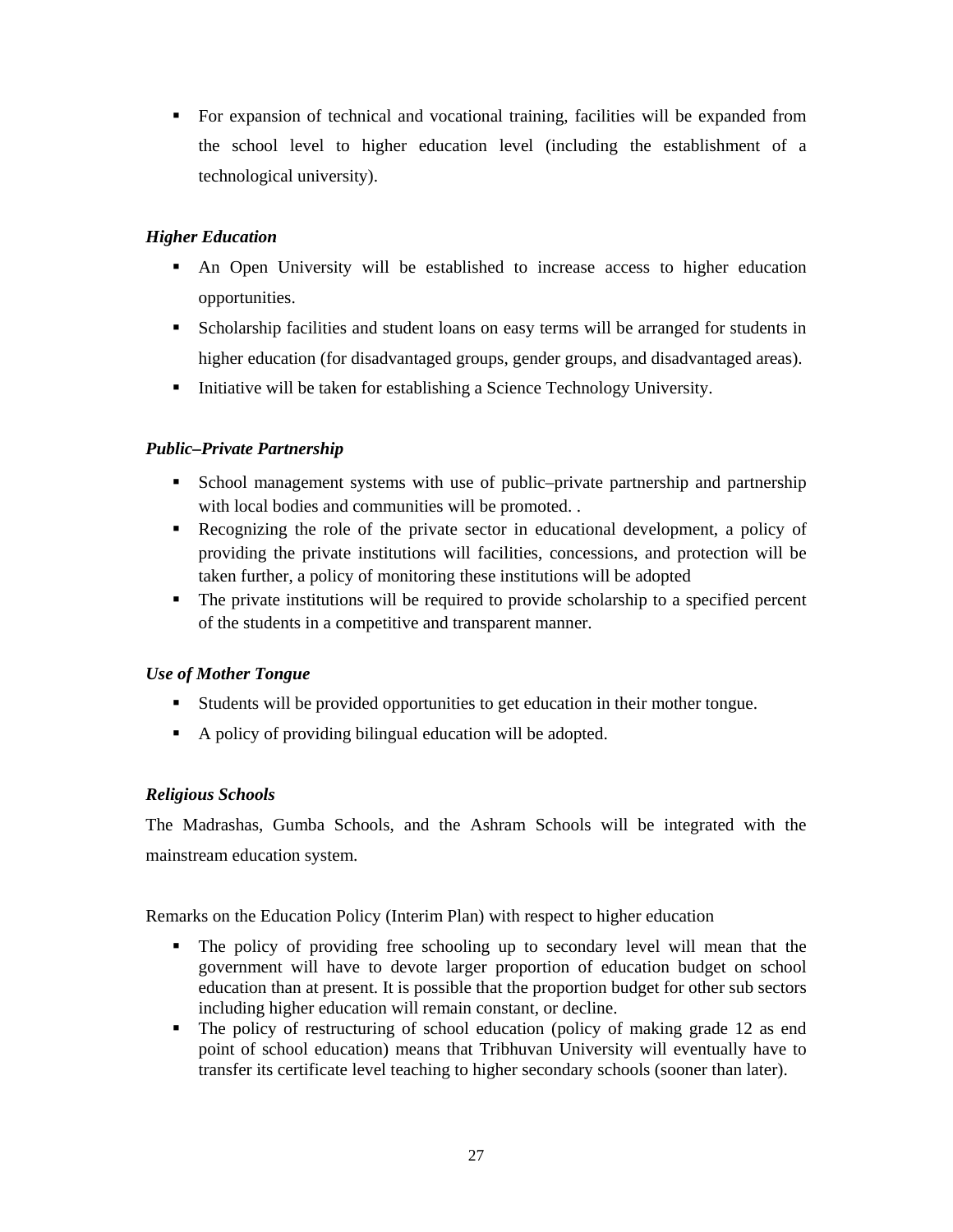- For expansion of technical and vocational training, facilities will be expanded from the school level to higher education level (including the establishment of a technological university).

***Higher Education***

- An Open University will be established to increase access to higher education opportunities.
- Scholarship facilities and student loans on easy terms will be arranged for students in higher education (for disadvantaged groups, gender groups, and disadvantaged areas).
- Initiative will be taken for establishing a Science Technology University.

***Public–Private Partnership***

- School management systems with use of public–private partnership and partnership with local bodies and communities will be promoted. .
- Recognizing the role of the private sector in educational development, a policy of providing the private institutions will facilities, concessions, and protection will be taken further, a policy of monitoring these institutions will be adopted
- The private institutions will be required to provide scholarship to a specified percent of the students in a competitive and transparent manner.

***Use of Mother Tongue***

- Students will be provided opportunities to get education in their mother tongue.
- A policy of providing bilingual education will be adopted.

***Religious Schools***

The Madrashas, Gumba Schools, and the Ashram Schools will be integrated with the mainstream education system.

Remarks on the Education Policy (Interim Plan) with respect to higher education

- The policy of providing free schooling up to secondary level will mean that the government will have to devote larger proportion of education budget on school education than at present. It is possible that the proportion budget for other sub sectors including higher education will remain constant, or decline.
- The policy of restructuring of school education (policy of making grade 12 as end point of school education) means that Tribhuvan University will eventually have to transfer its certificate level teaching to higher secondary schools (sooner than later).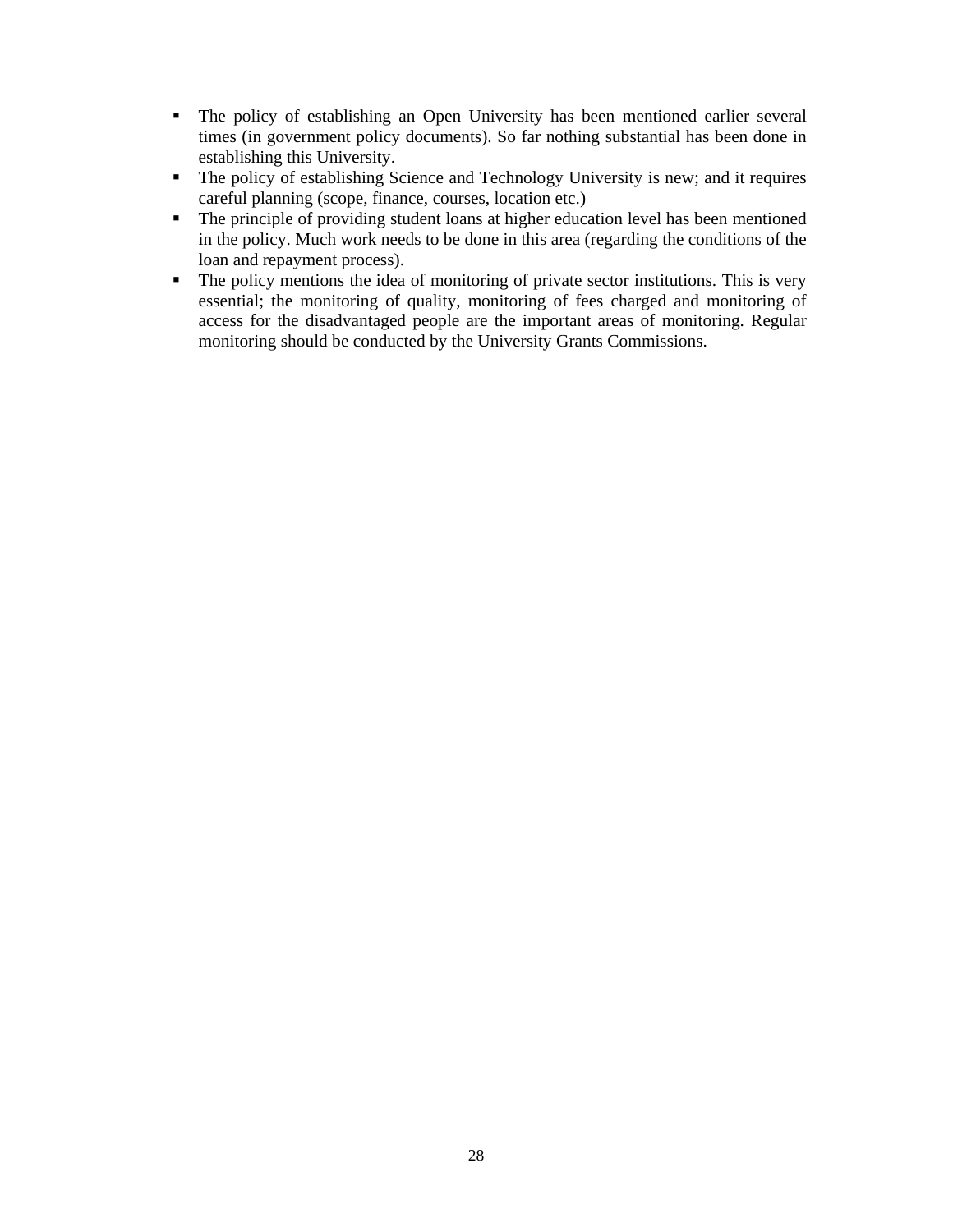- The policy of establishing an Open University has been mentioned earlier several times (in government policy documents). So far nothing substantial has been done in establishing this University.
- The policy of establishing Science and Technology University is new; and it requires careful planning (scope, finance, courses, location etc.)
- The principle of providing student loans at higher education level has been mentioned in the policy. Much work needs to be done in this area (regarding the conditions of the loan and repayment process).
- The policy mentions the idea of monitoring of private sector institutions. This is very essential; the monitoring of quality, monitoring of fees charged and monitoring of access for the disadvantaged people are the important areas of monitoring. Regular monitoring should be conducted by the University Grants Commissions.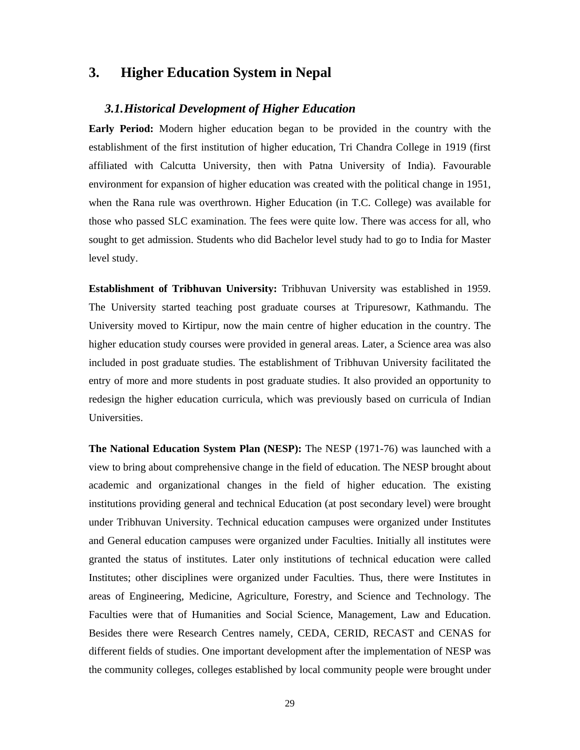# 3. Higher Education System in Nepal

## *3.1. Historical Development of Higher Education*

**Early Period:** Modern higher education began to be provided in the country with the establishment of the first institution of higher education, Tri Chandra College in 1919 (first affiliated with Calcutta University, then with Patna University of India). Favourable environment for expansion of higher education was created with the political change in 1951, when the Rana rule was overthrown. Higher Education (in T.C. College) was available for those who passed SLC examination. The fees were quite low. There was access for all, who sought to get admission. Students who did Bachelor level study had to go to India for Master level study.

**Establishment of Tribhuvan University:** Tribhuvan University was established in 1959. The University started teaching post graduate courses at Tripuresowr, Kathmandu. The University moved to Kirtipur, now the main centre of higher education in the country. The higher education study courses were provided in general areas. Later, a Science area was also included in post graduate studies. The establishment of Tribhuvan University facilitated the entry of more and more students in post graduate studies. It also provided an opportunity to redesign the higher education curricula, which was previously based on curricula of Indian Universities.

**The National Education System Plan (NESP):** The NESP (1971-76) was launched with a view to bring about comprehensive change in the field of education. The NESP brought about academic and organizational changes in the field of higher education. The existing institutions providing general and technical Education (at post secondary level) were brought under Tribhuvan University. Technical education campuses were organized under Institutes and General education campuses were organized under Faculties. Initially all institutes were granted the status of institutes. Later only institutions of technical education were called Institutes; other disciplines were organized under Faculties. Thus, there were Institutes in areas of Engineering, Medicine, Agriculture, Forestry, and Science and Technology. The Faculties were that of Humanities and Social Science, Management, Law and Education. Besides there were Research Centres namely, CEDA, CERID, RECAST and CENAS for different fields of studies. One important development after the implementation of NESP was the community colleges, colleges established by local community people were brought under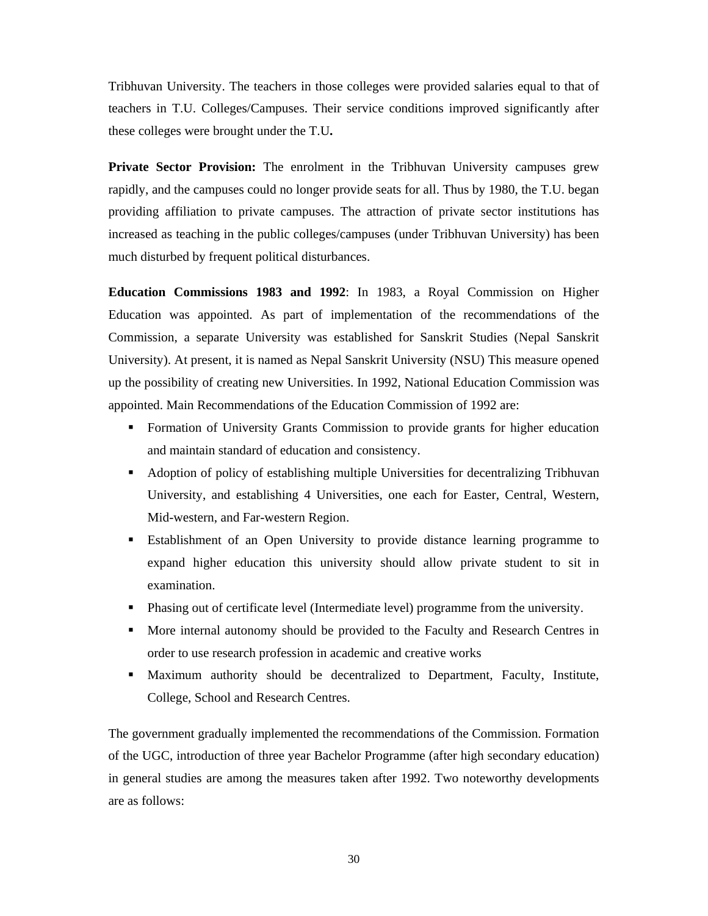Tribhuvan University. The teachers in those colleges were provided salaries equal to that of teachers in T.U. Colleges/Campuses. Their service conditions improved significantly after these colleges were brought under the T.U**.**

**Private Sector Provision:** The enrolment in the Tribhuvan University campuses grew rapidly, and the campuses could no longer provide seats for all. Thus by 1980, the T.U. began providing affiliation to private campuses. The attraction of private sector institutions has increased as teaching in the public colleges/campuses (under Tribhuvan University) has been much disturbed by frequent political disturbances.

**Education Commissions 1983 and 1992**: In 1983, a Royal Commission on Higher Education was appointed. As part of implementation of the recommendations of the Commission, a separate University was established for Sanskrit Studies (Nepal Sanskrit University). At present, it is named as Nepal Sanskrit University (NSU) This measure opened up the possibility of creating new Universities. In 1992, National Education Commission was appointed. Main Recommendations of the Education Commission of 1992 are:

- Formation of University Grants Commission to provide grants for higher education and maintain standard of education and consistency.
- Adoption of policy of establishing multiple Universities for decentralizing Tribhuvan University, and establishing 4 Universities, one each for Easter, Central, Western, Mid-western, and Far-western Region.
- Establishment of an Open University to provide distance learning programme to expand higher education this university should allow private student to sit in examination.
- Phasing out of certificate level (Intermediate level) programme from the university.
- More internal autonomy should be provided to the Faculty and Research Centres in order to use research profession in academic and creative works
- Maximum authority should be decentralized to Department, Faculty, Institute, College, School and Research Centres.

The government gradually implemented the recommendations of the Commission. Formation of the UGC, introduction of three year Bachelor Programme (after high secondary education) in general studies are among the measures taken after 1992. Two noteworthy developments are as follows: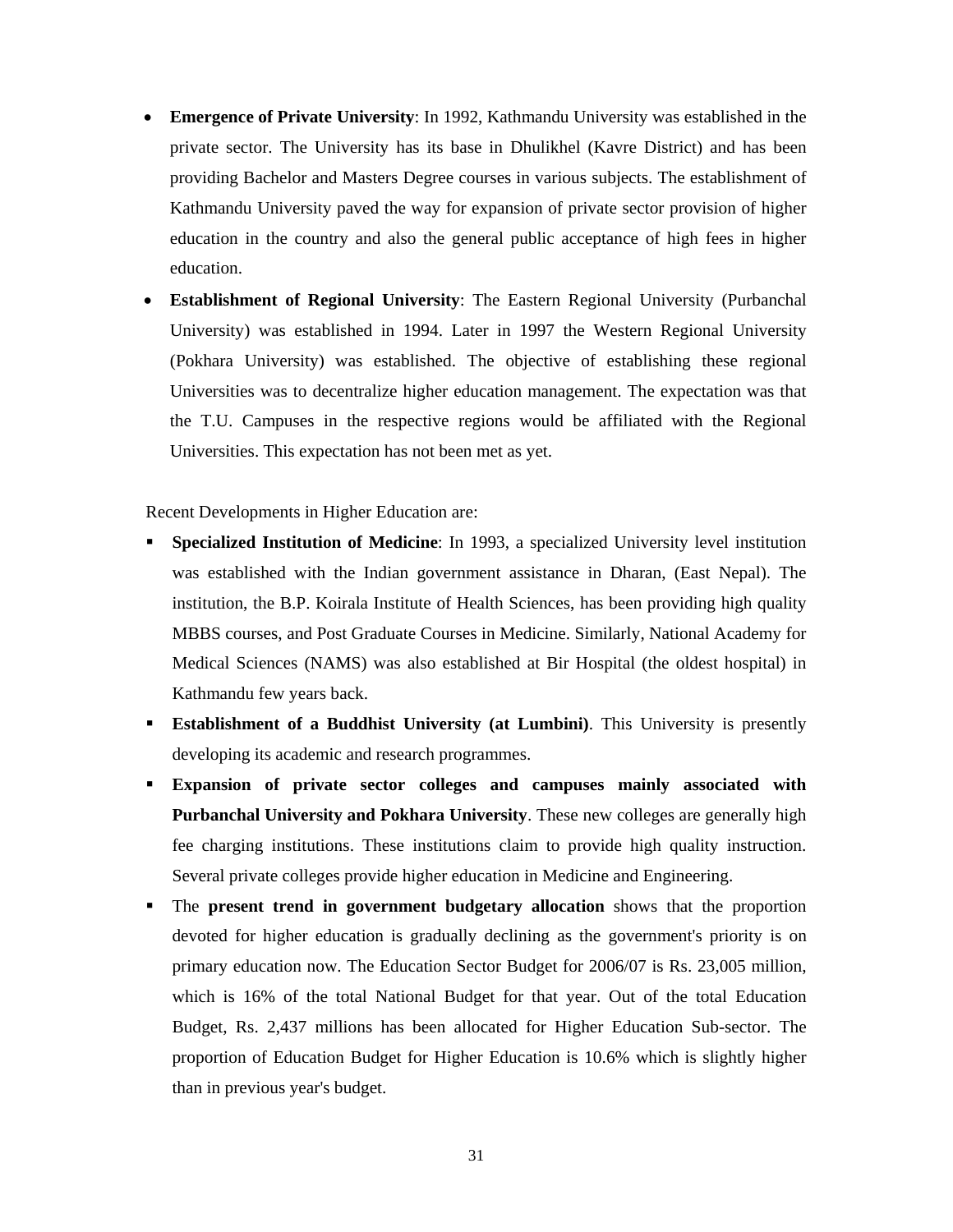- **Emergence of Private University**: In 1992, Kathmandu University was established in the private sector. The University has its base in Dhulikhel (Kavre District) and has been providing Bachelor and Masters Degree courses in various subjects. The establishment of Kathmandu University paved the way for expansion of private sector provision of higher education in the country and also the general public acceptance of high fees in higher education.
- **Establishment of Regional University**: The Eastern Regional University (Purbanchal University) was established in 1994. Later in 1997 the Western Regional University (Pokhara University) was established. The objective of establishing these regional Universities was to decentralize higher education management. The expectation was that the T.U. Campuses in the respective regions would be affiliated with the Regional Universities. This expectation has not been met as yet.

Recent Developments in Higher Education are:

- **Specialized Institution of Medicine**: In 1993, a specialized University level institution was established with the Indian government assistance in Dharan, (East Nepal). The institution, the B.P. Koirala Institute of Health Sciences, has been providing high quality MBBS courses, and Post Graduate Courses in Medicine. Similarly, National Academy for Medical Sciences (NAMS) was also established at Bir Hospital (the oldest hospital) in Kathmandu few years back.
- **Establishment of a Buddhist University (at Lumbini)**. This University is presently developing its academic and research programmes.
- **Expansion of private sector colleges and campuses mainly associated with Purbanchal University and Pokhara University**. These new colleges are generally high fee charging institutions. These institutions claim to provide high quality instruction. Several private colleges provide higher education in Medicine and Engineering.
- The **present trend in government budgetary allocation** shows that the proportion devoted for higher education is gradually declining as the government's priority is on primary education now. The Education Sector Budget for 2006/07 is Rs. 23,005 million, which is 16% of the total National Budget for that year. Out of the total Education Budget, Rs. 2,437 millions has been allocated for Higher Education Sub-sector. The proportion of Education Budget for Higher Education is 10.6% which is slightly higher than in previous year's budget.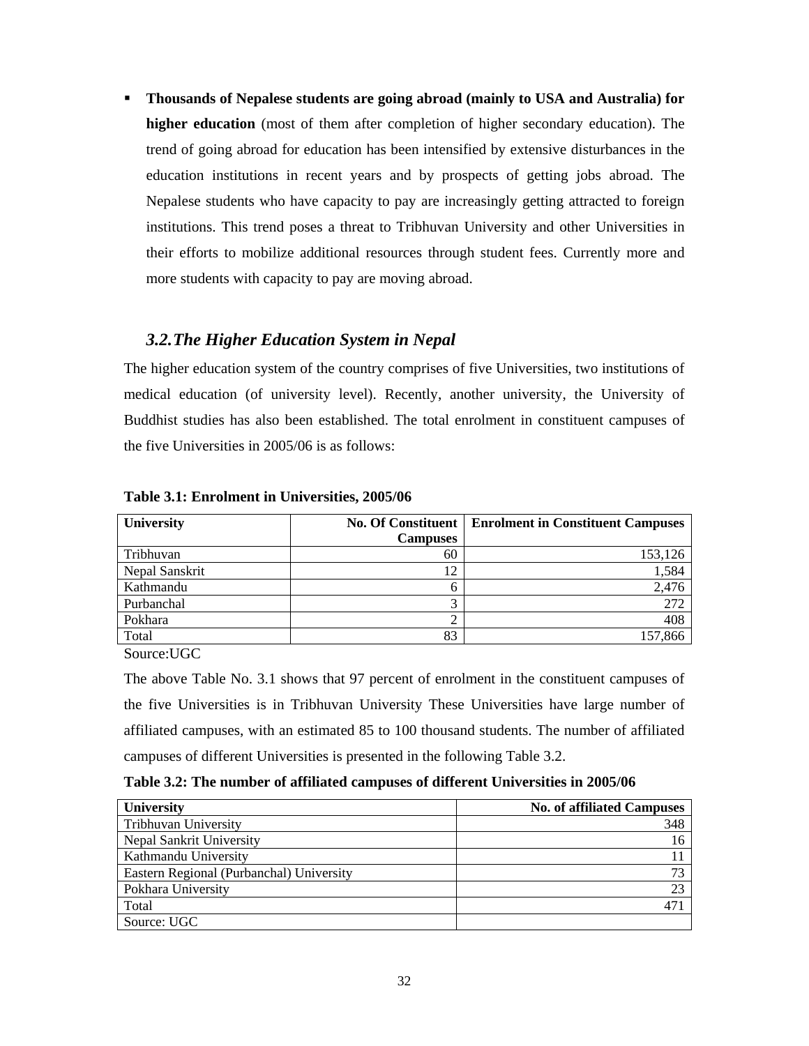- **Thousands of Nepalese students are going abroad (mainly to USA and Australia) for higher education** (most of them after completion of higher secondary education). The trend of going abroad for education has been intensified by extensive disturbances in the education institutions in recent years and by prospects of getting jobs abroad. The Nepalese students who have capacity to pay are increasingly getting attracted to foreign institutions. This trend poses a threat to Tribhuvan University and other Universities in their efforts to mobilize additional resources through student fees. Currently more and more students with capacity to pay are moving abroad.

### *3.2. The Higher Education System in Nepal*

The higher education system of the country comprises of five Universities, two institutions of medical education (of university level). Recently, another university, the University of Buddhist studies has also been established. The total enrolment in constituent campuses of the five Universities in 2005/06 is as follows:

**Table 3.1: Enrolment in Universities, 2005/06**

| University | No. Of Constituent Campuses | Enrolment in Constituent Campuses |
|---|---:|---:|
| Tribhuvan | 60 | 153,126 |
| Nepal Sanskrit | 12 | 1,584 |
| Kathmandu | 6 | 2,476 |
| Purbanchal | 3 | 272 |
| Pokhara | 2 | 408 |
| Total | 83 | 157,866 |

Source:UGC

The above Table No. 3.1 shows that 97 percent of enrolment in the constituent campuses of the five Universities is in Tribhuvan University These Universities have large number of affiliated campuses, with an estimated 85 to 100 thousand students. The number of affiliated campuses of different Universities is presented in the following Table 3.2.

**Table 3.2: The number of affiliated campuses of different Universities in 2005/06**

| University | No. of affiliated Campuses |
|---|---:|
| Tribhuvan University | 348 |
| Nepal Sankrit University | 16 |
| Kathmandu University | 11 |
| Eastern Regional (Purbanchal) University | 73 |
| Pokhara University | 23 |
| Total | 471 |
| Source: UGC | |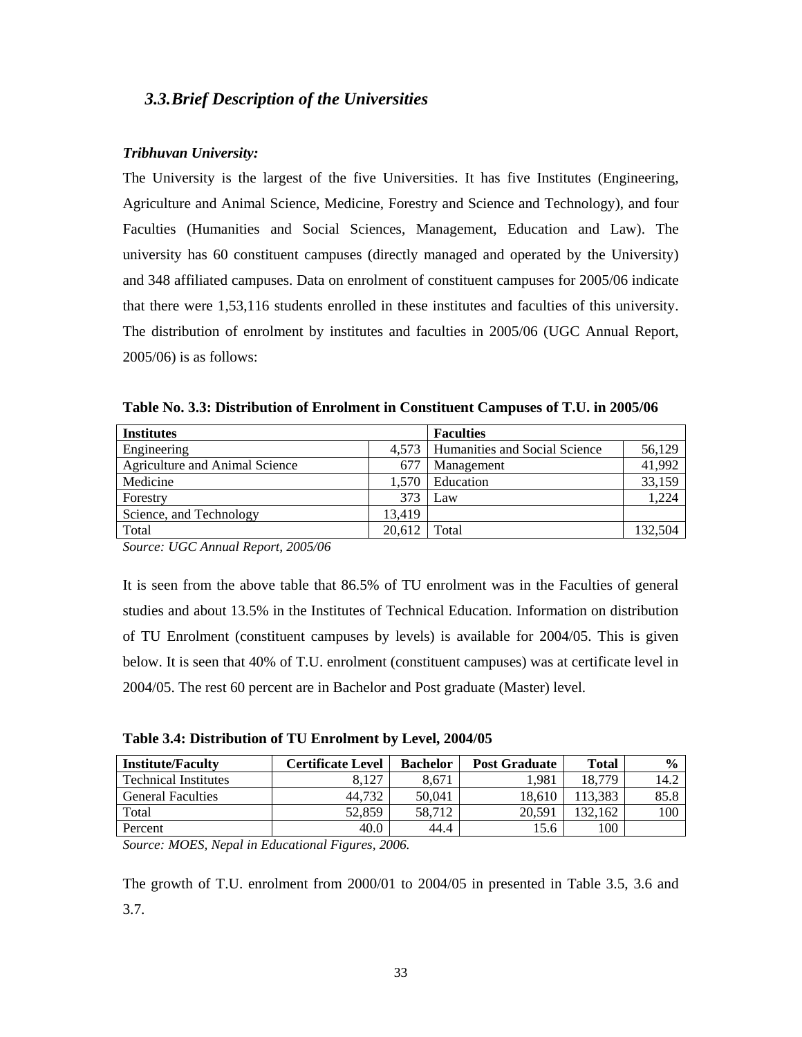### *3.3. Brief Description of the Universities*

***Tribhuvan University:***

The University is the largest of the five Universities. It has five Institutes (Engineering, Agriculture and Animal Science, Medicine, Forestry and Science and Technology), and four Faculties (Humanities and Social Sciences, Management, Education and Law). The university has 60 constituent campuses (directly managed and operated by the University) and 348 affiliated campuses. Data on enrolment of constituent campuses for 2005/06 indicate that there were 1,53,116 students enrolled in these institutes and faculties of this university. The distribution of enrolment by institutes and faculties in 2005/06 (UGC Annual Report, 2005/06) is as follows:

**Table No. 3.3: Distribution of Enrolment in Constituent Campuses of T.U. in 2005/06**

| **Institutes** | | **Faculties** | |
|---|---|---|---|
| Engineering | 4,573 | Humanities and Social Science | 56,129 |
| Agriculture and Animal Science | 677 | Management | 41,992 |
| Medicine | 1,570 | Education | 33,159 |
| Forestry | 373 | Law | 1,224 |
| Science, and Technology | 13,419 | | |
| Total | 20,612 | Total | 132,504 |

*Source: UGC Annual Report, 2005/06*

It is seen from the above table that 86.5% of TU enrolment was in the Faculties of general studies and about 13.5% in the Institutes of Technical Education. Information on distribution of TU Enrolment (constituent campuses by levels) is available for 2004/05. This is given below. It is seen that 40% of T.U. enrolment (constituent campuses) was at certificate level in 2004/05. The rest 60 percent are in Bachelor and Post graduate (Master) level.

**Table 3.4: Distribution of TU Enrolment by Level, 2004/05**

| **Institute/Faculty** | **Certificate Level** | **Bachelor** | **Post Graduate** | **Total** | **%** |
|---|---|---|---|---|---|
| Technical Institutes | 8,127 | 8,671 | 1,981 | 18,779 | 14.2 |
| General Faculties | 44,732 | 50,041 | 18,610 | 113,383 | 85.8 |
| Total | 52,859 | 58,712 | 20,591 | 132,162 | 100 |
| Percent | 40.0 | 44.4 | 15.6 | 100 | |

*Source: MOES, Nepal in Educational Figures, 2006.*

The growth of T.U. enrolment from 2000/01 to 2004/05 in presented in Table 3.5, 3.6 and 3.7.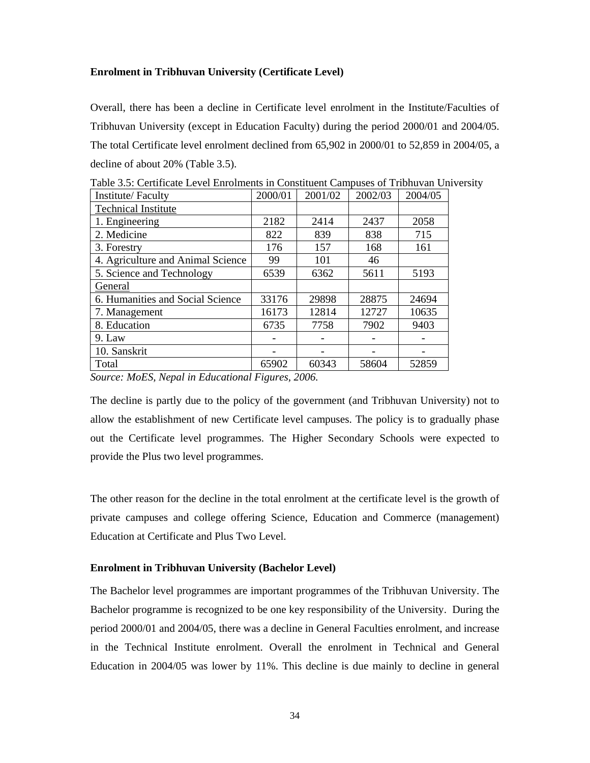**Enrolment in Tribhuvan University (Certificate Level)**

Overall, there has been a decline in Certificate level enrolment in the Institute/Faculties of Tribhuvan University (except in Education Faculty) during the period 2000/01 and 2004/05. The total Certificate level enrolment declined from 65,902 in 2000/01 to 52,859 in 2004/05, a decline of about 20% (Table 3.5).

Table 3.5: Certificate Level Enrolments in Constituent Campuses of Tribhuvan University

| Institute/ Faculty | 2000/01 | 2001/02 | 2002/03 | 2004/05 |
|---|---|---|---|---|
| Technical Institute | | | | |
| 1. Engineering | 2182 | 2414 | 2437 | 2058 |
| 2. Medicine | 822 | 839 | 838 | 715 |
| 3. Forestry | 176 | 157 | 168 | 161 |
| 4. Agriculture and Animal Science | 99 | 101 | 46 | |
| 5. Science and Technology | 6539 | 6362 | 5611 | 5193 |
| General | | | | |
| 6. Humanities and Social Science | 33176 | 29898 | 28875 | 24694 |
| 7. Management | 16173 | 12814 | 12727 | 10635 |
| 8. Education | 6735 | 7758 | 7902 | 9403 |
| 9. Law | - | - | - | - |
| 10. Sanskrit | - | - | - | - |
| Total | 65902 | 60343 | 58604 | 52859 |

*Source: MoES, Nepal in Educational Figures, 2006.*

The decline is partly due to the policy of the government (and Tribhuvan University) not to allow the establishment of new Certificate level campuses. The policy is to gradually phase out the Certificate level programmes. The Higher Secondary Schools were expected to provide the Plus two level programmes.

The other reason for the decline in the total enrolment at the certificate level is the growth of private campuses and college offering Science, Education and Commerce (management) Education at Certificate and Plus Two Level.

**Enrolment in Tribhuvan University (Bachelor Level)**

The Bachelor level programmes are important programmes of the Tribhuvan University. The Bachelor programme is recognized to be one key responsibility of the University. During the period 2000/01 and 2004/05, there was a decline in General Faculties enrolment, and increase in the Technical Institute enrolment. Overall the enrolment in Technical and General Education in 2004/05 was lower by 11%. This decline is due mainly to decline in general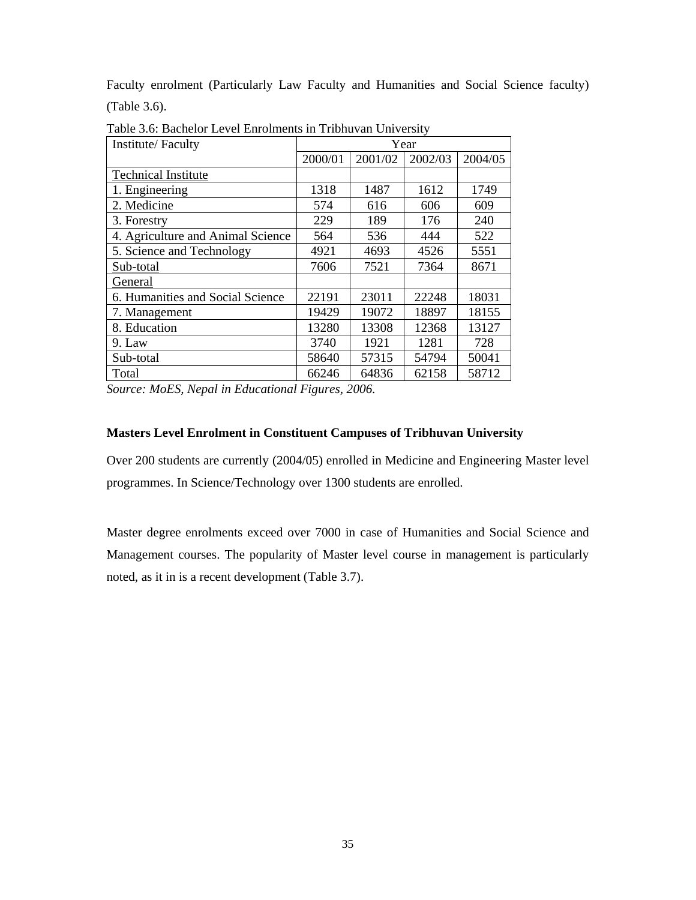Faculty enrolment (Particularly Law Faculty and Humanities and Social Science faculty) (Table 3.6).

Table 3.6: Bachelor Level Enrolments in Tribhuvan University

| Institute/ Faculty | Year | | | |
|---|---|---|---|---|
| | 2000/01 | 2001/02 | 2002/03 | 2004/05 |
| Technical Institute | | | | |
| 1. Engineering | 1318 | 1487 | 1612 | 1749 |
| 2. Medicine | 574 | 616 | 606 | 609 |
| 3. Forestry | 229 | 189 | 176 | 240 |
| 4. Agriculture and Animal Science | 564 | 536 | 444 | 522 |
| 5. Science and Technology | 4921 | 4693 | 4526 | 5551 |
| Sub-total | 7606 | 7521 | 7364 | 8671 |
| General | | | | |
| 6. Humanities and Social Science | 22191 | 23011 | 22248 | 18031 |
| 7. Management | 19429 | 19072 | 18897 | 18155 |
| 8. Education | 13280 | 13308 | 12368 | 13127 |
| 9. Law | 3740 | 1921 | 1281 | 728 |
| Sub-total | 58640 | 57315 | 54794 | 50041 |
| Total | 66246 | 64836 | 62158 | 58712 |

*Source: MoES, Nepal in Educational Figures, 2006.*

**Masters Level Enrolment in Constituent Campuses of Tribhuvan University**

Over 200 students are currently (2004/05) enrolled in Medicine and Engineering Master level programmes. In Science/Technology over 1300 students are enrolled.

Master degree enrolments exceed over 7000 in case of Humanities and Social Science and Management courses. The popularity of Master level course in management is particularly noted, as it in is a recent development (Table 3.7).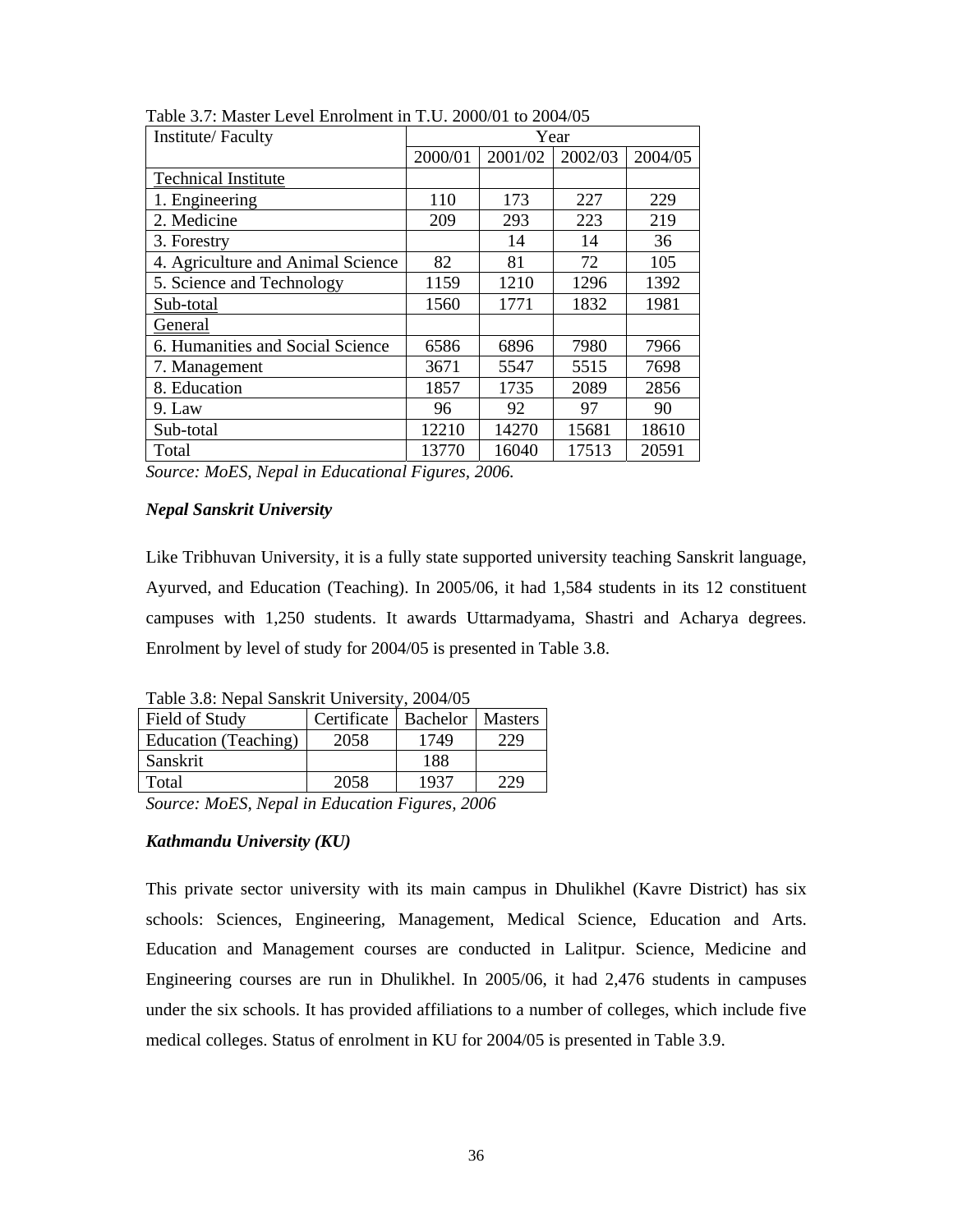Table 3.7: Master Level Enrolment in T.U. 2000/01 to 2004/05

| Institute/ Faculty | Year | | | |
|---|---|---|---|---|
| | 2000/01 | 2001/02 | 2002/03 | 2004/05 |
| Technical Institute | | | | |
| 1. Engineering | 110 | 173 | 227 | 229 |
| 2. Medicine | 209 | 293 | 223 | 219 |
| 3. Forestry | | 14 | 14 | 36 |
| 4. Agriculture and Animal Science | 82 | 81 | 72 | 105 |
| 5. Science and Technology | 1159 | 1210 | 1296 | 1392 |
| Sub-total | 1560 | 1771 | 1832 | 1981 |
| General | | | | |
| 6. Humanities and Social Science | 6586 | 6896 | 7980 | 7966 |
| 7. Management | 3671 | 5547 | 5515 | 7698 |
| 8. Education | 1857 | 1735 | 2089 | 2856 |
| 9. Law | 96 | 92 | 97 | 90 |
| Sub-total | 12210 | 14270 | 15681 | 18610 |
| Total | 13770 | 16040 | 17513 | 20591 |

*Source: MoES, Nepal in Educational Figures, 2006.*

### *Nepal Sanskrit University*

Like Tribhuvan University, it is a fully state supported university teaching Sanskrit language, Ayurved, and Education (Teaching). In 2005/06, it had 1,584 students in its 12 constituent campuses with 1,250 students. It awards Uttarmadyama, Shastri and Acharya degrees. Enrolment by level of study for 2004/05 is presented in Table 3.8.

Table 3.8: Nepal Sanskrit University, 2004/05

| Field of Study | Certificate | Bachelor | Masters |
|---|---|---|---|
| Education (Teaching) | 2058 | 1749 | 229 |
| Sanskrit | | 188 | |
| Total | 2058 | 1937 | 229 |

*Source: MoES, Nepal in Education Figures, 2006*

### *Kathmandu University (KU)*

This private sector university with its main campus in Dhulikhel (Kavre District) has six schools: Sciences, Engineering, Management, Medical Science, Education and Arts. Education and Management courses are conducted in Lalitpur. Science, Medicine and Engineering courses are run in Dhulikhel. In 2005/06, it had 2,476 students in campuses under the six schools. It has provided affiliations to a number of colleges, which include five medical colleges. Status of enrolment in KU for 2004/05 is presented in Table 3.9.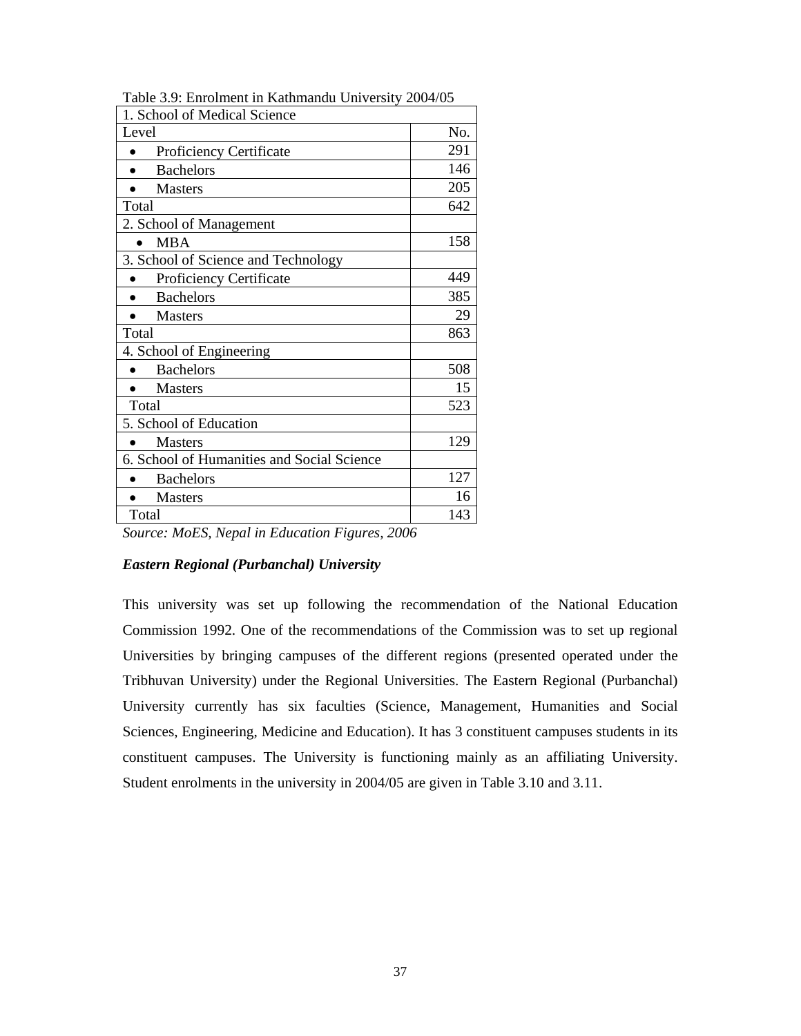Table 3.9: Enrolment in Kathmandu University 2004/05

| 1. School of Medical Science | |
|---|---|
| Level | No. |
| • Proficiency Certificate | 291 |
| • Bachelors | 146 |
| • Masters | 205 |
| Total | 642 |
| 2. School of Management | |
| • MBA | 158 |
| 3. School of Science and Technology | |
| • Proficiency Certificate | 449 |
| • Bachelors | 385 |
| • Masters | 29 |
| Total | 863 |
| 4. School of Engineering | |
| • Bachelors | 508 |
| • Masters | 15 |
| Total | 523 |
| 5. School of Education | |
| • Masters | 129 |
| 6. School of Humanities and Social Science | |
| • Bachelors | 127 |
| • Masters | 16 |
| Total | 143 |

*Source: MoES, Nepal in Education Figures, 2006*

***Eastern Regional (Purbanchal) University***

This university was set up following the recommendation of the National Education Commission 1992. One of the recommendations of the Commission was to set up regional Universities by bringing campuses of the different regions (presented operated under the Tribhuvan University) under the Regional Universities. The Eastern Regional (Purbanchal) University currently has six faculties (Science, Management, Humanities and Social Sciences, Engineering, Medicine and Education). It has 3 constituent campuses students in its constituent campuses. The University is functioning mainly as an affiliating University. Student enrolments in the university in 2004/05 are given in Table 3.10 and 3.11.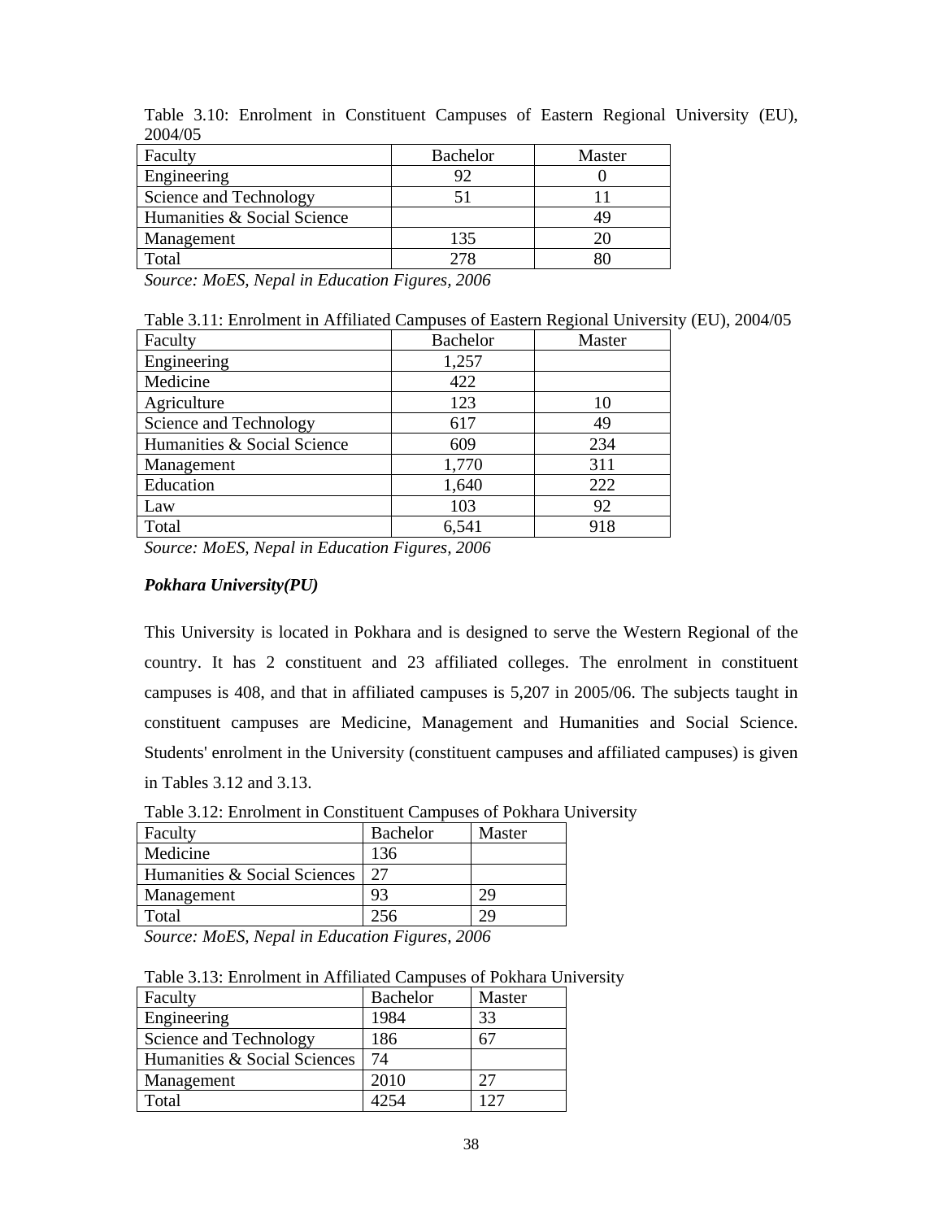Table 3.10: Enrolment in Constituent Campuses of Eastern Regional University (EU), 2004/05

| Faculty | Bachelor | Master |
|---|---|---|
| Engineering | 92 | 0 |
| Science and Technology | 51 | 11 |
| Humanities & Social Science | | 49 |
| Management | 135 | 20 |
| Total | 278 | 80 |

*Source: MoES, Nepal in Education Figures, 2006*

Table 3.11: Enrolment in Affiliated Campuses of Eastern Regional University (EU), 2004/05

| Faculty | Bachelor | Master |
|---|---|---|
| Engineering | 1,257 | |
| Medicine | 422 | |
| Agriculture | 123 | 10 |
| Science and Technology | 617 | 49 |
| Humanities & Social Science | 609 | 234 |
| Management | 1,770 | 311 |
| Education | 1,640 | 222 |
| Law | 103 | 92 |
| Total | 6,541 | 918 |

*Source: MoES, Nepal in Education Figures, 2006*

***Pokhara University(PU)***

This University is located in Pokhara and is designed to serve the Western Regional of the country. It has 2 constituent and 23 affiliated colleges. The enrolment in constituent campuses is 408, and that in affiliated campuses is 5,207 in 2005/06. The subjects taught in constituent campuses are Medicine, Management and Humanities and Social Science. Students' enrolment in the University (constituent campuses and affiliated campuses) is given in Tables 3.12 and 3.13.

Table 3.12: Enrolment in Constituent Campuses of Pokhara University

| Faculty | Bachelor | Master |
|---|---|---|
| Medicine | 136 | |
| Humanities & Social Sciences | 27 | |
| Management | 93 | 29 |
| Total | 256 | 29 |

*Source: MoES, Nepal in Education Figures, 2006*

Table 3.13: Enrolment in Affiliated Campuses of Pokhara University

| Faculty | Bachelor | Master |
|---|---|---|
| Engineering | 1984 | 33 |
| Science and Technology | 186 | 67 |
| Humanities & Social Sciences | 74 | |
| Management | 2010 | 27 |
| Total | 4254 | 127 |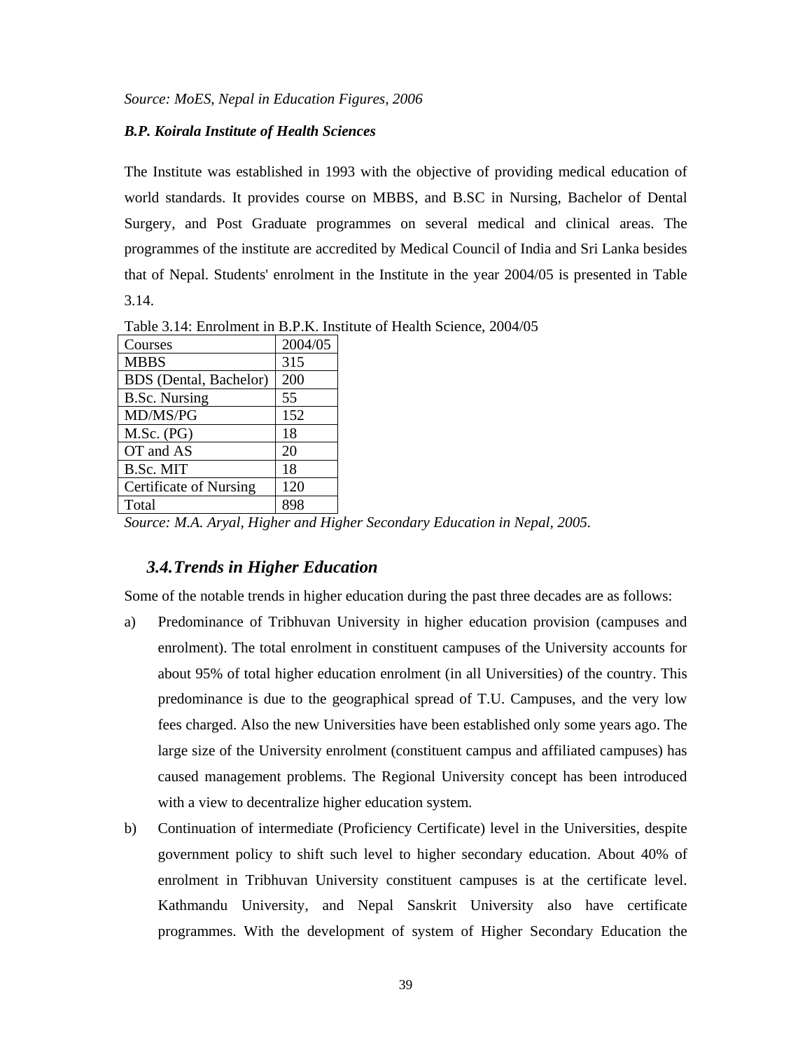*Source: MoES, Nepal in Education Figures, 2006*

***B.P. Koirala Institute of Health Sciences***

The Institute was established in 1993 with the objective of providing medical education of world standards. It provides course on MBBS, and B.SC in Nursing, Bachelor of Dental Surgery, and Post Graduate programmes on several medical and clinical areas. The programmes of the institute are accredited by Medical Council of India and Sri Lanka besides that of Nepal. Students' enrolment in the Institute in the year 2004/05 is presented in Table 3.14.

Table 3.14: Enrolment in B.P.K. Institute of Health Science, 2004/05

| Courses | 2004/05 |
|---|---|
| MBBS | 315 |
| BDS (Dental, Bachelor) | 200 |
| B.Sc. Nursing | 55 |
| MD/MS/PG | 152 |
| M.Sc. (PG) | 18 |
| OT and AS | 20 |
| B.Sc. MIT | 18 |
| Certificate of Nursing | 120 |
| Total | 898 |

*Source: M.A. Aryal, Higher and Higher Secondary Education in Nepal, 2005.*

## 3.4. Trends in Higher Education

Some of the notable trends in higher education during the past three decades are as follows:

a) Predominance of Tribhuvan University in higher education provision (campuses and enrolment). The total enrolment in constituent campuses of the University accounts for about 95% of total higher education enrolment (in all Universities) of the country. This predominance is due to the geographical spread of T.U. Campuses, and the very low fees charged. Also the new Universities have been established only some years ago. The large size of the University enrolment (constituent campus and affiliated campuses) has caused management problems. The Regional University concept has been introduced with a view to decentralize higher education system.

b) Continuation of intermediate (Proficiency Certificate) level in the Universities, despite government policy to shift such level to higher secondary education. About 40% of enrolment in Tribhuvan University constituent campuses is at the certificate level. Kathmandu University, and Nepal Sanskrit University also have certificate programmes. With the development of system of Higher Secondary Education the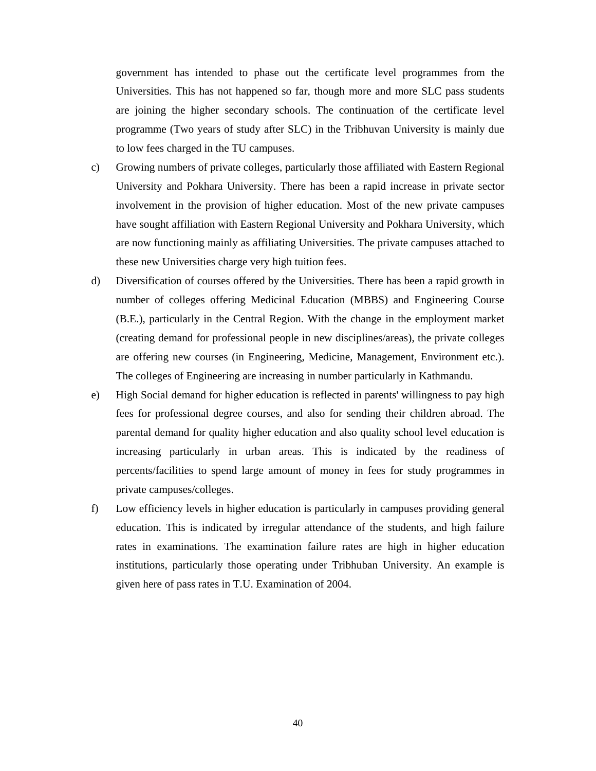government has intended to phase out the certificate level programmes from the Universities. This has not happened so far, though more and more SLC pass students are joining the higher secondary schools. The continuation of the certificate level programme (Two years of study after SLC) in the Tribhuvan University is mainly due to low fees charged in the TU campuses.

c) Growing numbers of private colleges, particularly those affiliated with Eastern Regional University and Pokhara University. There has been a rapid increase in private sector involvement in the provision of higher education. Most of the new private campuses have sought affiliation with Eastern Regional University and Pokhara University, which are now functioning mainly as affiliating Universities. The private campuses attached to these new Universities charge very high tuition fees.

d) Diversification of courses offered by the Universities. There has been a rapid growth in number of colleges offering Medicinal Education (MBBS) and Engineering Course (B.E.), particularly in the Central Region. With the change in the employment market (creating demand for professional people in new disciplines/areas), the private colleges are offering new courses (in Engineering, Medicine, Management, Environment etc.). The colleges of Engineering are increasing in number particularly in Kathmandu.

e) High Social demand for higher education is reflected in parents' willingness to pay high fees for professional degree courses, and also for sending their children abroad. The parental demand for quality higher education and also quality school level education is increasing particularly in urban areas. This is indicated by the readiness of percents/facilities to spend large amount of money in fees for study programmes in private campuses/colleges.

f) Low efficiency levels in higher education is particularly in campuses providing general education. This is indicated by irregular attendance of the students, and high failure rates in examinations. The examination failure rates are high in higher education institutions, particularly those operating under Tribhuban University. An example is given here of pass rates in T.U. Examination of 2004.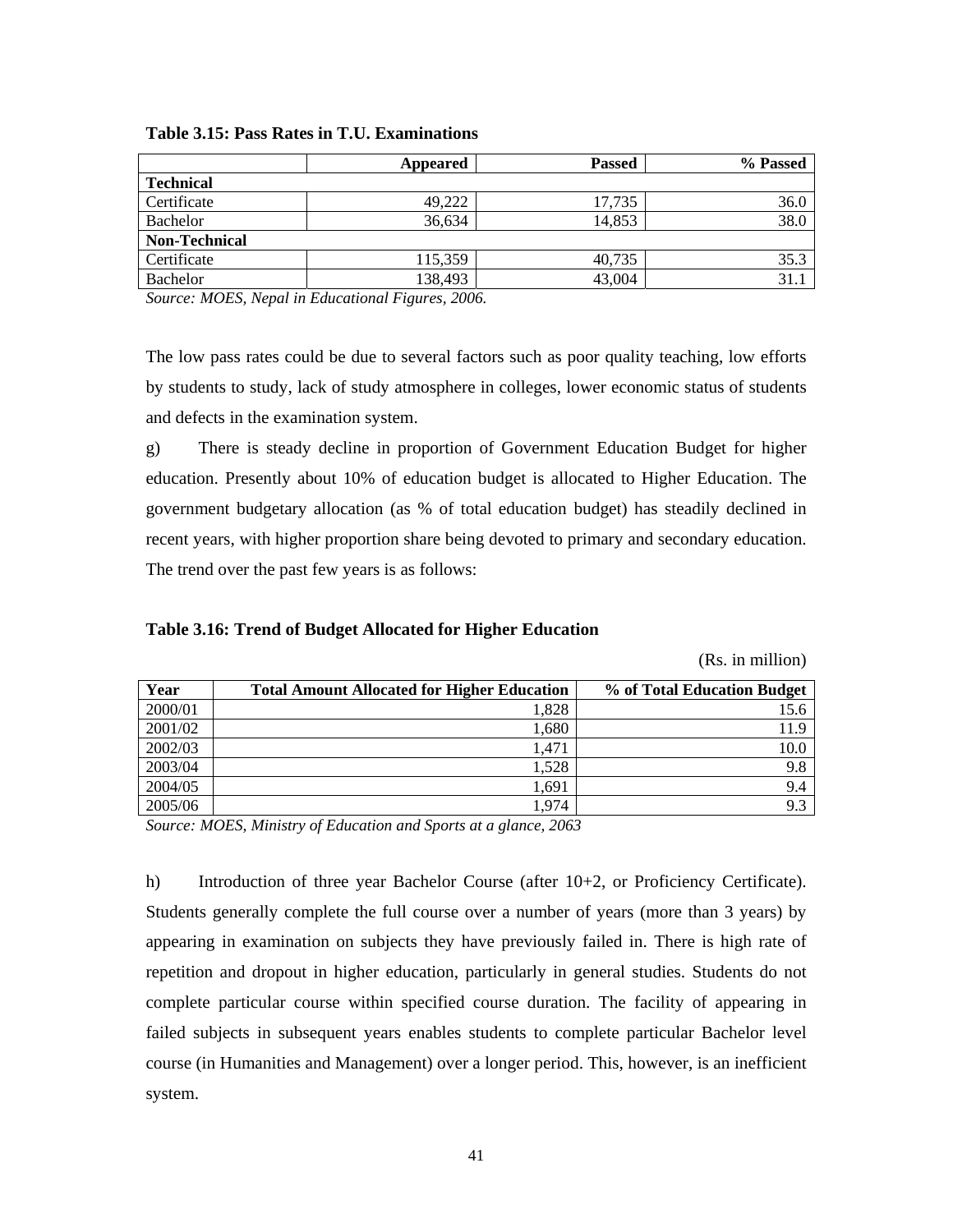**Table 3.15: Pass Rates in T.U. Examinations**

| | Appeared | Passed | % Passed |
|---|---|---|---|
| **Technical** | | | |
| Certificate | 49,222 | 17,735 | 36.0 |
| Bachelor | 36,634 | 14,853 | 38.0 |
| **Non-Technical** | | | |
| Certificate | 115,359 | 40,735 | 35.3 |
| Bachelor | 138,493 | 43,004 | 31.1 |

*Source: MOES, Nepal in Educational Figures, 2006.*

The low pass rates could be due to several factors such as poor quality teaching, low efforts by students to study, lack of study atmosphere in colleges, lower economic status of students and defects in the examination system.

g) There is steady decline in proportion of Government Education Budget for higher education. Presently about 10% of education budget is allocated to Higher Education. The government budgetary allocation (as % of total education budget) has steadily declined in recent years, with higher proportion share being devoted to primary and secondary education. The trend over the past few years is as follows:

**Table 3.16: Trend of Budget Allocated for Higher Education**

(Rs. in million)

| Year | Total Amount Allocated for Higher Education | % of Total Education Budget |
|---|---|---|
| 2000/01 | 1,828 | 15.6 |
| 2001/02 | 1,680 | 11.9 |
| 2002/03 | 1,471 | 10.0 |
| 2003/04 | 1,528 | 9.8 |
| 2004/05 | 1,691 | 9.4 |
| 2005/06 | 1,974 | 9.3 |

*Source: MOES, Ministry of Education and Sports at a glance, 2063*

h) Introduction of three year Bachelor Course (after 10+2, or Proficiency Certificate). Students generally complete the full course over a number of years (more than 3 years) by appearing in examination on subjects they have previously failed in. There is high rate of repetition and dropout in higher education, particularly in general studies. Students do not complete particular course within specified course duration. The facility of appearing in failed subjects in subsequent years enables students to complete particular Bachelor level course (in Humanities and Management) over a longer period. This, however, is an inefficient system.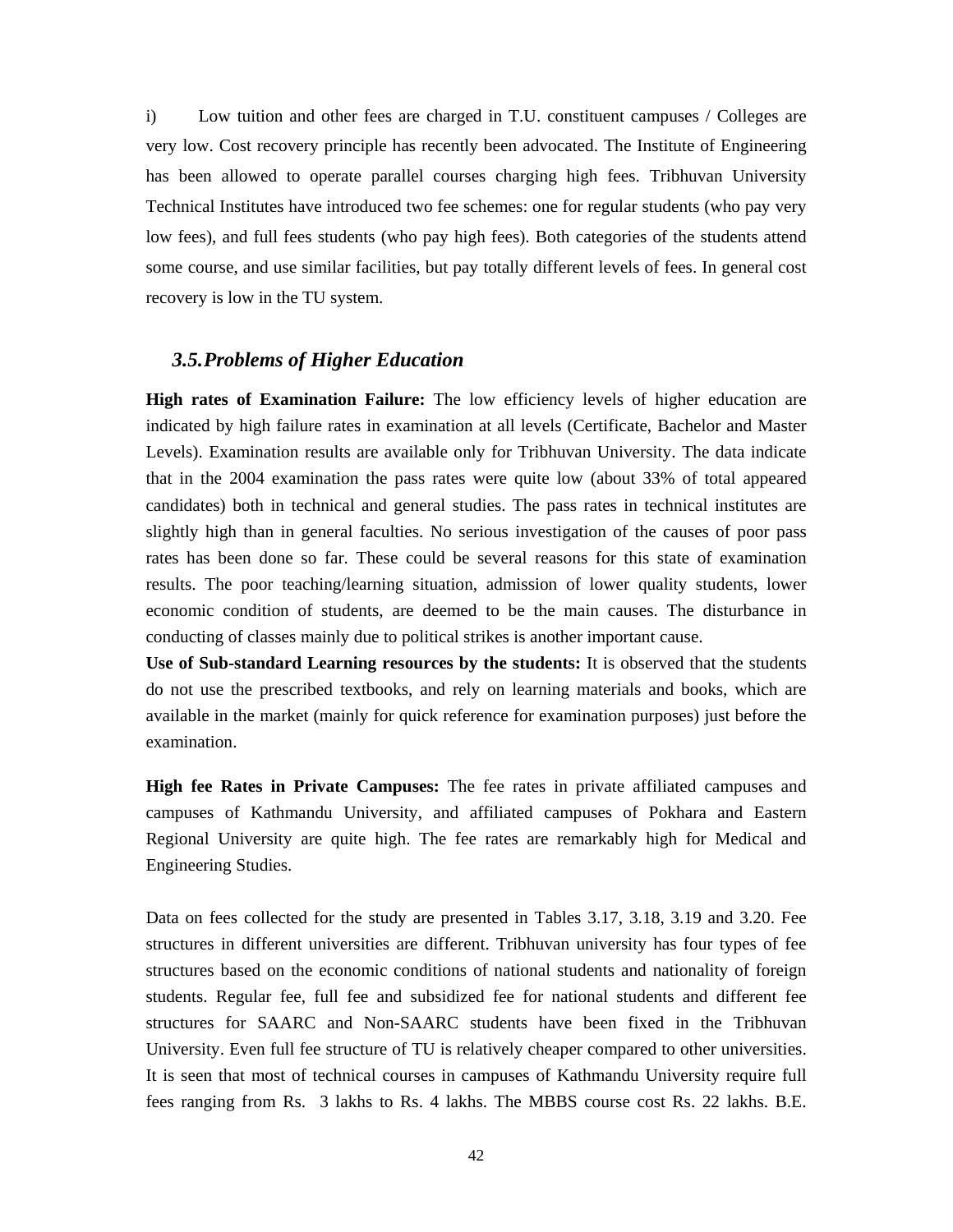i) Low tuition and other fees are charged in T.U. constituent campuses / Colleges are very low. Cost recovery principle has recently been advocated. The Institute of Engineering has been allowed to operate parallel courses charging high fees. Tribhuvan University Technical Institutes have introduced two fee schemes: one for regular students (who pay very low fees), and full fees students (who pay high fees). Both categories of the students attend some course, and use similar facilities, but pay totally different levels of fees. In general cost recovery is low in the TU system.

### *3.5.Problems of Higher Education*

**High rates of Examination Failure:** The low efficiency levels of higher education are indicated by high failure rates in examination at all levels (Certificate, Bachelor and Master Levels). Examination results are available only for Tribhuvan University. The data indicate that in the 2004 examination the pass rates were quite low (about 33% of total appeared candidates) both in technical and general studies. The pass rates in technical institutes are slightly high than in general faculties. No serious investigation of the causes of poor pass rates has been done so far. These could be several reasons for this state of examination results. The poor teaching/learning situation, admission of lower quality students, lower economic condition of students, are deemed to be the main causes. The disturbance in conducting of classes mainly due to political strikes is another important cause.

**Use of Sub-standard Learning resources by the students:** It is observed that the students do not use the prescribed textbooks, and rely on learning materials and books, which are available in the market (mainly for quick reference for examination purposes) just before the examination.

**High fee Rates in Private Campuses:** The fee rates in private affiliated campuses and campuses of Kathmandu University, and affiliated campuses of Pokhara and Eastern Regional University are quite high. The fee rates are remarkably high for Medical and Engineering Studies.

Data on fees collected for the study are presented in Tables 3.17, 3.18, 3.19 and 3.20. Fee structures in different universities are different. Tribhuvan university has four types of fee structures based on the economic conditions of national students and nationality of foreign students. Regular fee, full fee and subsidized fee for national students and different fee structures for SAARC and Non-SAARC students have been fixed in the Tribhuvan University. Even full fee structure of TU is relatively cheaper compared to other universities. It is seen that most of technical courses in campuses of Kathmandu University require full fees ranging from Rs. 3 lakhs to Rs. 4 lakhs. The MBBS course cost Rs. 22 lakhs. B.E.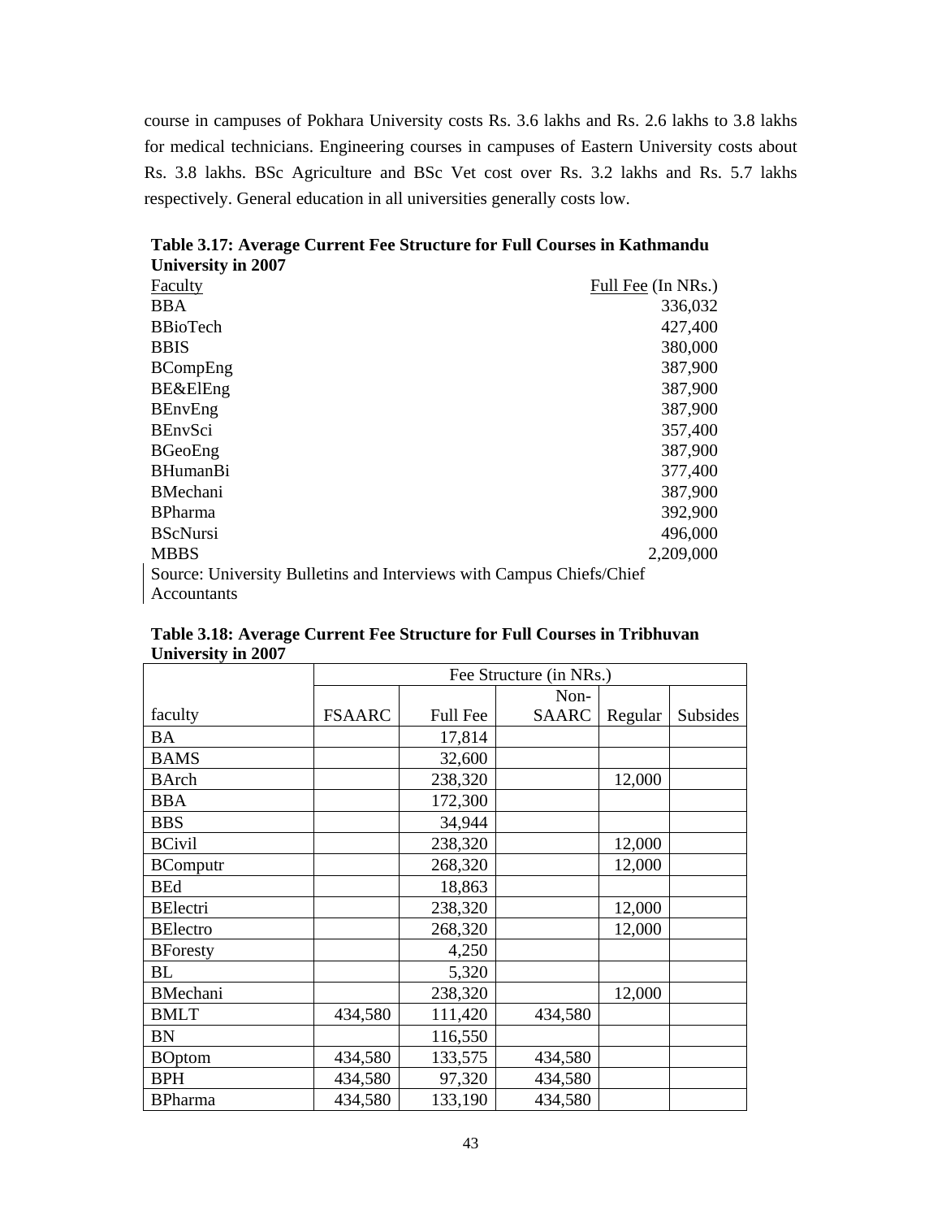course in campuses of Pokhara University costs Rs. 3.6 lakhs and Rs. 2.6 lakhs to 3.8 lakhs for medical technicians. Engineering courses in campuses of Eastern University costs about Rs. 3.8 lakhs. BSc Agriculture and BSc Vet cost over Rs. 3.2 lakhs and Rs. 5.7 lakhs respectively. General education in all universities generally costs low.

**Table 3.17: Average Current Fee Structure for Full Courses in Kathmandu University in 2007**

| Faculty | Full Fee (In NRs.) |
|---|---:|
| BBA | 336,032 |
| BBioTech | 427,400 |
| BBIS | 380,000 |
| BCompEng | 387,900 |
| BE&ElEng | 387,900 |
| BEnvEng | 387,900 |
| BEnvSci | 357,400 |
| BGeoEng | 387,900 |
| BHumanBi | 377,400 |
| BMechani | 387,900 |
| BPharma | 392,900 |
| BScNursi | 496,000 |
| MBBS | 2,209,000 |

Source: University Bulletins and Interviews with Campus Chiefs/Chief Accountants

**Table 3.18: Average Current Fee Structure for Full Courses in Tribhuvan University in 2007**

| | Fee Structure (in NRs.) | | | | |
|---|---:|---:|---:|---:|---:|
| faculty | FSAARC | Full Fee | Non-SAARC | Regular | Subsides |
| BA | | 17,814 | | | |
| BAMS | | 32,600 | | | |
| BArch | | 238,320 | | 12,000 | |
| BBA | | 172,300 | | | |
| BBS | | 34,944 | | | |
| BCivil | | 238,320 | | 12,000 | |
| BComputr | | 268,320 | | 12,000 | |
| BEd | | 18,863 | | | |
| BElectri | | 238,320 | | 12,000 | |
| BElectro | | 268,320 | | 12,000 | |
| BForesty | | 4,250 | | | |
| BL | | 5,320 | | | |
| BMechani | | 238,320 | | 12,000 | |
| BMLT | 434,580 | 111,420 | 434,580 | | |
| BN | | 116,550 | | | |
| BOptom | 434,580 | 133,575 | 434,580 | | |
| BPH | 434,580 | 97,320 | 434,580 | | |
| BPharma | 434,580 | 133,190 | 434,580 | | |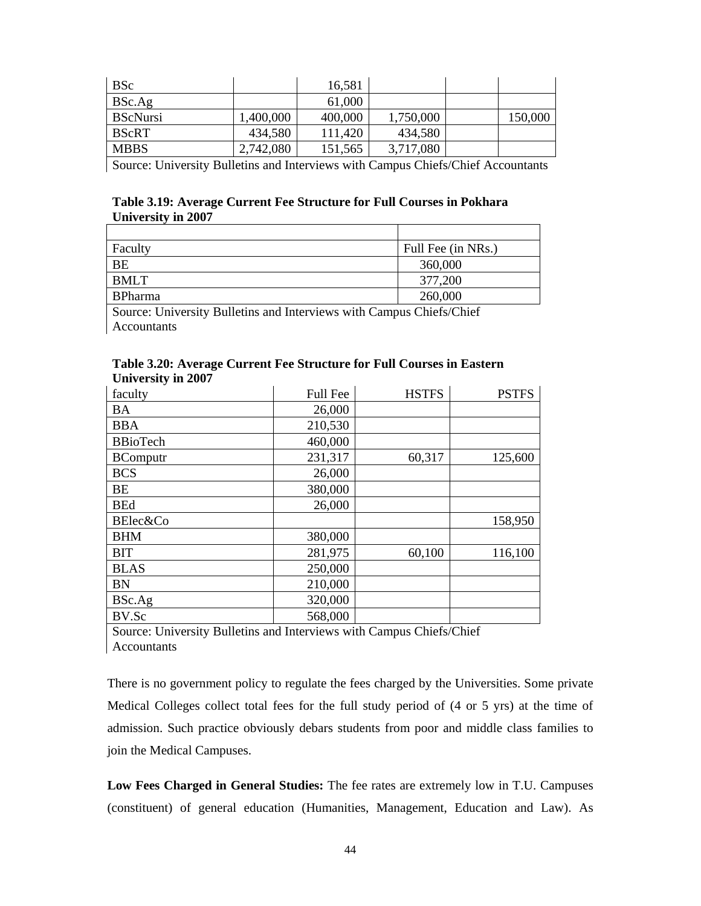| | | | | | |
|---|---|---|---|---|---|
| BSc | | 16,581 | | | |
| BSc.Ag | | 61,000 | | | |
| BScNursi | 1,400,000 | 400,000 | 1,750,000 | | 150,000 |
| BScRT | 434,580 | 111,420 | 434,580 | | |
| MBBS | 2,742,080 | 151,565 | 3,717,080 | | |

Source: University Bulletins and Interviews with Campus Chiefs/Chief Accountants

**Table 3.19: Average Current Fee Structure for Full Courses in Pokhara University in 2007**

| | |
|---|---|
| Faculty | Full Fee (in NRs.) |
| BE | 360,000 |
| BMLT | 377,200 |
| BPharma | 260,000 |

Source: University Bulletins and Interviews with Campus Chiefs/Chief Accountants

**Table 3.20: Average Current Fee Structure for Full Courses in Eastern University in 2007**

| faculty | Full Fee | HSTFS | PSTFS |
|---|---|---|---|
| BA | 26,000 | | |
| BBA | 210,530 | | |
| BBioTech | 460,000 | | |
| BComputr | 231,317 | 60,317 | 125,600 |
| BCS | 26,000 | | |
| BE | 380,000 | | |
| BEd | 26,000 | | |
| BElec&Co | | | 158,950 |
| BHM | 380,000 | | |
| BIT | 281,975 | 60,100 | 116,100 |
| BLAS | 250,000 | | |
| BN | 210,000 | | |
| BSc.Ag | 320,000 | | |
| BV.Sc | 568,000 | | |

Source: University Bulletins and Interviews with Campus Chiefs/Chief Accountants

There is no government policy to regulate the fees charged by the Universities. Some private Medical Colleges collect total fees for the full study period of (4 or 5 yrs) at the time of admission. Such practice obviously debars students from poor and middle class families to join the Medical Campuses.

**Low Fees Charged in General Studies:** The fee rates are extremely low in T.U. Campuses (constituent) of general education (Humanities, Management, Education and Law). As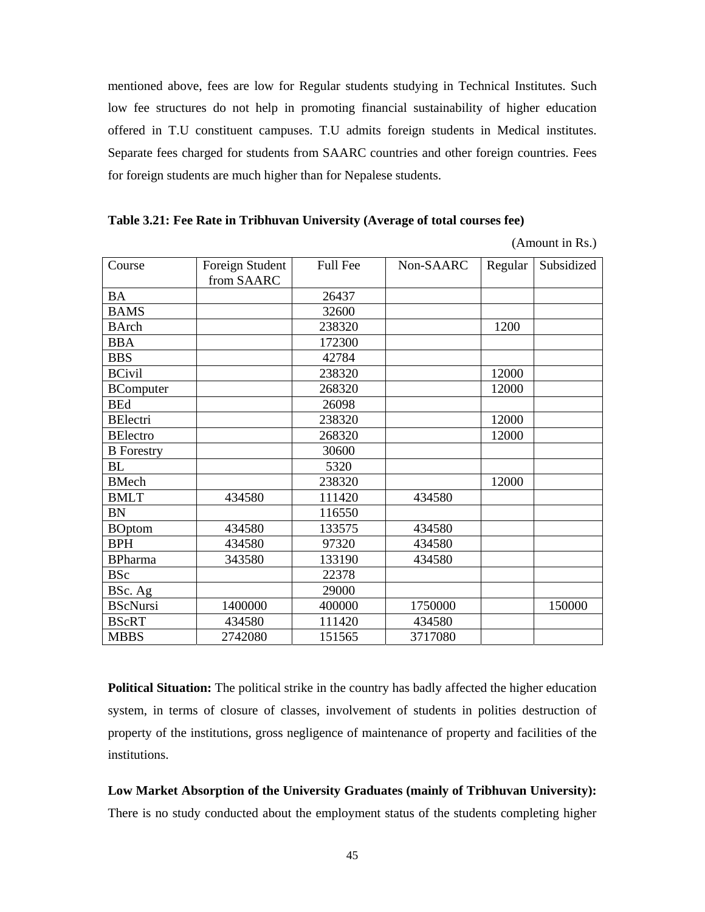mentioned above, fees are low for Regular students studying in Technical Institutes. Such low fee structures do not help in promoting financial sustainability of higher education offered in T.U constituent campuses. T.U admits foreign students in Medical institutes. Separate fees charged for students from SAARC countries and other foreign countries. Fees for foreign students are much higher than for Nepalese students.

**Table 3.21: Fee Rate in Tribhuvan University (Average of total courses fee)**

(Amount in Rs.)

| Course | Foreign Student from SAARC | Full Fee | Non-SAARC | Regular | Subsidized |
|---|---|---|---|---|---|
| BA | | 26437 | | | |
| BAMS | | 32600 | | | |
| BArch | | 238320 | | 1200 | |
| BBA | | 172300 | | | |
| BBS | | 42784 | | | |
| BCivil | | 238320 | | 12000 | |
| BComputer | | 268320 | | 12000 | |
| BEd | | 26098 | | | |
| BElectri | | 238320 | | 12000 | |
| BElectro | | 268320 | | 12000 | |
| B Forestry | | 30600 | | | |
| BL | | 5320 | | | |
| BMech | | 238320 | | 12000 | |
| BMLT | 434580 | 111420 | 434580 | | |
| BN | | 116550 | | | |
| BOptom | 434580 | 133575 | 434580 | | |
| BPH | 434580 | 97320 | 434580 | | |
| BPharma | 343580 | 133190 | 434580 | | |
| BSc | | 22378 | | | |
| BSc. Ag | | 29000 | | | |
| BScNursi | 1400000 | 400000 | 1750000 | | 150000 |
| BScRT | 434580 | 111420 | 434580 | | |
| MBBS | 2742080 | 151565 | 3717080 | | |

**Political Situation:** The political strike in the country has badly affected the higher education system, in terms of closure of classes, involvement of students in polities destruction of property of the institutions, gross negligence of maintenance of property and facilities of the institutions.

**Low Market Absorption of the University Graduates (mainly of Tribhuvan University):** There is no study conducted about the employment status of the students completing higher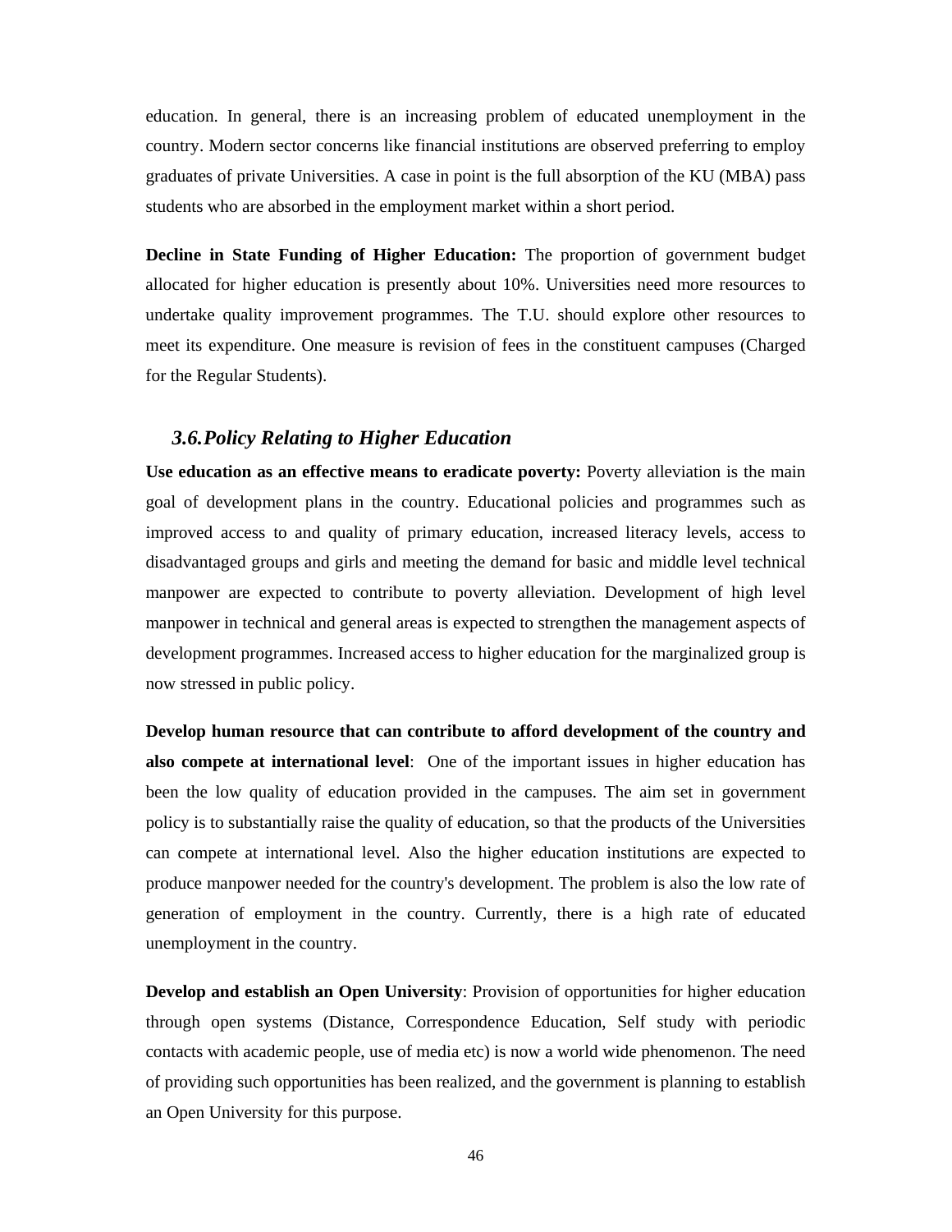education. In general, there is an increasing problem of educated unemployment in the country. Modern sector concerns like financial institutions are observed preferring to employ graduates of private Universities. A case in point is the full absorption of the KU (MBA) pass students who are absorbed in the employment market within a short period.

**Decline in State Funding of Higher Education:** The proportion of government budget allocated for higher education is presently about 10%. Universities need more resources to undertake quality improvement programmes. The T.U. should explore other resources to meet its expenditure. One measure is revision of fees in the constituent campuses (Charged for the Regular Students).

### *3.6. Policy Relating to Higher Education*

**Use education as an effective means to eradicate poverty:** Poverty alleviation is the main goal of development plans in the country. Educational policies and programmes such as improved access to and quality of primary education, increased literacy levels, access to disadvantaged groups and girls and meeting the demand for basic and middle level technical manpower are expected to contribute to poverty alleviation. Development of high level manpower in technical and general areas is expected to strengthen the management aspects of development programmes. Increased access to higher education for the marginalized group is now stressed in public policy.

**Develop human resource that can contribute to afford development of the country and also compete at international level**: One of the important issues in higher education has been the low quality of education provided in the campuses. The aim set in government policy is to substantially raise the quality of education, so that the products of the Universities can compete at international level. Also the higher education institutions are expected to produce manpower needed for the country's development. The problem is also the low rate of generation of employment in the country. Currently, there is a high rate of educated unemployment in the country.

**Develop and establish an Open University**: Provision of opportunities for higher education through open systems (Distance, Correspondence Education, Self study with periodic contacts with academic people, use of media etc) is now a world wide phenomenon. The need of providing such opportunities has been realized, and the government is planning to establish an Open University for this purpose.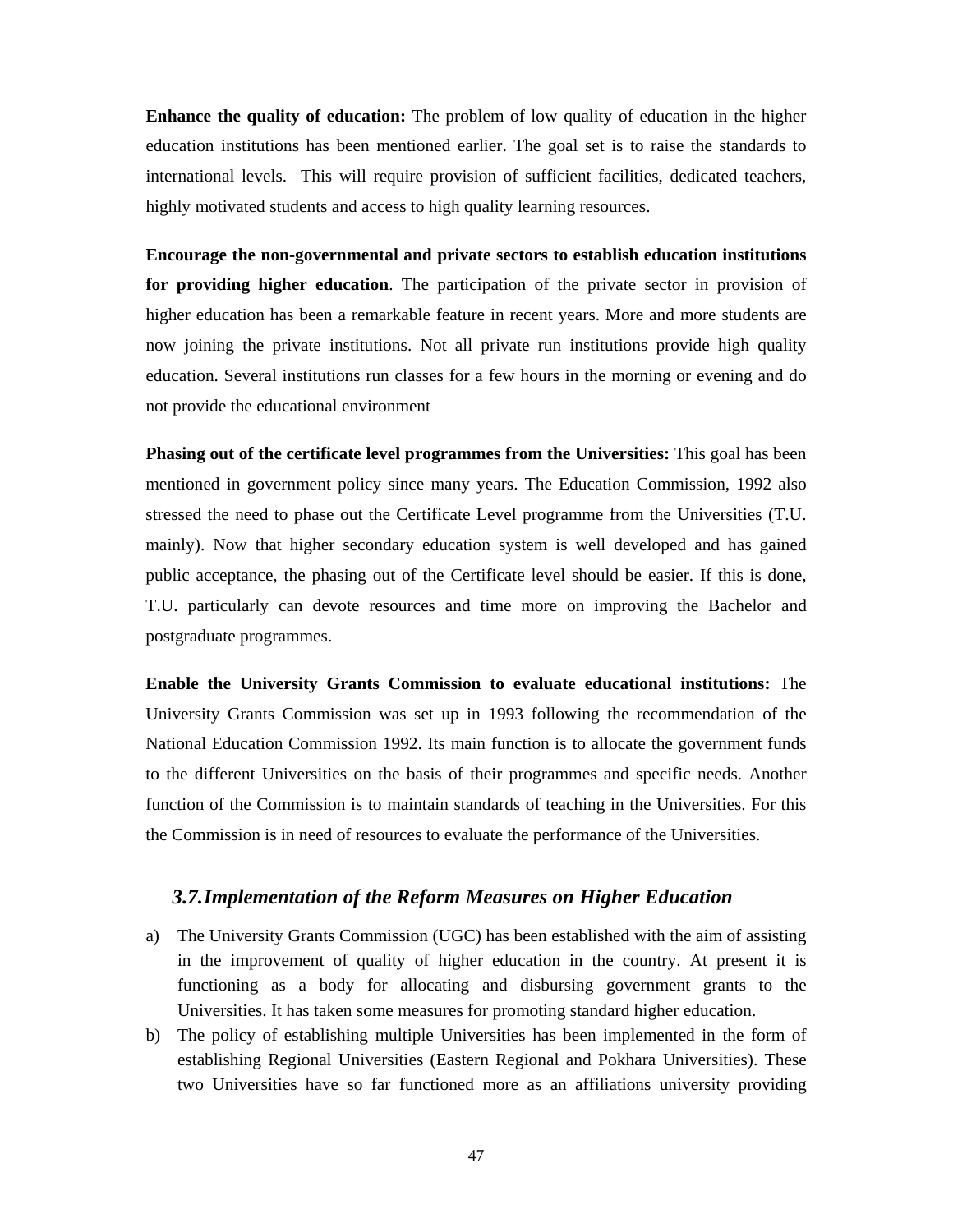**Enhance the quality of education:** The problem of low quality of education in the higher education institutions has been mentioned earlier. The goal set is to raise the standards to international levels. This will require provision of sufficient facilities, dedicated teachers, highly motivated students and access to high quality learning resources.

**Encourage the non-governmental and private sectors to establish education institutions for providing higher education**. The participation of the private sector in provision of higher education has been a remarkable feature in recent years. More and more students are now joining the private institutions. Not all private run institutions provide high quality education. Several institutions run classes for a few hours in the morning or evening and do not provide the educational environment

**Phasing out of the certificate level programmes from the Universities:** This goal has been mentioned in government policy since many years. The Education Commission, 1992 also stressed the need to phase out the Certificate Level programme from the Universities (T.U. mainly). Now that higher secondary education system is well developed and has gained public acceptance, the phasing out of the Certificate level should be easier. If this is done, T.U. particularly can devote resources and time more on improving the Bachelor and postgraduate programmes.

**Enable the University Grants Commission to evaluate educational institutions:** The University Grants Commission was set up in 1993 following the recommendation of the National Education Commission 1992. Its main function is to allocate the government funds to the different Universities on the basis of their programmes and specific needs. Another function of the Commission is to maintain standards of teaching in the Universities. For this the Commission is in need of resources to evaluate the performance of the Universities.

### *3.7. Implementation of the Reform Measures on Higher Education*

a) The University Grants Commission (UGC) has been established with the aim of assisting in the improvement of quality of higher education in the country. At present it is functioning as a body for allocating and disbursing government grants to the Universities. It has taken some measures for promoting standard higher education.
b) The policy of establishing multiple Universities has been implemented in the form of establishing Regional Universities (Eastern Regional and Pokhara Universities). These two Universities have so far functioned more as an affiliations university providing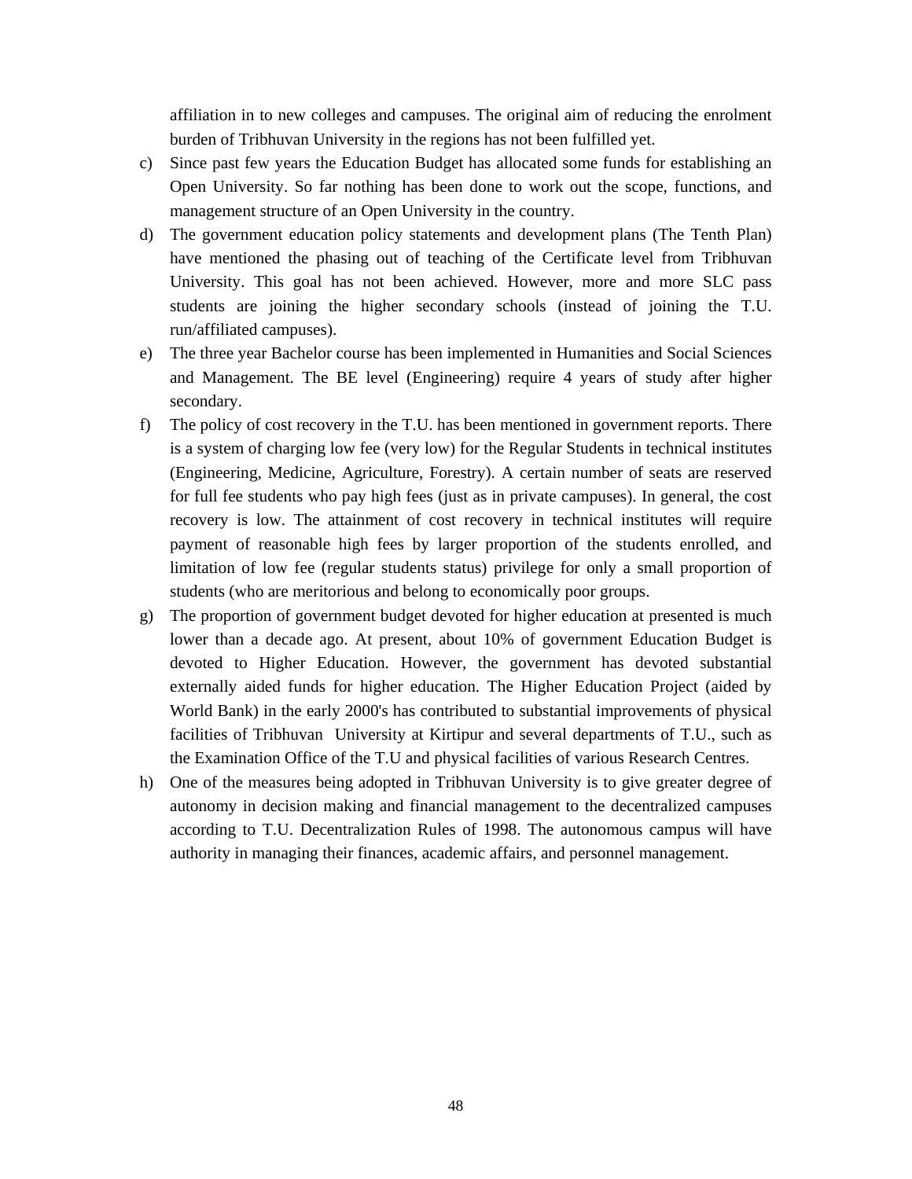affiliation in to new colleges and campuses. The original aim of reducing the enrolment burden of Tribhuvan University in the regions has not been fulfilled yet.

c) Since past few years the Education Budget has allocated some funds for establishing an Open University. So far nothing has been done to work out the scope, functions, and management structure of an Open University in the country.

d) The government education policy statements and development plans (The Tenth Plan) have mentioned the phasing out of teaching of the Certificate level from Tribhuvan University. This goal has not been achieved. However, more and more SLC pass students are joining the higher secondary schools (instead of joining the T.U. run/affiliated campuses).

e) The three year Bachelor course has been implemented in Humanities and Social Sciences and Management. The BE level (Engineering) require 4 years of study after higher secondary.

f) The policy of cost recovery in the T.U. has been mentioned in government reports. There is a system of charging low fee (very low) for the Regular Students in technical institutes (Engineering, Medicine, Agriculture, Forestry). A certain number of seats are reserved for full fee students who pay high fees (just as in private campuses). In general, the cost recovery is low. The attainment of cost recovery in technical institutes will require payment of reasonable high fees by larger proportion of the students enrolled, and limitation of low fee (regular students status) privilege for only a small proportion of students (who are meritorious and belong to economically poor groups.

g) The proportion of government budget devoted for higher education at presented is much lower than a decade ago. At present, about 10% of government Education Budget is devoted to Higher Education. However, the government has devoted substantial externally aided funds for higher education. The Higher Education Project (aided by World Bank) in the early 2000's has contributed to substantial improvements of physical facilities of Tribhuvan University at Kirtipur and several departments of T.U., such as the Examination Office of the T.U and physical facilities of various Research Centres.

h) One of the measures being adopted in Tribhuvan University is to give greater degree of autonomy in decision making and financial management to the decentralized campuses according to T.U. Decentralization Rules of 1998. The autonomous campus will have authority in managing their finances, academic affairs, and personnel management.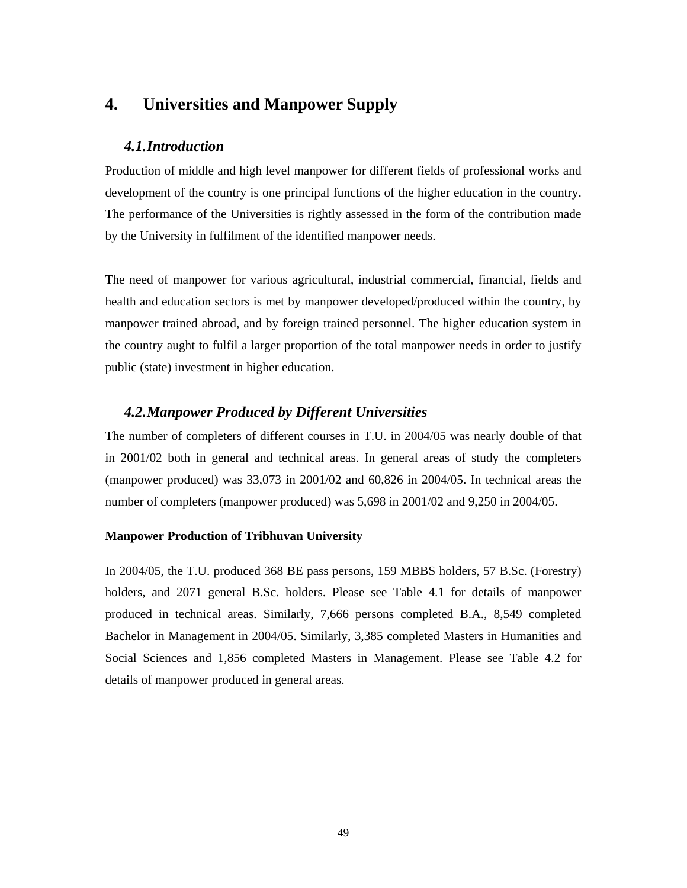# 4. Universities and Manpower Supply

## *4.1. Introduction*

Production of middle and high level manpower for different fields of professional works and development of the country is one principal functions of the higher education in the country. The performance of the Universities is rightly assessed in the form of the contribution made by the University in fulfilment of the identified manpower needs.

The need of manpower for various agricultural, industrial commercial, financial, fields and health and education sectors is met by manpower developed/produced within the country, by manpower trained abroad, and by foreign trained personnel. The higher education system in the country aught to fulfil a larger proportion of the total manpower needs in order to justify public (state) investment in higher education.

## *4.2. Manpower Produced by Different Universities*

The number of completers of different courses in T.U. in 2004/05 was nearly double of that in 2001/02 both in general and technical areas. In general areas of study the completers (manpower produced) was 33,073 in 2001/02 and 60,826 in 2004/05. In technical areas the number of completers (manpower produced) was 5,698 in 2001/02 and 9,250 in 2004/05.

**Manpower Production of Tribhuvan University**

In 2004/05, the T.U. produced 368 BE pass persons, 159 MBBS holders, 57 B.Sc. (Forestry) holders, and 2071 general B.Sc. holders. Please see Table 4.1 for details of manpower produced in technical areas. Similarly, 7,666 persons completed B.A., 8,549 completed Bachelor in Management in 2004/05. Similarly, 3,385 completed Masters in Humanities and Social Sciences and 1,856 completed Masters in Management. Please see Table 4.2 for details of manpower produced in general areas.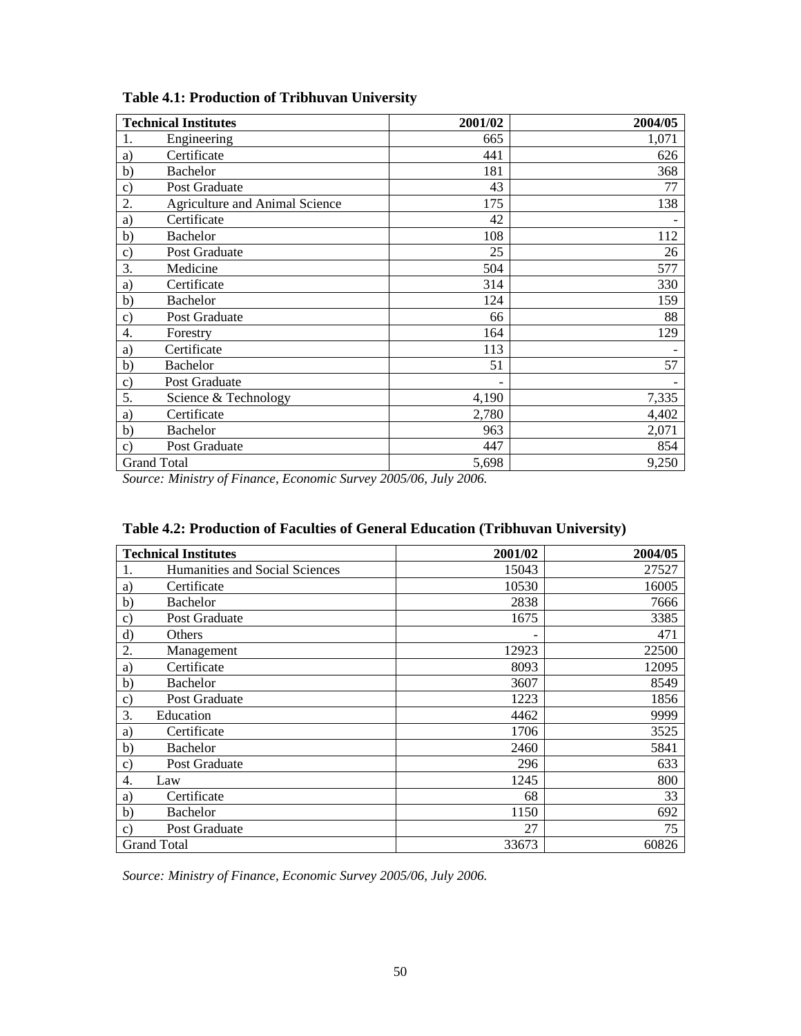**Table 4.1: Production of Tribhuvan University**

| Technical Institutes | 2001/02 | 2004/05 |
|---|---|---|
| 1. Engineering | 665 | 1,071 |
| a) Certificate | 441 | 626 |
| b) Bachelor | 181 | 368 |
| c) Post Graduate | 43 | 77 |
| 2. Agriculture and Animal Science | 175 | 138 |
| a) Certificate | 42 | - |
| b) Bachelor | 108 | 112 |
| c) Post Graduate | 25 | 26 |
| 3. Medicine | 504 | 577 |
| a) Certificate | 314 | 330 |
| b) Bachelor | 124 | 159 |
| c) Post Graduate | 66 | 88 |
| 4. Forestry | 164 | 129 |
| a) Certificate | 113 | - |
| b) Bachelor | 51 | 57 |
| c) Post Graduate | - | - |
| 5. Science & Technology | 4,190 | 7,335 |
| a) Certificate | 2,780 | 4,402 |
| b) Bachelor | 963 | 2,071 |
| c) Post Graduate | 447 | 854 |
| Grand Total | 5,698 | 9,250 |

*Source: Ministry of Finance, Economic Survey 2005/06, July 2006.*

**Table 4.2: Production of Faculties of General Education (Tribhuvan University)**

| Technical Institutes | 2001/02 | 2004/05 |
|---|---|---|
| 1. Humanities and Social Sciences | 15043 | 27527 |
| a) Certificate | 10530 | 16005 |
| b) Bachelor | 2838 | 7666 |
| c) Post Graduate | 1675 | 3385 |
| d) Others | - | 471 |
| 2. Management | 12923 | 22500 |
| a) Certificate | 8093 | 12095 |
| b) Bachelor | 3607 | 8549 |
| c) Post Graduate | 1223 | 1856 |
| 3. Education | 4462 | 9999 |
| a) Certificate | 1706 | 3525 |
| b) Bachelor | 2460 | 5841 |
| c) Post Graduate | 296 | 633 |
| 4. Law | 1245 | 800 |
| a) Certificate | 68 | 33 |
| b) Bachelor | 1150 | 692 |
| c) Post Graduate | 27 | 75 |
| Grand Total | 33673 | 60826 |

*Source: Ministry of Finance, Economic Survey 2005/06, July 2006.*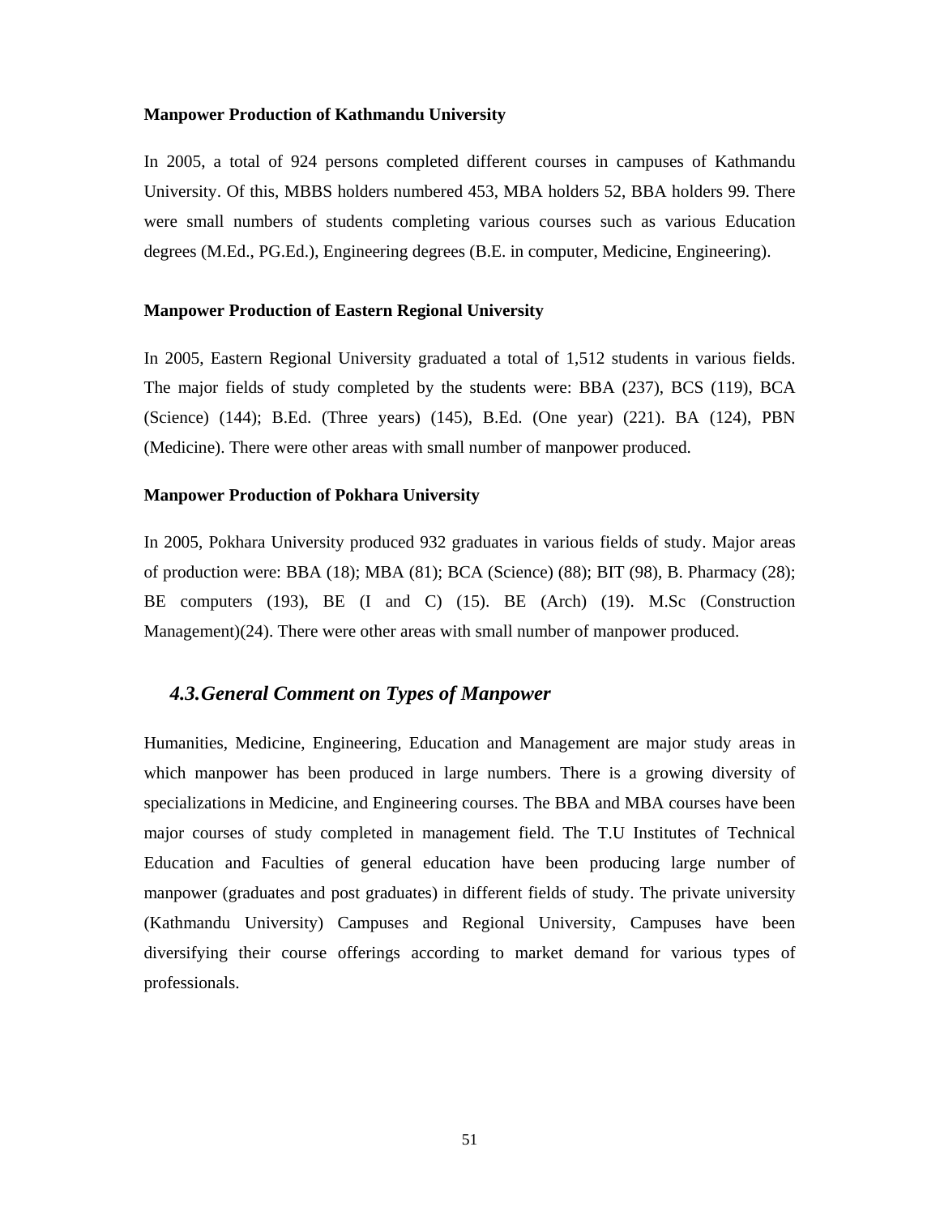**Manpower Production of Kathmandu University**

In 2005, a total of 924 persons completed different courses in campuses of Kathmandu University. Of this, MBBS holders numbered 453, MBA holders 52, BBA holders 99. There were small numbers of students completing various courses such as various Education degrees (M.Ed., PG.Ed.), Engineering degrees (B.E. in computer, Medicine, Engineering).

**Manpower Production of Eastern Regional University**

In 2005, Eastern Regional University graduated a total of 1,512 students in various fields. The major fields of study completed by the students were: BBA (237), BCS (119), BCA (Science) (144); B.Ed. (Three years) (145), B.Ed. (One year) (221). BA (124), PBN (Medicine). There were other areas with small number of manpower produced.

**Manpower Production of Pokhara University**

In 2005, Pokhara University produced 932 graduates in various fields of study. Major areas of production were: BBA (18); MBA (81); BCA (Science) (88); BIT (98), B. Pharmacy (28); BE computers (193), BE (I and C) (15). BE (Arch) (19). M.Sc (Construction Management)(24). There were other areas with small number of manpower produced.

## *4.3.General Comment on Types of Manpower*

Humanities, Medicine, Engineering, Education and Management are major study areas in which manpower has been produced in large numbers. There is a growing diversity of specializations in Medicine, and Engineering courses. The BBA and MBA courses have been major courses of study completed in management field. The T.U Institutes of Technical Education and Faculties of general education have been producing large number of manpower (graduates and post graduates) in different fields of study. The private university (Kathmandu University) Campuses and Regional University, Campuses have been diversifying their course offerings according to market demand for various types of professionals.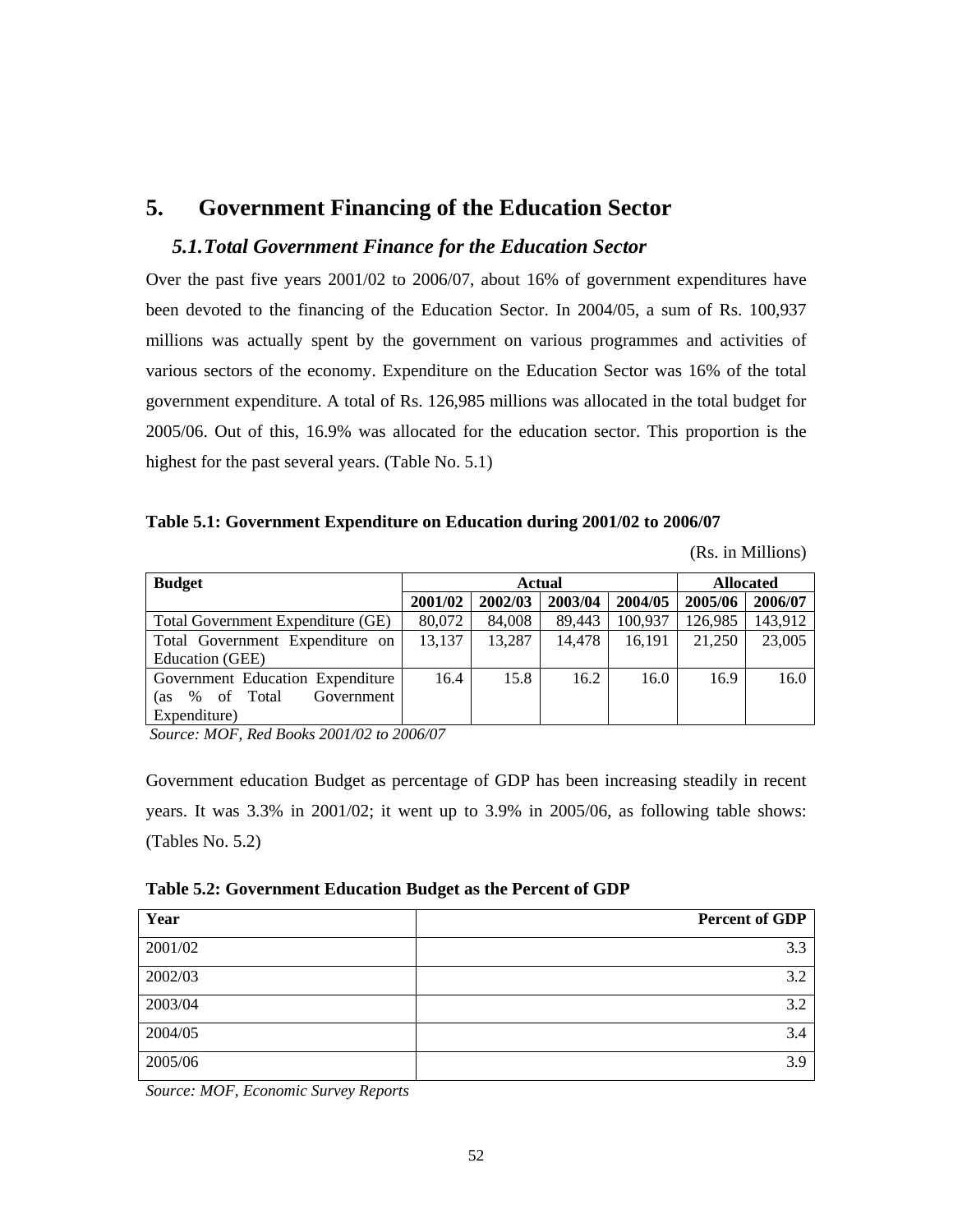# 5. Government Financing of the Education Sector

## *5.1. Total Government Finance for the Education Sector*

Over the past five years 2001/02 to 2006/07, about 16% of government expenditures have been devoted to the financing of the Education Sector. In 2004/05, a sum of Rs. 100,937 millions was actually spent by the government on various programmes and activities of various sectors of the economy. Expenditure on the Education Sector was 16% of the total government expenditure. A total of Rs. 126,985 millions was allocated in the total budget for 2005/06. Out of this, 16.9% was allocated for the education sector. This proportion is the highest for the past several years. (Table No. 5.1)

**Table 5.1: Government Expenditure on Education during 2001/02 to 2006/07**

(Rs. in Millions)

| Budget | Actual | | | | Allocated | |
|---|---|---|---|---|---|---|
| | **2001/02** | **2002/03** | **2003/04** | **2004/05** | **2005/06** | **2006/07** |
| Total Government Expenditure (GE) | 80,072 | 84,008 | 89,443 | 100,937 | 126,985 | 143,912 |
| Total Government Expenditure on Education (GEE) | 13,137 | 13,287 | 14,478 | 16,191 | 21,250 | 23,005 |
| Government Education Expenditure (as % of Total Government Expenditure) | 16.4 | 15.8 | 16.2 | 16.0 | 16.9 | 16.0 |

*Source: MOF, Red Books 2001/02 to 2006/07*

Government education Budget as percentage of GDP has been increasing steadily in recent years. It was 3.3% in 2001/02; it went up to 3.9% in 2005/06, as following table shows: (Tables No. 5.2)

**Table 5.2: Government Education Budget as the Percent of GDP**

| Year | Percent of GDP |
|---|---|
| 2001/02 | 3.3 |
| 2002/03 | 3.2 |
| 2003/04 | 3.2 |
| 2004/05 | 3.4 |
| 2005/06 | 3.9 |

*Source: MOF, Economic Survey Reports*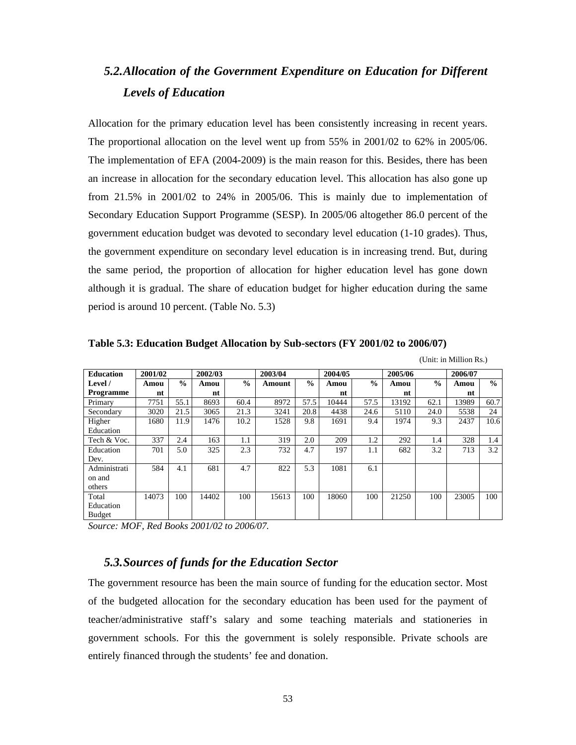## *5.2. Allocation of the Government Expenditure on Education for Different Levels of Education*

Allocation for the primary education level has been consistently increasing in recent years. The proportional allocation on the level went up from 55% in 2001/02 to 62% in 2005/06. The implementation of EFA (2004-2009) is the main reason for this. Besides, there has been an increase in allocation for the secondary education level. This allocation has also gone up from 21.5% in 2001/02 to 24% in 2005/06. This is mainly due to implementation of Secondary Education Support Programme (SESP). In 2005/06 altogether 86.0 percent of the government education budget was devoted to secondary level education (1-10 grades). Thus, the government expenditure on secondary level education is in increasing trend. But, during the same period, the proportion of allocation for higher education level has gone down although it is gradual. The share of education budget for higher education during the same period is around 10 percent. (Table No. 5.3)

**Table 5.3: Education Budget Allocation by Sub-sectors (FY 2001/02 to 2006/07)**

(Unit: in Million Rs.)

| Education Level / Programme | 2001/02 | | 2002/03 | | 2003/04 | | 2004/05 | | 2005/06 | | 2006/07 | |
|---|---|---|---|---|---|---|---|---|---|---|---|---|
| | Amount | % | Amount | % | Amount | % | Amount | % | Amount | % | Amount | % |
| Primary | 7751 | 55.1 | 8693 | 60.4 | 8972 | 57.5 | 10444 | 57.5 | 13192 | 62.1 | 13989 | 60.7 |
| Secondary | 3020 | 21.5 | 3065 | 21.3 | 3241 | 20.8 | 4438 | 24.6 | 5110 | 24.0 | 5538 | 24 |
| Higher Education | 1680 | 11.9 | 1476 | 10.2 | 1528 | 9.8 | 1691 | 9.4 | 1974 | 9.3 | 2437 | 10.6 |
| Tech & Voc. | 337 | 2.4 | 163 | 1.1 | 319 | 2.0 | 209 | 1.2 | 292 | 1.4 | 328 | 1.4 |
| Education Dev. | 701 | 5.0 | 325 | 2.3 | 732 | 4.7 | 197 | 1.1 | 682 | 3.2 | 713 | 3.2 |
| Administration and others | 584 | 4.1 | 681 | 4.7 | 822 | 5.3 | 1081 | 6.1 | | | | |
| Total Education Budget | 14073 | 100 | 14402 | 100 | 15613 | 100 | 18060 | 100 | 21250 | 100 | 23005 | 100 |

*Source: MOF, Red Books 2001/02 to 2006/07.*

## *5.3. Sources of funds for the Education Sector*

The government resource has been the main source of funding for the education sector. Most of the budgeted allocation for the secondary education has been used for the payment of teacher/administrative staff's salary and some teaching materials and stationeries in government schools. For this the government is solely responsible. Private schools are entirely financed through the students' fee and donation.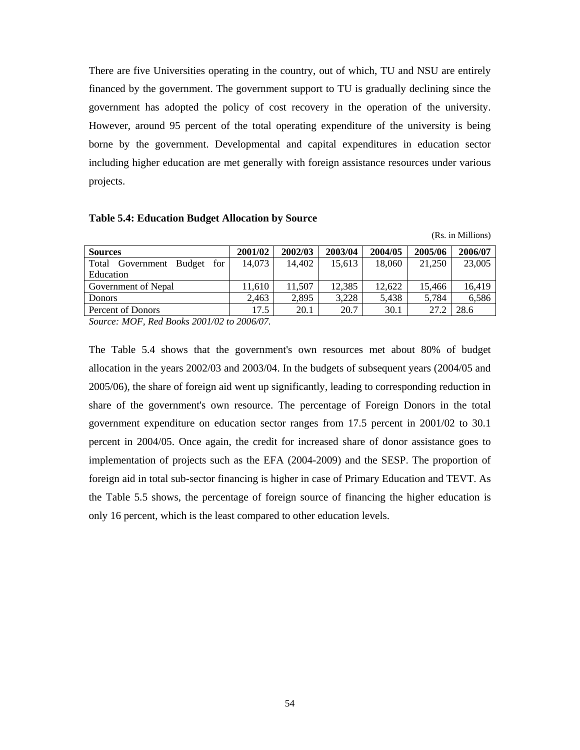There are five Universities operating in the country, out of which, TU and NSU are entirely financed by the government. The government support to TU is gradually declining since the government has adopted the policy of cost recovery in the operation of the university. However, around 95 percent of the total operating expenditure of the university is being borne by the government. Developmental and capital expenditures in education sector including higher education are met generally with foreign assistance resources under various projects.

**Table 5.4: Education Budget Allocation by Source**

(Rs. in Millions)

| Sources | 2001/02 | 2002/03 | 2003/04 | 2004/05 | 2005/06 | 2006/07 |
|---|---|---|---|---|---|---|
| Total Government Budget for Education | 14,073 | 14,402 | 15,613 | 18,060 | 21,250 | 23,005 |
| Government of Nepal | 11,610 | 11,507 | 12,385 | 12,622 | 15,466 | 16,419 |
| Donors | 2,463 | 2,895 | 3,228 | 5,438 | 5,784 | 6,586 |
| Percent of Donors | 17.5 | 20.1 | 20.7 | 30.1 | 27.2 | 28.6 |

*Source: MOF, Red Books 2001/02 to 2006/07.*

The Table 5.4 shows that the government's own resources met about 80% of budget allocation in the years 2002/03 and 2003/04. In the budgets of subsequent years (2004/05 and 2005/06), the share of foreign aid went up significantly, leading to corresponding reduction in share of the government's own resource. The percentage of Foreign Donors in the total government expenditure on education sector ranges from 17.5 percent in 2001/02 to 30.1 percent in 2004/05. Once again, the credit for increased share of donor assistance goes to implementation of projects such as the EFA (2004-2009) and the SESP. The proportion of foreign aid in total sub-sector financing is higher in case of Primary Education and TEVT. As the Table 5.5 shows, the percentage of foreign source of financing the higher education is only 16 percent, which is the least compared to other education levels.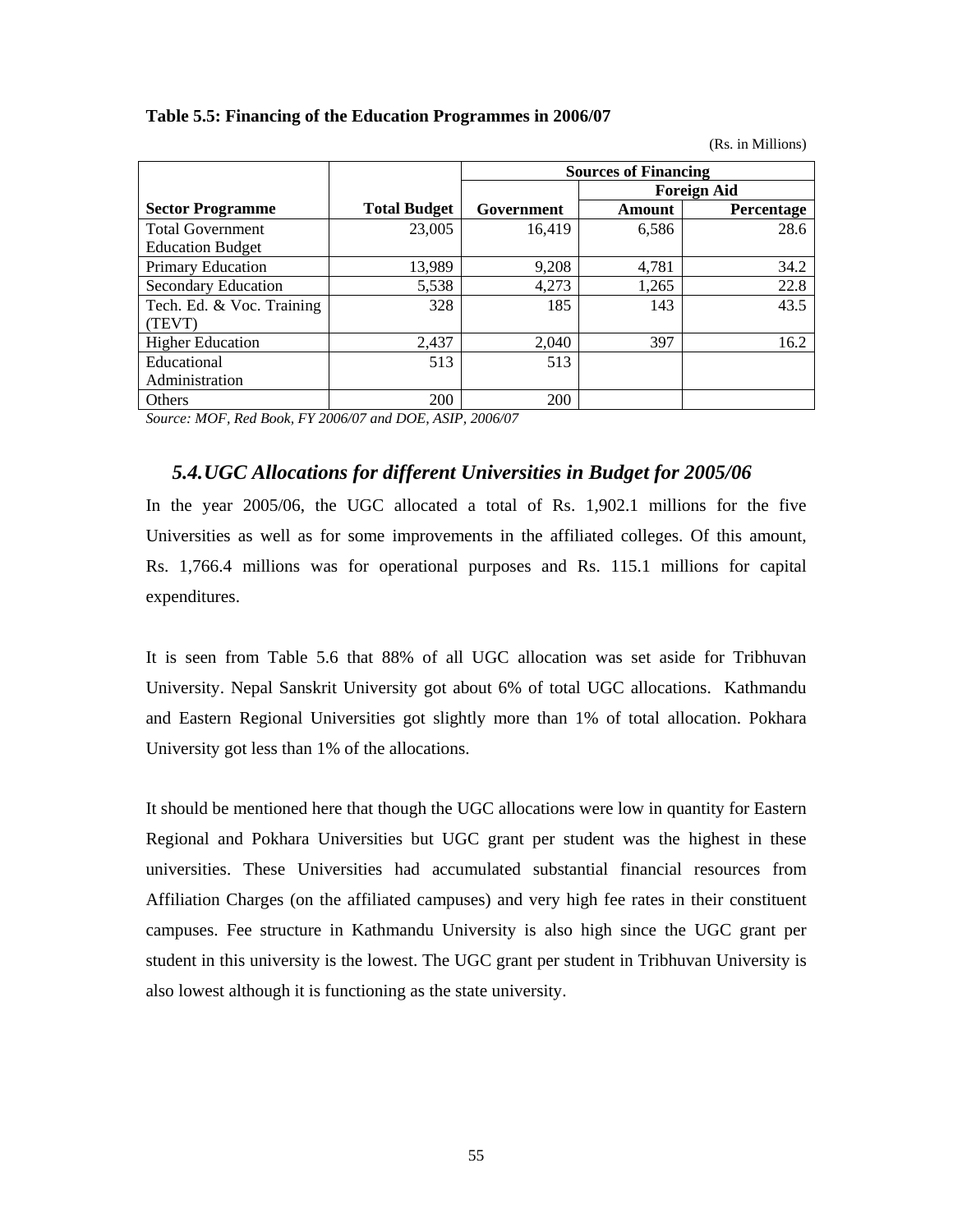**Table 5.5: Financing of the Education Programmes in 2006/07**

(Rs. in Millions)

| Sector Programme | Total Budget | Sources of Financing | | |
|---|---|---|---|---|
| | | Government | Foreign Aid | |
| | | | Amount | Percentage |
| Total Government Education Budget | 23,005 | 16,419 | 6,586 | 28.6 |
| Primary Education | 13,989 | 9,208 | 4,781 | 34.2 |
| Secondary Education | 5,538 | 4,273 | 1,265 | 22.8 |
| Tech. Ed. & Voc. Training (TEVT) | 328 | 185 | 143 | 43.5 |
| Higher Education | 2,437 | 2,040 | 397 | 16.2 |
| Educational Administration | 513 | 513 | | |
| Others | 200 | 200 | | |

*Source: MOF, Red Book, FY 2006/07 and DOE, ASIP, 2006/07*

## *5.4. UGC Allocations for different Universities in Budget for 2005/06*

In the year 2005/06, the UGC allocated a total of Rs. 1,902.1 millions for the five Universities as well as for some improvements in the affiliated colleges. Of this amount, Rs. 1,766.4 millions was for operational purposes and Rs. 115.1 millions for capital expenditures.

It is seen from Table 5.6 that 88% of all UGC allocation was set aside for Tribhuvan University. Nepal Sanskrit University got about 6% of total UGC allocations. Kathmandu and Eastern Regional Universities got slightly more than 1% of total allocation. Pokhara University got less than 1% of the allocations.

It should be mentioned here that though the UGC allocations were low in quantity for Eastern Regional and Pokhara Universities but UGC grant per student was the highest in these universities. These Universities had accumulated substantial financial resources from Affiliation Charges (on the affiliated campuses) and very high fee rates in their constituent campuses. Fee structure in Kathmandu University is also high since the UGC grant per student in this university is the lowest. The UGC grant per student in Tribhuvan University is also lowest although it is functioning as the state university.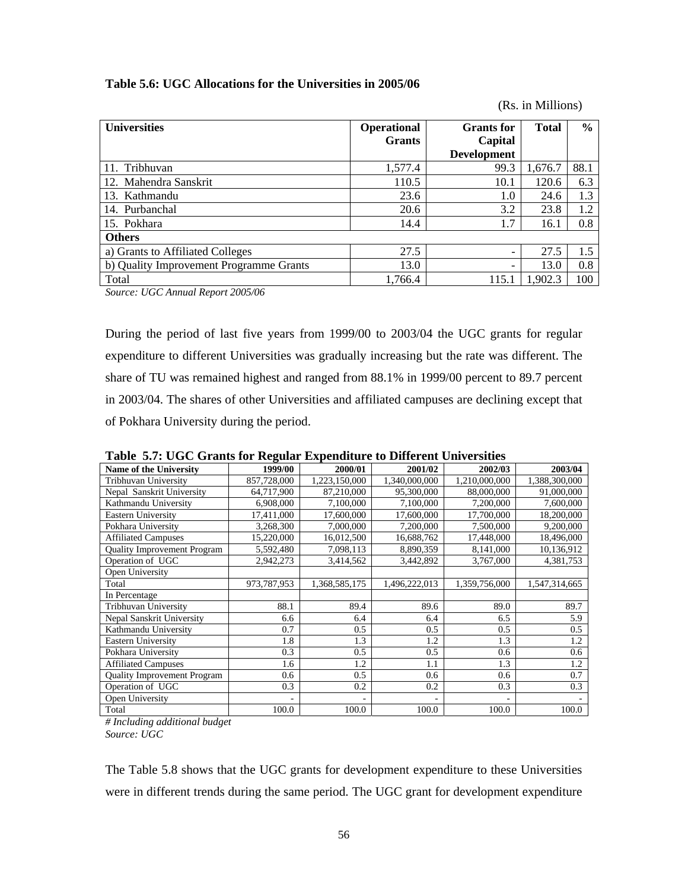**Table 5.6: UGC Allocations for the Universities in 2005/06**

(Rs. in Millions)

| Universities | Operational Grants | Grants for Capital Development | Total | % |
|---|---|---|---|---|
| 11. Tribhuvan | 1,577.4 | 99.3 | 1,676.7 | 88.1 |
| 12. Mahendra Sanskrit | 110.5 | 10.1 | 120.6 | 6.3 |
| 13. Kathmandu | 23.6 | 1.0 | 24.6 | 1.3 |
| 14. Purbanchal | 20.6 | 3.2 | 23.8 | 1.2 |
| 15. Pokhara | 14.4 | 1.7 | 16.1 | 0.8 |
| **Others** | | | | |
| a) Grants to Affiliated Colleges | 27.5 | - | 27.5 | 1.5 |
| b) Quality Improvement Programme Grants | 13.0 | - | 13.0 | 0.8 |
| Total | 1,766.4 | 115.1 | 1,902.3 | 100 |

*Source: UGC Annual Report 2005/06*

During the period of last five years from 1999/00 to 2003/04 the UGC grants for regular expenditure to different Universities was gradually increasing but the rate was different. The share of TU was remained highest and ranged from 88.1% in 1999/00 percent to 89.7 percent in 2003/04. The shares of other Universities and affiliated campuses are declining except that of Pokhara University during the period.

**Table 5.7: UGC Grants for Regular Expenditure to Different Universities**

| Name of the University | 1999/00 | 2000/01 | 2001/02 | 2002/03 | 2003/04 |
|---|---|---|---|---|---|
| Tribhuvan University | 857,728,000 | 1,223,150,000 | 1,340,000,000 | 1,210,000,000 | 1,388,300,000 |
| Nepal Sanskrit University | 64,717,900 | 87,210,000 | 95,300,000 | 88,000,000 | 91,000,000 |
| Kathmandu University | 6,908,000 | 7,100,000 | 7,100,000 | 7,200,000 | 7,600,000 |
| Eastern University | 17,411,000 | 17,600,000 | 17,600,000 | 17,700,000 | 18,200,000 |
| Pokhara University | 3,268,300 | 7,000,000 | 7,200,000 | 7,500,000 | 9,200,000 |
| Affiliated Campuses | 15,220,000 | 16,012,500 | 16,688,762 | 17,448,000 | 18,496,000 |
| Quality Improvement Program | 5,592,480 | 7,098,113 | 8,890,359 | 8,141,000 | 10,136,912 |
| Operation of UGC | 2,942,273 | 3,414,562 | 3,442,892 | 3,767,000 | 4,381,753 |
| Open University | | | | | |
| Total | 973,787,953 | 1,368,585,175 | 1,496,222,013 | 1,359,756,000 | 1,547,314,665 |
| In Percentage | | | | | |
| Tribhuvan University | 88.1 | 89.4 | 89.6 | 89.0 | 89.7 |
| Nepal Sanskrit University | 6.6 | 6.4 | 6.4 | 6.5 | 5.9 |
| Kathmandu University | 0.7 | 0.5 | 0.5 | 0.5 | 0.5 |
| Eastern University | 1.8 | 1.3 | 1.2 | 1.3 | 1.2 |
| Pokhara University | 0.3 | 0.5 | 0.5 | 0.6 | 0.6 |
| Affiliated Campuses | 1.6 | 1.2 | 1.1 | 1.3 | 1.2 |
| Quality Improvement Program | 0.6 | 0.5 | 0.6 | 0.6 | 0.7 |
| Operation of UGC | 0.3 | 0.2 | 0.2 | 0.3 | 0.3 |
| Open University | - | - | - | - | - |
| Total | 100.0 | 100.0 | 100.0 | 100.0 | 100.0 |

*# Including additional budget*
*Source: UGC*

The Table 5.8 shows that the UGC grants for development expenditure to these Universities were in different trends during the same period. The UGC grant for development expenditure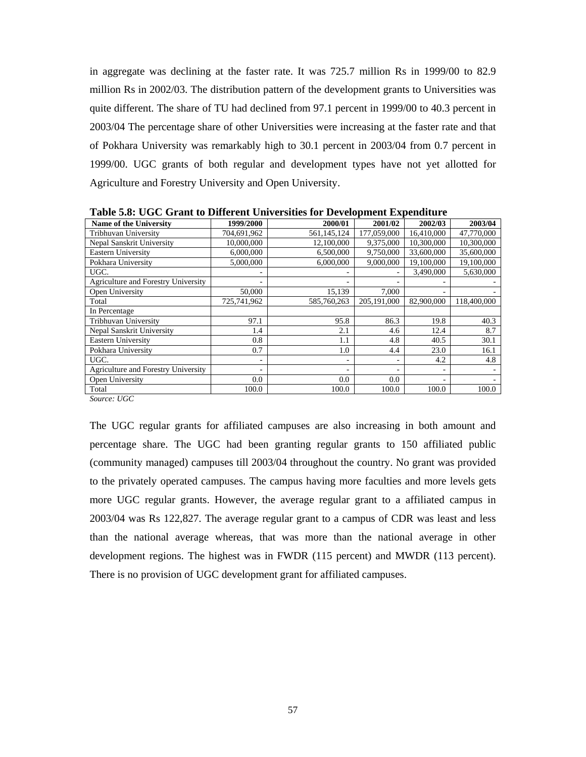in aggregate was declining at the faster rate. It was 725.7 million Rs in 1999/00 to 82.9 million Rs in 2002/03. The distribution pattern of the development grants to Universities was quite different. The share of TU had declined from 97.1 percent in 1999/00 to 40.3 percent in 2003/04 The percentage share of other Universities were increasing at the faster rate and that of Pokhara University was remarkably high to 30.1 percent in 2003/04 from 0.7 percent in 1999/00. UGC grants of both regular and development types have not yet allotted for Agriculture and Forestry University and Open University.

**Table 5.8: UGC Grant to Different Universities for Development Expenditure**

| Name of the University | 1999/2000 | 2000/01 | 2001/02 | 2002/03 | 2003/04 |
|---|---|---|---|---|---|
| Tribhuvan University | 704,691,962 | 561,145,124 | 177,059,000 | 16,410,000 | 47,770,000 |
| Nepal Sanskrit University | 10,000,000 | 12,100,000 | 9,375,000 | 10,300,000 | 10,300,000 |
| Eastern University | 6,000,000 | 6,500,000 | 9,750,000 | 33,600,000 | 35,600,000 |
| Pokhara University | 5,000,000 | 6,000,000 | 9,000,000 | 19,100,000 | 19,100,000 |
| UGC. | - | - | - | 3,490,000 | 5,630,000 |
| Agriculture and Forestry University | - | - | - | - | - |
| Open University | 50,000 | 15,139 | 7,000 | - | - |
| Total | 725,741,962 | 585,760,263 | 205,191,000 | 82,900,000 | 118,400,000 |
| In Percentage | | | | | |
| Tribhuvan University | 97.1 | 95.8 | 86.3 | 19.8 | 40.3 |
| Nepal Sanskrit University | 1.4 | 2.1 | 4.6 | 12.4 | 8.7 |
| Eastern University | 0.8 | 1.1 | 4.8 | 40.5 | 30.1 |
| Pokhara University | 0.7 | 1.0 | 4.4 | 23.0 | 16.1 |
| UGC. | - | - | - | 4.2 | 4.8 |
| Agriculture and Forestry University | - | - | - | - | - |
| Open University | 0.0 | 0.0 | 0.0 | - | - |
| Total | 100.0 | 100.0 | 100.0 | 100.0 | 100.0 |

*Source: UGC*

The UGC regular grants for affiliated campuses are also increasing in both amount and percentage share. The UGC had been granting regular grants to 150 affiliated public (community managed) campuses till 2003/04 throughout the country. No grant was provided to the privately operated campuses. The campus having more faculties and more levels gets more UGC regular grants. However, the average regular grant to a affiliated campus in 2003/04 was Rs 122,827. The average regular grant to a campus of CDR was least and less than the national average whereas, that was more than the national average in other development regions. The highest was in FWDR (115 percent) and MWDR (113 percent). There is no provision of UGC development grant for affiliated campuses.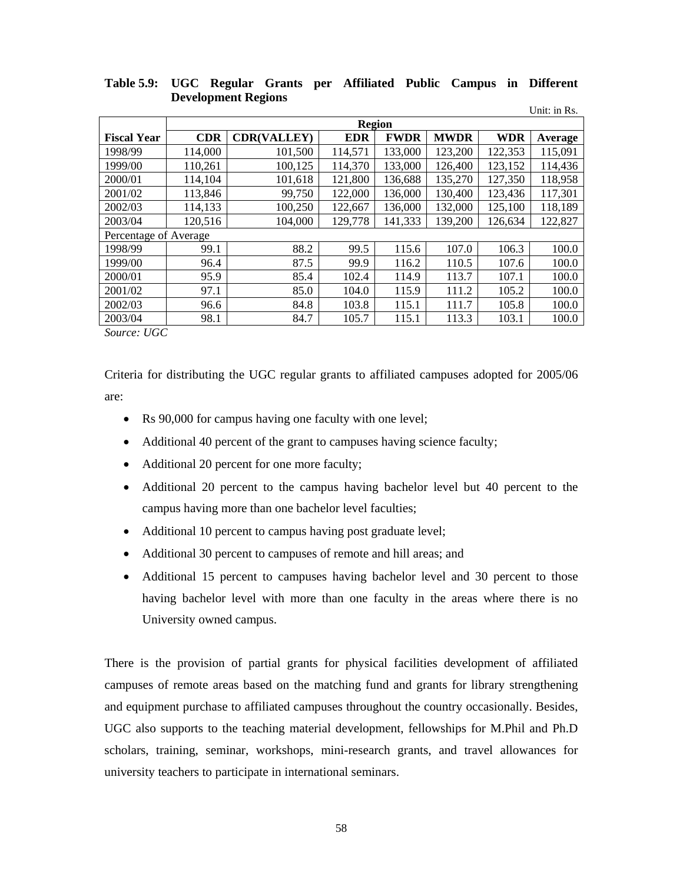**Table 5.9: UGC Regular Grants per Affiliated Public Campus in Different Development Regions**

Unit: in Rs.

| | Region | | | | | | |
|---|---|---|---|---|---|---|---|
| **Fiscal Year** | **CDR** | **CDR(VALLEY)** | **EDR** | **FWDR** | **MWDR** | **WDR** | **Average** |
| 1998/99 | 114,000 | 101,500 | 114,571 | 133,000 | 123,200 | 122,353 | 115,091 |
| 1999/00 | 110,261 | 100,125 | 114,370 | 133,000 | 126,400 | 123,152 | 114,436 |
| 2000/01 | 114,104 | 101,618 | 121,800 | 136,688 | 135,270 | 127,350 | 118,958 |
| 2001/02 | 113,846 | 99,750 | 122,000 | 136,000 | 130,400 | 123,436 | 117,301 |
| 2002/03 | 114,133 | 100,250 | 122,667 | 136,000 | 132,000 | 125,100 | 118,189 |
| 2003/04 | 120,516 | 104,000 | 129,778 | 141,333 | 139,200 | 126,634 | 122,827 |
| Percentage of Average | | | | | | | |
| 1998/99 | 99.1 | 88.2 | 99.5 | 115.6 | 107.0 | 106.3 | 100.0 |
| 1999/00 | 96.4 | 87.5 | 99.9 | 116.2 | 110.5 | 107.6 | 100.0 |
| 2000/01 | 95.9 | 85.4 | 102.4 | 114.9 | 113.7 | 107.1 | 100.0 |
| 2001/02 | 97.1 | 85.0 | 104.0 | 115.9 | 111.2 | 105.2 | 100.0 |
| 2002/03 | 96.6 | 84.8 | 103.8 | 115.1 | 111.7 | 105.8 | 100.0 |
| 2003/04 | 98.1 | 84.7 | 105.7 | 115.1 | 113.3 | 103.1 | 100.0 |

*Source: UGC*

Criteria for distributing the UGC regular grants to affiliated campuses adopted for 2005/06 are:

- Rs 90,000 for campus having one faculty with one level;
- Additional 40 percent of the grant to campuses having science faculty;
- Additional 20 percent for one more faculty;
- Additional 20 percent to the campus having bachelor level but 40 percent to the campus having more than one bachelor level faculties;
- Additional 10 percent to campus having post graduate level;
- Additional 30 percent to campuses of remote and hill areas; and
- Additional 15 percent to campuses having bachelor level and 30 percent to those having bachelor level with more than one faculty in the areas where there is no University owned campus.

There is the provision of partial grants for physical facilities development of affiliated campuses of remote areas based on the matching fund and grants for library strengthening and equipment purchase to affiliated campuses throughout the country occasionally. Besides, UGC also supports to the teaching material development, fellowships for M.Phil and Ph.D scholars, training, seminar, workshops, mini-research grants, and travel allowances for university teachers to participate in international seminars.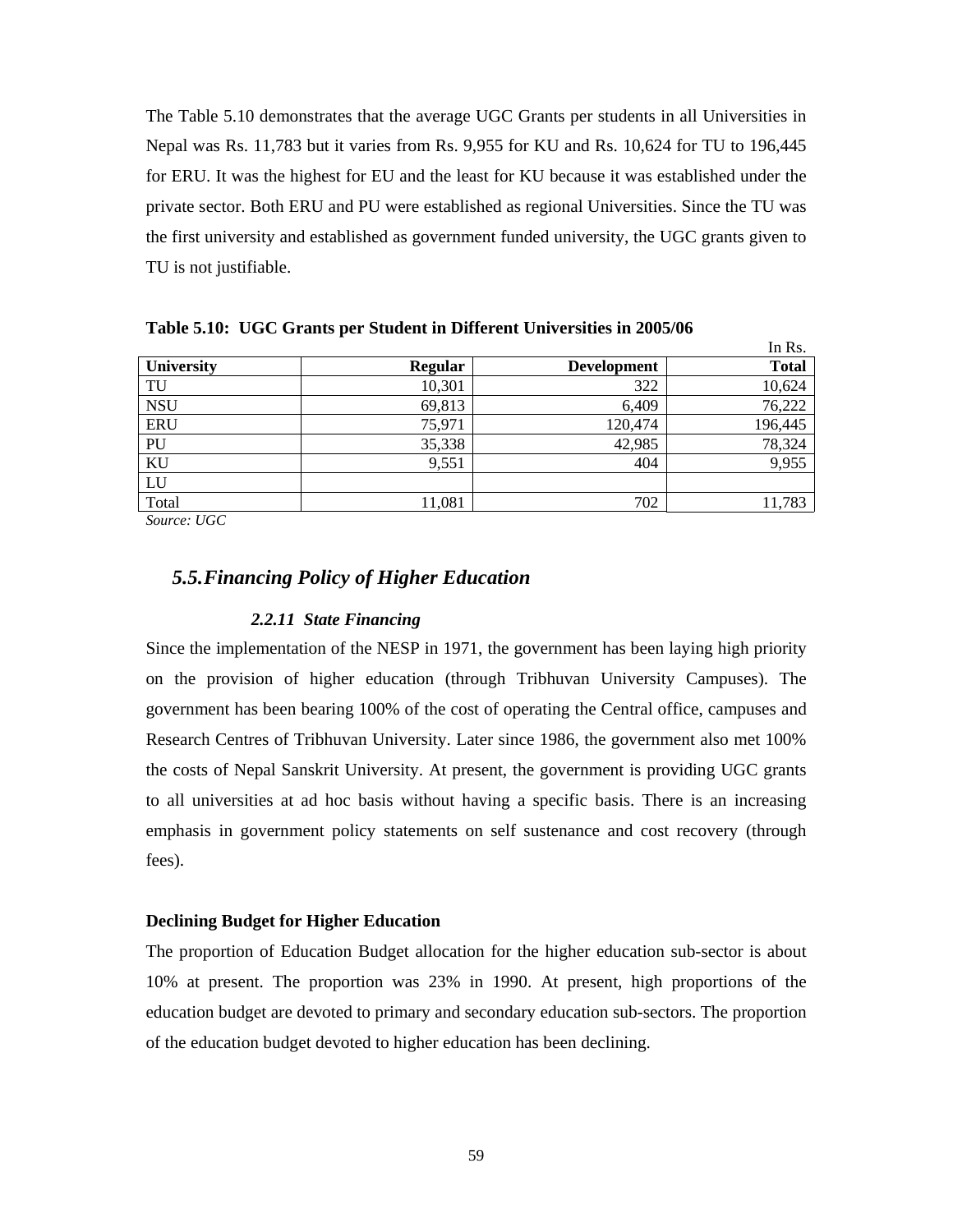The Table 5.10 demonstrates that the average UGC Grants per students in all Universities in Nepal was Rs. 11,783 but it varies from Rs. 9,955 for KU and Rs. 10,624 for TU to 196,445 for ERU. It was the highest for EU and the least for KU because it was established under the private sector. Both ERU and PU were established as regional Universities. Since the TU was the first university and established as government funded university, the UGC grants given to TU is not justifiable.

**Table 5.10: UGC Grants per Student in Different Universities in 2005/06**

In Rs.

| University | Regular | Development | Total |
|---|---|---|---|
| TU | 10,301 | 322 | 10,624 |
| NSU | 69,813 | 6,409 | 76,222 |
| ERU | 75,971 | 120,474 | 196,445 |
| PU | 35,338 | 42,985 | 78,324 |
| KU | 9,551 | 404 | 9,955 |
| LU | | | |
| Total | 11,081 | 702 | 11,783 |

*Source: UGC*

## *5.5.Financing Policy of Higher Education*

### *2.2.11 State Financing*

Since the implementation of the NESP in 1971, the government has been laying high priority on the provision of higher education (through Tribhuvan University Campuses). The government has been bearing 100% of the cost of operating the Central office, campuses and Research Centres of Tribhuvan University. Later since 1986, the government also met 100% the costs of Nepal Sanskrit University. At present, the government is providing UGC grants to all universities at ad hoc basis without having a specific basis. There is an increasing emphasis in government policy statements on self sustenance and cost recovery (through fees).

**Declining Budget for Higher Education**

The proportion of Education Budget allocation for the higher education sub-sector is about 10% at present. The proportion was 23% in 1990. At present, high proportions of the education budget are devoted to primary and secondary education sub-sectors. The proportion of the education budget devoted to higher education has been declining.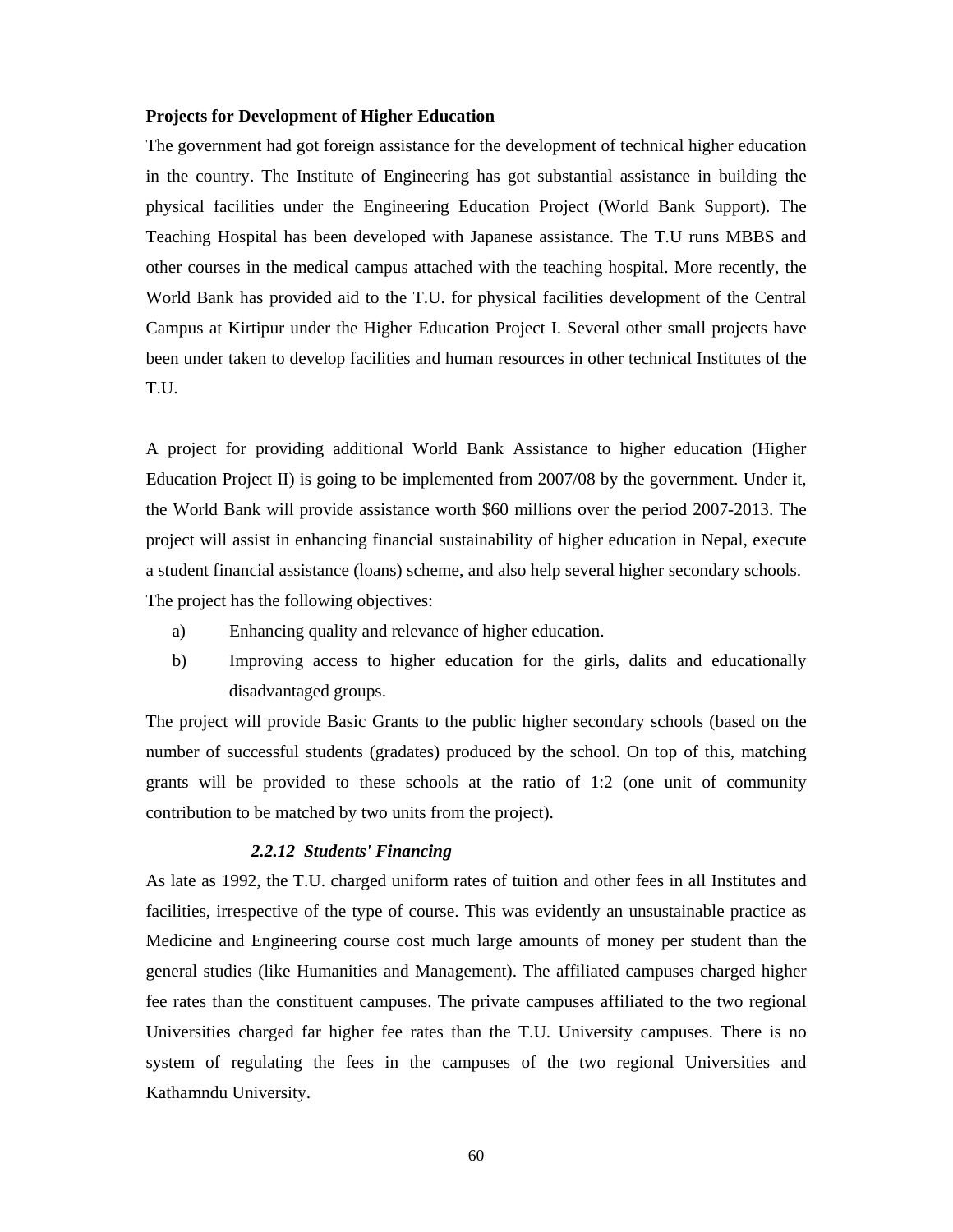**Projects for Development of Higher Education**

The government had got foreign assistance for the development of technical higher education in the country. The Institute of Engineering has got substantial assistance in building the physical facilities under the Engineering Education Project (World Bank Support). The Teaching Hospital has been developed with Japanese assistance. The T.U runs MBBS and other courses in the medical campus attached with the teaching hospital. More recently, the World Bank has provided aid to the T.U. for physical facilities development of the Central Campus at Kirtipur under the Higher Education Project I. Several other small projects have been under taken to develop facilities and human resources in other technical Institutes of the T.U.

A project for providing additional World Bank Assistance to higher education (Higher Education Project II) is going to be implemented from 2007/08 by the government. Under it, the World Bank will provide assistance worth $60 millions over the period 2007-2013. The project will assist in enhancing financial sustainability of higher education in Nepal, execute a student financial assistance (loans) scheme, and also help several higher secondary schools. The project has the following objectives:

a) Enhancing quality and relevance of higher education.

b) Improving access to higher education for the girls, dalits and educationally disadvantaged groups.

The project will provide Basic Grants to the public higher secondary schools (based on the number of successful students (gradates) produced by the school. On top of this, matching grants will be provided to these schools at the ratio of 1:2 (one unit of community contribution to be matched by two units from the project).

### *2.2.12 Students' Financing*

As late as 1992, the T.U. charged uniform rates of tuition and other fees in all Institutes and facilities, irrespective of the type of course. This was evidently an unsustainable practice as Medicine and Engineering course cost much large amounts of money per student than the general studies (like Humanities and Management). The affiliated campuses charged higher fee rates than the constituent campuses. The private campuses affiliated to the two regional Universities charged far higher fee rates than the T.U. University campuses. There is no system of regulating the fees in the campuses of the two regional Universities and Kathamndu University.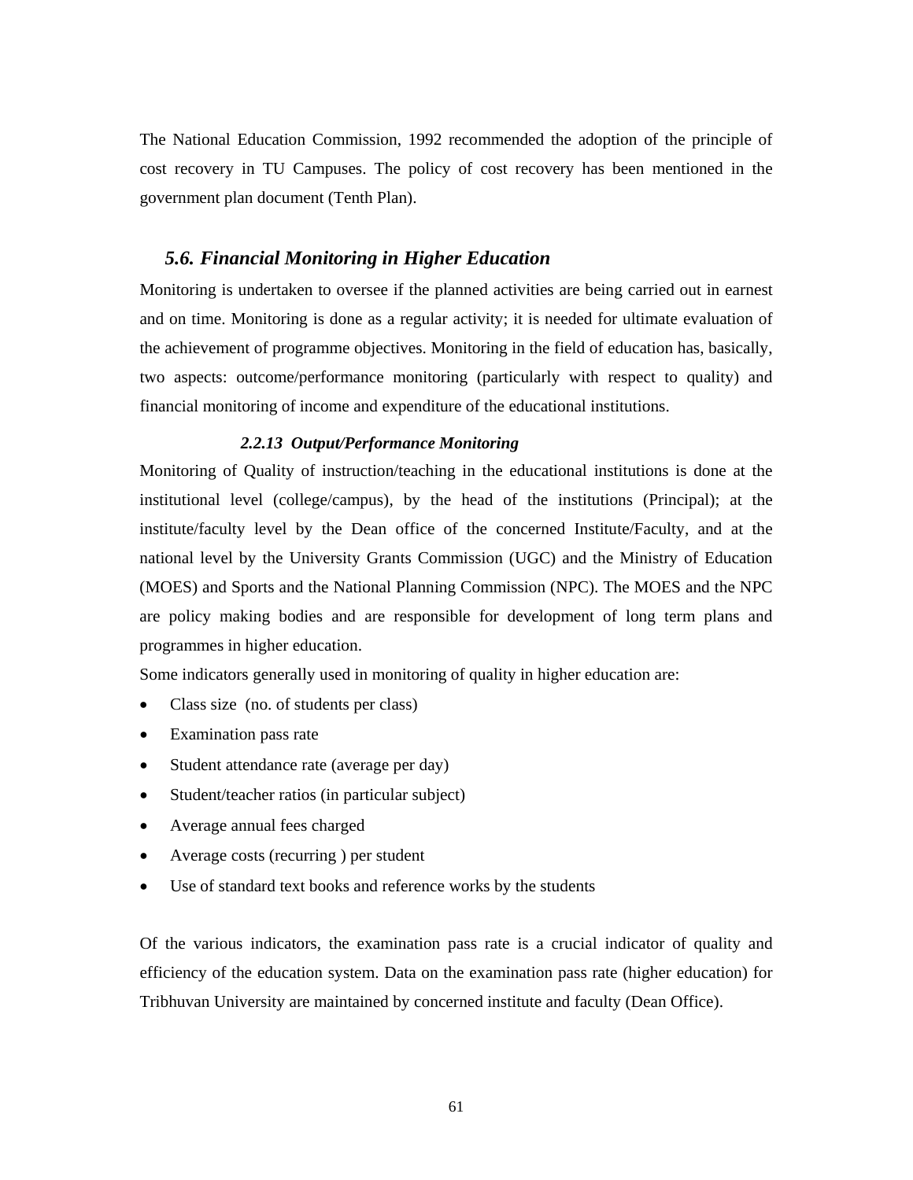The National Education Commission, 1992 recommended the adoption of the principle of cost recovery in TU Campuses. The policy of cost recovery has been mentioned in the government plan document (Tenth Plan).

## *5.6. Financial Monitoring in Higher Education*

Monitoring is undertaken to oversee if the planned activities are being carried out in earnest and on time. Monitoring is done as a regular activity; it is needed for ultimate evaluation of the achievement of programme objectives. Monitoring in the field of education has, basically, two aspects: outcome/performance monitoring (particularly with respect to quality) and financial monitoring of income and expenditure of the educational institutions.

### *2.2.13 Output/Performance Monitoring*

Monitoring of Quality of instruction/teaching in the educational institutions is done at the institutional level (college/campus), by the head of the institutions (Principal); at the institute/faculty level by the Dean office of the concerned Institute/Faculty, and at the national level by the University Grants Commission (UGC) and the Ministry of Education (MOES) and Sports and the National Planning Commission (NPC). The MOES and the NPC are policy making bodies and are responsible for development of long term plans and programmes in higher education.

Some indicators generally used in monitoring of quality in higher education are:

- Class size (no. of students per class)
- Examination pass rate
- Student attendance rate (average per day)
- Student/teacher ratios (in particular subject)
- Average annual fees charged
- Average costs (recurring ) per student
- Use of standard text books and reference works by the students

Of the various indicators, the examination pass rate is a crucial indicator of quality and efficiency of the education system. Data on the examination pass rate (higher education) for Tribhuvan University are maintained by concerned institute and faculty (Dean Office).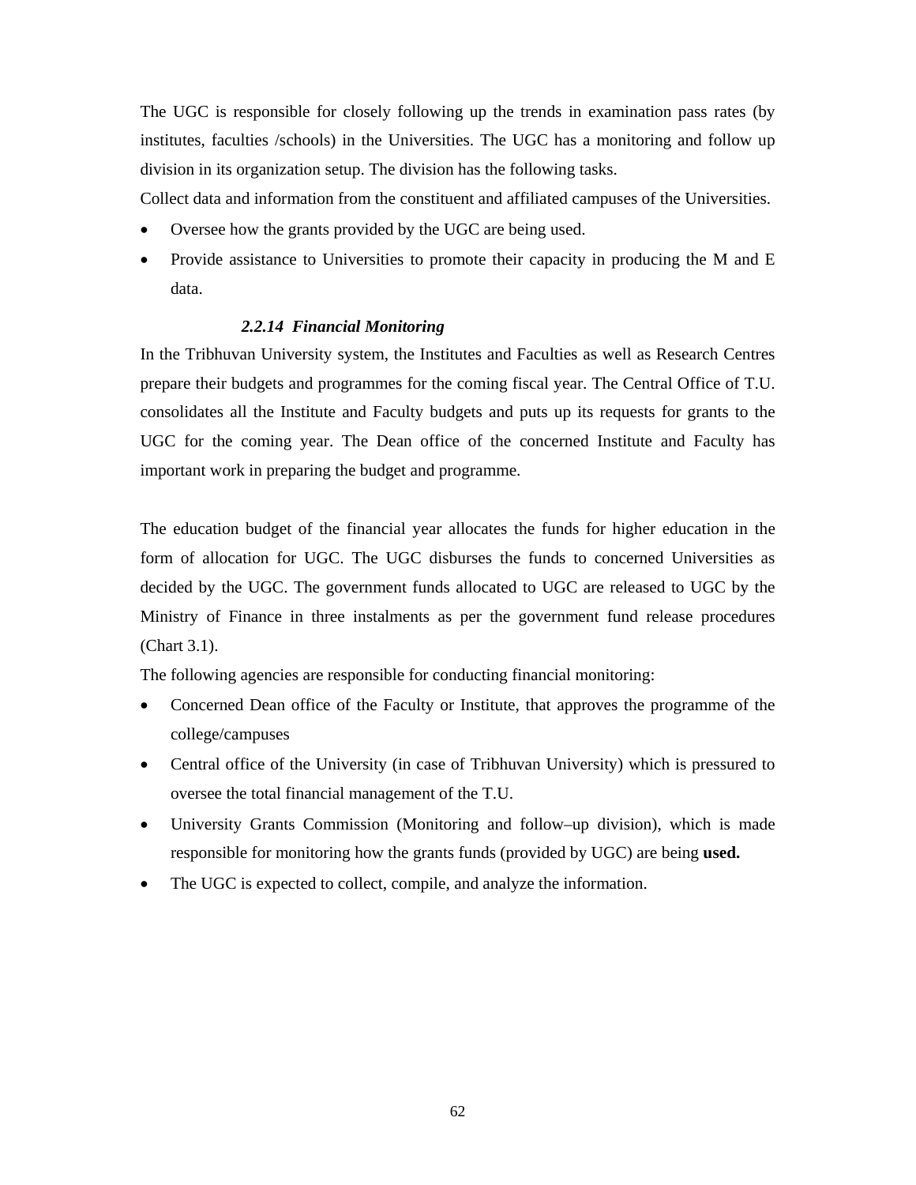The UGC is responsible for closely following up the trends in examination pass rates (by institutes, faculties /schools) in the Universities. The UGC has a monitoring and follow up division in its organization setup. The division has the following tasks.

Collect data and information from the constituent and affiliated campuses of the Universities.

- Oversee how the grants provided by the UGC are being used.
- Provide assistance to Universities to promote their capacity in producing the M and E data.

### *2.2.14 Financial Monitoring*

In the Tribhuvan University system, the Institutes and Faculties as well as Research Centres prepare their budgets and programmes for the coming fiscal year. The Central Office of T.U. consolidates all the Institute and Faculty budgets and puts up its requests for grants to the UGC for the coming year. The Dean office of the concerned Institute and Faculty has important work in preparing the budget and programme.

The education budget of the financial year allocates the funds for higher education in the form of allocation for UGC. The UGC disburses the funds to concerned Universities as decided by the UGC. The government funds allocated to UGC are released to UGC by the Ministry of Finance in three instalments as per the government fund release procedures (Chart 3.1).

The following agencies are responsible for conducting financial monitoring:

- Concerned Dean office of the Faculty or Institute, that approves the programme of the college/campuses
- Central office of the University (in case of Tribhuvan University) which is pressured to oversee the total financial management of the T.U.
- University Grants Commission (Monitoring and follow–up division), which is made responsible for monitoring how the grants funds (provided by UGC) are being **used.**
- The UGC is expected to collect, compile, and analyze the information.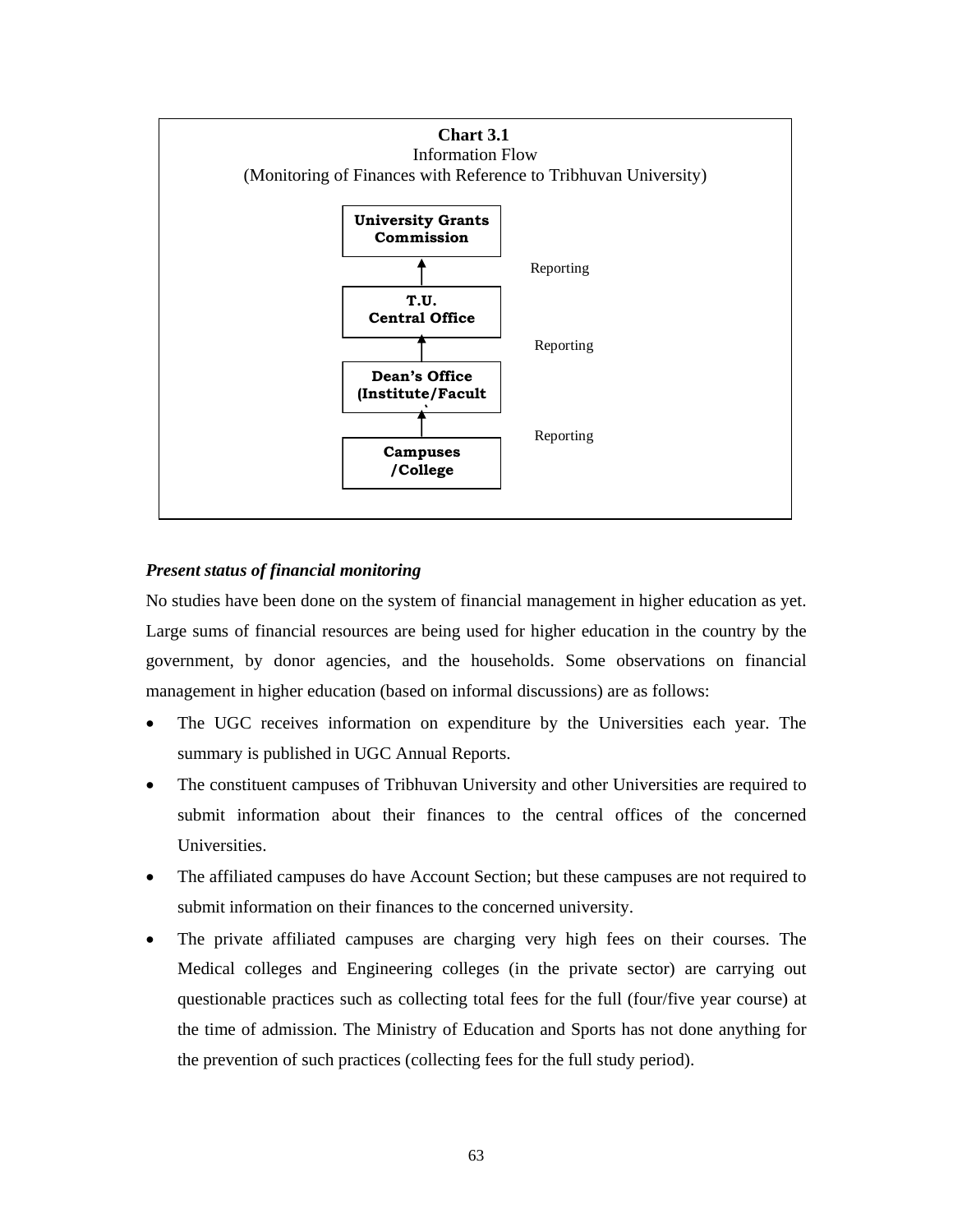**Chart 3.1**
Information Flow
(Monitoring of Finances with Reference to Tribhuvan University)

**University Grants Commission**

↑ Reporting

**T.U. Central Office**

↑ Reporting

**Dean's Office (Institute/Facult`**

↑ Reporting

**Campuses /College**

***Present status of financial monitoring***

No studies have been done on the system of financial management in higher education as yet. Large sums of financial resources are being used for higher education in the country by the government, by donor agencies, and the households. Some observations on financial management in higher education (based on informal discussions) are as follows:

- The UGC receives information on expenditure by the Universities each year. The summary is published in UGC Annual Reports.
- The constituent campuses of Tribhuvan University and other Universities are required to submit information about their finances to the central offices of the concerned Universities.
- The affiliated campuses do have Account Section; but these campuses are not required to submit information on their finances to the concerned university.
- The private affiliated campuses are charging very high fees on their courses. The Medical colleges and Engineering colleges (in the private sector) are carrying out questionable practices such as collecting total fees for the full (four/five year course) at the time of admission. The Ministry of Education and Sports has not done anything for the prevention of such practices (collecting fees for the full study period).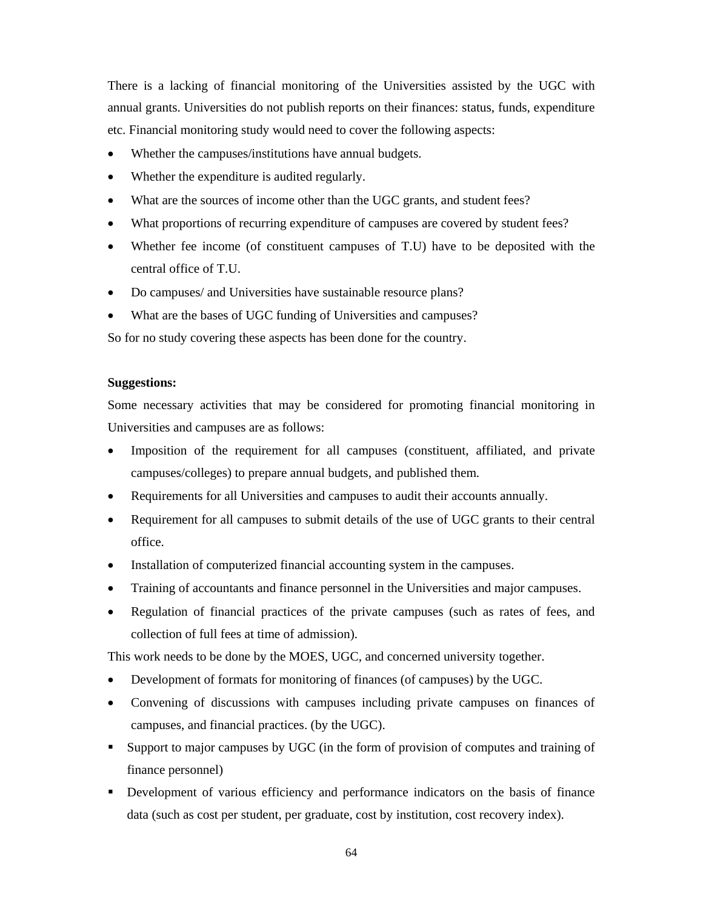There is a lacking of financial monitoring of the Universities assisted by the UGC with annual grants. Universities do not publish reports on their finances: status, funds, expenditure etc. Financial monitoring study would need to cover the following aspects:

- Whether the campuses/institutions have annual budgets.
- Whether the expenditure is audited regularly.
- What are the sources of income other than the UGC grants, and student fees?
- What proportions of recurring expenditure of campuses are covered by student fees?
- Whether fee income (of constituent campuses of T.U) have to be deposited with the central office of T.U.
- Do campuses/ and Universities have sustainable resource plans?
- What are the bases of UGC funding of Universities and campuses?

So for no study covering these aspects has been done for the country.

**Suggestions:**

Some necessary activities that may be considered for promoting financial monitoring in Universities and campuses are as follows:

- Imposition of the requirement for all campuses (constituent, affiliated, and private campuses/colleges) to prepare annual budgets, and published them.
- Requirements for all Universities and campuses to audit their accounts annually.
- Requirement for all campuses to submit details of the use of UGC grants to their central office.
- Installation of computerized financial accounting system in the campuses.
- Training of accountants and finance personnel in the Universities and major campuses.
- Regulation of financial practices of the private campuses (such as rates of fees, and collection of full fees at time of admission).

This work needs to be done by the MOES, UGC, and concerned university together.

- Development of formats for monitoring of finances (of campuses) by the UGC.
- Convening of discussions with campuses including private campuses on finances of campuses, and financial practices. (by the UGC).

- Support to major campuses by UGC (in the form of provision of computes and training of finance personnel)
- Development of various efficiency and performance indicators on the basis of finance data (such as cost per student, per graduate, cost by institution, cost recovery index).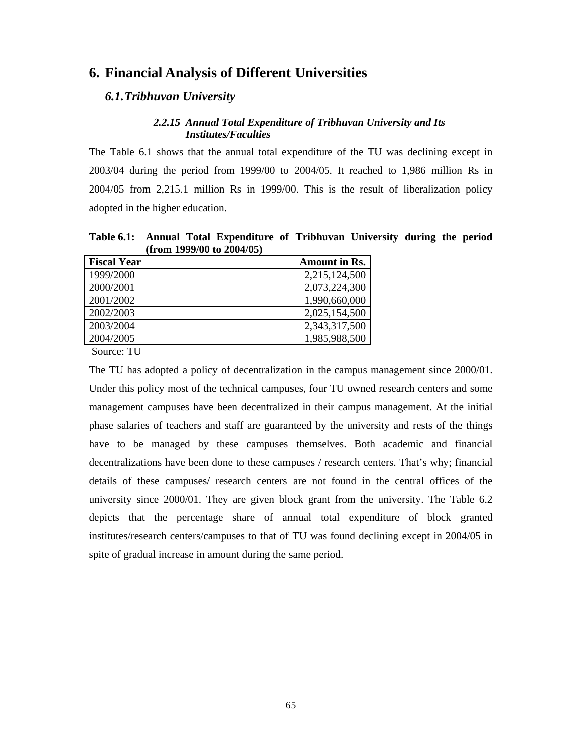# 6. Financial Analysis of Different Universities

## *6.1. Tribhuvan University*

#### *2.2.15 Annual Total Expenditure of Tribhuvan University and Its Institutes/Faculties*

The Table 6.1 shows that the annual total expenditure of the TU was declining except in 2003/04 during the period from 1999/00 to 2004/05. It reached to 1,986 million Rs in 2004/05 from 2,215.1 million Rs in 1999/00. This is the result of liberalization policy adopted in the higher education.

**Table 6.1: Annual Total Expenditure of Tribhuvan University during the period (from 1999/00 to 2004/05)**

| Fiscal Year | Amount in Rs. |
|---|---:|
| 1999/2000 | 2,215,124,500 |
| 2000/2001 | 2,073,224,300 |
| 2001/2002 | 1,990,660,000 |
| 2002/2003 | 2,025,154,500 |
| 2003/2004 | 2,343,317,500 |
| 2004/2005 | 1,985,988,500 |

Source: TU

The TU has adopted a policy of decentralization in the campus management since 2000/01. Under this policy most of the technical campuses, four TU owned research centers and some management campuses have been decentralized in their campus management. At the initial phase salaries of teachers and staff are guaranteed by the university and rests of the things have to be managed by these campuses themselves. Both academic and financial decentralizations have been done to these campuses / research centers. That's why; financial details of these campuses/ research centers are not found in the central offices of the university since 2000/01. They are given block grant from the university. The Table 6.2 depicts that the percentage share of annual total expenditure of block granted institutes/research centers/campuses to that of TU was found declining except in 2004/05 in spite of gradual increase in amount during the same period.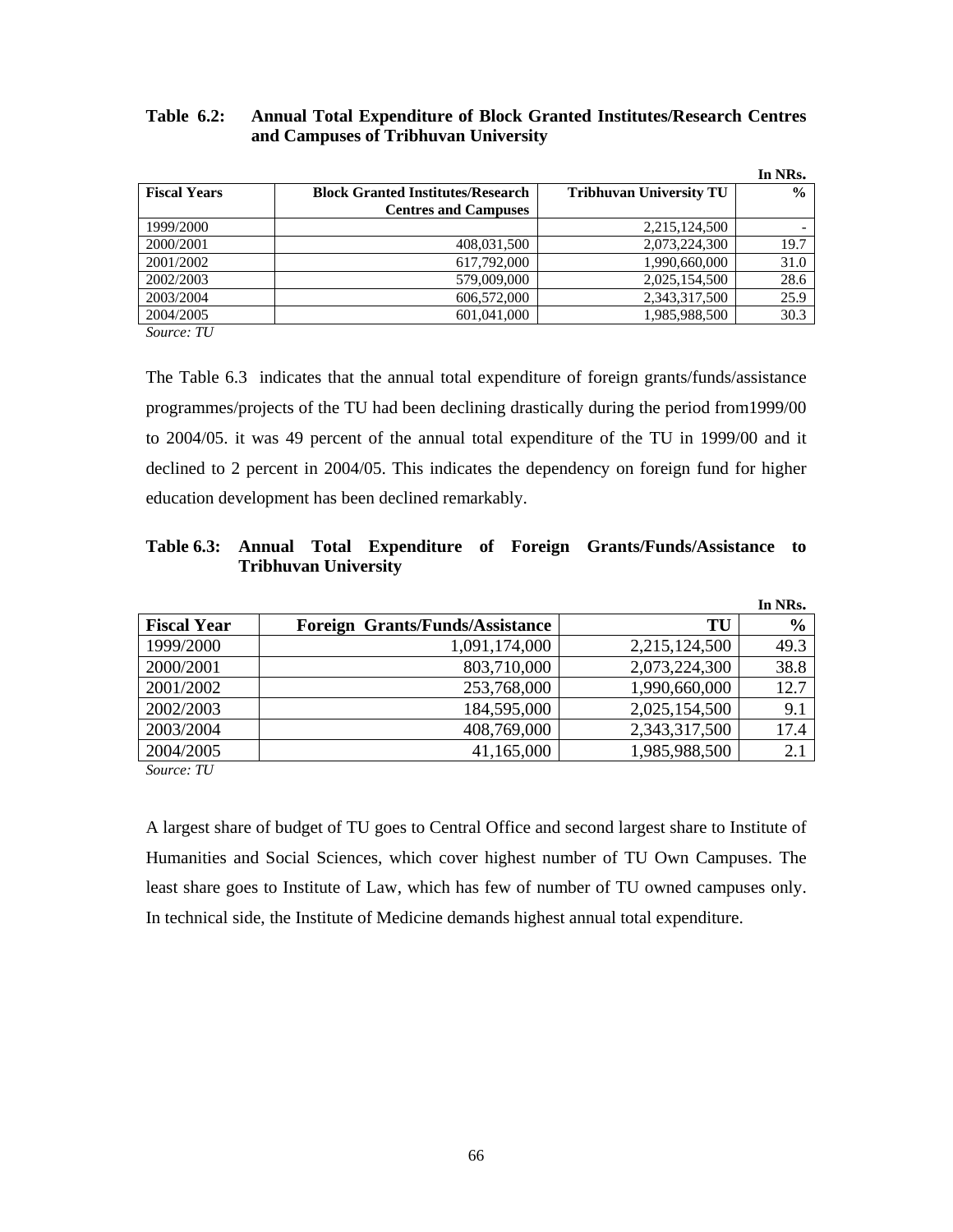**Table 6.2: Annual Total Expenditure of Block Granted Institutes/Research Centres and Campuses of Tribhuvan University**

In NRs.

| Fiscal Years | Block Granted Institutes/Research Centres and Campuses | Tribhuvan University TU | % |
|---|---|---|---|
| 1999/2000 | | 2,215,124,500 | - |
| 2000/2001 | 408,031,500 | 2,073,224,300 | 19.7 |
| 2001/2002 | 617,792,000 | 1,990,660,000 | 31.0 |
| 2002/2003 | 579,009,000 | 2,025,154,500 | 28.6 |
| 2003/2004 | 606,572,000 | 2,343,317,500 | 25.9 |
| 2004/2005 | 601,041,000 | 1,985,988,500 | 30.3 |

*Source: TU*

The Table 6.3 indicates that the annual total expenditure of foreign grants/funds/assistance programmes/projects of the TU had been declining drastically during the period from1999/00 to 2004/05. it was 49 percent of the annual total expenditure of the TU in 1999/00 and it declined to 2 percent in 2004/05. This indicates the dependency on foreign fund for higher education development has been declined remarkably.

**Table 6.3: Annual Total Expenditure of Foreign Grants/Funds/Assistance to Tribhuvan University**

In NRs.

| Fiscal Year | Foreign Grants/Funds/Assistance | TU | % |
|---|---|---|---|
| 1999/2000 | 1,091,174,000 | 2,215,124,500 | 49.3 |
| 2000/2001 | 803,710,000 | 2,073,224,300 | 38.8 |
| 2001/2002 | 253,768,000 | 1,990,660,000 | 12.7 |
| 2002/2003 | 184,595,000 | 2,025,154,500 | 9.1 |
| 2003/2004 | 408,769,000 | 2,343,317,500 | 17.4 |
| 2004/2005 | 41,165,000 | 1,985,988,500 | 2.1 |

*Source: TU*

A largest share of budget of TU goes to Central Office and second largest share to Institute of Humanities and Social Sciences, which cover highest number of TU Own Campuses. The least share goes to Institute of Law, which has few of number of TU owned campuses only. In technical side, the Institute of Medicine demands highest annual total expenditure.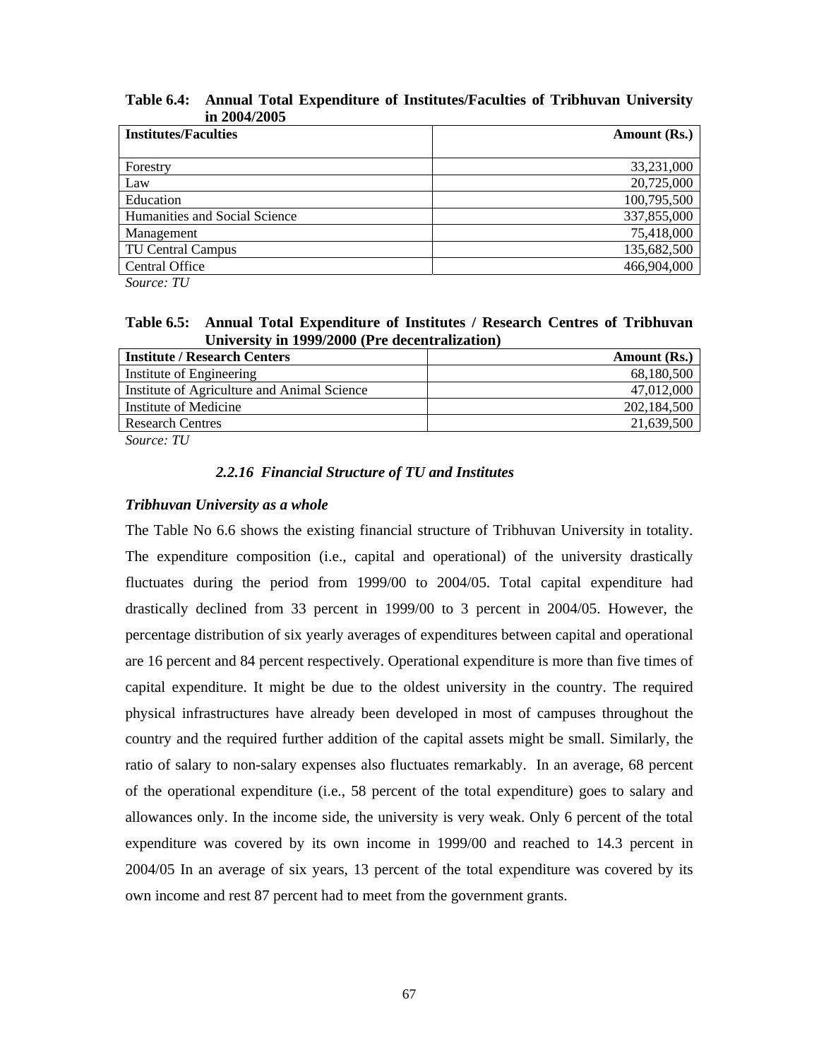**Table 6.4: Annual Total Expenditure of Institutes/Faculties of Tribhuvan University in 2004/2005**

| Institutes/Faculties | Amount (Rs.) |
|---|---:|
| Forestry | 33,231,000 |
| Law | 20,725,000 |
| Education | 100,795,500 |
| Humanities and Social Science | 337,855,000 |
| Management | 75,418,000 |
| TU Central Campus | 135,682,500 |
| Central Office | 466,904,000 |

*Source: TU*

**Table 6.5: Annual Total Expenditure of Institutes / Research Centres of Tribhuvan University in 1999/2000 (Pre decentralization)**

| Institute / Research Centers | Amount (Rs.) |
|---|---:|
| Institute of Engineering | 68,180,500 |
| Institute of Agriculture and Animal Science | 47,012,000 |
| Institute of Medicine | 202,184,500 |
| Research Centres | 21,639,500 |

*Source: TU*

### *2.2.16 Financial Structure of TU and Institutes*

***Tribhuvan University as a whole***

The Table No 6.6 shows the existing financial structure of Tribhuvan University in totality. The expenditure composition (i.e., capital and operational) of the university drastically fluctuates during the period from 1999/00 to 2004/05. Total capital expenditure had drastically declined from 33 percent in 1999/00 to 3 percent in 2004/05. However, the percentage distribution of six yearly averages of expenditures between capital and operational are 16 percent and 84 percent respectively. Operational expenditure is more than five times of capital expenditure. It might be due to the oldest university in the country. The required physical infrastructures have already been developed in most of campuses throughout the country and the required further addition of the capital assets might be small. Similarly, the ratio of salary to non-salary expenses also fluctuates remarkably. In an average, 68 percent of the operational expenditure (i.e., 58 percent of the total expenditure) goes to salary and allowances only. In the income side, the university is very weak. Only 6 percent of the total expenditure was covered by its own income in 1999/00 and reached to 14.3 percent in 2004/05 In an average of six years, 13 percent of the total expenditure was covered by its own income and rest 87 percent had to meet from the government grants.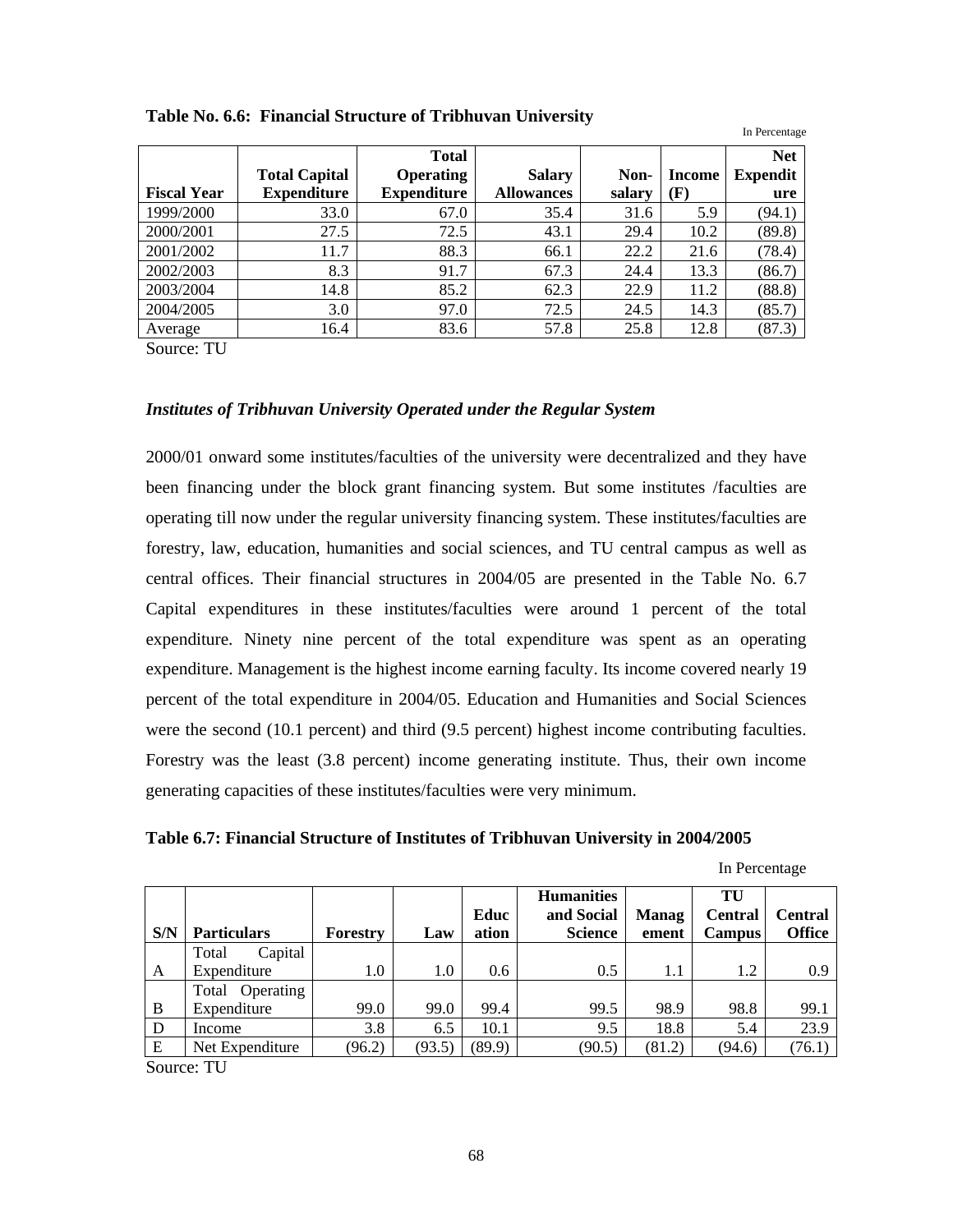**Table No. 6.6: Financial Structure of Tribhuvan University**

In Percentage

| Fiscal Year | Total Capital Expenditure | Total Operating Expenditure | Salary Allowances | Non-salary | Income (F) | Net Expenditure |
|---|---|---|---|---|---|---|
| 1999/2000 | 33.0 | 67.0 | 35.4 | 31.6 | 5.9 | (94.1) |
| 2000/2001 | 27.5 | 72.5 | 43.1 | 29.4 | 10.2 | (89.8) |
| 2001/2002 | 11.7 | 88.3 | 66.1 | 22.2 | 21.6 | (78.4) |
| 2002/2003 | 8.3 | 91.7 | 67.3 | 24.4 | 13.3 | (86.7) |
| 2003/2004 | 14.8 | 85.2 | 62.3 | 22.9 | 11.2 | (88.8) |
| 2004/2005 | 3.0 | 97.0 | 72.5 | 24.5 | 14.3 | (85.7) |
| Average | 16.4 | 83.6 | 57.8 | 25.8 | 12.8 | (87.3) |

Source: TU

***Institutes of Tribhuvan University Operated under the Regular System***

2000/01 onward some institutes/faculties of the university were decentralized and they have been financing under the block grant financing system. But some institutes /faculties are operating till now under the regular university financing system. These institutes/faculties are forestry, law, education, humanities and social sciences, and TU central campus as well as central offices. Their financial structures in 2004/05 are presented in the Table No. 6.7 Capital expenditures in these institutes/faculties were around 1 percent of the total expenditure. Ninety nine percent of the total expenditure was spent as an operating expenditure. Management is the highest income earning faculty. Its income covered nearly 19 percent of the total expenditure in 2004/05. Education and Humanities and Social Sciences were the second (10.1 percent) and third (9.5 percent) highest income contributing faculties. Forestry was the least (3.8 percent) income generating institute. Thus, their own income generating capacities of these institutes/faculties were very minimum.

**Table 6.7: Financial Structure of Institutes of Tribhuvan University in 2004/2005**

In Percentage

| S/N | Particulars | Forestry | Law | Education | Humanities and Social Science | Management | TU Central Campus | Central Office |
|---|---|---|---|---|---|---|---|---|
| A | Total Capital Expenditure | 1.0 | 1.0 | 0.6 | 0.5 | 1.1 | 1.2 | 0.9 |
| B | Total Operating Expenditure | 99.0 | 99.0 | 99.4 | 99.5 | 98.9 | 98.8 | 99.1 |
| D | Income | 3.8 | 6.5 | 10.1 | 9.5 | 18.8 | 5.4 | 23.9 |
| E | Net Expenditure | (96.2) | (93.5) | (89.9) | (90.5) | (81.2) | (94.6) | (76.1) |

Source: TU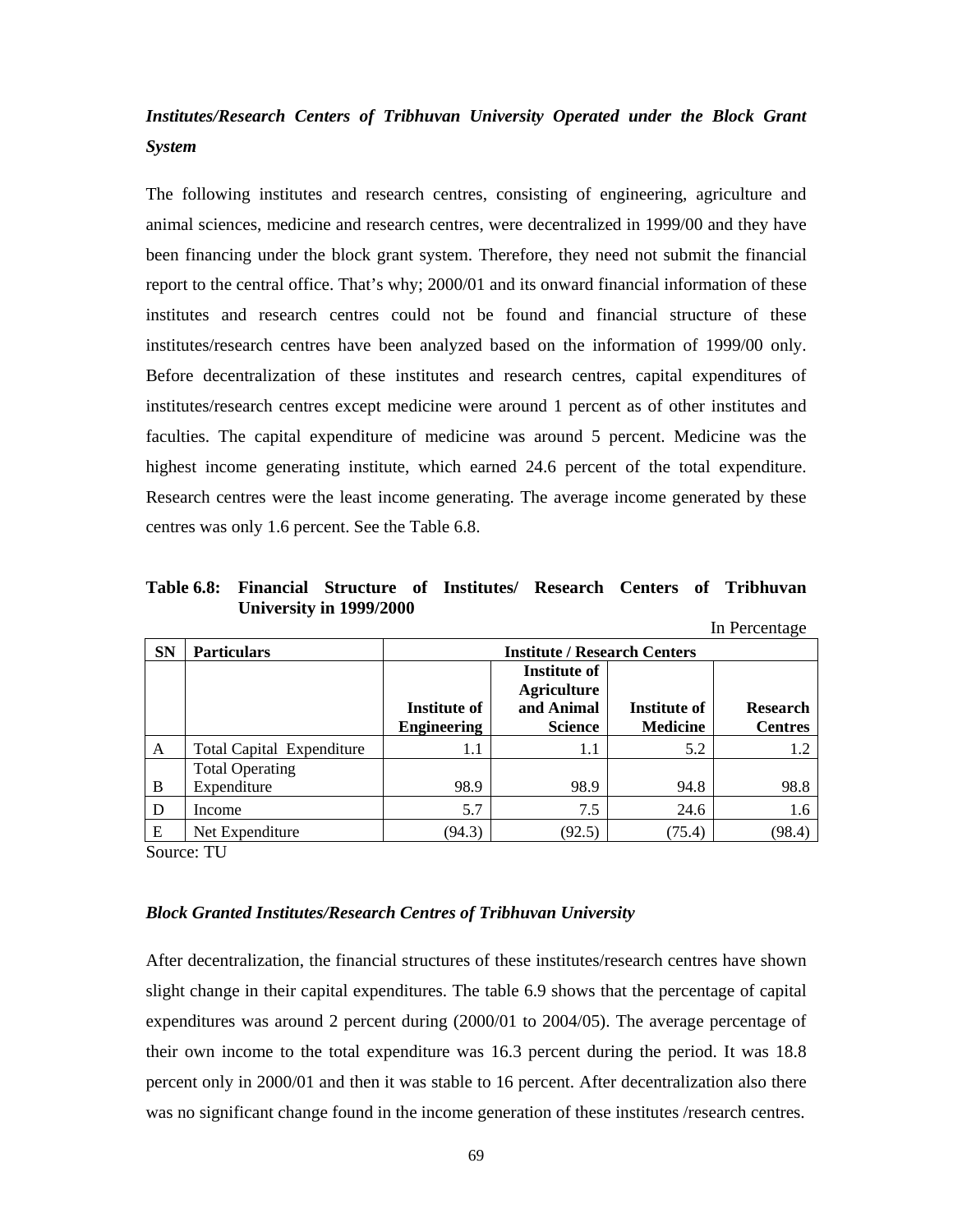***Institutes/Research Centers of Tribhuvan University Operated under the Block Grant System***

The following institutes and research centres, consisting of engineering, agriculture and animal sciences, medicine and research centres, were decentralized in 1999/00 and they have been financing under the block grant system. Therefore, they need not submit the financial report to the central office. That's why; 2000/01 and its onward financial information of these institutes and research centres could not be found and financial structure of these institutes/research centres have been analyzed based on the information of 1999/00 only. Before decentralization of these institutes and research centres, capital expenditures of institutes/research centres except medicine were around 1 percent as of other institutes and faculties. The capital expenditure of medicine was around 5 percent. Medicine was the highest income generating institute, which earned 24.6 percent of the total expenditure. Research centres were the least income generating. The average income generated by these centres was only 1.6 percent. See the Table 6.8.

**Table 6.8: Financial Structure of Institutes/ Research Centers of Tribhuvan University in 1999/2000**

In Percentage

| SN | Particulars | Institute / Research Centers | | | |
|---|---|---|---|---|---|
| | | Institute of Engineering | Institute of Agriculture and Animal Science | Institute of Medicine | Research Centres |
| A | Total Capital Expenditure | 1.1 | 1.1 | 5.2 | 1.2 |
| B | Total Operating Expenditure | 98.9 | 98.9 | 94.8 | 98.8 |
| D | Income | 5.7 | 7.5 | 24.6 | 1.6 |
| E | Net Expenditure | (94.3) | (92.5) | (75.4) | (98.4) |

Source: TU

***Block Granted Institutes/Research Centres of Tribhuvan University***

After decentralization, the financial structures of these institutes/research centres have shown slight change in their capital expenditures. The table 6.9 shows that the percentage of capital expenditures was around 2 percent during (2000/01 to 2004/05). The average percentage of their own income to the total expenditure was 16.3 percent during the period. It was 18.8 percent only in 2000/01 and then it was stable to 16 percent. After decentralization also there was no significant change found in the income generation of these institutes /research centres.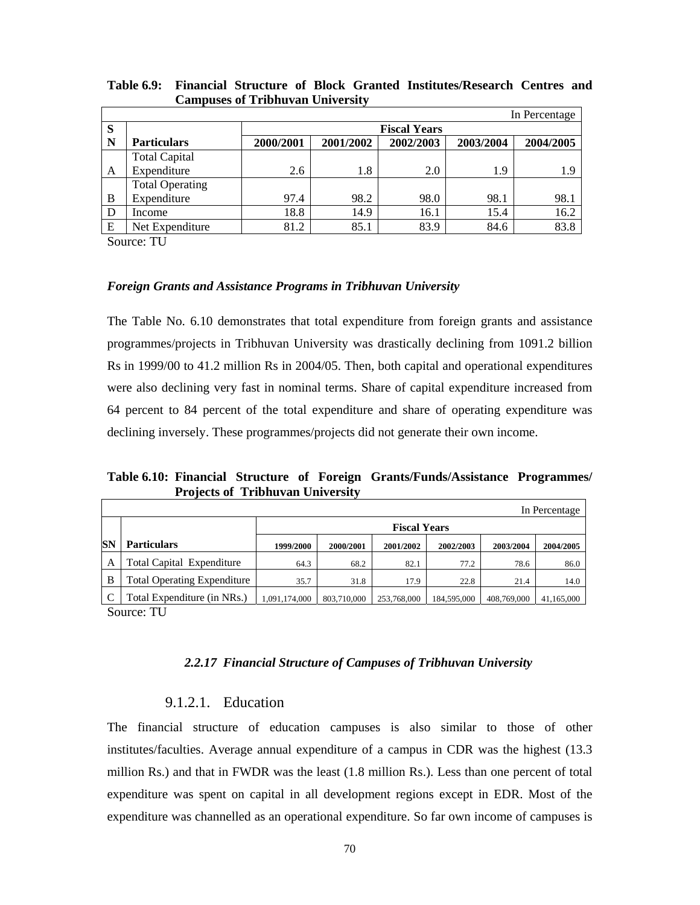**Table 6.9: Financial Structure of Block Granted Institutes/Research Centres and Campuses of Tribhuvan University**

In Percentage

| SN | Particulars | Fiscal Years | | | | |
|---|---|---|---|---|---|---|
| | | 2000/2001 | 2001/2002 | 2002/2003 | 2003/2004 | 2004/2005 |
| A | Total Capital Expenditure | 2.6 | 1.8 | 2.0 | 1.9 | 1.9 |
| B | Total Operating Expenditure | 97.4 | 98.2 | 98.0 | 98.1 | 98.1 |
| D | Income | 18.8 | 14.9 | 16.1 | 15.4 | 16.2 |
| E | Net Expenditure | 81.2 | 85.1 | 83.9 | 84.6 | 83.8 |

Source: TU

***Foreign Grants and Assistance Programs in Tribhuvan University***

The Table No. 6.10 demonstrates that total expenditure from foreign grants and assistance programmes/projects in Tribhuvan University was drastically declining from 1091.2 billion Rs in 1999/00 to 41.2 million Rs in 2004/05. Then, both capital and operational expenditures were also declining very fast in nominal terms. Share of capital expenditure increased from 64 percent to 84 percent of the total expenditure and share of operating expenditure was declining inversely. These programmes/projects did not generate their own income.

**Table 6.10: Financial Structure of Foreign Grants/Funds/Assistance Programmes/ Projects of Tribhuvan University**

In Percentage

| SN | Particulars | Fiscal Years | | | | | |
|---|---|---|---|---|---|---|---|
| | | 1999/2000 | 2000/2001 | 2001/2002 | 2002/2003 | 2003/2004 | 2004/2005 |
| A | Total Capital Expenditure | 64.3 | 68.2 | 82.1 | 77.2 | 78.6 | 86.0 |
| B | Total Operating Expenditure | 35.7 | 31.8 | 17.9 | 22.8 | 21.4 | 14.0 |
| C | Total Expenditure (in NRs.) | 1,091,174,000 | 803,710,000 | 253,768,000 | 184,595,000 | 408,769,000 | 41,165,000 |

Source: TU

### *2.2.17 Financial Structure of Campuses of Tribhuvan University*

#### 9.1.2.1. Education

The financial structure of education campuses is also similar to those of other institutes/faculties. Average annual expenditure of a campus in CDR was the highest (13.3 million Rs.) and that in FWDR was the least (1.8 million Rs.). Less than one percent of total expenditure was spent on capital in all development regions except in EDR. Most of the expenditure was channelled as an operational expenditure. So far own income of campuses is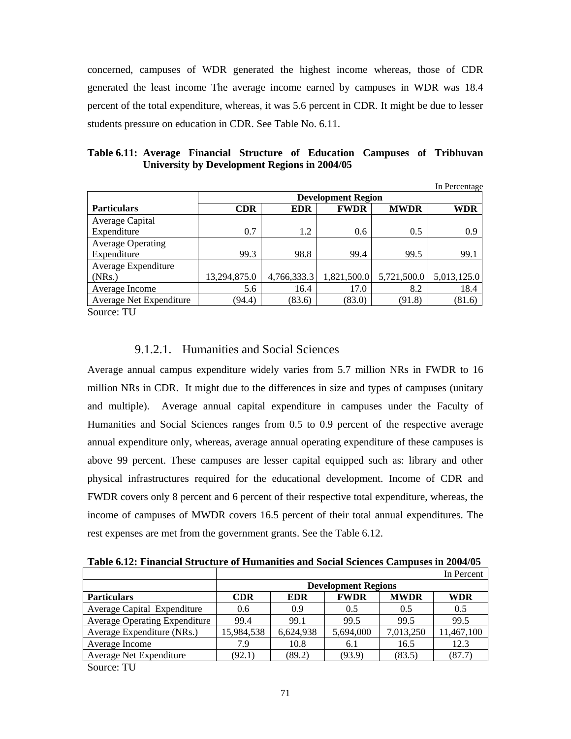concerned, campuses of WDR generated the highest income whereas, those of CDR generated the least income The average income earned by campuses in WDR was 18.4 percent of the total expenditure, whereas, it was 5.6 percent in CDR. It might be due to lesser students pressure on education in CDR. See Table No. 6.11.

**Table 6.11: Average Financial Structure of Education Campuses of Tribhuvan University by Development Regions in 2004/05**

In Percentage

| | Development Region | | | | |
|---|---|---|---|---|---|
| **Particulars** | **CDR** | **EDR** | **FWDR** | **MWDR** | **WDR** |
| Average Capital Expenditure | 0.7 | 1.2 | 0.6 | 0.5 | 0.9 |
| Average Operating Expenditure | 99.3 | 98.8 | 99.4 | 99.5 | 99.1 |
| Average Expenditure (NRs.) | 13,294,875.0 | 4,766,333.3 | 1,821,500.0 | 5,721,500.0 | 5,013,125.0 |
| Average Income | 5.6 | 16.4 | 17.0 | 8.2 | 18.4 |
| Average Net Expenditure | (94.4) | (83.6) | (83.0) | (91.8) | (81.6) |

Source: TU

### 9.1.2.1. Humanities and Social Sciences

Average annual campus expenditure widely varies from 5.7 million NRs in FWDR to 16 million NRs in CDR. It might due to the differences in size and types of campuses (unitary and multiple). Average annual capital expenditure in campuses under the Faculty of Humanities and Social Sciences ranges from 0.5 to 0.9 percent of the respective average annual expenditure only, whereas, average annual operating expenditure of these campuses is above 99 percent. These campuses are lesser capital equipped such as: library and other physical infrastructures required for the educational development. Income of CDR and FWDR covers only 8 percent and 6 percent of their respective total expenditure, whereas, the income of campuses of MWDR covers 16.5 percent of their total annual expenditures. The rest expenses are met from the government grants. See the Table 6.12.

**Table 6.12: Financial Structure of Humanities and Social Sciences Campuses in 2004/05**

| | In Percent | | | | |
|---|---|---|---|---|---|
| | **Development Regions** | | | | |
| **Particulars** | **CDR** | **EDR** | **FWDR** | **MWDR** | **WDR** |
| Average Capital Expenditure | 0.6 | 0.9 | 0.5 | 0.5 | 0.5 |
| Average Operating Expenditure | 99.4 | 99.1 | 99.5 | 99.5 | 99.5 |
| Average Expenditure (NRs.) | 15,984,538 | 6,624,938 | 5,694,000 | 7,013,250 | 11,467,100 |
| Average Income | 7.9 | 10.8 | 6.1 | 16.5 | 12.3 |
| Average Net Expenditure | (92.1) | (89.2) | (93.9) | (83.5) | (87.7) |

Source: TU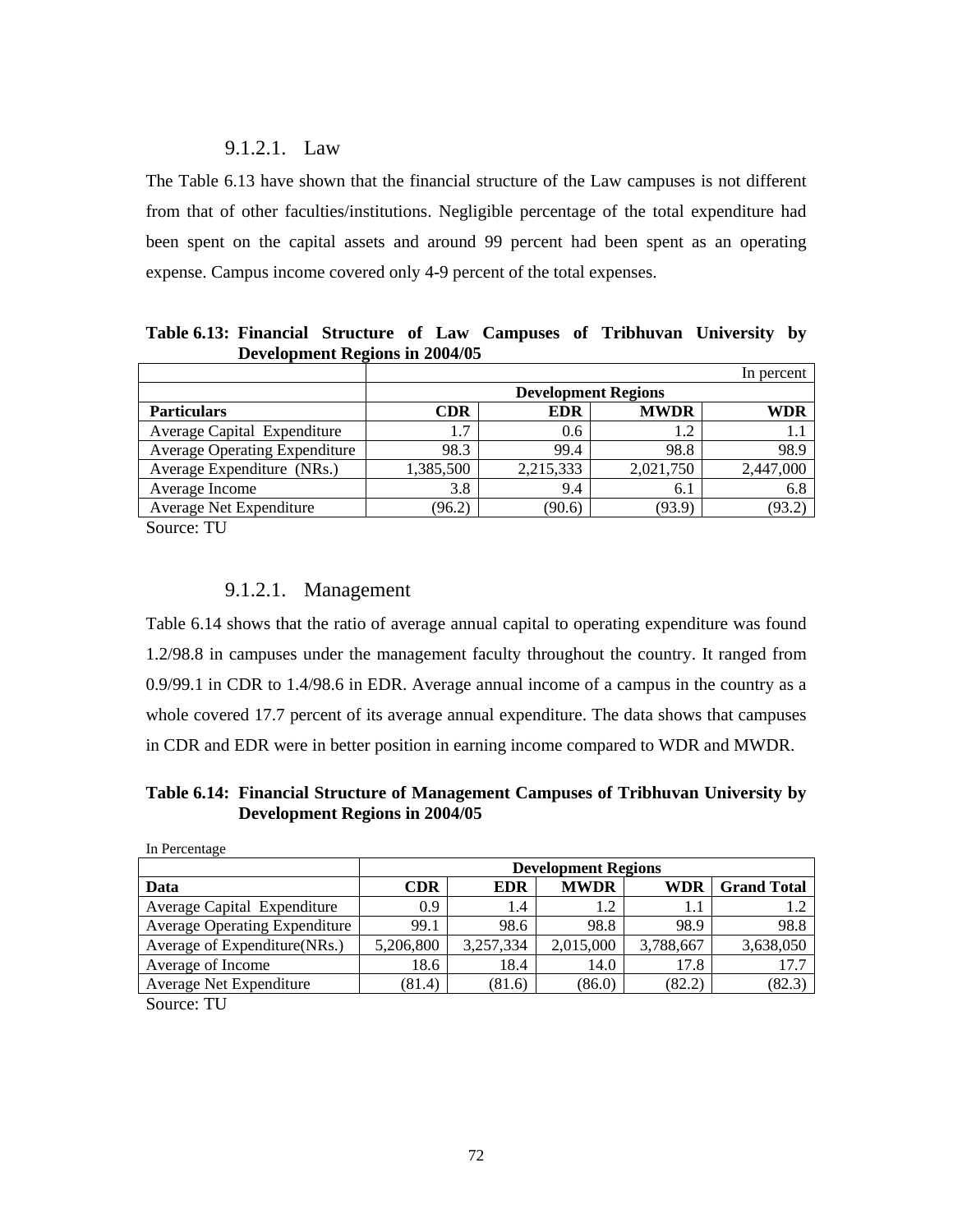### 9.1.2.1. Law

The Table 6.13 have shown that the financial structure of the Law campuses is not different from that of other faculties/institutions. Negligible percentage of the total expenditure had been spent on the capital assets and around 99 percent had been spent as an operating expense. Campus income covered only 4-9 percent of the total expenses.

**Table 6.13: Financial Structure of Law Campuses of Tribhuvan University by Development Regions in 2004/05**

| | | | | In percent |
|---|---|---|---|---|
| | Development Regions | | | |
| **Particulars** | **CDR** | **EDR** | **MWDR** | **WDR** |
| Average Capital Expenditure | 1.7 | 0.6 | 1.2 | 1.1 |
| Average Operating Expenditure | 98.3 | 99.4 | 98.8 | 98.9 |
| Average Expenditure (NRs.) | 1,385,500 | 2,215,333 | 2,021,750 | 2,447,000 |
| Average Income | 3.8 | 9.4 | 6.1 | 6.8 |
| Average Net Expenditure | (96.2) | (90.6) | (93.9) | (93.2) |

Source: TU

### 9.1.2.1. Management

Table 6.14 shows that the ratio of average annual capital to operating expenditure was found 1.2/98.8 in campuses under the management faculty throughout the country. It ranged from 0.9/99.1 in CDR to 1.4/98.6 in EDR. Average annual income of a campus in the country as a whole covered 17.7 percent of its average annual expenditure. The data shows that campuses in CDR and EDR were in better position in earning income compared to WDR and MWDR.

**Table 6.14: Financial Structure of Management Campuses of Tribhuvan University by Development Regions in 2004/05**

In Percentage

| | Development Regions | | | | |
|---|---|---|---|---|---|
| **Data** | **CDR** | **EDR** | **MWDR** | **WDR** | **Grand Total** |
| Average Capital Expenditure | 0.9 | 1.4 | 1.2 | 1.1 | 1.2 |
| Average Operating Expenditure | 99.1 | 98.6 | 98.8 | 98.9 | 98.8 |
| Average of Expenditure(NRs.) | 5,206,800 | 3,257,334 | 2,015,000 | 3,788,667 | 3,638,050 |
| Average of Income | 18.6 | 18.4 | 14.0 | 17.8 | 17.7 |
| Average Net Expenditure | (81.4) | (81.6) | (86.0) | (82.2) | (82.3) |

Source: TU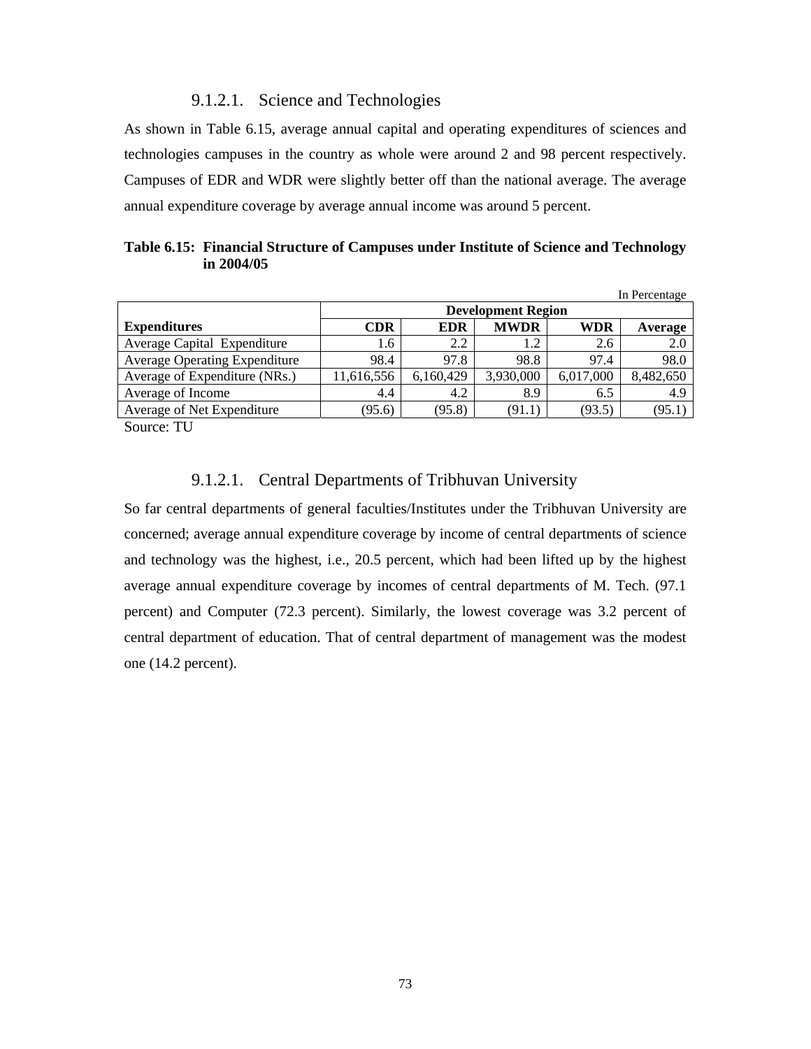#### 9.1.2.1. Science and Technologies

As shown in Table 6.15, average annual capital and operating expenditures of sciences and technologies campuses in the country as whole were around 2 and 98 percent respectively. Campuses of EDR and WDR were slightly better off than the national average. The average annual expenditure coverage by average annual income was around 5 percent.

**Table 6.15: Financial Structure of Campuses under Institute of Science and Technology in 2004/05**

In Percentage

| | Development Region | | | | |
|---|---|---|---|---|---|
| **Expenditures** | **CDR** | **EDR** | **MWDR** | **WDR** | **Average** |
| Average Capital Expenditure | 1.6 | 2.2 | 1.2 | 2.6 | 2.0 |
| Average Operating Expenditure | 98.4 | 97.8 | 98.8 | 97.4 | 98.0 |
| Average of Expenditure (NRs.) | 11,616,556 | 6,160,429 | 3,930,000 | 6,017,000 | 8,482,650 |
| Average of Income | 4.4 | 4.2 | 8.9 | 6.5 | 4.9 |
| Average of Net Expenditure | (95.6) | (95.8) | (91.1) | (93.5) | (95.1) |

Source: TU

#### 9.1.2.1. Central Departments of Tribhuvan University

So far central departments of general faculties/Institutes under the Tribhuvan University are concerned; average annual expenditure coverage by income of central departments of science and technology was the highest, i.e., 20.5 percent, which had been lifted up by the highest average annual expenditure coverage by incomes of central departments of M. Tech. (97.1 percent) and Computer (72.3 percent). Similarly, the lowest coverage was 3.2 percent of central department of education. That of central department of management was the modest one (14.2 percent).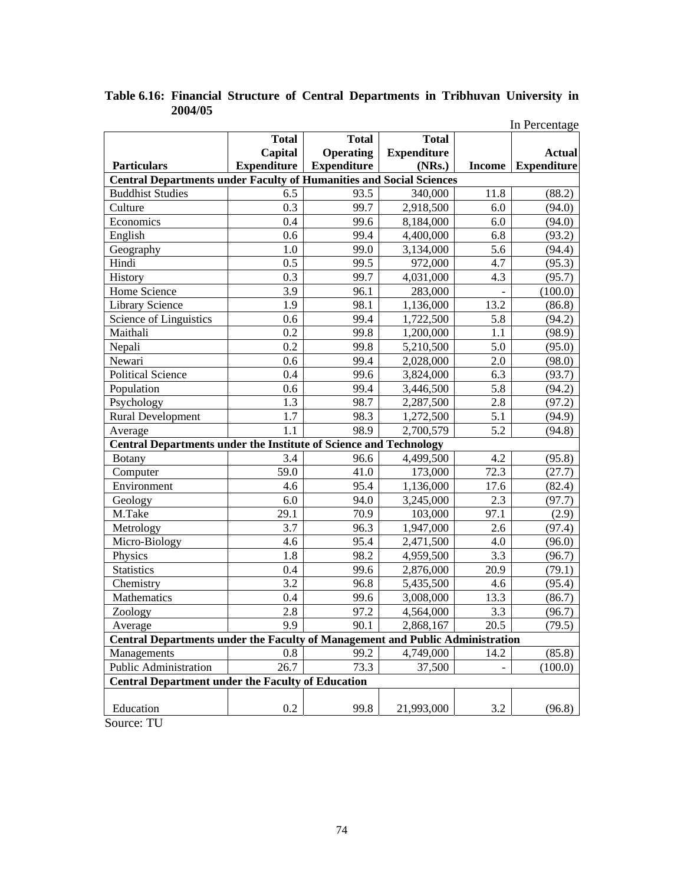**Table 6.16: Financial Structure of Central Departments in Tribhuvan University in 2004/05**

In Percentage

| Particulars | Total Capital Expenditure | Total Operating Expenditure | Total Expenditure (NRs.) | Income | Actual Expenditure |
|---|---|---|---|---|---|
| **Central Departments under Faculty of Humanities and Social Sciences** | | | | | |
| Buddhist Studies | 6.5 | 93.5 | 340,000 | 11.8 | (88.2) |
| Culture | 0.3 | 99.7 | 2,918,500 | 6.0 | (94.0) |
| Economics | 0.4 | 99.6 | 8,184,000 | 6.0 | (94.0) |
| English | 0.6 | 99.4 | 4,400,000 | 6.8 | (93.2) |
| Geography | 1.0 | 99.0 | 3,134,000 | 5.6 | (94.4) |
| Hindi | 0.5 | 99.5 | 972,000 | 4.7 | (95.3) |
| History | 0.3 | 99.7 | 4,031,000 | 4.3 | (95.7) |
| Home Science | 3.9 | 96.1 | 283,000 | - | (100.0) |
| Library Science | 1.9 | 98.1 | 1,136,000 | 13.2 | (86.8) |
| Science of Linguistics | 0.6 | 99.4 | 1,722,500 | 5.8 | (94.2) |
| Maithali | 0.2 | 99.8 | 1,200,000 | 1.1 | (98.9) |
| Nepali | 0.2 | 99.8 | 5,210,500 | 5.0 | (95.0) |
| Newari | 0.6 | 99.4 | 2,028,000 | 2.0 | (98.0) |
| Political Science | 0.4 | 99.6 | 3,824,000 | 6.3 | (93.7) |
| Population | 0.6 | 99.4 | 3,446,500 | 5.8 | (94.2) |
| Psychology | 1.3 | 98.7 | 2,287,500 | 2.8 | (97.2) |
| Rural Development | 1.7 | 98.3 | 1,272,500 | 5.1 | (94.9) |
| Average | 1.1 | 98.9 | 2,700,579 | 5.2 | (94.8) |
| **Central Departments under the Institute of Science and Technology** | | | | | |
| Botany | 3.4 | 96.6 | 4,499,500 | 4.2 | (95.8) |
| Computer | 59.0 | 41.0 | 173,000 | 72.3 | (27.7) |
| Environment | 4.6 | 95.4 | 1,136,000 | 17.6 | (82.4) |
| Geology | 6.0 | 94.0 | 3,245,000 | 2.3 | (97.7) |
| M.Take | 29.1 | 70.9 | 103,000 | 97.1 | (2.9) |
| Metrology | 3.7 | 96.3 | 1,947,000 | 2.6 | (97.4) |
| Micro-Biology | 4.6 | 95.4 | 2,471,500 | 4.0 | (96.0) |
| Physics | 1.8 | 98.2 | 4,959,500 | 3.3 | (96.7) |
| Statistics | 0.4 | 99.6 | 2,876,000 | 20.9 | (79.1) |
| Chemistry | 3.2 | 96.8 | 5,435,500 | 4.6 | (95.4) |
| Mathematics | 0.4 | 99.6 | 3,008,000 | 13.3 | (86.7) |
| Zoology | 2.8 | 97.2 | 4,564,000 | 3.3 | (96.7) |
| Average | 9.9 | 90.1 | 2,868,167 | 20.5 | (79.5) |
| **Central Departments under the Faculty of Management and Public Administration** | | | | | |
| Managements | 0.8 | 99.2 | 4,749,000 | 14.2 | (85.8) |
| Public Administration | 26.7 | 73.3 | 37,500 | - | (100.0) |
| **Central Department under the Faculty of Education** | | | | | |
| Education | 0.2 | 99.8 | 21,993,000 | 3.2 | (96.8) |

Source: TU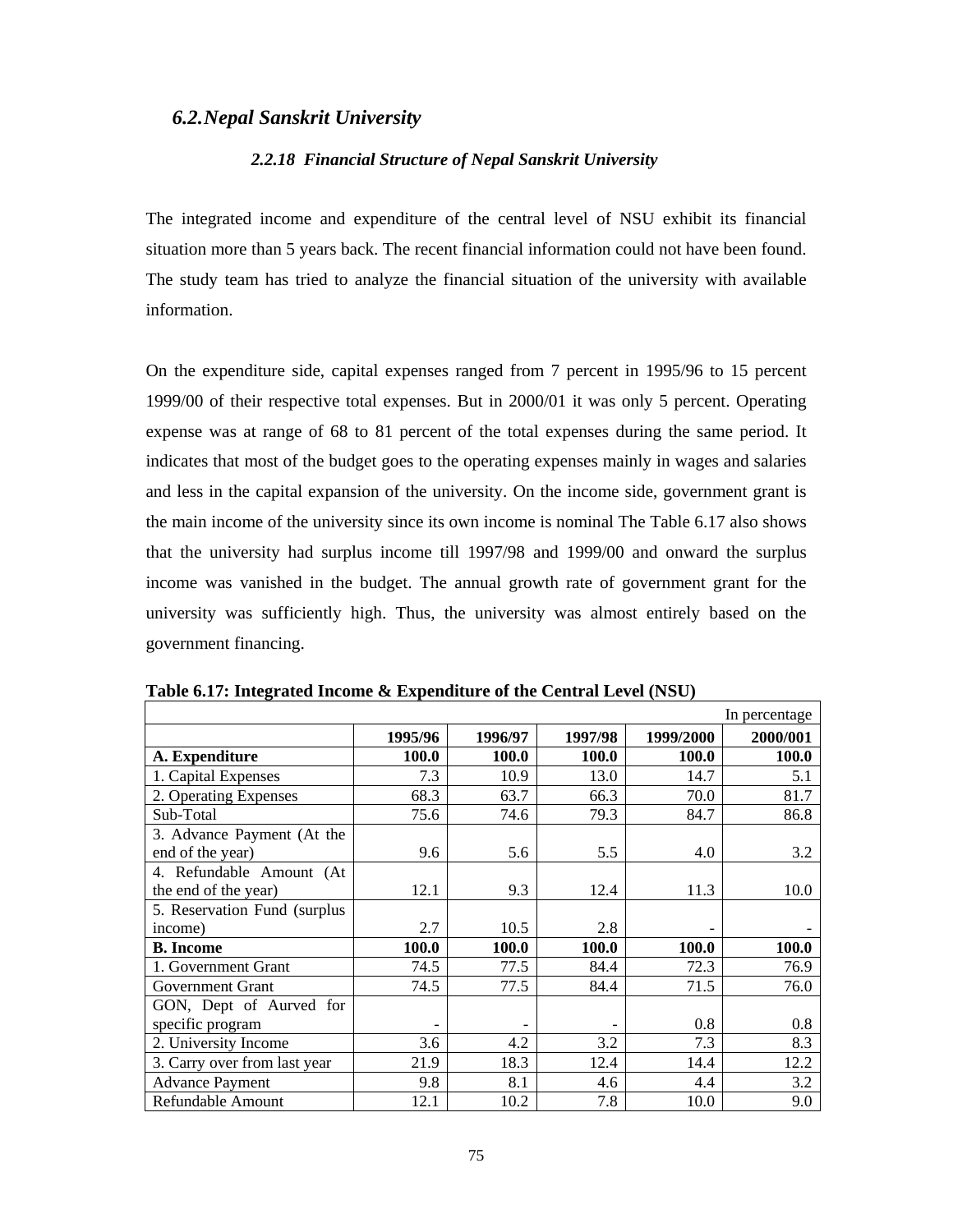## *6.2. Nepal Sanskrit University*

### *2.2.18 Financial Structure of Nepal Sanskrit University*

The integrated income and expenditure of the central level of NSU exhibit its financial situation more than 5 years back. The recent financial information could not have been found. The study team has tried to analyze the financial situation of the university with available information.

On the expenditure side, capital expenses ranged from 7 percent in 1995/96 to 15 percent 1999/00 of their respective total expenses. But in 2000/01 it was only 5 percent. Operating expense was at range of 68 to 81 percent of the total expenses during the same period. It indicates that most of the budget goes to the operating expenses mainly in wages and salaries and less in the capital expansion of the university. On the income side, government grant is the main income of the university since its own income is nominal The Table 6.17 also shows that the university had surplus income till 1997/98 and 1999/00 and onward the surplus income was vanished in the budget. The annual growth rate of government grant for the university was sufficiently high. Thus, the university was almost entirely based on the government financing.

**Table 6.17: Integrated Income & Expenditure of the Central Level (NSU)**

In percentage

| | 1995/96 | 1996/97 | 1997/98 | 1999/2000 | 2000/001 |
|---|---|---|---|---|---|
| **A. Expenditure** | **100.0** | **100.0** | **100.0** | **100.0** | **100.0** |
| 1. Capital Expenses | 7.3 | 10.9 | 13.0 | 14.7 | 5.1 |
| 2. Operating Expenses | 68.3 | 63.7 | 66.3 | 70.0 | 81.7 |
| Sub-Total | 75.6 | 74.6 | 79.3 | 84.7 | 86.8 |
| 3. Advance Payment (At the end of the year) | 9.6 | 5.6 | 5.5 | 4.0 | 3.2 |
| 4. Refundable Amount (At the end of the year) | 12.1 | 9.3 | 12.4 | 11.3 | 10.0 |
| 5. Reservation Fund (surplus income) | 2.7 | 10.5 | 2.8 | - | - |
| **B. Income** | **100.0** | **100.0** | **100.0** | **100.0** | **100.0** |
| 1. Government Grant | 74.5 | 77.5 | 84.4 | 72.3 | 76.9 |
| Government Grant | 74.5 | 77.5 | 84.4 | 71.5 | 76.0 |
| GON, Dept of Aurved for specific program | - | - | - | 0.8 | 0.8 |
| 2. University Income | 3.6 | 4.2 | 3.2 | 7.3 | 8.3 |
| 3. Carry over from last year | 21.9 | 18.3 | 12.4 | 14.4 | 12.2 |
| Advance Payment | 9.8 | 8.1 | 4.6 | 4.4 | 3.2 |
| Refundable Amount | 12.1 | 10.2 | 7.8 | 10.0 | 9.0 |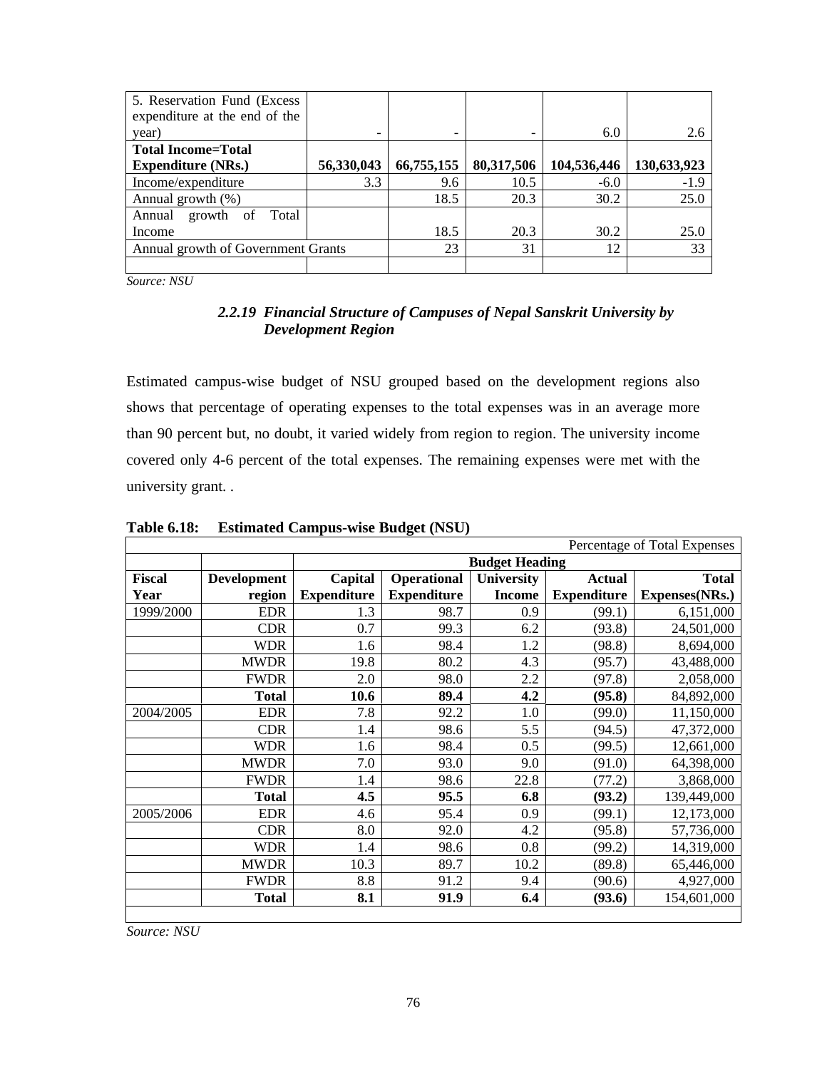| 5. Reservation Fund (Excess expenditure at the end of the year) | - | - | - | 6.0 | 2.6 |
|---|---|---|---|---|---|
| **Total Income=Total Expenditure (NRs.)** | **56,330,043** | **66,755,155** | **80,317,506** | **104,536,446** | **130,633,923** |
| Income/expenditure | 3.3 | 9.6 | 10.5 | -6.0 | -1.9 |
| Annual growth (%) | | 18.5 | 20.3 | 30.2 | 25.0 |
| Annual growth of Total Income | | 18.5 | 20.3 | 30.2 | 25.0 |
| Annual growth of Government Grants | | 23 | 31 | 12 | 33 |
| | | | | | |

*Source: NSU*

### *2.2.19 Financial Structure of Campuses of Nepal Sanskrit University by Development Region*

Estimated campus-wise budget of NSU grouped based on the development regions also shows that percentage of operating expenses to the total expenses was in an average more than 90 percent but, no doubt, it varied widely from region to region. The university income covered only 4-6 percent of the total expenses. The remaining expenses were met with the university grant. .

**Table 6.18: Estimated Campus-wise Budget (NSU)**

| | | | | | | Percentage of Total Expenses |
|---|---|---|---|---|---|---|
| | | **Budget Heading** | | | | |
| **Fiscal Year** | **Development region** | **Capital Expenditure** | **Operational Expenditure** | **University Income** | **Actual Expenditure** | **Total Expenses(NRs.)** |
| 1999/2000 | EDR | 1.3 | 98.7 | 0.9 | (99.1) | 6,151,000 |
| | CDR | 0.7 | 99.3 | 6.2 | (93.8) | 24,501,000 |
| | WDR | 1.6 | 98.4 | 1.2 | (98.8) | 8,694,000 |
| | MWDR | 19.8 | 80.2 | 4.3 | (95.7) | 43,488,000 |
| | FWDR | 2.0 | 98.0 | 2.2 | (97.8) | 2,058,000 |
| | **Total** | **10.6** | **89.4** | **4.2** | **(95.8)** | 84,892,000 |
| 2004/2005 | EDR | 7.8 | 92.2 | 1.0 | (99.0) | 11,150,000 |
| | CDR | 1.4 | 98.6 | 5.5 | (94.5) | 47,372,000 |
| | WDR | 1.6 | 98.4 | 0.5 | (99.5) | 12,661,000 |
| | MWDR | 7.0 | 93.0 | 9.0 | (91.0) | 64,398,000 |
| | FWDR | 1.4 | 98.6 | 22.8 | (77.2) | 3,868,000 |
| | **Total** | **4.5** | **95.5** | **6.8** | **(93.2)** | 139,449,000 |
| 2005/2006 | EDR | 4.6 | 95.4 | 0.9 | (99.1) | 12,173,000 |
| | CDR | 8.0 | 92.0 | 4.2 | (95.8) | 57,736,000 |
| | WDR | 1.4 | 98.6 | 0.8 | (99.2) | 14,319,000 |
| | MWDR | 10.3 | 89.7 | 10.2 | (89.8) | 65,446,000 |
| | FWDR | 8.8 | 91.2 | 9.4 | (90.6) | 4,927,000 |
| | **Total** | **8.1** | **91.9** | **6.4** | **(93.6)** | 154,601,000 |

*Source: NSU*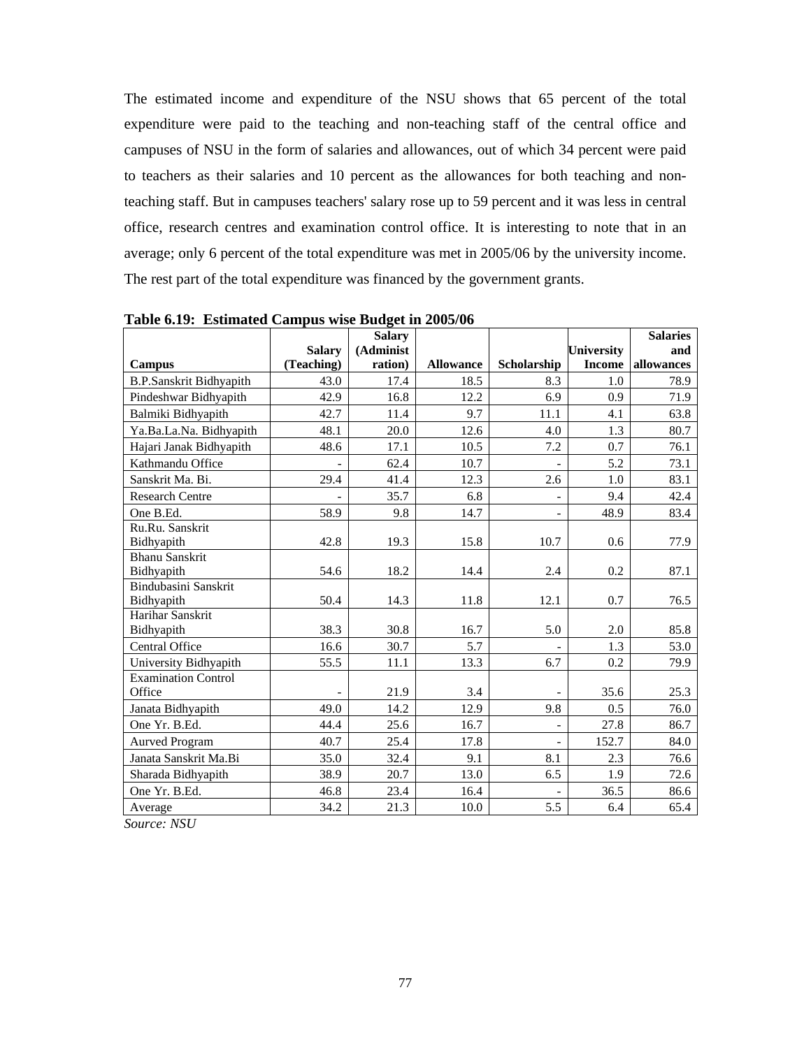The estimated income and expenditure of the NSU shows that 65 percent of the total expenditure were paid to the teaching and non-teaching staff of the central office and campuses of NSU in the form of salaries and allowances, out of which 34 percent were paid to teachers as their salaries and 10 percent as the allowances for both teaching and non-teaching staff. But in campuses teachers' salary rose up to 59 percent and it was less in central office, research centres and examination control office. It is interesting to note that in an average; only 6 percent of the total expenditure was met in 2005/06 by the university income. The rest part of the total expenditure was financed by the government grants.

**Table 6.19: Estimated Campus wise Budget in 2005/06**

| Campus | Salary (Teaching) | Salary (Administration) | Allowance | Scholarship | University Income | Salaries and allowances |
|---|---|---|---|---|---|---|
| B.P.Sanskrit Bidhyapith | 43.0 | 17.4 | 18.5 | 8.3 | 1.0 | 78.9 |
| Pindeshwar Bidhyapith | 42.9 | 16.8 | 12.2 | 6.9 | 0.9 | 71.9 |
| Balmiki Bidhyapith | 42.7 | 11.4 | 9.7 | 11.1 | 4.1 | 63.8 |
| Ya.Ba.La.Na. Bidhyapith | 48.1 | 20.0 | 12.6 | 4.0 | 1.3 | 80.7 |
| Hajari Janak Bidhyapith | 48.6 | 17.1 | 10.5 | 7.2 | 0.7 | 76.1 |
| Kathmandu Office | - | 62.4 | 10.7 | - | 5.2 | 73.1 |
| Sanskrit Ma. Bi. | 29.4 | 41.4 | 12.3 | 2.6 | 1.0 | 83.1 |
| Research Centre | - | 35.7 | 6.8 | - | 9.4 | 42.4 |
| One B.Ed. | 58.9 | 9.8 | 14.7 | - | 48.9 | 83.4 |
| Ru.Ru. Sanskrit Bidhyapith | 42.8 | 19.3 | 15.8 | 10.7 | 0.6 | 77.9 |
| Bhanu Sanskrit Bidhyapith | 54.6 | 18.2 | 14.4 | 2.4 | 0.2 | 87.1 |
| Bindubasini Sanskrit Bidhyapith | 50.4 | 14.3 | 11.8 | 12.1 | 0.7 | 76.5 |
| Harihar Sanskrit Bidhyapith | 38.3 | 30.8 | 16.7 | 5.0 | 2.0 | 85.8 |
| Central Office | 16.6 | 30.7 | 5.7 | - | 1.3 | 53.0 |
| University Bidhyapith | 55.5 | 11.1 | 13.3 | 6.7 | 0.2 | 79.9 |
| Examination Control Office | - | 21.9 | 3.4 | - | 35.6 | 25.3 |
| Janata Bidhyapith | 49.0 | 14.2 | 12.9 | 9.8 | 0.5 | 76.0 |
| One Yr. B.Ed. | 44.4 | 25.6 | 16.7 | - | 27.8 | 86.7 |
| Aurved Program | 40.7 | 25.4 | 17.8 | - | 152.7 | 84.0 |
| Janata Sanskrit Ma.Bi | 35.0 | 32.4 | 9.1 | 8.1 | 2.3 | 76.6 |
| Sharada Bidhyapith | 38.9 | 20.7 | 13.0 | 6.5 | 1.9 | 72.6 |
| One Yr. B.Ed. | 46.8 | 23.4 | 16.4 | - | 36.5 | 86.6 |
| Average | 34.2 | 21.3 | 10.0 | 5.5 | 6.4 | 65.4 |

*Source: NSU*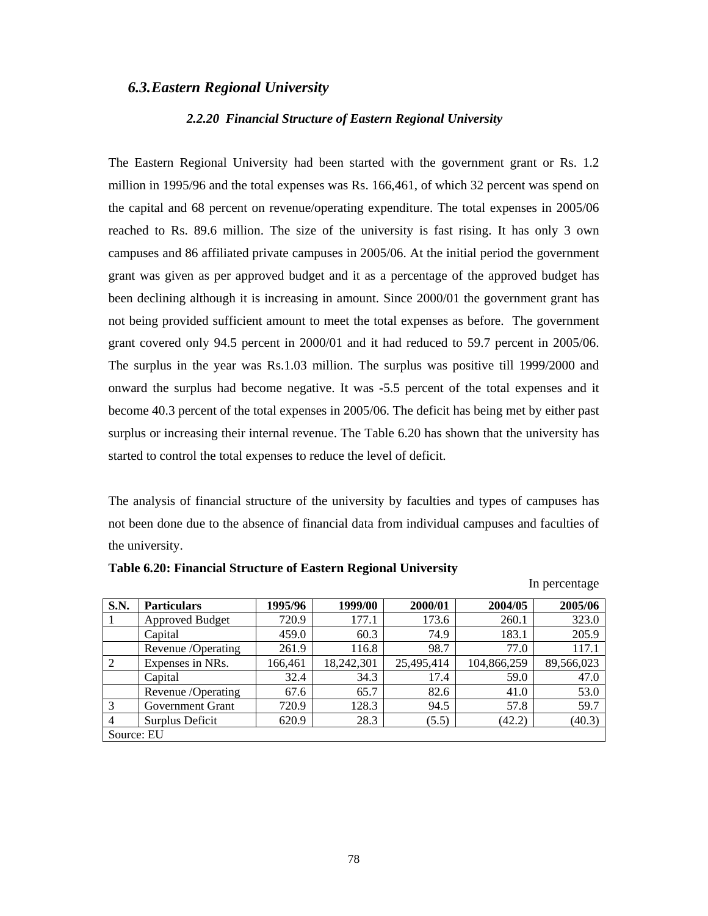## *6.3. Eastern Regional University*

### *2.2.20 Financial Structure of Eastern Regional University*

The Eastern Regional University had been started with the government grant or Rs. 1.2 million in 1995/96 and the total expenses was Rs. 166,461, of which 32 percent was spend on the capital and 68 percent on revenue/operating expenditure. The total expenses in 2005/06 reached to Rs. 89.6 million. The size of the university is fast rising. It has only 3 own campuses and 86 affiliated private campuses in 2005/06. At the initial period the government grant was given as per approved budget and it as a percentage of the approved budget has been declining although it is increasing in amount. Since 2000/01 the government grant has not being provided sufficient amount to meet the total expenses as before. The government grant covered only 94.5 percent in 2000/01 and it had reduced to 59.7 percent in 2005/06. The surplus in the year was Rs.1.03 million. The surplus was positive till 1999/2000 and onward the surplus had become negative. It was -5.5 percent of the total expenses and it become 40.3 percent of the total expenses in 2005/06. The deficit has being met by either past surplus or increasing their internal revenue. The Table 6.20 has shown that the university has started to control the total expenses to reduce the level of deficit.

The analysis of financial structure of the university by faculties and types of campuses has not been done due to the absence of financial data from individual campuses and faculties of the university.

**Table 6.20: Financial Structure of Eastern Regional University**

In percentage

| S.N. | Particulars | 1995/96 | 1999/00 | 2000/01 | 2004/05 | 2005/06 |
|---|---|---|---|---|---|---|
| 1 | Approved Budget | 720.9 | 177.1 | 173.6 | 260.1 | 323.0 |
| | Capital | 459.0 | 60.3 | 74.9 | 183.1 | 205.9 |
| | Revenue /Operating | 261.9 | 116.8 | 98.7 | 77.0 | 117.1 |
| 2 | Expenses in NRs. | 166,461 | 18,242,301 | 25,495,414 | 104,866,259 | 89,566,023 |
| | Capital | 32.4 | 34.3 | 17.4 | 59.0 | 47.0 |
| | Revenue /Operating | 67.6 | 65.7 | 82.6 | 41.0 | 53.0 |
| 3 | Government Grant | 720.9 | 128.3 | 94.5 | 57.8 | 59.7 |
| 4 | Surplus Deficit | 620.9 | 28.3 | (5.5) | (42.2) | (40.3) |
| Source: EU | | | | | | |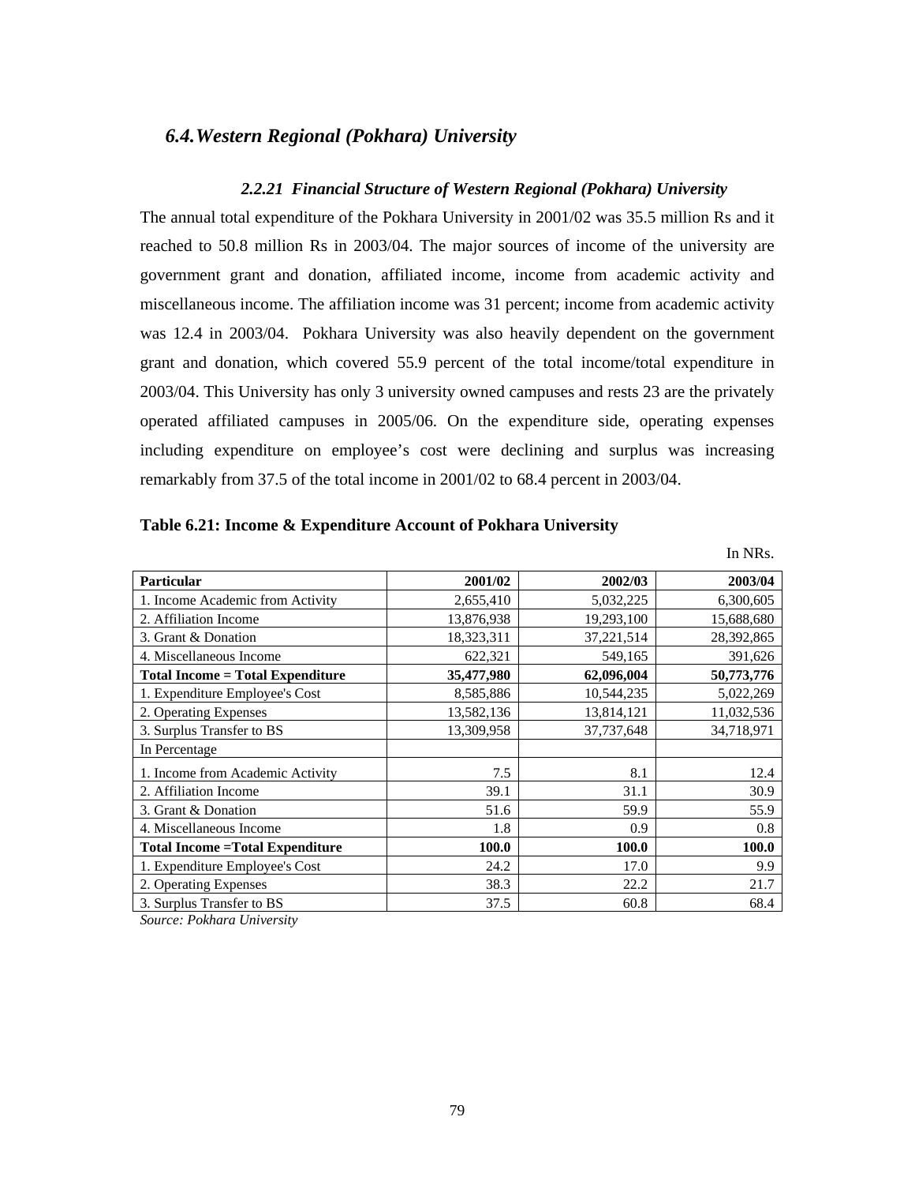## *6.4.Western Regional (Pokhara) University*

### *2.2.21 Financial Structure of Western Regional (Pokhara) University*

The annual total expenditure of the Pokhara University in 2001/02 was 35.5 million Rs and it reached to 50.8 million Rs in 2003/04. The major sources of income of the university are government grant and donation, affiliated income, income from academic activity and miscellaneous income. The affiliation income was 31 percent; income from academic activity was 12.4 in 2003/04. Pokhara University was also heavily dependent on the government grant and donation, which covered 55.9 percent of the total income/total expenditure in 2003/04. This University has only 3 university owned campuses and rests 23 are the privately operated affiliated campuses in 2005/06. On the expenditure side, operating expenses including expenditure on employee's cost were declining and surplus was increasing remarkably from 37.5 of the total income in 2001/02 to 68.4 percent in 2003/04.

**Table 6.21: Income & Expenditure Account of Pokhara University**

In NRs.

| Particular | 2001/02 | 2002/03 | 2003/04 |
|---|---|---|---|
| 1. Income Academic from Activity | 2,655,410 | 5,032,225 | 6,300,605 |
| 2. Affiliation Income | 13,876,938 | 19,293,100 | 15,688,680 |
| 3. Grant & Donation | 18,323,311 | 37,221,514 | 28,392,865 |
| 4. Miscellaneous Income | 622,321 | 549,165 | 391,626 |
| **Total Income = Total Expenditure** | **35,477,980** | **62,096,004** | **50,773,776** |
| 1. Expenditure Employee's Cost | 8,585,886 | 10,544,235 | 5,022,269 |
| 2. Operating Expenses | 13,582,136 | 13,814,121 | 11,032,536 |
| 3. Surplus Transfer to BS | 13,309,958 | 37,737,648 | 34,718,971 |
| In Percentage | | | |
| 1. Income from Academic Activity | 7.5 | 8.1 | 12.4 |
| 2. Affiliation Income | 39.1 | 31.1 | 30.9 |
| 3. Grant & Donation | 51.6 | 59.9 | 55.9 |
| 4. Miscellaneous Income | 1.8 | 0.9 | 0.8 |
| **Total Income =Total Expenditure** | **100.0** | **100.0** | **100.0** |
| 1. Expenditure Employee's Cost | 24.2 | 17.0 | 9.9 |
| 2. Operating Expenses | 38.3 | 22.2 | 21.7 |
| 3. Surplus Transfer to BS | 37.5 | 60.8 | 68.4 |

*Source: Pokhara University*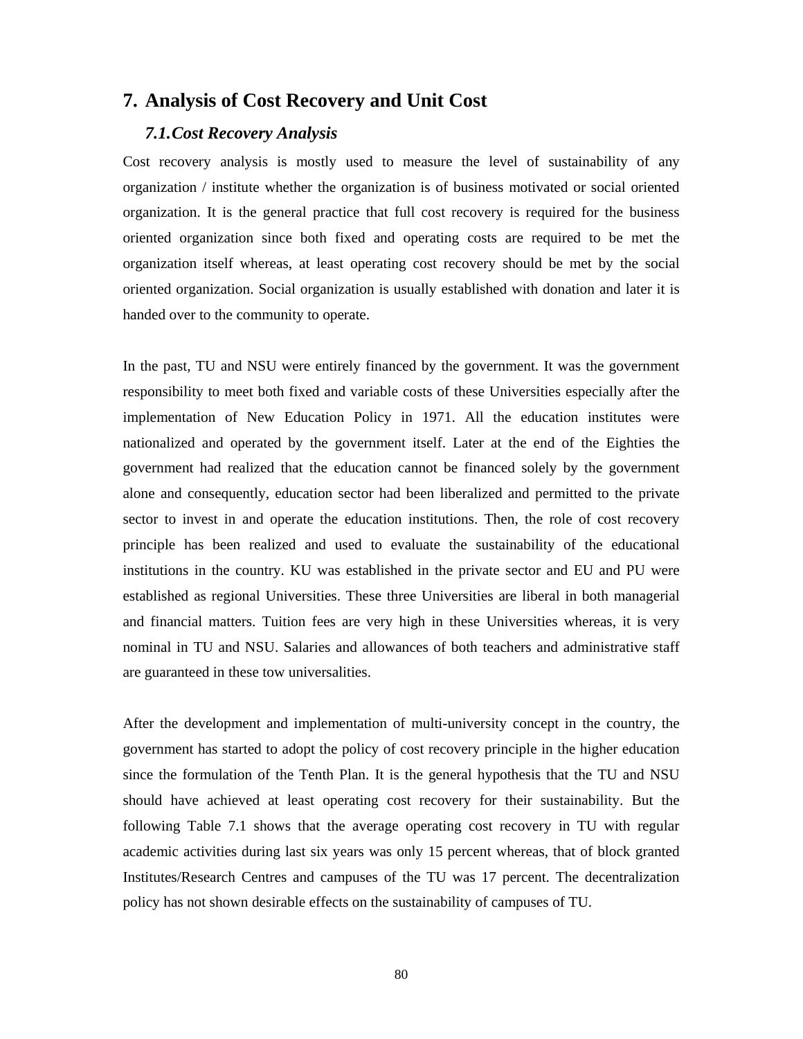# 7. Analysis of Cost Recovery and Unit Cost

## *7.1. Cost Recovery Analysis*

Cost recovery analysis is mostly used to measure the level of sustainability of any organization / institute whether the organization is of business motivated or social oriented organization. It is the general practice that full cost recovery is required for the business oriented organization since both fixed and operating costs are required to be met the organization itself whereas, at least operating cost recovery should be met by the social oriented organization. Social organization is usually established with donation and later it is handed over to the community to operate.

In the past, TU and NSU were entirely financed by the government. It was the government responsibility to meet both fixed and variable costs of these Universities especially after the implementation of New Education Policy in 1971. All the education institutes were nationalized and operated by the government itself. Later at the end of the Eighties the government had realized that the education cannot be financed solely by the government alone and consequently, education sector had been liberalized and permitted to the private sector to invest in and operate the education institutions. Then, the role of cost recovery principle has been realized and used to evaluate the sustainability of the educational institutions in the country. KU was established in the private sector and EU and PU were established as regional Universities. These three Universities are liberal in both managerial and financial matters. Tuition fees are very high in these Universities whereas, it is very nominal in TU and NSU. Salaries and allowances of both teachers and administrative staff are guaranteed in these tow universalities.

After the development and implementation of multi-university concept in the country, the government has started to adopt the policy of cost recovery principle in the higher education since the formulation of the Tenth Plan. It is the general hypothesis that the TU and NSU should have achieved at least operating cost recovery for their sustainability. But the following Table 7.1 shows that the average operating cost recovery in TU with regular academic activities during last six years was only 15 percent whereas, that of block granted Institutes/Research Centres and campuses of the TU was 17 percent. The decentralization policy has not shown desirable effects on the sustainability of campuses of TU.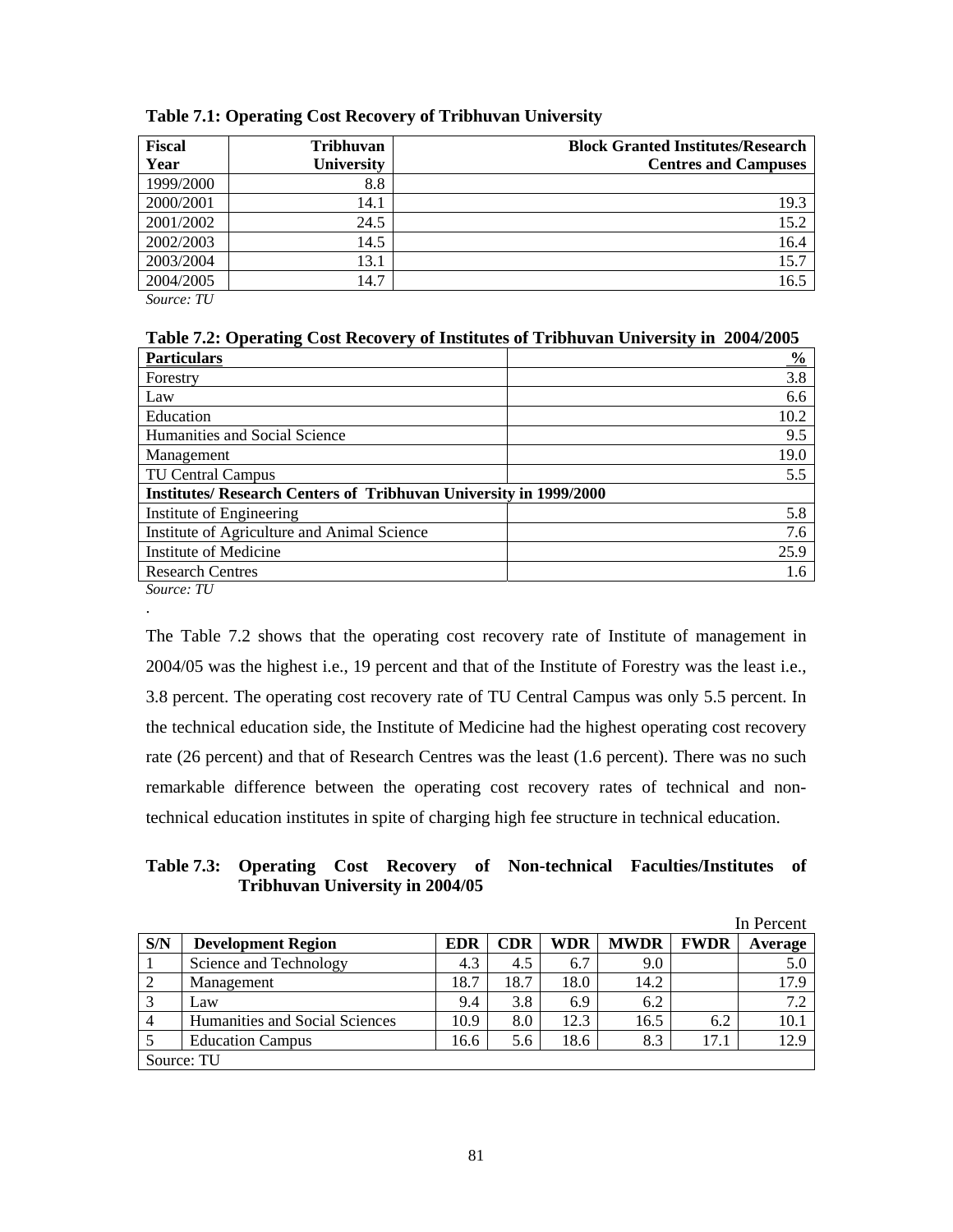**Table 7.1: Operating Cost Recovery of Tribhuvan University**

| Fiscal Year | Tribhuvan University | Block Granted Institutes/Research Centres and Campuses |
|---|---|---|
| 1999/2000 | 8.8 | |
| 2000/2001 | 14.1 | 19.3 |
| 2001/2002 | 24.5 | 15.2 |
| 2002/2003 | 14.5 | 16.4 |
| 2003/2004 | 13.1 | 15.7 |
| 2004/2005 | 14.7 | 16.5 |

*Source: TU*

**Table 7.2: Operating Cost Recovery of Institutes of Tribhuvan University in 2004/2005**

| Particulars | % |
|---|---|
| Forestry | 3.8 |
| Law | 6.6 |
| Education | 10.2 |
| Humanities and Social Science | 9.5 |
| Management | 19.0 |
| TU Central Campus | 5.5 |
| **Institutes/ Research Centers of Tribhuvan University in 1999/2000** | |
| Institute of Engineering | 5.8 |
| Institute of Agriculture and Animal Science | 7.6 |
| Institute of Medicine | 25.9 |
| Research Centres | 1.6 |

*Source: TU*

The Table 7.2 shows that the operating cost recovery rate of Institute of management in 2004/05 was the highest i.e., 19 percent and that of the Institute of Forestry was the least i.e., 3.8 percent. The operating cost recovery rate of TU Central Campus was only 5.5 percent. In the technical education side, the Institute of Medicine had the highest operating cost recovery rate (26 percent) and that of Research Centres was the least (1.6 percent). There was no such remarkable difference between the operating cost recovery rates of technical and non-technical education institutes in spite of charging high fee structure in technical education.

**Table 7.3: Operating Cost Recovery of Non-technical Faculties/Institutes of Tribhuvan University in 2004/05**

In Percent

| S/N | Development Region | EDR | CDR | WDR | MWDR | FWDR | Average |
|---|---|---|---|---|---|---|---|
| 1 | Science and Technology | 4.3 | 4.5 | 6.7 | 9.0 | | 5.0 |
| 2 | Management | 18.7 | 18.7 | 18.0 | 14.2 | | 17.9 |
| 3 | Law | 9.4 | 3.8 | 6.9 | 6.2 | | 7.2 |
| 4 | Humanities and Social Sciences | 10.9 | 8.0 | 12.3 | 16.5 | 6.2 | 10.1 |
| 5 | Education Campus | 16.6 | 5.6 | 18.6 | 8.3 | 17.1 | 12.9 |

Source: TU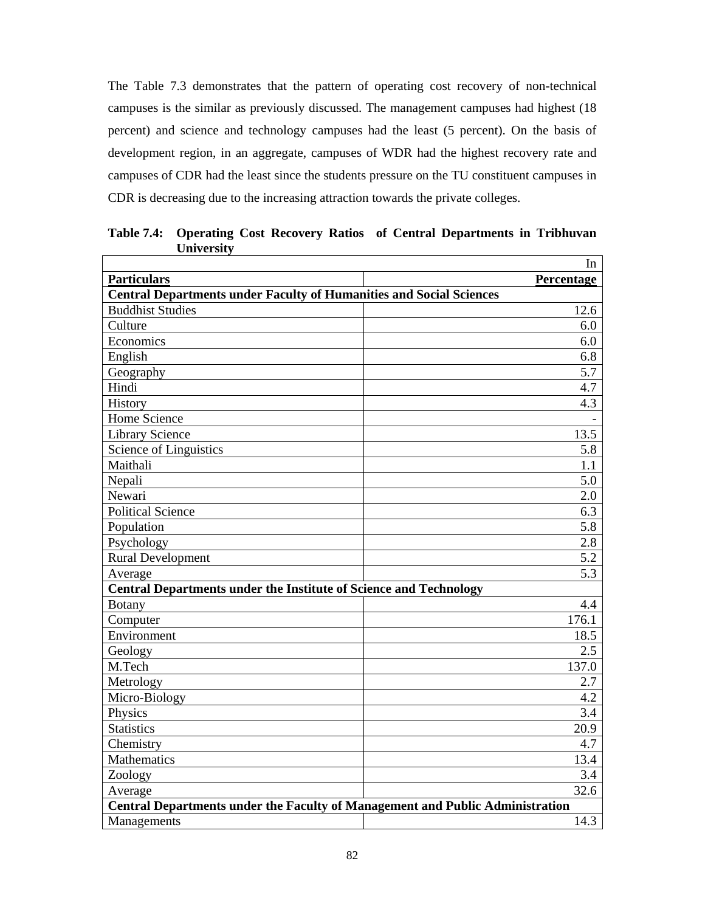The Table 7.3 demonstrates that the pattern of operating cost recovery of non-technical campuses is the similar as previously discussed. The management campuses had highest (18 percent) and science and technology campuses had the least (5 percent). On the basis of development region, in an aggregate, campuses of WDR had the highest recovery rate and campuses of CDR had the least since the students pressure on the TU constituent campuses in CDR is decreasing due to the increasing attraction towards the private colleges.

**Table 7.4: Operating Cost Recovery Ratios of Central Departments in Tribhuvan University**

| | In |
|---|---:|
| **Particulars** | **Percentage** |
| **Central Departments under Faculty of Humanities and Social Sciences** | |
| Buddhist Studies | 12.6 |
| Culture | 6.0 |
| Economics | 6.0 |
| English | 6.8 |
| Geography | 5.7 |
| Hindi | 4.7 |
| History | 4.3 |
| Home Science | - |
| Library Science | 13.5 |
| Science of Linguistics | 5.8 |
| Maithali | 1.1 |
| Nepali | 5.0 |
| Newari | 2.0 |
| Political Science | 6.3 |
| Population | 5.8 |
| Psychology | 2.8 |
| Rural Development | 5.2 |
| Average | 5.3 |
| **Central Departments under the Institute of Science and Technology** | |
| Botany | 4.4 |
| Computer | 176.1 |
| Environment | 18.5 |
| Geology | 2.5 |
| M.Tech | 137.0 |
| Metrology | 2.7 |
| Micro-Biology | 4.2 |
| Physics | 3.4 |
| Statistics | 20.9 |
| Chemistry | 4.7 |
| Mathematics | 13.4 |
| Zoology | 3.4 |
| Average | 32.6 |
| **Central Departments under the Faculty of Management and Public Administration** | |
| Managements | 14.3 |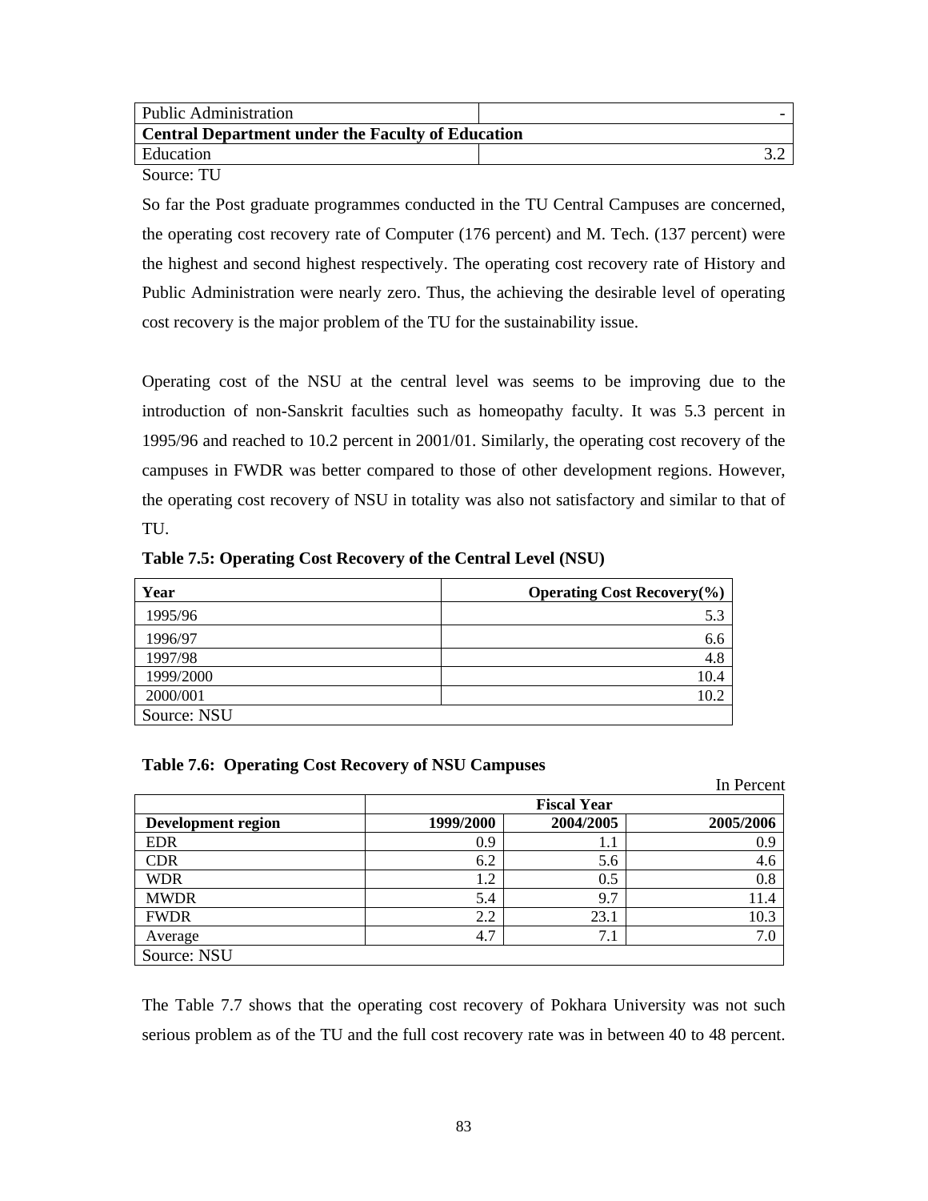| Public Administration | - |
|---|---|
| **Central Department under the Faculty of Education** | |
| Education | 3.2 |

Source: TU

So far the Post graduate programmes conducted in the TU Central Campuses are concerned, the operating cost recovery rate of Computer (176 percent) and M. Tech. (137 percent) were the highest and second highest respectively. The operating cost recovery rate of History and Public Administration were nearly zero. Thus, the achieving the desirable level of operating cost recovery is the major problem of the TU for the sustainability issue.

Operating cost of the NSU at the central level was seems to be improving due to the introduction of non-Sanskrit faculties such as homeopathy faculty. It was 5.3 percent in 1995/96 and reached to 10.2 percent in 2001/01. Similarly, the operating cost recovery of the campuses in FWDR was better compared to those of other development regions. However, the operating cost recovery of NSU in totality was also not satisfactory and similar to that of TU.

**Table 7.5: Operating Cost Recovery of the Central Level (NSU)**

| Year | Operating Cost Recovery(%) |
|---|---|
| 1995/96 | 5.3 |
| 1996/97 | 6.6 |
| 1997/98 | 4.8 |
| 1999/2000 | 10.4 |
| 2000/001 | 10.2 |

Source: NSU

**Table 7.6: Operating Cost Recovery of NSU Campuses**

In Percent

| | Fiscal Year | | |
|---|---|---|---|
| **Development region** | **1999/2000** | **2004/2005** | **2005/2006** |
| EDR | 0.9 | 1.1 | 0.9 |
| CDR | 6.2 | 5.6 | 4.6 |
| WDR | 1.2 | 0.5 | 0.8 |
| MWDR | 5.4 | 9.7 | 11.4 |
| FWDR | 2.2 | 23.1 | 10.3 |
| Average | 4.7 | 7.1 | 7.0 |

Source: NSU

The Table 7.7 shows that the operating cost recovery of Pokhara University was not such serious problem as of the TU and the full cost recovery rate was in between 40 to 48 percent.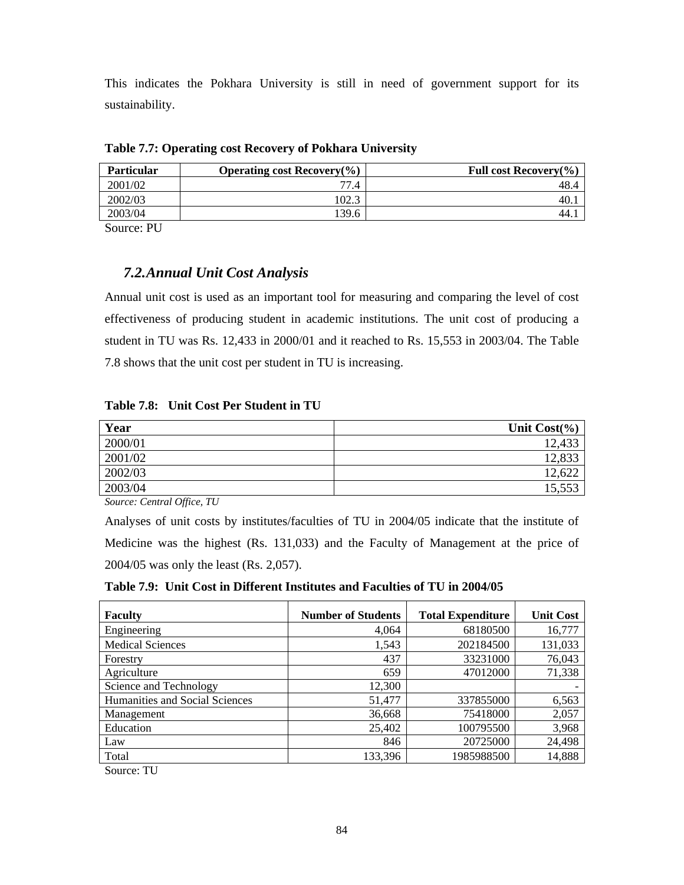This indicates the Pokhara University is still in need of government support for its sustainability.

**Table 7.7: Operating cost Recovery of Pokhara University**

| Particular | Operating cost Recovery(%) | Full cost Recovery(%) |
|---|---|---|
| 2001/02 | 77.4 | 48.4 |
| 2002/03 | 102.3 | 40.1 |
| 2003/04 | 139.6 | 44.1 |

Source: PU

### *7.2.Annual Unit Cost Analysis*

Annual unit cost is used as an important tool for measuring and comparing the level of cost effectiveness of producing student in academic institutions. The unit cost of producing a student in TU was Rs. 12,433 in 2000/01 and it reached to Rs. 15,553 in 2003/04. The Table 7.8 shows that the unit cost per student in TU is increasing.

**Table 7.8: Unit Cost Per Student in TU**

| Year | Unit Cost(%) |
|---|---|
| 2000/01 | 12,433 |
| 2001/02 | 12,833 |
| 2002/03 | 12,622 |
| 2003/04 | 15,553 |

*Source: Central Office, TU*

Analyses of unit costs by institutes/faculties of TU in 2004/05 indicate that the institute of Medicine was the highest (Rs. 131,033) and the Faculty of Management at the price of 2004/05 was only the least (Rs. 2,057).

**Table 7.9: Unit Cost in Different Institutes and Faculties of TU in 2004/05**

| Faculty | Number of Students | Total Expenditure | Unit Cost |
|---|---|---|---|
| Engineering | 4,064 | 68180500 | 16,777 |
| Medical Sciences | 1,543 | 202184500 | 131,033 |
| Forestry | 437 | 33231000 | 76,043 |
| Agriculture | 659 | 47012000 | 71,338 |
| Science and Technology | 12,300 | | - |
| Humanities and Social Sciences | 51,477 | 337855000 | 6,563 |
| Management | 36,668 | 75418000 | 2,057 |
| Education | 25,402 | 100795500 | 3,968 |
| Law | 846 | 20725000 | 24,498 |
| Total | 133,396 | 1985988500 | 14,888 |

Source: TU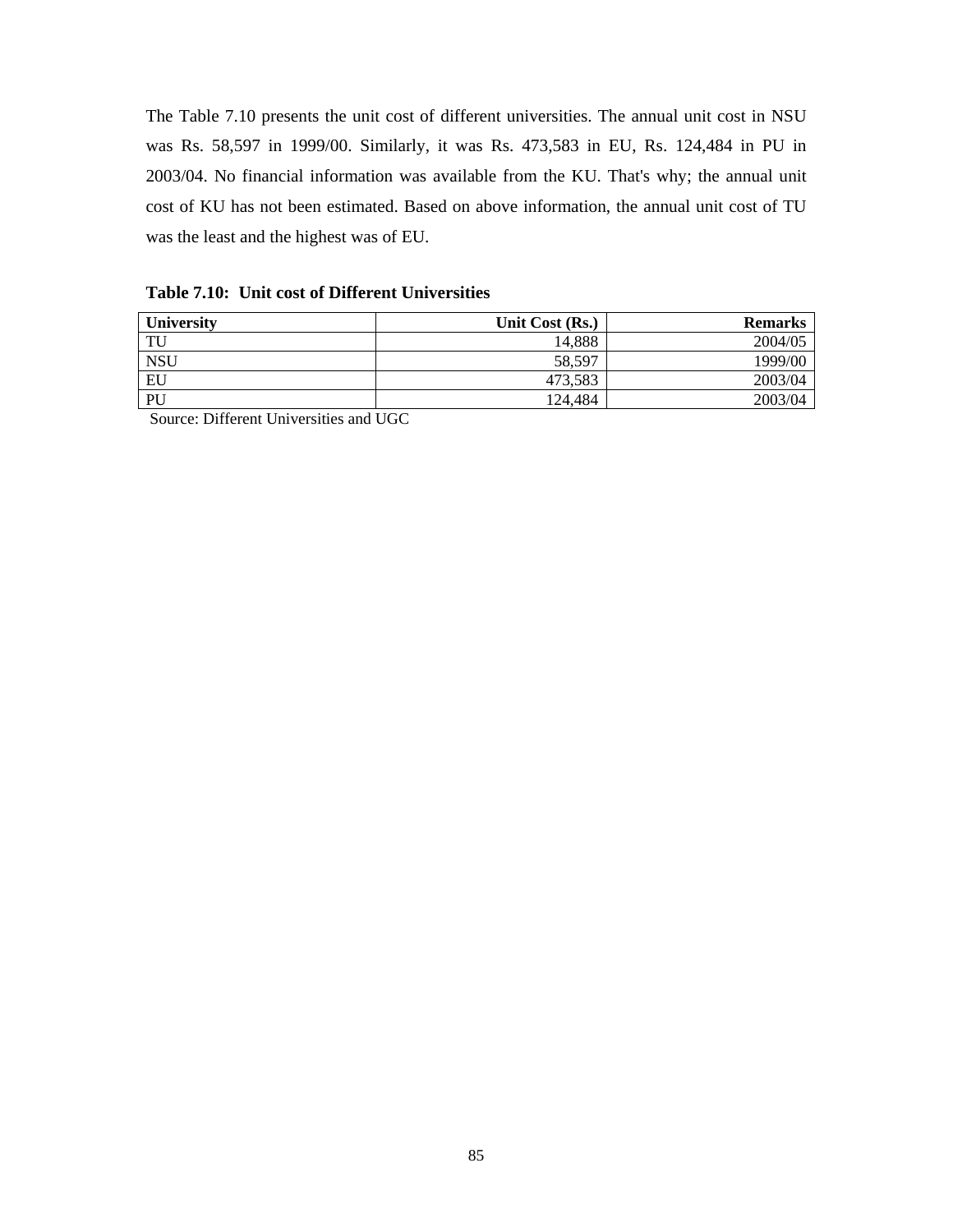The Table 7.10 presents the unit cost of different universities. The annual unit cost in NSU was Rs. 58,597 in 1999/00. Similarly, it was Rs. 473,583 in EU, Rs. 124,484 in PU in 2003/04. No financial information was available from the KU. That's why; the annual unit cost of KU has not been estimated. Based on above information, the annual unit cost of TU was the least and the highest was of EU.

**Table 7.10: Unit cost of Different Universities**

| University | Unit Cost (Rs.) | Remarks |
|---|---:|---:|
| TU | 14,888 | 2004/05 |
| NSU | 58,597 | 1999/00 |
| EU | 473,583 | 2003/04 |
| PU | 124,484 | 2003/04 |

Source: Different Universities and UGC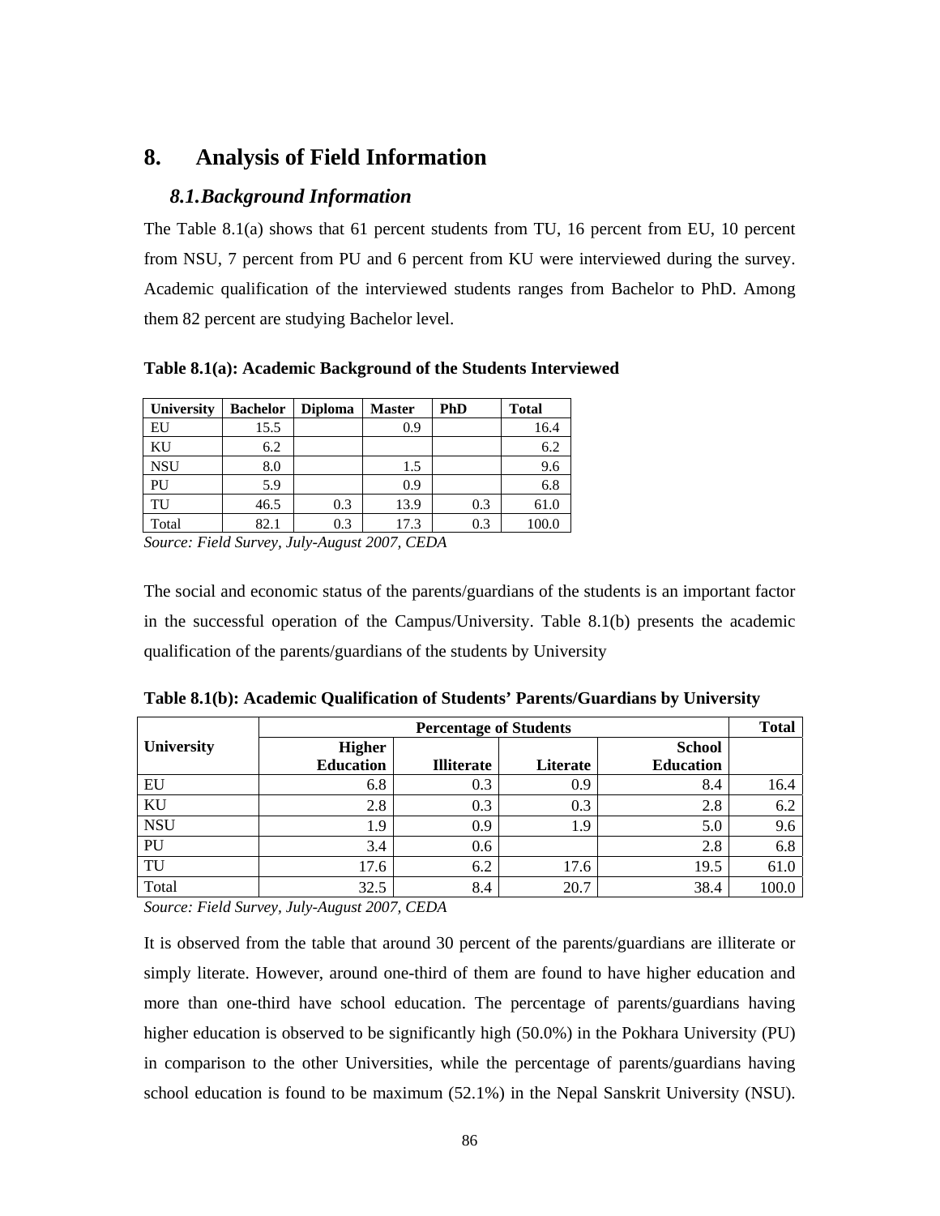# 8. Analysis of Field Information

## *8.1. Background Information*

The Table 8.1(a) shows that 61 percent students from TU, 16 percent from EU, 10 percent from NSU, 7 percent from PU and 6 percent from KU were interviewed during the survey. Academic qualification of the interviewed students ranges from Bachelor to PhD. Among them 82 percent are studying Bachelor level.

**Table 8.1(a): Academic Background of the Students Interviewed**

| University | Bachelor | Diploma | Master | PhD | Total |
|---|---|---|---|---|---|
| EU | 15.5 | | 0.9 | | 16.4 |
| KU | 6.2 | | | | 6.2 |
| NSU | 8.0 | | 1.5 | | 9.6 |
| PU | 5.9 | | 0.9 | | 6.8 |
| TU | 46.5 | 0.3 | 13.9 | 0.3 | 61.0 |
| Total | 82.1 | 0.3 | 17.3 | 0.3 | 100.0 |

*Source: Field Survey, July-August 2007, CEDA*

The social and economic status of the parents/guardians of the students is an important factor in the successful operation of the Campus/University. Table 8.1(b) presents the academic qualification of the parents/guardians of the students by University

**Table 8.1(b): Academic Qualification of Students' Parents/Guardians by University**

| University | Percentage of Students | | | | Total |
|---|---|---|---|---|---|
| | Higher Education | Illiterate | Literate | School Education | |
| EU | 6.8 | 0.3 | 0.9 | 8.4 | 16.4 |
| KU | 2.8 | 0.3 | 0.3 | 2.8 | 6.2 |
| NSU | 1.9 | 0.9 | 1.9 | 5.0 | 9.6 |
| PU | 3.4 | 0.6 | | 2.8 | 6.8 |
| TU | 17.6 | 6.2 | 17.6 | 19.5 | 61.0 |
| Total | 32.5 | 8.4 | 20.7 | 38.4 | 100.0 |

*Source: Field Survey, July-August 2007, CEDA*

It is observed from the table that around 30 percent of the parents/guardians are illiterate or simply literate. However, around one-third of them are found to have higher education and more than one-third have school education. The percentage of parents/guardians having higher education is observed to be significantly high (50.0%) in the Pokhara University (PU) in comparison to the other Universities, while the percentage of parents/guardians having school education is found to be maximum (52.1%) in the Nepal Sanskrit University (NSU).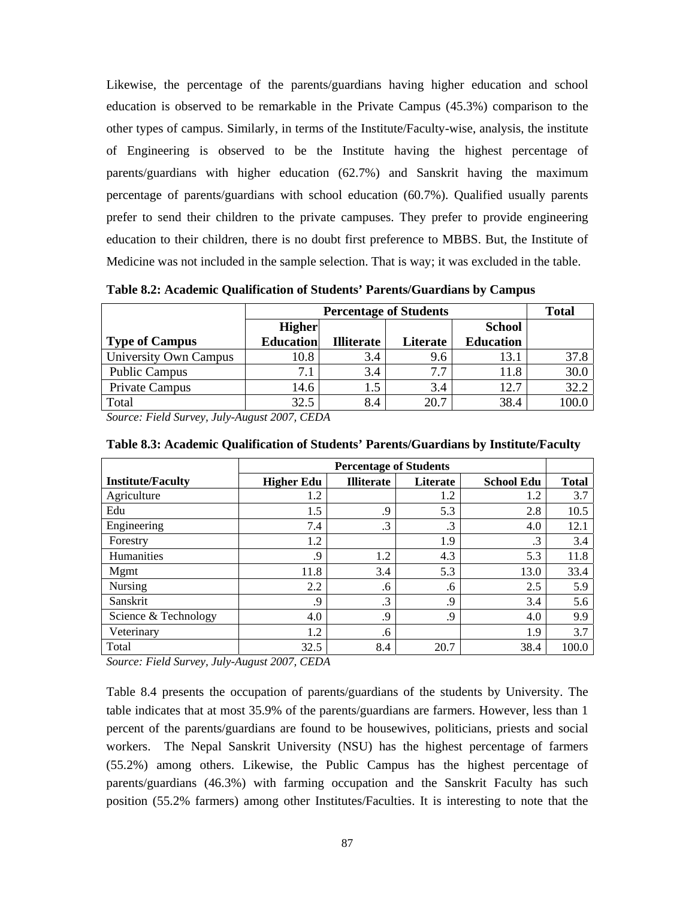Likewise, the percentage of the parents/guardians having higher education and school education is observed to be remarkable in the Private Campus (45.3%) comparison to the other types of campus. Similarly, in terms of the Institute/Faculty-wise, analysis, the institute of Engineering is observed to be the Institute having the highest percentage of parents/guardians with higher education (62.7%) and Sanskrit having the maximum percentage of parents/guardians with school education (60.7%). Qualified usually parents prefer to send their children to the private campuses. They prefer to provide engineering education to their children, there is no doubt first preference to MBBS. But, the Institute of Medicine was not included in the sample selection. That is way; it was excluded in the table.

**Table 8.2: Academic Qualification of Students' Parents/Guardians by Campus**

| | Percentage of Students | | | | Total |
|---|---|---|---|---|---|
| **Type of Campus** | **Higher Education** | **Illiterate** | **Literate** | **School Education** | |
| University Own Campus | 10.8 | 3.4 | 9.6 | 13.1 | 37.8 |
| Public Campus | 7.1 | 3.4 | 7.7 | 11.8 | 30.0 |
| Private Campus | 14.6 | 1.5 | 3.4 | 12.7 | 32.2 |
| Total | 32.5 | 8.4 | 20.7 | 38.4 | 100.0 |

*Source: Field Survey, July-August 2007, CEDA*

**Table 8.3: Academic Qualification of Students' Parents/Guardians by Institute/Faculty**

| | Percentage of Students | | | | |
|---|---|---|---|---|---|
| **Institute/Faculty** | **Higher Edu** | **Illiterate** | **Literate** | **School Edu** | **Total** |
| Agriculture | 1.2 | | 1.2 | 1.2 | 3.7 |
| Edu | 1.5 | .9 | 5.3 | 2.8 | 10.5 |
| Engineering | 7.4 | .3 | .3 | 4.0 | 12.1 |
| Forestry | 1.2 | | 1.9 | .3 | 3.4 |
| Humanities | .9 | 1.2 | 4.3 | 5.3 | 11.8 |
| Mgmt | 11.8 | 3.4 | 5.3 | 13.0 | 33.4 |
| Nursing | 2.2 | .6 | .6 | 2.5 | 5.9 |
| Sanskrit | .9 | .3 | .9 | 3.4 | 5.6 |
| Science & Technology | 4.0 | .9 | .9 | 4.0 | 9.9 |
| Veterinary | 1.2 | .6 | | 1.9 | 3.7 |
| Total | 32.5 | 8.4 | 20.7 | 38.4 | 100.0 |

*Source: Field Survey, July-August 2007, CEDA*

Table 8.4 presents the occupation of parents/guardians of the students by University. The table indicates that at most 35.9% of the parents/guardians are farmers. However, less than 1 percent of the parents/guardians are found to be housewives, politicians, priests and social workers. The Nepal Sanskrit University (NSU) has the highest percentage of farmers (55.2%) among others. Likewise, the Public Campus has the highest percentage of parents/guardians (46.3%) with farming occupation and the Sanskrit Faculty has such position (55.2% farmers) among other Institutes/Faculties. It is interesting to note that the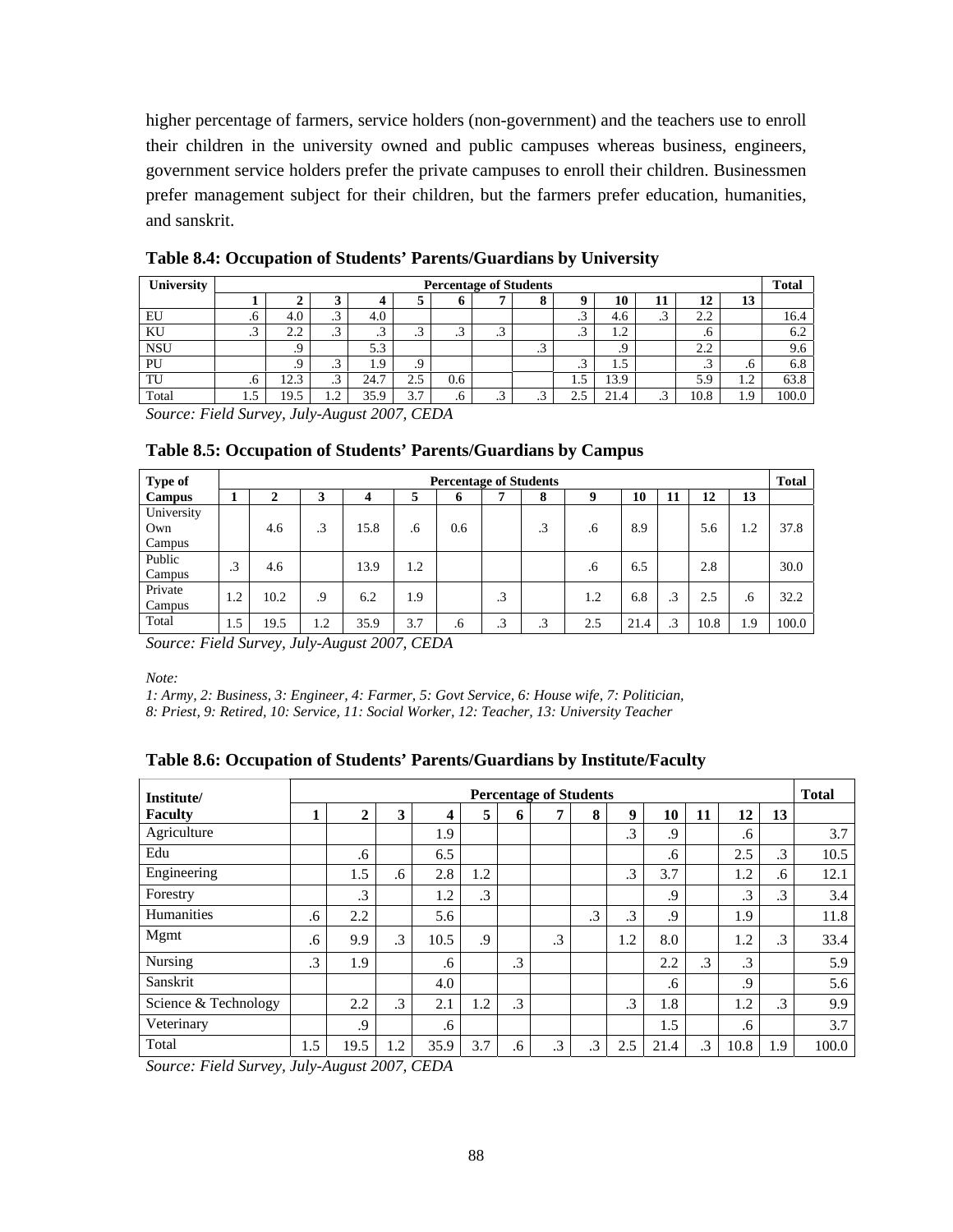higher percentage of farmers, service holders (non-government) and the teachers use to enroll their children in the university owned and public campuses whereas business, engineers, government service holders prefer the private campuses to enroll their children. Businessmen prefer management subject for their children, but the farmers prefer education, humanities, and sanskrit.

**Table 8.4: Occupation of Students' Parents/Guardians by University**

| University | Percentage of Students | | | | | | | | | | | | | Total |
|---|---|---|---|---|---|---|---|---|---|---|---|---|---|---|
| | 1 | 2 | 3 | 4 | 5 | 6 | 7 | 8 | 9 | 10 | 11 | 12 | 13 | |
| EU | .6 | 4.0 | .3 | 4.0 | | | | | .3 | 4.6 | .3 | 2.2 | | 16.4 |
| KU | .3 | 2.2 | .3 | .3 | .3 | .3 | .3 | | .3 | 1.2 | | .6 | | 6.2 |
| NSU | | .9 | | 5.3 | | | | .3 | | .9 | | 2.2 | | 9.6 |
| PU | | .9 | .3 | 1.9 | .9 | | | | .3 | 1.5 | | .3 | .6 | 6.8 |
| TU | .6 | 12.3 | .3 | 24.7 | 2.5 | 0.6 | | | 1.5 | 13.9 | | 5.9 | 1.2 | 63.8 |
| Total | 1.5 | 19.5 | 1.2 | 35.9 | 3.7 | .6 | .3 | .3 | 2.5 | 21.4 | .3 | 10.8 | 1.9 | 100.0 |

*Source: Field Survey, July-August 2007, CEDA*

**Table 8.5: Occupation of Students' Parents/Guardians by Campus**

| Type of | Percentage of Students | | | | | | | | | | | | | Total |
|---|---|---|---|---|---|---|---|---|---|---|---|---|---|---|
| Campus | 1 | 2 | 3 | 4 | 5 | 6 | 7 | 8 | 9 | 10 | 11 | 12 | 13 | |
| University Own Campus | | 4.6 | .3 | 15.8 | .6 | 0.6 | | .3 | .6 | 8.9 | | 5.6 | 1.2 | 37.8 |
| Public Campus | .3 | 4.6 | | 13.9 | 1.2 | | | | .6 | 6.5 | | 2.8 | | 30.0 |
| Private Campus | 1.2 | 10.2 | .9 | 6.2 | 1.9 | | .3 | | 1.2 | 6.8 | .3 | 2.5 | .6 | 32.2 |
| Total | 1.5 | 19.5 | 1.2 | 35.9 | 3.7 | .6 | .3 | .3 | 2.5 | 21.4 | .3 | 10.8 | 1.9 | 100.0 |

*Source: Field Survey, July-August 2007, CEDA*

*Note:*

*1: Army, 2: Business, 3: Engineer, 4: Farmer, 5: Govt Service, 6: House wife, 7: Politician, 8: Priest, 9: Retired, 10: Service, 11: Social Worker, 12: Teacher, 13: University Teacher*

**Table 8.6: Occupation of Students' Parents/Guardians by Institute/Faculty**

| Institute/ | Percentage of Students | | | | | | | | | | | | | Total |
|---|---|---|---|---|---|---|---|---|---|---|---|---|---|---|
| Faculty | 1 | 2 | 3 | 4 | 5 | 6 | 7 | 8 | 9 | 10 | 11 | 12 | 13 | |
| Agriculture | | | | 1.9 | | | | | .3 | .9 | | .6 | | 3.7 |
| Edu | | .6 | | 6.5 | | | | | | .6 | | 2.5 | .3 | 10.5 |
| Engineering | | 1.5 | .6 | 2.8 | 1.2 | | | | .3 | 3.7 | | 1.2 | .6 | 12.1 |
| Forestry | | .3 | | 1.2 | .3 | | | | | .9 | | .3 | .3 | 3.4 |
| Humanities | .6 | 2.2 | | 5.6 | | | | .3 | .3 | .9 | | 1.9 | | 11.8 |
| Mgmt | .6 | 9.9 | .3 | 10.5 | .9 | | .3 | | 1.2 | 8.0 | | 1.2 | .3 | 33.4 |
| Nursing | .3 | 1.9 | | .6 | | .3 | | | | 2.2 | .3 | .3 | | 5.9 |
| Sanskrit | | | | 4.0 | | | | | | .6 | | .9 | | 5.6 |
| Science & Technology | | 2.2 | .3 | 2.1 | 1.2 | .3 | | | .3 | 1.8 | | 1.2 | .3 | 9.9 |
| Veterinary | | .9 | | .6 | | | | | | 1.5 | | .6 | | 3.7 |
| Total | 1.5 | 19.5 | 1.2 | 35.9 | 3.7 | .6 | .3 | .3 | 2.5 | 21.4 | .3 | 10.8 | 1.9 | 100.0 |

*Source: Field Survey, July-August 2007, CEDA*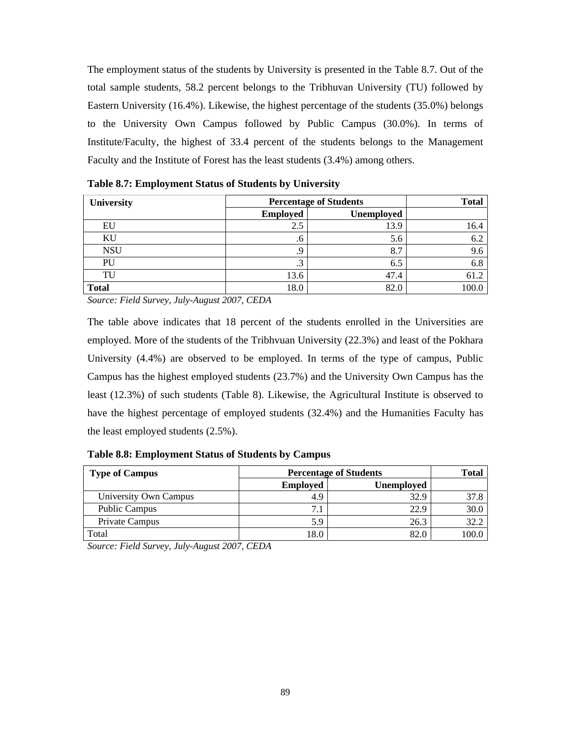The employment status of the students by University is presented in the Table 8.7. Out of the total sample students, 58.2 percent belongs to the Tribhuvan University (TU) followed by Eastern University (16.4%). Likewise, the highest percentage of the students (35.0%) belongs to the University Own Campus followed by Public Campus (30.0%). In terms of Institute/Faculty, the highest of 33.4 percent of the students belongs to the Management Faculty and the Institute of Forest has the least students (3.4%) among others.

**Table 8.7: Employment Status of Students by University**

| University | Percentage of Students | | Total |
|---|---|---|---|
| | Employed | Unemployed | |
| EU | 2.5 | 13.9 | 16.4 |
| KU | .6 | 5.6 | 6.2 |
| NSU | .9 | 8.7 | 9.6 |
| PU | .3 | 6.5 | 6.8 |
| TU | 13.6 | 47.4 | 61.2 |
| **Total** | 18.0 | 82.0 | 100.0 |

*Source: Field Survey, July-August 2007, CEDA*

The table above indicates that 18 percent of the students enrolled in the Universities are employed. More of the students of the Tribhvuan University (22.3%) and least of the Pokhara University (4.4%) are observed to be employed. In terms of the type of campus, Public Campus has the highest employed students (23.7%) and the University Own Campus has the least (12.3%) of such students (Table 8). Likewise, the Agricultural Institute is observed to have the highest percentage of employed students (32.4%) and the Humanities Faculty has the least employed students (2.5%).

**Table 8.8: Employment Status of Students by Campus**

| Type of Campus | Percentage of Students | | Total |
|---|---|---|---|
| | Employed | Unemployed | |
| University Own Campus | 4.9 | 32.9 | 37.8 |
| Public Campus | 7.1 | 22.9 | 30.0 |
| Private Campus | 5.9 | 26.3 | 32.2 |
| Total | 18.0 | 82.0 | 100.0 |

*Source: Field Survey, July-August 2007, CEDA*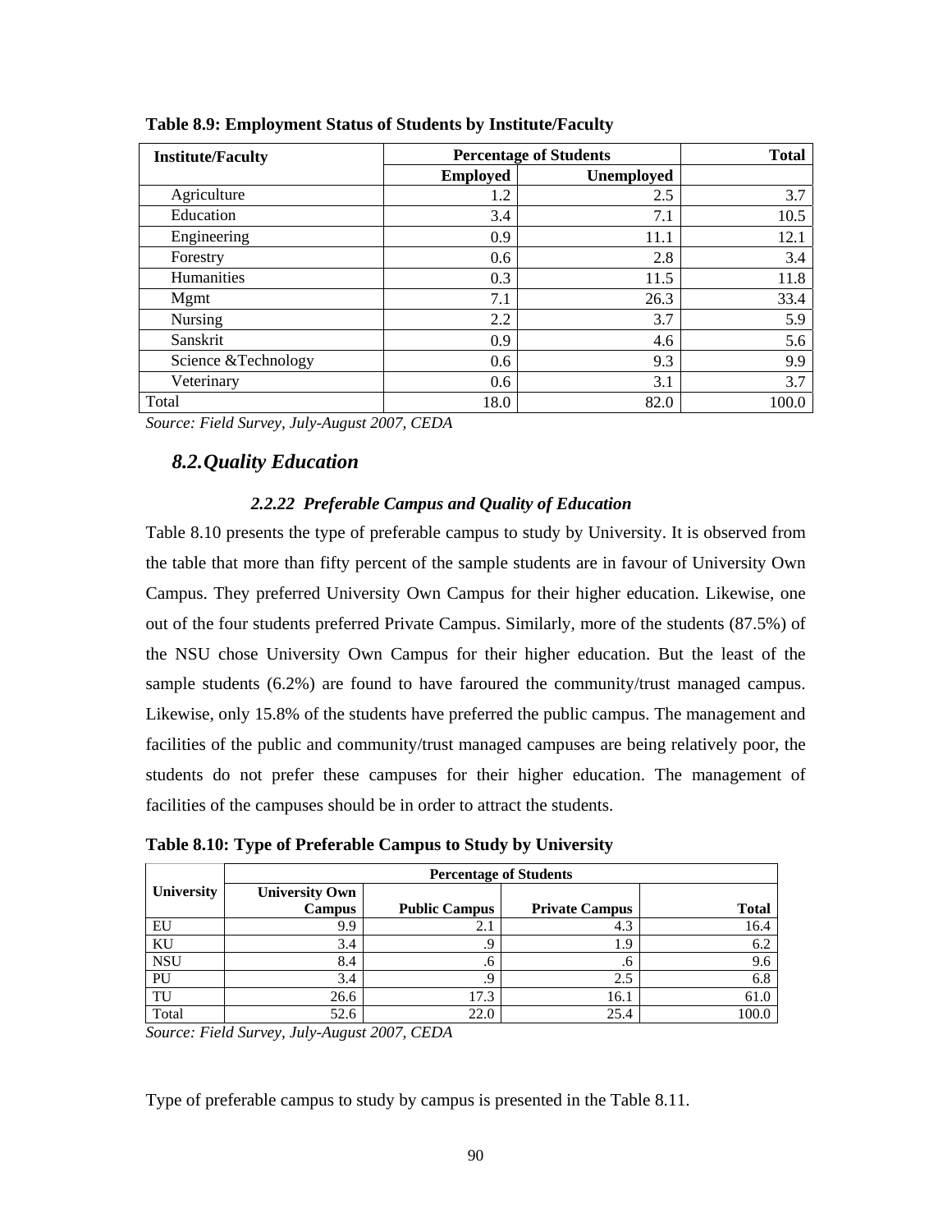**Table 8.9: Employment Status of Students by Institute/Faculty**

| Institute/Faculty | Percentage of Students | | Total |
|---|---|---|---|
| | Employed | Unemployed | |
| Agriculture | 1.2 | 2.5 | 3.7 |
| Education | 3.4 | 7.1 | 10.5 |
| Engineering | 0.9 | 11.1 | 12.1 |
| Forestry | 0.6 | 2.8 | 3.4 |
| Humanities | 0.3 | 11.5 | 11.8 |
| Mgmt | 7.1 | 26.3 | 33.4 |
| Nursing | 2.2 | 3.7 | 5.9 |
| Sanskrit | 0.9 | 4.6 | 5.6 |
| Science &Technology | 0.6 | 9.3 | 9.9 |
| Veterinary | 0.6 | 3.1 | 3.7 |
| Total | 18.0 | 82.0 | 100.0 |

*Source: Field Survey, July-August 2007, CEDA*

## *8.2.Quality Education*

### *2.2.22 Preferable Campus and Quality of Education*

Table 8.10 presents the type of preferable campus to study by University. It is observed from the table that more than fifty percent of the sample students are in favour of University Own Campus. They preferred University Own Campus for their higher education. Likewise, one out of the four students preferred Private Campus. Similarly, more of the students (87.5%) of the NSU chose University Own Campus for their higher education. But the least of the sample students (6.2%) are found to have faroured the community/trust managed campus. Likewise, only 15.8% of the students have preferred the public campus. The management and facilities of the public and community/trust managed campuses are being relatively poor, the students do not prefer these campuses for their higher education. The management of facilities of the campuses should be in order to attract the students.

**Table 8.10: Type of Preferable Campus to Study by University**

| University | Percentage of Students | | | |
|---|---|---|---|---|
| | University Own Campus | Public Campus | Private Campus | Total |
| EU | 9.9 | 2.1 | 4.3 | 16.4 |
| KU | 3.4 | .9 | 1.9 | 6.2 |
| NSU | 8.4 | .6 | .6 | 9.6 |
| PU | 3.4 | .9 | 2.5 | 6.8 |
| TU | 26.6 | 17.3 | 16.1 | 61.0 |
| Total | 52.6 | 22.0 | 25.4 | 100.0 |

*Source: Field Survey, July-August 2007, CEDA*

Type of preferable campus to study by campus is presented in the Table 8.11.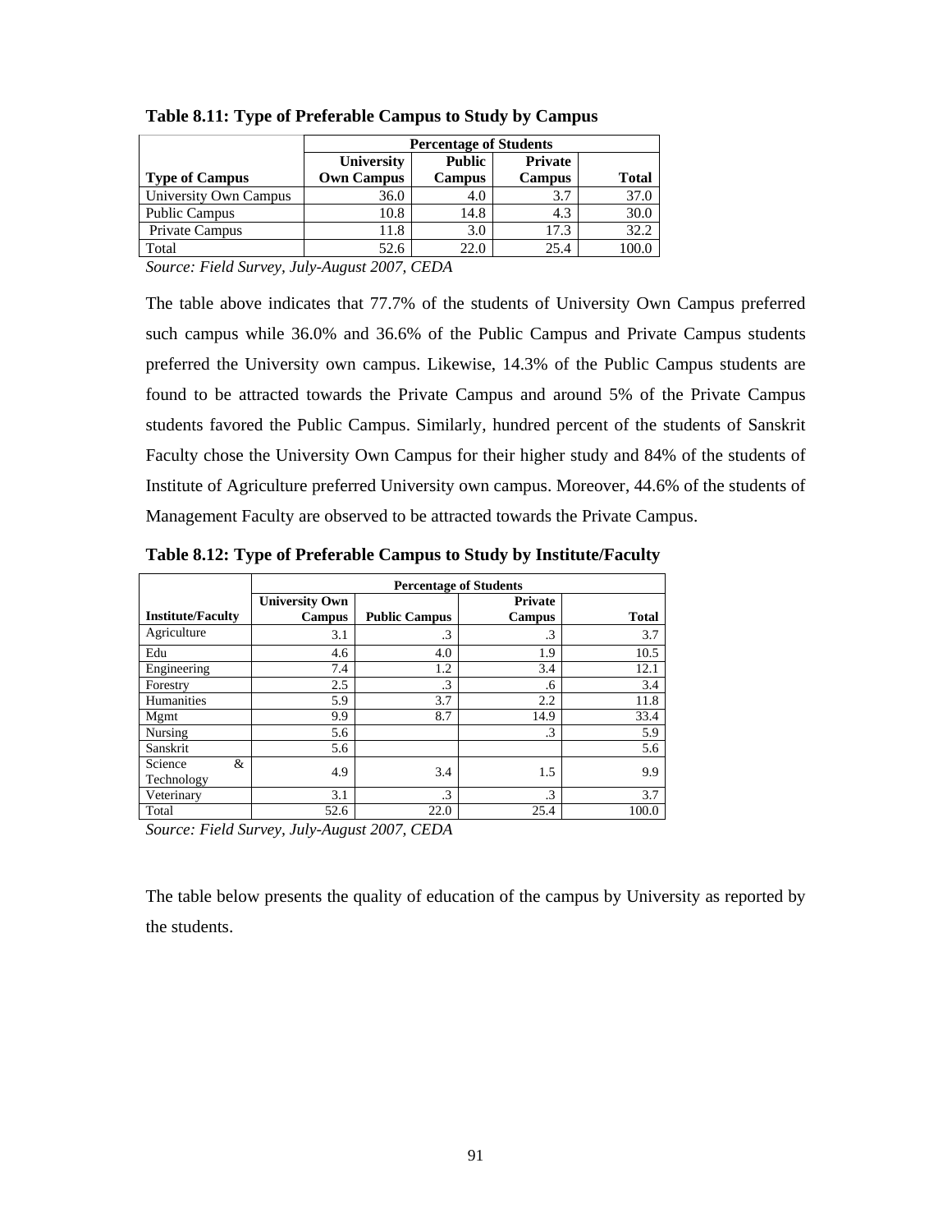**Table 8.11: Type of Preferable Campus to Study by Campus**

| | Percentage of Students | | | |
|---|---|---|---|---|
| **Type of Campus** | **University Own Campus** | **Public Campus** | **Private Campus** | **Total** |
| University Own Campus | 36.0 | 4.0 | 3.7 | 37.0 |
| Public Campus | 10.8 | 14.8 | 4.3 | 30.0 |
| Private Campus | 11.8 | 3.0 | 17.3 | 32.2 |
| Total | 52.6 | 22.0 | 25.4 | 100.0 |

*Source: Field Survey, July-August 2007, CEDA*

The table above indicates that 77.7% of the students of University Own Campus preferred such campus while 36.0% and 36.6% of the Public Campus and Private Campus students preferred the University own campus. Likewise, 14.3% of the Public Campus students are found to be attracted towards the Private Campus and around 5% of the Private Campus students favored the Public Campus. Similarly, hundred percent of the students of Sanskrit Faculty chose the University Own Campus for their higher study and 84% of the students of Institute of Agriculture preferred University own campus. Moreover, 44.6% of the students of Management Faculty are observed to be attracted towards the Private Campus.

**Table 8.12: Type of Preferable Campus to Study by Institute/Faculty**

| | Percentage of Students | | | |
|---|---|---|---|---|
| **Institute/Faculty** | **University Own Campus** | **Public Campus** | **Private Campus** | **Total** |
| Agriculture | 3.1 | .3 | .3 | 3.7 |
| Edu | 4.6 | 4.0 | 1.9 | 10.5 |
| Engineering | 7.4 | 1.2 | 3.4 | 12.1 |
| Forestry | 2.5 | .3 | .6 | 3.4 |
| Humanities | 5.9 | 3.7 | 2.2 | 11.8 |
| Mgmt | 9.9 | 8.7 | 14.9 | 33.4 |
| Nursing | 5.6 | | .3 | 5.9 |
| Sanskrit | 5.6 | | | 5.6 |
| Science & Technology | 4.9 | 3.4 | 1.5 | 9.9 |
| Veterinary | 3.1 | .3 | .3 | 3.7 |
| Total | 52.6 | 22.0 | 25.4 | 100.0 |

*Source: Field Survey, July-August 2007, CEDA*

The table below presents the quality of education of the campus by University as reported by the students.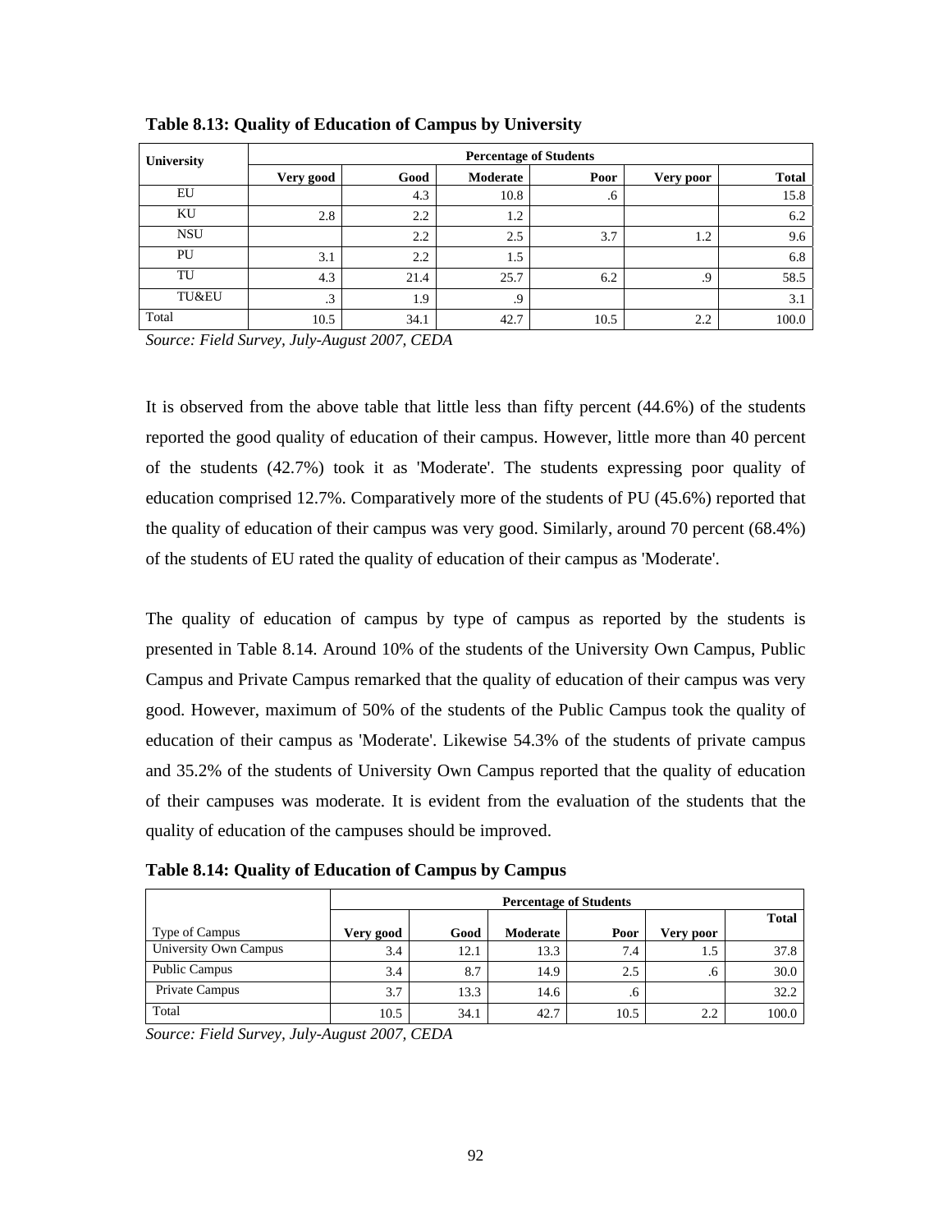**Table 8.13: Quality of Education of Campus by University**

| University | Percentage of Students | | | | | |
|---|---|---|---|---|---|---|
| | Very good | Good | Moderate | Poor | Very poor | Total |
| EU | | 4.3 | 10.8 | .6 | | 15.8 |
| KU | 2.8 | 2.2 | 1.2 | | | 6.2 |
| NSU | | 2.2 | 2.5 | 3.7 | 1.2 | 9.6 |
| PU | 3.1 | 2.2 | 1.5 | | | 6.8 |
| TU | 4.3 | 21.4 | 25.7 | 6.2 | .9 | 58.5 |
| TU&EU | .3 | 1.9 | .9 | | | 3.1 |
| Total | 10.5 | 34.1 | 42.7 | 10.5 | 2.2 | 100.0 |

*Source: Field Survey, July-August 2007, CEDA*

It is observed from the above table that little less than fifty percent (44.6%) of the students reported the good quality of education of their campus. However, little more than 40 percent of the students (42.7%) took it as 'Moderate'. The students expressing poor quality of education comprised 12.7%. Comparatively more of the students of PU (45.6%) reported that the quality of education of their campus was very good. Similarly, around 70 percent (68.4%) of the students of EU rated the quality of education of their campus as 'Moderate'.

The quality of education of campus by type of campus as reported by the students is presented in Table 8.14. Around 10% of the students of the University Own Campus, Public Campus and Private Campus remarked that the quality of education of their campus was very good. However, maximum of 50% of the students of the Public Campus took the quality of education of their campus as 'Moderate'. Likewise 54.3% of the students of private campus and 35.2% of the students of University Own Campus reported that the quality of education of their campuses was moderate. It is evident from the evaluation of the students that the quality of education of the campuses should be improved.

**Table 8.14: Quality of Education of Campus by Campus**

| | Percentage of Students | | | | | |
|---|---|---|---|---|---|---|
| Type of Campus | Very good | Good | Moderate | Poor | Very poor | Total |
| University Own Campus | 3.4 | 12.1 | 13.3 | 7.4 | 1.5 | 37.8 |
| Public Campus | 3.4 | 8.7 | 14.9 | 2.5 | .6 | 30.0 |
| Private Campus | 3.7 | 13.3 | 14.6 | .6 | | 32.2 |
| Total | 10.5 | 34.1 | 42.7 | 10.5 | 2.2 | 100.0 |

*Source: Field Survey, July-August 2007, CEDA*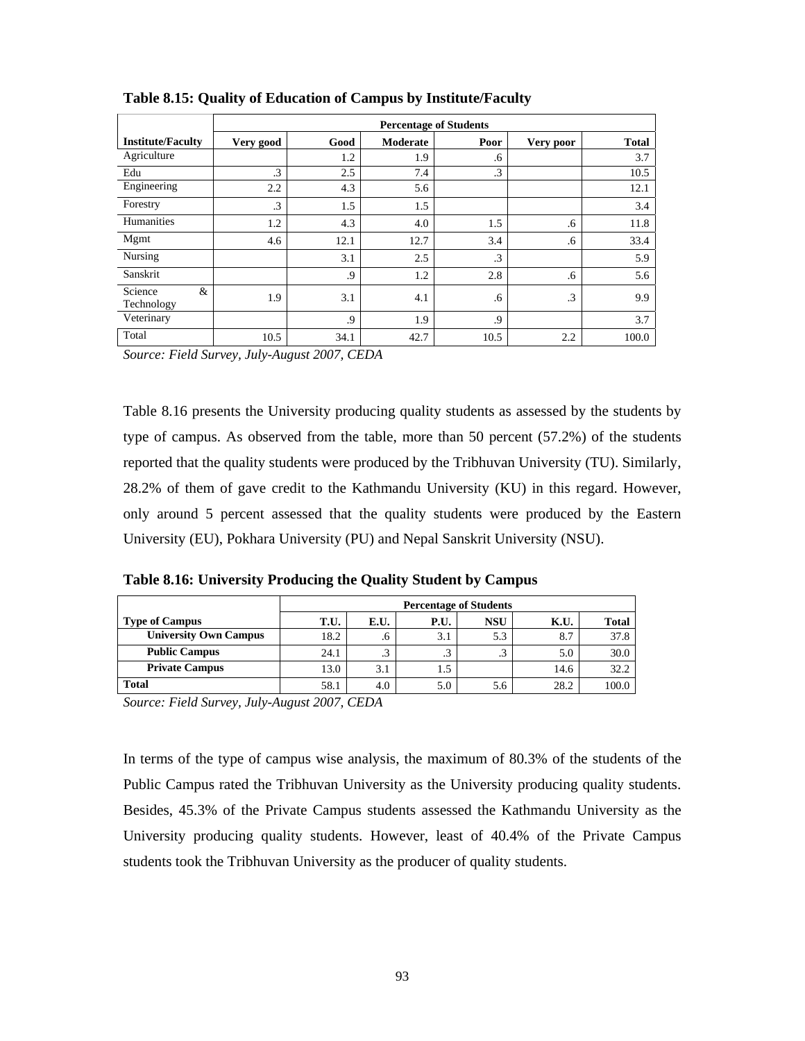**Table 8.15: Quality of Education of Campus by Institute/Faculty**

| | Percentage of Students | | | | | |
|---|---|---|---|---|---|---|
| **Institute/Faculty** | **Very good** | **Good** | **Moderate** | **Poor** | **Very poor** | **Total** |
| Agriculture | | 1.2 | 1.9 | .6 | | 3.7 |
| Edu | .3 | 2.5 | 7.4 | .3 | | 10.5 |
| Engineering | 2.2 | 4.3 | 5.6 | | | 12.1 |
| Forestry | .3 | 1.5 | 1.5 | | | 3.4 |
| Humanities | 1.2 | 4.3 | 4.0 | 1.5 | .6 | 11.8 |
| Mgmt | 4.6 | 12.1 | 12.7 | 3.4 | .6 | 33.4 |
| Nursing | | 3.1 | 2.5 | .3 | | 5.9 |
| Sanskrit | | .9 | 1.2 | 2.8 | .6 | 5.6 |
| Science & Technology | 1.9 | 3.1 | 4.1 | .6 | .3 | 9.9 |
| Veterinary | | .9 | 1.9 | .9 | | 3.7 |
| Total | 10.5 | 34.1 | 42.7 | 10.5 | 2.2 | 100.0 |

*Source: Field Survey, July-August 2007, CEDA*

Table 8.16 presents the University producing quality students as assessed by the students by type of campus. As observed from the table, more than 50 percent (57.2%) of the students reported that the quality students were produced by the Tribhuvan University (TU). Similarly, 28.2% of them of gave credit to the Kathmandu University (KU) in this regard. However, only around 5 percent assessed that the quality students were produced by the Eastern University (EU), Pokhara University (PU) and Nepal Sanskrit University (NSU).

**Table 8.16: University Producing the Quality Student by Campus**

| | Percentage of Students | | | | | |
|---|---|---|---|---|---|---|
| **Type of Campus** | **T.U.** | **E.U.** | **P.U.** | **NSU** | **K.U.** | **Total** |
| **University Own Campus** | 18.2 | .6 | 3.1 | 5.3 | 8.7 | 37.8 |
| **Public Campus** | 24.1 | .3 | .3 | .3 | 5.0 | 30.0 |
| **Private Campus** | 13.0 | 3.1 | 1.5 | | 14.6 | 32.2 |
| **Total** | 58.1 | 4.0 | 5.0 | 5.6 | 28.2 | 100.0 |

*Source: Field Survey, July-August 2007, CEDA*

In terms of the type of campus wise analysis, the maximum of 80.3% of the students of the Public Campus rated the Tribhuvan University as the University producing quality students. Besides, 45.3% of the Private Campus students assessed the Kathmandu University as the University producing quality students. However, least of 40.4% of the Private Campus students took the Tribhuvan University as the producer of quality students.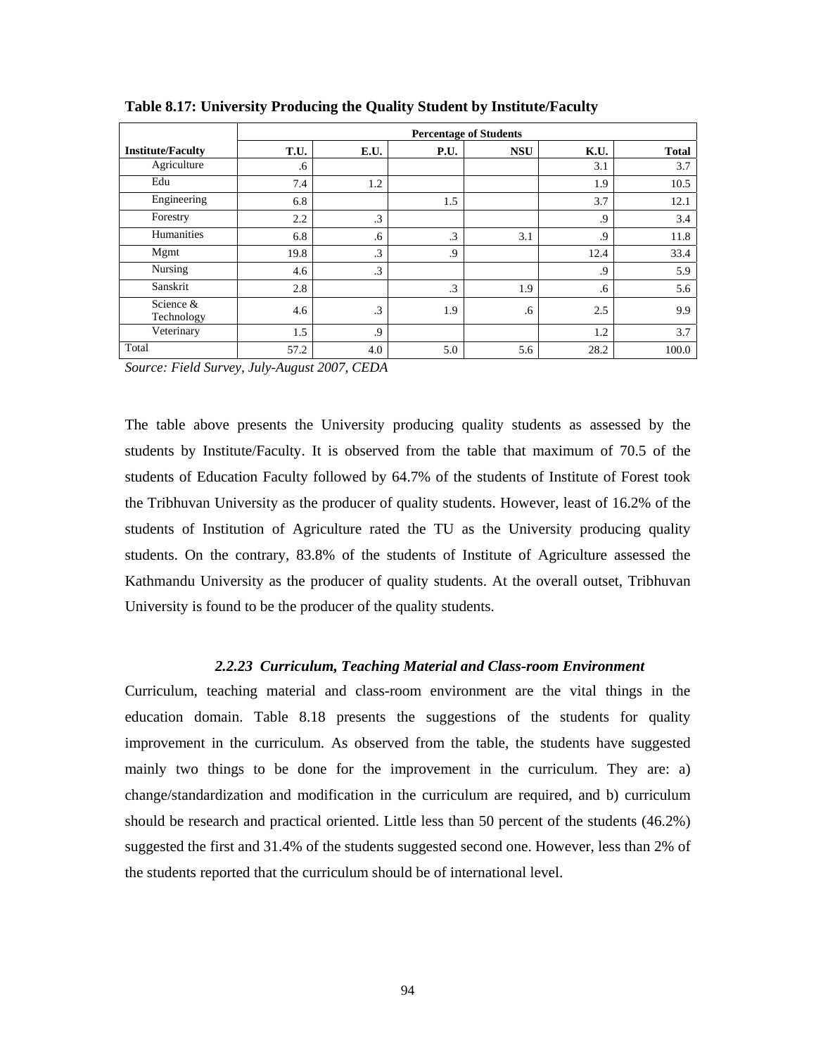**Table 8.17: University Producing the Quality Student by Institute/Faculty**

| | Percentage of Students | | | | | |
|---|---|---|---|---|---|---|
| Institute/Faculty | T.U. | E.U. | P.U. | NSU | K.U. | Total |
| Agriculture | .6 | | | | 3.1 | 3.7 |
| Edu | 7.4 | 1.2 | | | 1.9 | 10.5 |
| Engineering | 6.8 | | 1.5 | | 3.7 | 12.1 |
| Forestry | 2.2 | .3 | | | .9 | 3.4 |
| Humanities | 6.8 | .6 | .3 | 3.1 | .9 | 11.8 |
| Mgmt | 19.8 | .3 | .9 | | 12.4 | 33.4 |
| Nursing | 4.6 | .3 | | | .9 | 5.9 |
| Sanskrit | 2.8 | | .3 | 1.9 | .6 | 5.6 |
| Science & Technology | 4.6 | .3 | 1.9 | .6 | 2.5 | 9.9 |
| Veterinary | 1.5 | .9 | | | 1.2 | 3.7 |
| Total | 57.2 | 4.0 | 5.0 | 5.6 | 28.2 | 100.0 |

*Source: Field Survey, July-August 2007, CEDA*

The table above presents the University producing quality students as assessed by the students by Institute/Faculty. It is observed from the table that maximum of 70.5 of the students of Education Faculty followed by 64.7% of the students of Institute of Forest took the Tribhuvan University as the producer of quality students. However, least of 16.2% of the students of Institution of Agriculture rated the TU as the University producing quality students. On the contrary, 83.8% of the students of Institute of Agriculture assessed the Kathmandu University as the producer of quality students. At the overall outset, Tribhuvan University is found to be the producer of the quality students.

### *2.2.23 Curriculum, Teaching Material and Class-room Environment*

Curriculum, teaching material and class-room environment are the vital things in the education domain. Table 8.18 presents the suggestions of the students for quality improvement in the curriculum. As observed from the table, the students have suggested mainly two things to be done for the improvement in the curriculum. They are: a) change/standardization and modification in the curriculum are required, and b) curriculum should be research and practical oriented. Little less than 50 percent of the students (46.2%) suggested the first and 31.4% of the students suggested second one. However, less than 2% of the students reported that the curriculum should be of international level.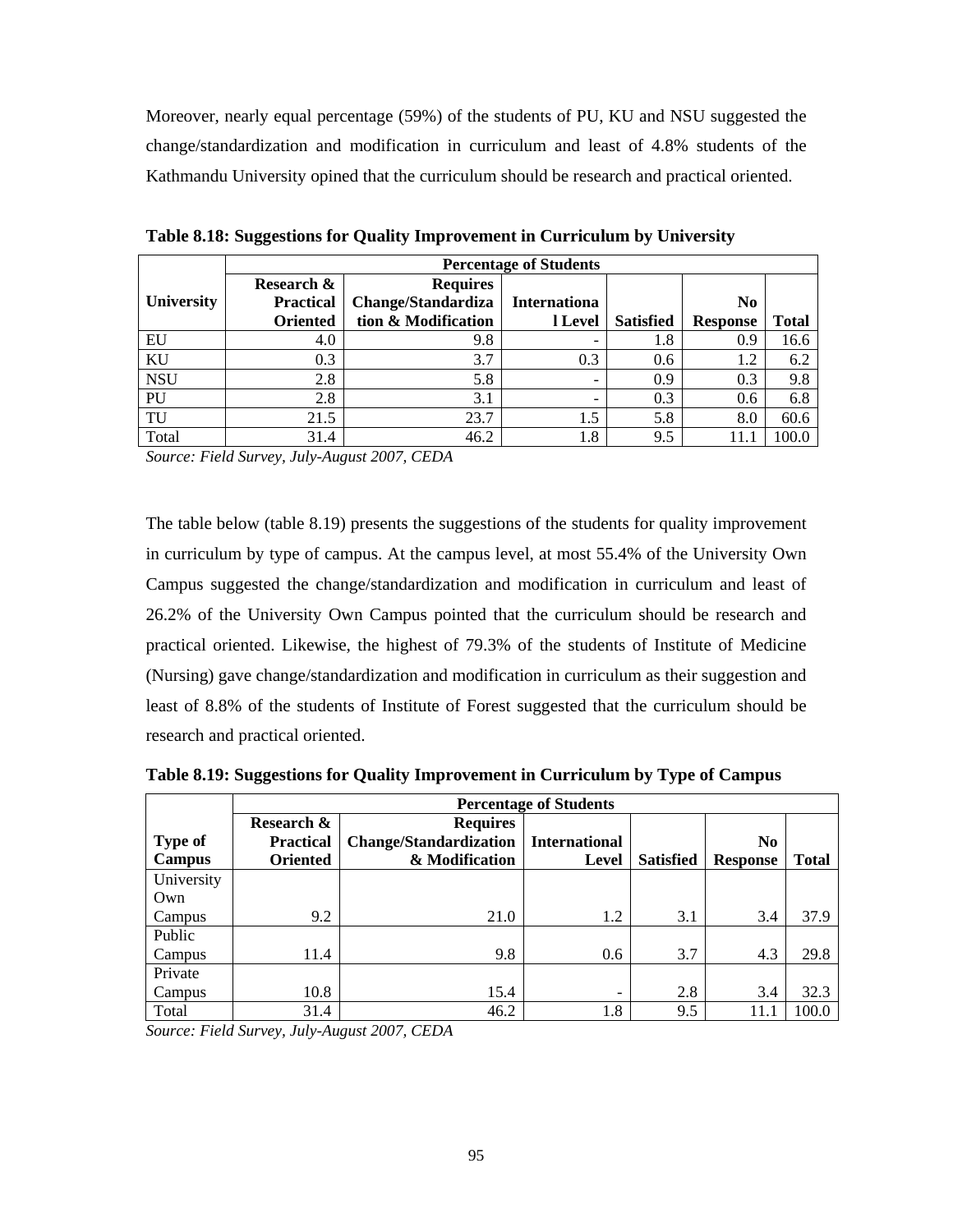Moreover, nearly equal percentage (59%) of the students of PU, KU and NSU suggested the change/standardization and modification in curriculum and least of 4.8% students of the Kathmandu University opined that the curriculum should be research and practical oriented.

**Table 8.18: Suggestions for Quality Improvement in Curriculum by University**

| University | Percentage of Students | | | | | |
|---|---|---|---|---|---|---|
| | Research & Practical Oriented | Requires Change/Standardization & Modification | International Level | Satisfied | No Response | Total |
| EU | 4.0 | 9.8 | - | 1.8 | 0.9 | 16.6 |
| KU | 0.3 | 3.7 | 0.3 | 0.6 | 1.2 | 6.2 |
| NSU | 2.8 | 5.8 | - | 0.9 | 0.3 | 9.8 |
| PU | 2.8 | 3.1 | - | 0.3 | 0.6 | 6.8 |
| TU | 21.5 | 23.7 | 1.5 | 5.8 | 8.0 | 60.6 |
| Total | 31.4 | 46.2 | 1.8 | 9.5 | 11.1 | 100.0 |

*Source: Field Survey, July-August 2007, CEDA*

The table below (table 8.19) presents the suggestions of the students for quality improvement in curriculum by type of campus. At the campus level, at most 55.4% of the University Own Campus suggested the change/standardization and modification in curriculum and least of 26.2% of the University Own Campus pointed that the curriculum should be research and practical oriented. Likewise, the highest of 79.3% of the students of Institute of Medicine (Nursing) gave change/standardization and modification in curriculum as their suggestion and least of 8.8% of the students of Institute of Forest suggested that the curriculum should be research and practical oriented.

**Table 8.19: Suggestions for Quality Improvement in Curriculum by Type of Campus**

| Type of Campus | Percentage of Students | | | | | |
|---|---|---|---|---|---|---|
| | Research & Practical Oriented | Requires Change/Standardization & Modification | International Level | Satisfied | No Response | Total |
| University Own Campus | 9.2 | 21.0 | 1.2 | 3.1 | 3.4 | 37.9 |
| Public Campus | 11.4 | 9.8 | 0.6 | 3.7 | 4.3 | 29.8 |
| Private Campus | 10.8 | 15.4 | - | 2.8 | 3.4 | 32.3 |
| Total | 31.4 | 46.2 | 1.8 | 9.5 | 11.1 | 100.0 |

*Source: Field Survey, July-August 2007, CEDA*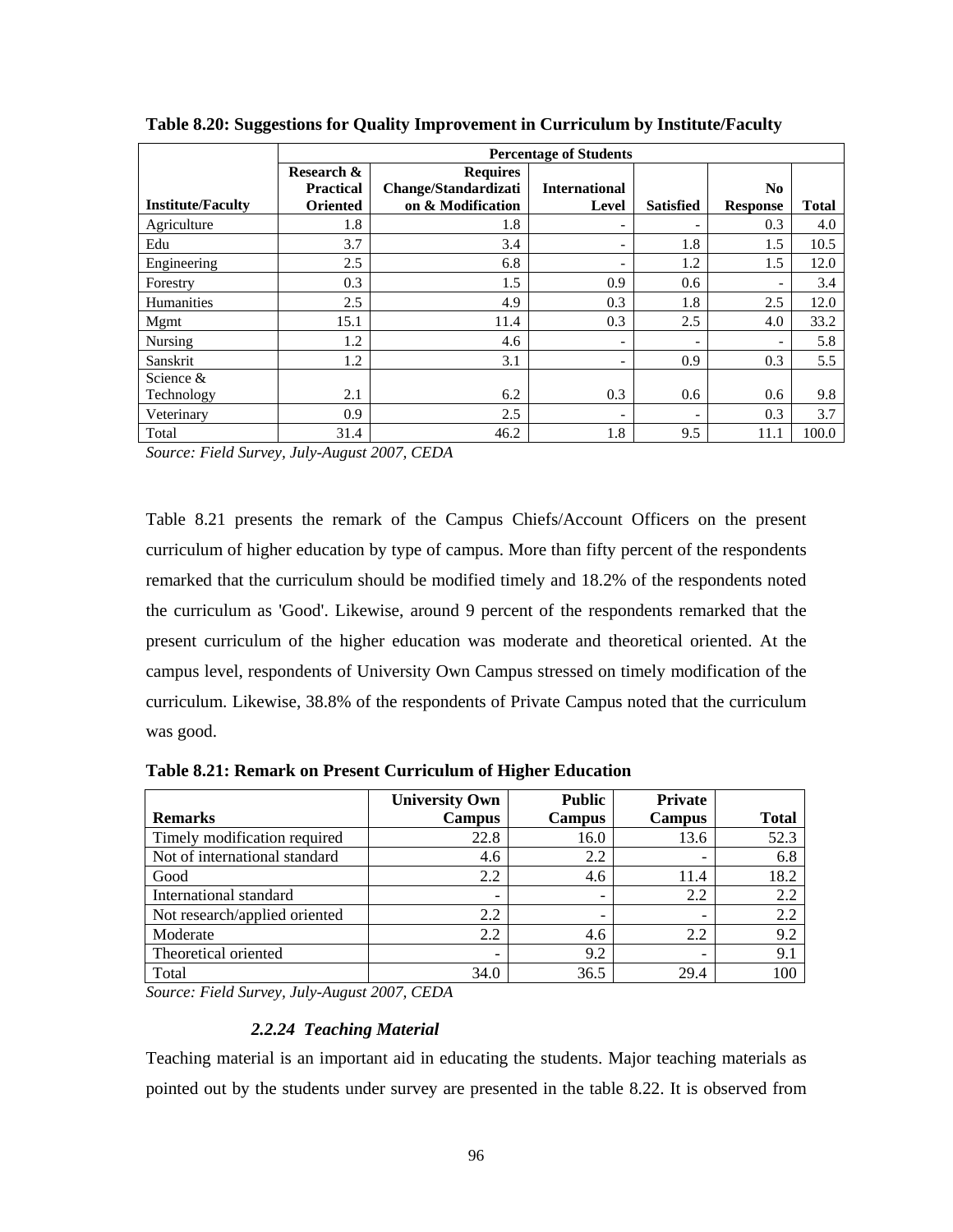**Table 8.20: Suggestions for Quality Improvement in Curriculum by Institute/Faculty**

| | Percentage of Students | | | | | |
|---|---|---|---|---|---|---|
| **Institute/Faculty** | **Research & Practical Oriented** | **Requires Change/Standardization & Modification** | **International Level** | **Satisfied** | **No Response** | **Total** |
| Agriculture | 1.8 | 1.8 | - | - | 0.3 | 4.0 |
| Edu | 3.7 | 3.4 | - | 1.8 | 1.5 | 10.5 |
| Engineering | 2.5 | 6.8 | - | 1.2 | 1.5 | 12.0 |
| Forestry | 0.3 | 1.5 | 0.9 | 0.6 | - | 3.4 |
| Humanities | 2.5 | 4.9 | 0.3 | 1.8 | 2.5 | 12.0 |
| Mgmt | 15.1 | 11.4 | 0.3 | 2.5 | 4.0 | 33.2 |
| Nursing | 1.2 | 4.6 | - | - | - | 5.8 |
| Sanskrit | 1.2 | 3.1 | - | 0.9 | 0.3 | 5.5 |
| Science & Technology | 2.1 | 6.2 | 0.3 | 0.6 | 0.6 | 9.8 |
| Veterinary | 0.9 | 2.5 | - | - | 0.3 | 3.7 |
| Total | 31.4 | 46.2 | 1.8 | 9.5 | 11.1 | 100.0 |

*Source: Field Survey, July-August 2007, CEDA*

Table 8.21 presents the remark of the Campus Chiefs/Account Officers on the present curriculum of higher education by type of campus. More than fifty percent of the respondents remarked that the curriculum should be modified timely and 18.2% of the respondents noted the curriculum as 'Good'. Likewise, around 9 percent of the respondents remarked that the present curriculum of the higher education was moderate and theoretical oriented. At the campus level, respondents of University Own Campus stressed on timely modification of the curriculum. Likewise, 38.8% of the respondents of Private Campus noted that the curriculum was good.

**Table 8.21: Remark on Present Curriculum of Higher Education**

| **Remarks** | **University Own Campus** | **Public Campus** | **Private Campus** | **Total** |
|---|---|---|---|---|
| Timely modification required | 22.8 | 16.0 | 13.6 | 52.3 |
| Not of international standard | 4.6 | 2.2 | - | 6.8 |
| Good | 2.2 | 4.6 | 11.4 | 18.2 |
| International standard | - | - | 2.2 | 2.2 |
| Not research/applied oriented | 2.2 | - | - | 2.2 |
| Moderate | 2.2 | 4.6 | 2.2 | 9.2 |
| Theoretical oriented | - | 9.2 | - | 9.1 |
| Total | 34.0 | 36.5 | 29.4 | 100 |

*Source: Field Survey, July-August 2007, CEDA*

### *2.2.24 Teaching Material*

Teaching material is an important aid in educating the students. Major teaching materials as pointed out by the students under survey are presented in the table 8.22. It is observed from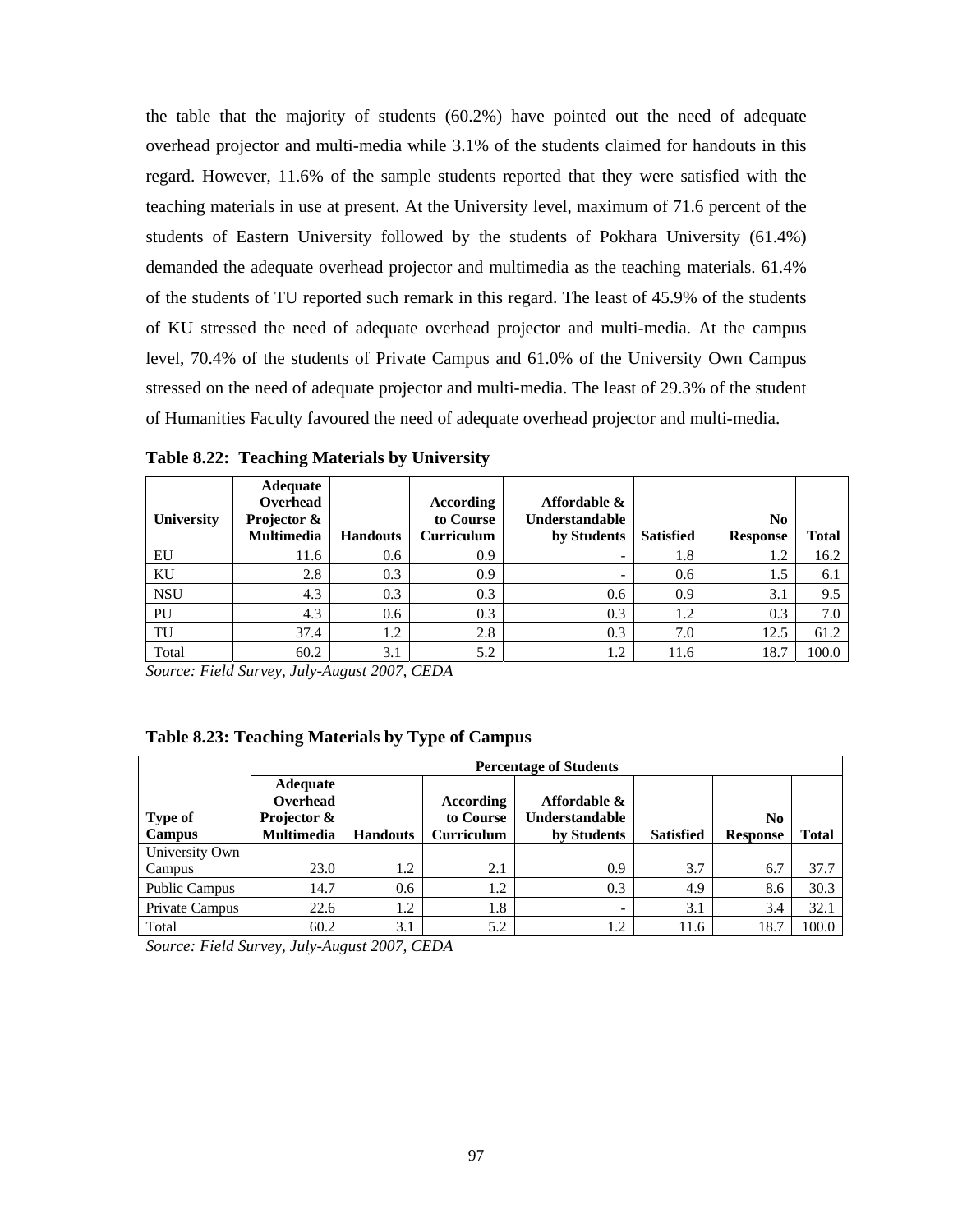the table that the majority of students (60.2%) have pointed out the need of adequate overhead projector and multi-media while 3.1% of the students claimed for handouts in this regard. However, 11.6% of the sample students reported that they were satisfied with the teaching materials in use at present. At the University level, maximum of 71.6 percent of the students of Eastern University followed by the students of Pokhara University (61.4%) demanded the adequate overhead projector and multimedia as the teaching materials. 61.4% of the students of TU reported such remark in this regard. The least of 45.9% of the students of KU stressed the need of adequate overhead projector and multi-media. At the campus level, 70.4% of the students of Private Campus and 61.0% of the University Own Campus stressed on the need of adequate projector and multi-media. The least of 29.3% of the student of Humanities Faculty favoured the need of adequate overhead projector and multi-media.

**Table 8.22: Teaching Materials by University**

| University | Adequate Overhead Projector & Multimedia | Handouts | According to Course Curriculum | Affordable & Understandable by Students | Satisfied | No Response | Total |
|---|---|---|---|---|---|---|---|
| EU | 11.6 | 0.6 | 0.9 | - | 1.8 | 1.2 | 16.2 |
| KU | 2.8 | 0.3 | 0.9 | - | 0.6 | 1.5 | 6.1 |
| NSU | 4.3 | 0.3 | 0.3 | 0.6 | 0.9 | 3.1 | 9.5 |
| PU | 4.3 | 0.6 | 0.3 | 0.3 | 1.2 | 0.3 | 7.0 |
| TU | 37.4 | 1.2 | 2.8 | 0.3 | 7.0 | 12.5 | 61.2 |
| Total | 60.2 | 3.1 | 5.2 | 1.2 | 11.6 | 18.7 | 100.0 |

*Source: Field Survey, July-August 2007, CEDA*

**Table 8.23: Teaching Materials by Type of Campus**

| Type of Campus | Percentage of Students | | | | | | |
|---|---|---|---|---|---|---|---|
| | Adequate Overhead Projector & Multimedia | Handouts | According to Course Curriculum | Affordable & Understandable by Students | Satisfied | No Response | Total |
| University Own Campus | 23.0 | 1.2 | 2.1 | 0.9 | 3.7 | 6.7 | 37.7 |
| Public Campus | 14.7 | 0.6 | 1.2 | 0.3 | 4.9 | 8.6 | 30.3 |
| Private Campus | 22.6 | 1.2 | 1.8 | - | 3.1 | 3.4 | 32.1 |
| Total | 60.2 | 3.1 | 5.2 | 1.2 | 11.6 | 18.7 | 100.0 |

*Source: Field Survey, July-August 2007, CEDA*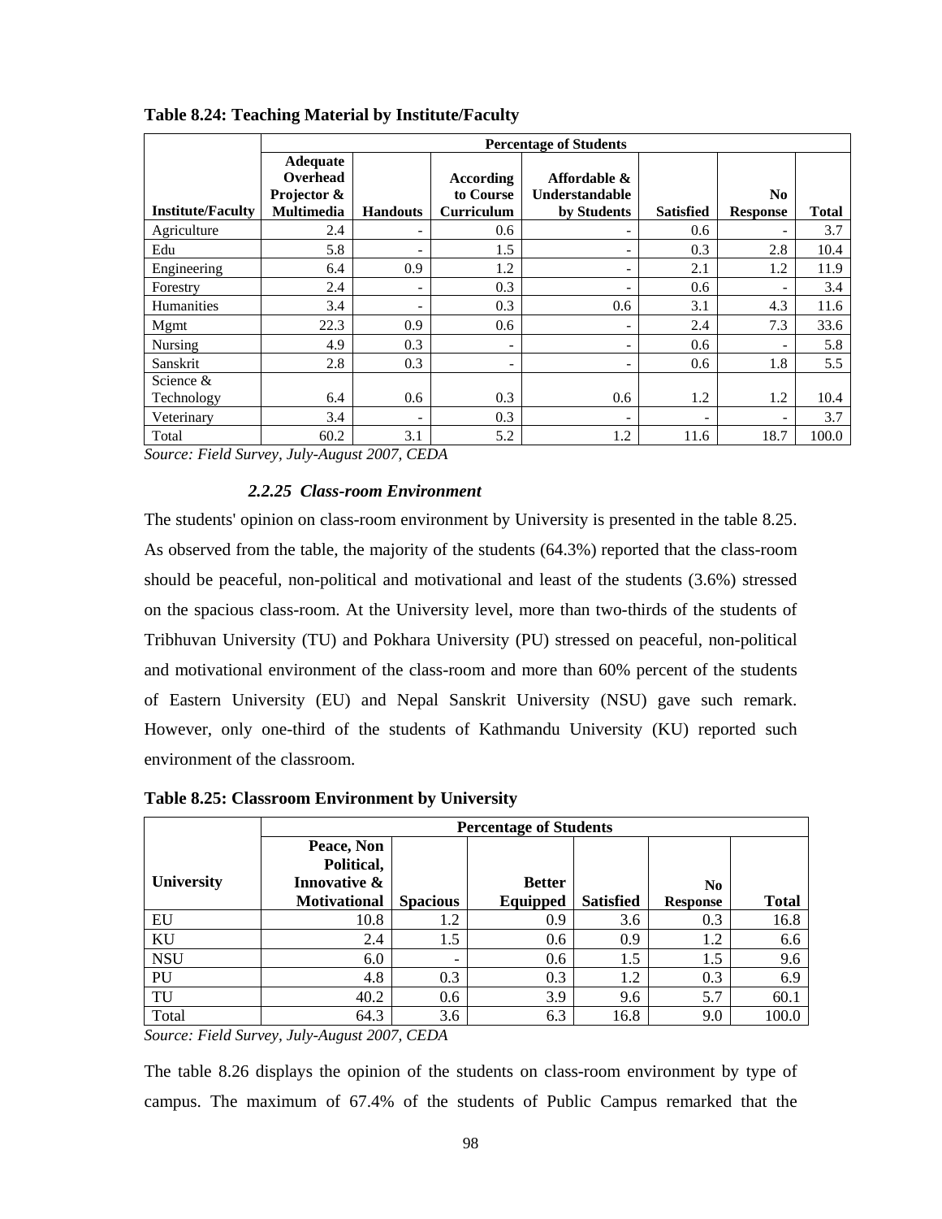**Table 8.24: Teaching Material by Institute/Faculty**

| Institute/Faculty | Percentage of Students | | | | | | |
|---|---|---|---|---|---|---|---|
| | Adequate Overhead Projector & Multimedia | Handouts | According to Course Curriculum | Affordable & Understandable by Students | Satisfied | No Response | Total |
| Agriculture | 2.4 | - | 0.6 | - | 0.6 | - | 3.7 |
| Edu | 5.8 | - | 1.5 | - | 0.3 | 2.8 | 10.4 |
| Engineering | 6.4 | 0.9 | 1.2 | - | 2.1 | 1.2 | 11.9 |
| Forestry | 2.4 | - | 0.3 | - | 0.6 | - | 3.4 |
| Humanities | 3.4 | - | 0.3 | 0.6 | 3.1 | 4.3 | 11.6 |
| Mgmt | 22.3 | 0.9 | 0.6 | - | 2.4 | 7.3 | 33.6 |
| Nursing | 4.9 | 0.3 | - | - | 0.6 | - | 5.8 |
| Sanskrit | 2.8 | 0.3 | - | - | 0.6 | 1.8 | 5.5 |
| Science & Technology | 6.4 | 0.6 | 0.3 | 0.6 | 1.2 | 1.2 | 10.4 |
| Veterinary | 3.4 | - | 0.3 | - | - | - | 3.7 |
| Total | 60.2 | 3.1 | 5.2 | 1.2 | 11.6 | 18.7 | 100.0 |

*Source: Field Survey, July-August 2007, CEDA*

#### *2.2.25 Class-room Environment*

The students' opinion on class-room environment by University is presented in the table 8.25. As observed from the table, the majority of the students (64.3%) reported that the class-room should be peaceful, non-political and motivational and least of the students (3.6%) stressed on the spacious class-room. At the University level, more than two-thirds of the students of Tribhuvan University (TU) and Pokhara University (PU) stressed on peaceful, non-political and motivational environment of the class-room and more than 60% percent of the students of Eastern University (EU) and Nepal Sanskrit University (NSU) gave such remark. However, only one-third of the students of Kathmandu University (KU) reported such environment of the classroom.

**Table 8.25: Classroom Environment by University**

| University | Percentage of Students | | | | | |
|---|---|---|---|---|---|---|
| | Peace, Non Political, Innovative & Motivational | Spacious | Better Equipped | Satisfied | No Response | Total |
| EU | 10.8 | 1.2 | 0.9 | 3.6 | 0.3 | 16.8 |
| KU | 2.4 | 1.5 | 0.6 | 0.9 | 1.2 | 6.6 |
| NSU | 6.0 | - | 0.6 | 1.5 | 1.5 | 9.6 |
| PU | 4.8 | 0.3 | 0.3 | 1.2 | 0.3 | 6.9 |
| TU | 40.2 | 0.6 | 3.9 | 9.6 | 5.7 | 60.1 |
| Total | 64.3 | 3.6 | 6.3 | 16.8 | 9.0 | 100.0 |

*Source: Field Survey, July-August 2007, CEDA*

The table 8.26 displays the opinion of the students on class-room environment by type of campus. The maximum of 67.4% of the students of Public Campus remarked that the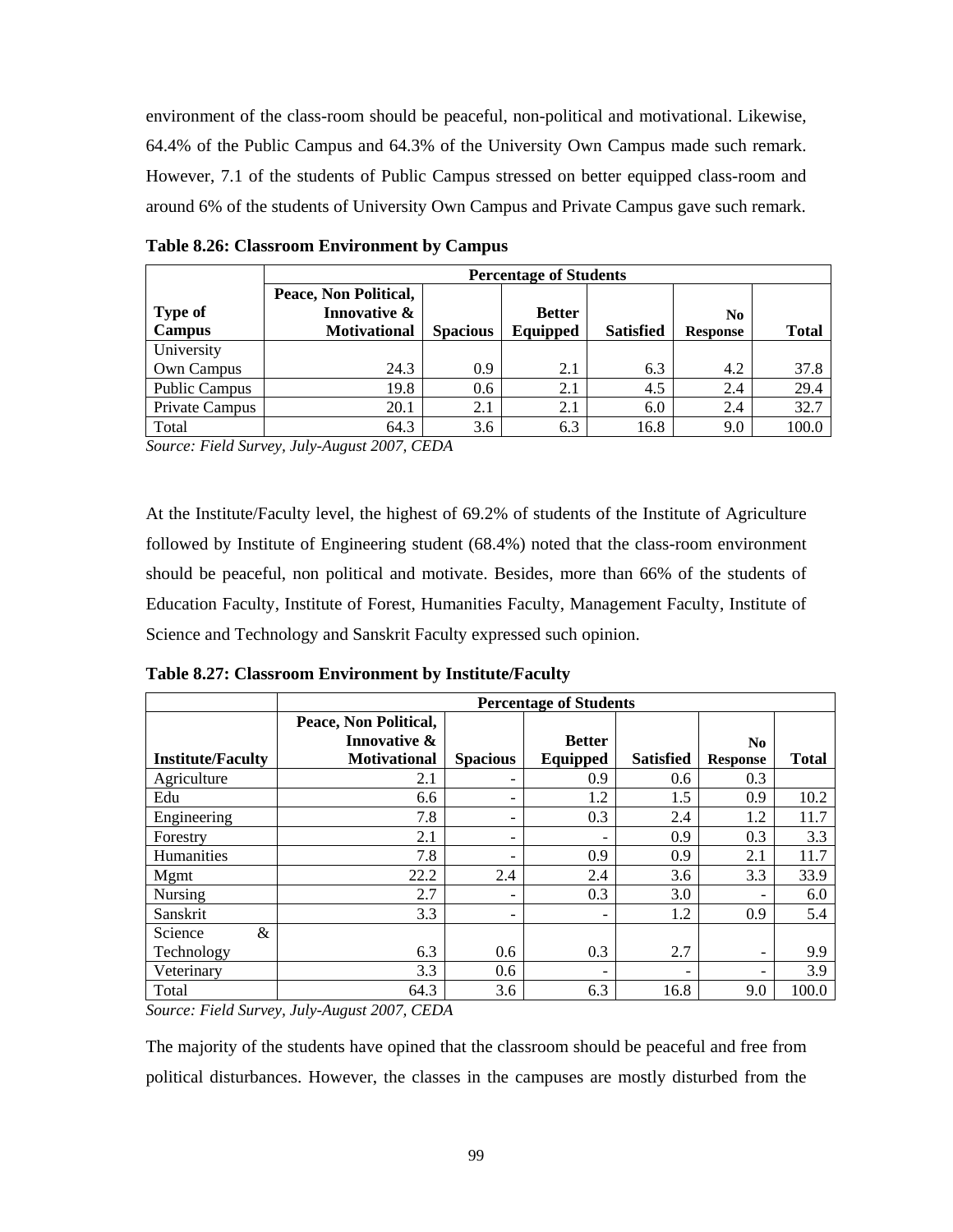environment of the class-room should be peaceful, non-political and motivational. Likewise, 64.4% of the Public Campus and 64.3% of the University Own Campus made such remark. However, 7.1 of the students of Public Campus stressed on better equipped class-room and around 6% of the students of University Own Campus and Private Campus gave such remark.

**Table 8.26: Classroom Environment by Campus**

| | Percentage of Students | | | | | |
|---|---|---|---|---|---|---|
| **Type of Campus** | **Peace, Non Political, Innovative & Motivational** | **Spacious** | **Better Equipped** | **Satisfied** | **No Response** | **Total** |
| University Own Campus | 24.3 | 0.9 | 2.1 | 6.3 | 4.2 | 37.8 |
| Public Campus | 19.8 | 0.6 | 2.1 | 4.5 | 2.4 | 29.4 |
| Private Campus | 20.1 | 2.1 | 2.1 | 6.0 | 2.4 | 32.7 |
| Total | 64.3 | 3.6 | 6.3 | 16.8 | 9.0 | 100.0 |

*Source: Field Survey, July-August 2007, CEDA*

At the Institute/Faculty level, the highest of 69.2% of students of the Institute of Agriculture followed by Institute of Engineering student (68.4%) noted that the class-room environment should be peaceful, non political and motivate. Besides, more than 66% of the students of Education Faculty, Institute of Forest, Humanities Faculty, Management Faculty, Institute of Science and Technology and Sanskrit Faculty expressed such opinion.

**Table 8.27: Classroom Environment by Institute/Faculty**

| | Percentage of Students | | | | | |
|---|---|---|---|---|---|---|
| **Institute/Faculty** | **Peace, Non Political, Innovative & Motivational** | **Spacious** | **Better Equipped** | **Satisfied** | **No Response** | **Total** |
| Agriculture | 2.1 | - | 0.9 | 0.6 | 0.3 | |
| Edu | 6.6 | - | 1.2 | 1.5 | 0.9 | 10.2 |
| Engineering | 7.8 | - | 0.3 | 2.4 | 1.2 | 11.7 |
| Forestry | 2.1 | - | - | 0.9 | 0.3 | 3.3 |
| Humanities | 7.8 | - | 0.9 | 0.9 | 2.1 | 11.7 |
| Mgmt | 22.2 | 2.4 | 2.4 | 3.6 | 3.3 | 33.9 |
| Nursing | 2.7 | - | 0.3 | 3.0 | - | 6.0 |
| Sanskrit | 3.3 | - | - | 1.2 | 0.9 | 5.4 |
| Science & Technology | 6.3 | 0.6 | 0.3 | 2.7 | - | 9.9 |
| Veterinary | 3.3 | 0.6 | - | - | - | 3.9 |
| Total | 64.3 | 3.6 | 6.3 | 16.8 | 9.0 | 100.0 |

*Source: Field Survey, July-August 2007, CEDA*

The majority of the students have opined that the classroom should be peaceful and free from political disturbances. However, the classes in the campuses are mostly disturbed from the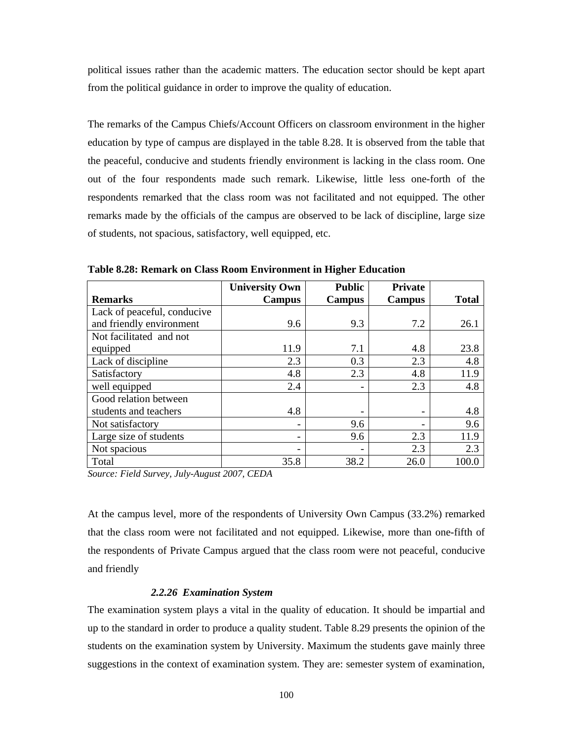political issues rather than the academic matters. The education sector should be kept apart from the political guidance in order to improve the quality of education.

The remarks of the Campus Chiefs/Account Officers on classroom environment in the higher education by type of campus are displayed in the table 8.28. It is observed from the table that the peaceful, conducive and students friendly environment is lacking in the class room. One out of the four respondents made such remark. Likewise, little less one-forth of the respondents remarked that the class room was not facilitated and not equipped. The other remarks made by the officials of the campus are observed to be lack of discipline, large size of students, not spacious, satisfactory, well equipped, etc.

**Table 8.28: Remark on Class Room Environment in Higher Education**

| Remarks | University Own Campus | Public Campus | Private Campus | Total |
|---|---|---|---|---|
| Lack of peaceful, conducive and friendly environment | 9.6 | 9.3 | 7.2 | 26.1 |
| Not facilitated and not equipped | 11.9 | 7.1 | 4.8 | 23.8 |
| Lack of discipline | 2.3 | 0.3 | 2.3 | 4.8 |
| Satisfactory | 4.8 | 2.3 | 4.8 | 11.9 |
| well equipped | 2.4 | - | 2.3 | 4.8 |
| Good relation between students and teachers | 4.8 | - | - | 4.8 |
| Not satisfactory | - | 9.6 | - | 9.6 |
| Large size of students | - | 9.6 | 2.3 | 11.9 |
| Not spacious | - | - | 2.3 | 2.3 |
| Total | 35.8 | 38.2 | 26.0 | 100.0 |

*Source: Field Survey, July-August 2007, CEDA*

At the campus level, more of the respondents of University Own Campus (33.2%) remarked that the class room were not facilitated and not equipped. Likewise, more than one-fifth of the respondents of Private Campus argued that the class room were not peaceful, conducive and friendly

#### *2.2.26 Examination System*

The examination system plays a vital in the quality of education. It should be impartial and up to the standard in order to produce a quality student. Table 8.29 presents the opinion of the students on the examination system by University. Maximum the students gave mainly three suggestions in the context of examination system. They are: semester system of examination,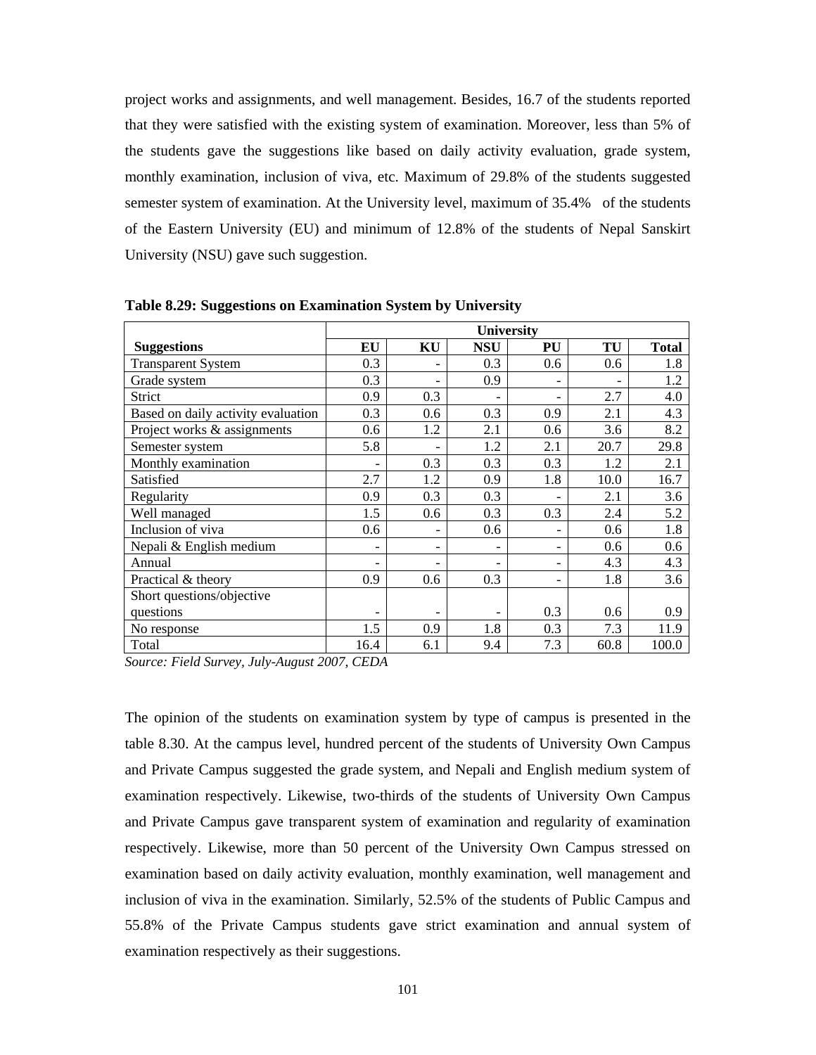project works and assignments, and well management. Besides, 16.7 of the students reported that they were satisfied with the existing system of examination. Moreover, less than 5% of the students gave the suggestions like based on daily activity evaluation, grade system, monthly examination, inclusion of viva, etc. Maximum of 29.8% of the students suggested semester system of examination. At the University level, maximum of 35.4% of the students of the Eastern University (EU) and minimum of 12.8% of the students of Nepal Sanskirt University (NSU) gave such suggestion.

**Table 8.29: Suggestions on Examination System by University**

| | University | | | | | |
|---|---|---|---|---|---|---|
| **Suggestions** | **EU** | **KU** | **NSU** | **PU** | **TU** | **Total** |
| Transparent System | 0.3 | - | 0.3 | 0.6 | 0.6 | 1.8 |
| Grade system | 0.3 | - | 0.9 | - | - | 1.2 |
| Strict | 0.9 | 0.3 | - | - | 2.7 | 4.0 |
| Based on daily activity evaluation | 0.3 | 0.6 | 0.3 | 0.9 | 2.1 | 4.3 |
| Project works & assignments | 0.6 | 1.2 | 2.1 | 0.6 | 3.6 | 8.2 |
| Semester system | 5.8 | - | 1.2 | 2.1 | 20.7 | 29.8 |
| Monthly examination | - | 0.3 | 0.3 | 0.3 | 1.2 | 2.1 |
| Satisfied | 2.7 | 1.2 | 0.9 | 1.8 | 10.0 | 16.7 |
| Regularity | 0.9 | 0.3 | 0.3 | - | 2.1 | 3.6 |
| Well managed | 1.5 | 0.6 | 0.3 | 0.3 | 2.4 | 5.2 |
| Inclusion of viva | 0.6 | - | 0.6 | - | 0.6 | 1.8 |
| Nepali & English medium | - | - | - | - | 0.6 | 0.6 |
| Annual | - | - | - | - | 4.3 | 4.3 |
| Practical & theory | 0.9 | 0.6 | 0.3 | - | 1.8 | 3.6 |
| Short questions/objective questions | - | - | - | 0.3 | 0.6 | 0.9 |
| No response | 1.5 | 0.9 | 1.8 | 0.3 | 7.3 | 11.9 |
| Total | 16.4 | 6.1 | 9.4 | 7.3 | 60.8 | 100.0 |

*Source: Field Survey, July-August 2007, CEDA*

The opinion of the students on examination system by type of campus is presented in the table 8.30. At the campus level, hundred percent of the students of University Own Campus and Private Campus suggested the grade system, and Nepali and English medium system of examination respectively. Likewise, two-thirds of the students of University Own Campus and Private Campus gave transparent system of examination and regularity of examination respectively. Likewise, more than 50 percent of the University Own Campus stressed on examination based on daily activity evaluation, monthly examination, well management and inclusion of viva in the examination. Similarly, 52.5% of the students of Public Campus and 55.8% of the Private Campus students gave strict examination and annual system of examination respectively as their suggestions.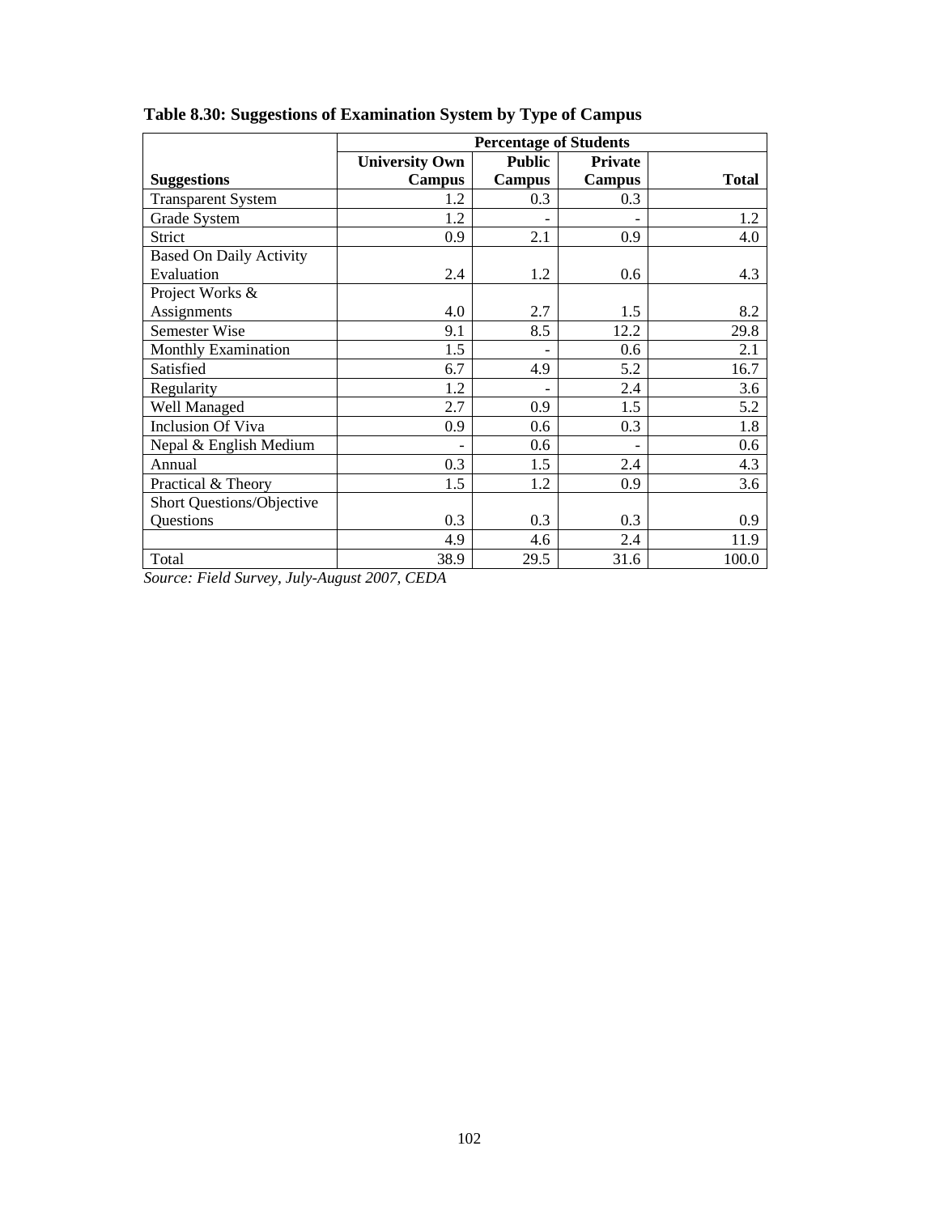**Table 8.30: Suggestions of Examination System by Type of Campus**

| | Percentage of Students | | | |
|---|---|---|---|---|
| **Suggestions** | **University Own Campus** | **Public Campus** | **Private Campus** | **Total** |
| Transparent System | 1.2 | 0.3 | 0.3 | |
| Grade System | 1.2 | - | - | 1.2 |
| Strict | 0.9 | 2.1 | 0.9 | 4.0 |
| Based On Daily Activity Evaluation | 2.4 | 1.2 | 0.6 | 4.3 |
| Project Works & Assignments | 4.0 | 2.7 | 1.5 | 8.2 |
| Semester Wise | 9.1 | 8.5 | 12.2 | 29.8 |
| Monthly Examination | 1.5 | - | 0.6 | 2.1 |
| Satisfied | 6.7 | 4.9 | 5.2 | 16.7 |
| Regularity | 1.2 | - | 2.4 | 3.6 |
| Well Managed | 2.7 | 0.9 | 1.5 | 5.2 |
| Inclusion Of Viva | 0.9 | 0.6 | 0.3 | 1.8 |
| Nepal & English Medium | - | 0.6 | - | 0.6 |
| Annual | 0.3 | 1.5 | 2.4 | 4.3 |
| Practical & Theory | 1.5 | 1.2 | 0.9 | 3.6 |
| Short Questions/Objective Questions | 0.3 | 0.3 | 0.3 | 0.9 |
| | 4.9 | 4.6 | 2.4 | 11.9 |
| Total | 38.9 | 29.5 | 31.6 | 100.0 |

*Source: Field Survey, July-August 2007, CEDA*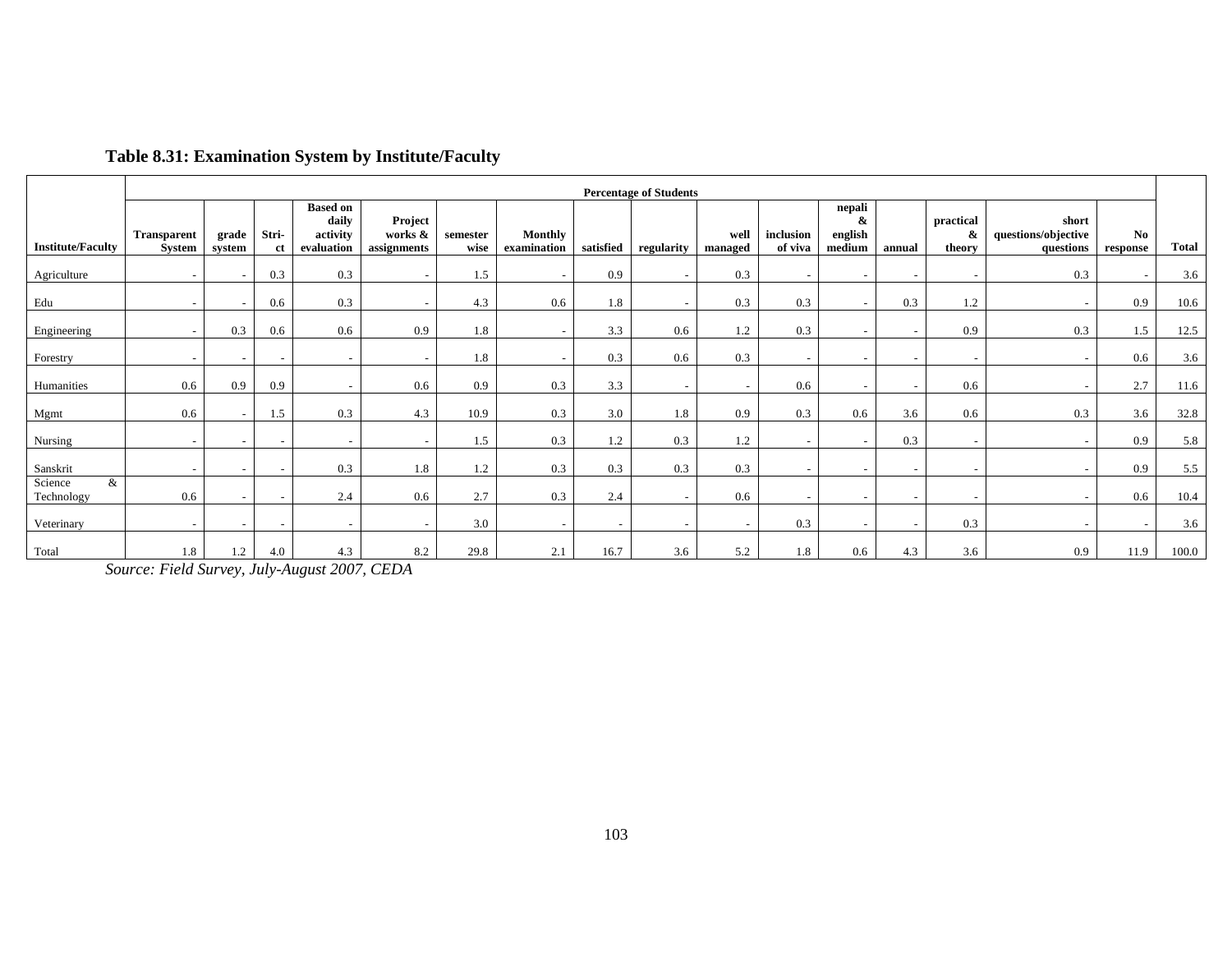## Table 8.31: Examination System by Institute/Faculty

| Institute/Faculty | Percentage of Students | | | | | | | | | | | | | | | | Total |
|---|---|---|---|---|---|---|---|---|---|---|---|---|---|---|---|---|---|
| | Transparent System | grade system | Stri-ct | Based on daily activity evaluation | Project works & assignments | semester wise | Monthly examination | satisfied | regularity | well managed | inclusion of viva | nepali & english medium | annual | practical & theory | short questions/objective questions | No response | |
| Agriculture | - | - | 0.3 | 0.3 | - | 1.5 | - | 0.9 | - | 0.3 | - | - | - | - | 0.3 | - | 3.6 |
| Edu | - | - | 0.6 | 0.3 | - | 4.3 | 0.6 | 1.8 | - | 0.3 | 0.3 | - | 0.3 | 1.2 | - | 0.9 | 10.6 |
| Engineering | - | 0.3 | 0.6 | 0.6 | 0.9 | 1.8 | - | 3.3 | 0.6 | 1.2 | 0.3 | - | - | 0.9 | 0.3 | 1.5 | 12.5 |
| Forestry | - | - | - | - | - | 1.8 | - | 0.3 | 0.6 | 0.3 | - | - | - | - | - | 0.6 | 3.6 |
| Humanities | 0.6 | 0.9 | 0.9 | - | 0.6 | 0.9 | 0.3 | 3.3 | - | - | 0.6 | - | - | 0.6 | - | 2.7 | 11.6 |
| Mgmt | 0.6 | - | 1.5 | 0.3 | 4.3 | 10.9 | 0.3 | 3.0 | 1.8 | 0.9 | 0.3 | 0.6 | 3.6 | 0.6 | 0.3 | 3.6 | 32.8 |
| Nursing | - | - | - | - | - | 1.5 | 0.3 | 1.2 | 0.3 | 1.2 | - | - | 0.3 | - | - | 0.9 | 5.8 |
| Sanskrit | - | - | - | 0.3 | 1.8 | 1.2 | 0.3 | 0.3 | 0.3 | 0.3 | - | - | - | - | - | 0.9 | 5.5 |
| Science & Technology | 0.6 | - | - | 2.4 | 0.6 | 2.7 | 0.3 | 2.4 | - | 0.6 | - | - | - | - | - | 0.6 | 10.4 |
| Veterinary | - | - | - | - | - | 3.0 | - | - | - | - | 0.3 | - | - | 0.3 | - | - | 3.6 |
| Total | 1.8 | 1.2 | 4.0 | 4.3 | 8.2 | 29.8 | 2.1 | 16.7 | 3.6 | 5.2 | 1.8 | 0.6 | 4.3 | 3.6 | 0.9 | 11.9 | 100.0 |

*Source: Field Survey, July-August 2007, CEDA*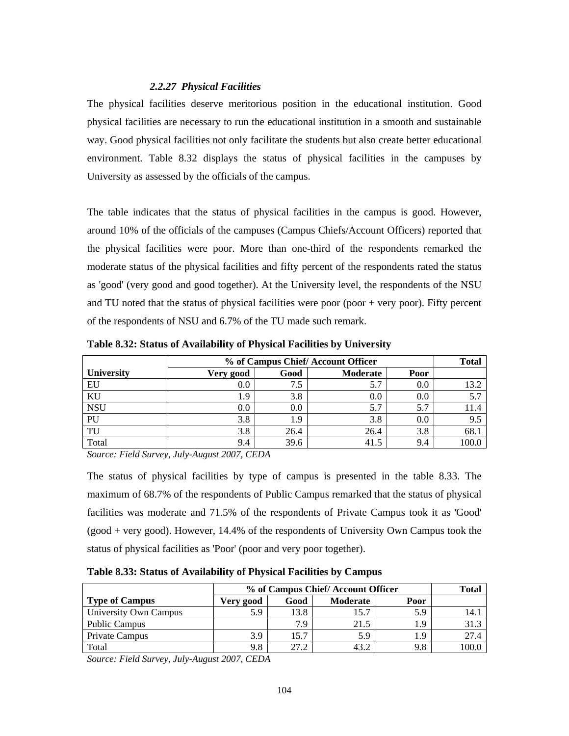### *2.2.27 Physical Facilities*

The physical facilities deserve meritorious position in the educational institution. Good physical facilities are necessary to run the educational institution in a smooth and sustainable way. Good physical facilities not only facilitate the students but also create better educational environment. Table 8.32 displays the status of physical facilities in the campuses by University as assessed by the officials of the campus.

The table indicates that the status of physical facilities in the campus is good. However, around 10% of the officials of the campuses (Campus Chiefs/Account Officers) reported that the physical facilities were poor. More than one-third of the respondents remarked the moderate status of the physical facilities and fifty percent of the respondents rated the status as 'good' (very good and good together). At the University level, the respondents of the NSU and TU noted that the status of physical facilities were poor (poor + very poor). Fifty percent of the respondents of NSU and 6.7% of the TU made such remark.

**Table 8.32: Status of Availability of Physical Facilities by University**

| | % of Campus Chief/ Account Officer | | | | Total |
|---|---|---|---|---|---|
| **University** | **Very good** | **Good** | **Moderate** | **Poor** | |
| EU | 0.0 | 7.5 | 5.7 | 0.0 | 13.2 |
| KU | 1.9 | 3.8 | 0.0 | 0.0 | 5.7 |
| NSU | 0.0 | 0.0 | 5.7 | 5.7 | 11.4 |
| PU | 3.8 | 1.9 | 3.8 | 0.0 | 9.5 |
| TU | 3.8 | 26.4 | 26.4 | 3.8 | 68.1 |
| Total | 9.4 | 39.6 | 41.5 | 9.4 | 100.0 |

*Source: Field Survey, July-August 2007, CEDA*

The status of physical facilities by type of campus is presented in the table 8.33. The maximum of 68.7% of the respondents of Public Campus remarked that the status of physical facilities was moderate and 71.5% of the respondents of Private Campus took it as 'Good' (good + very good). However, 14.4% of the respondents of University Own Campus took the status of physical facilities as 'Poor' (poor and very poor together).

**Table 8.33: Status of Availability of Physical Facilities by Campus**

| | % of Campus Chief/ Account Officer | | | | Total |
|---|---|---|---|---|---|
| **Type of Campus** | **Very good** | **Good** | **Moderate** | **Poor** | |
| University Own Campus | 5.9 | 13.8 | 15.7 | 5.9 | 14.1 |
| Public Campus | | 7.9 | 21.5 | 1.9 | 31.3 |
| Private Campus | 3.9 | 15.7 | 5.9 | 1.9 | 27.4 |
| Total | 9.8 | 27.2 | 43.2 | 9.8 | 100.0 |

*Source: Field Survey, July-August 2007, CEDA*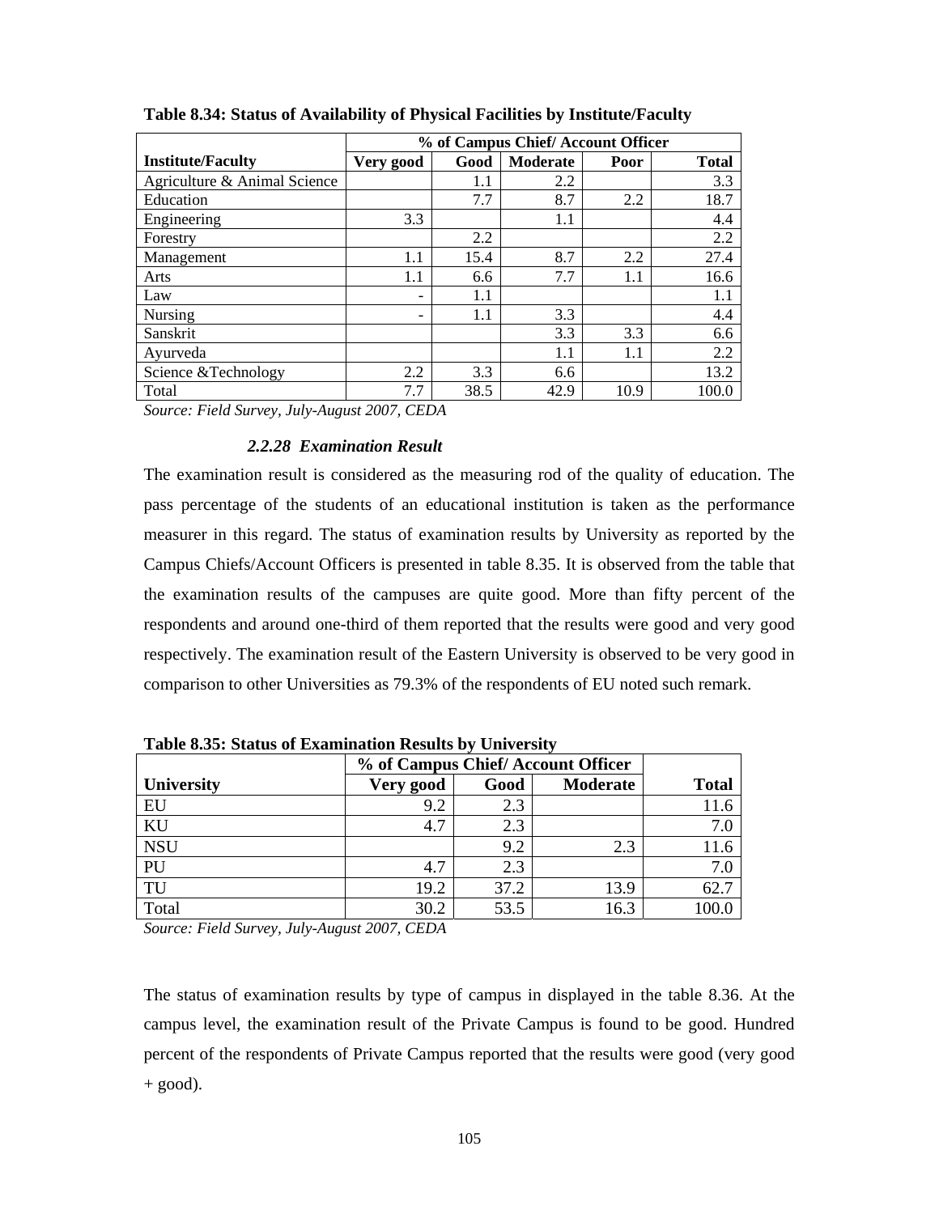**Table 8.34: Status of Availability of Physical Facilities by Institute/Faculty**

| | % of Campus Chief/ Account Officer | | | | |
|---|---|---|---|---|---|
| **Institute/Faculty** | **Very good** | **Good** | **Moderate** | **Poor** | **Total** |
| Agriculture & Animal Science | | 1.1 | 2.2 | | 3.3 |
| Education | | 7.7 | 8.7 | 2.2 | 18.7 |
| Engineering | 3.3 | | 1.1 | | 4.4 |
| Forestry | | 2.2 | | | 2.2 |
| Management | 1.1 | 15.4 | 8.7 | 2.2 | 27.4 |
| Arts | 1.1 | 6.6 | 7.7 | 1.1 | 16.6 |
| Law | - | 1.1 | | | 1.1 |
| Nursing | - | 1.1 | 3.3 | | 4.4 |
| Sanskrit | | | 3.3 | 3.3 | 6.6 |
| Ayurveda | | | 1.1 | 1.1 | 2.2 |
| Science &Technology | 2.2 | 3.3 | 6.6 | | 13.2 |
| Total | 7.7 | 38.5 | 42.9 | 10.9 | 100.0 |

*Source: Field Survey, July-August 2007, CEDA*

### *2.2.28 Examination Result*

The examination result is considered as the measuring rod of the quality of education. The pass percentage of the students of an educational institution is taken as the performance measurer in this regard. The status of examination results by University as reported by the Campus Chiefs/Account Officers is presented in table 8.35. It is observed from the table that the examination results of the campuses are quite good. More than fifty percent of the respondents and around one-third of them reported that the results were good and very good respectively. The examination result of the Eastern University is observed to be very good in comparison to other Universities as 79.3% of the respondents of EU noted such remark.

**Table 8.35: Status of Examination Results by University**

| | % of Campus Chief/ Account Officer | | | |
|---|---|---|---|---|
| **University** | **Very good** | **Good** | **Moderate** | **Total** |
| EU | 9.2 | 2.3 | | 11.6 |
| KU | 4.7 | 2.3 | | 7.0 |
| NSU | | 9.2 | 2.3 | 11.6 |
| PU | 4.7 | 2.3 | | 7.0 |
| TU | 19.2 | 37.2 | 13.9 | 62.7 |
| Total | 30.2 | 53.5 | 16.3 | 100.0 |

*Source: Field Survey, July-August 2007, CEDA*

The status of examination results by type of campus in displayed in the table 8.36. At the campus level, the examination result of the Private Campus is found to be good. Hundred percent of the respondents of Private Campus reported that the results were good (very good + good).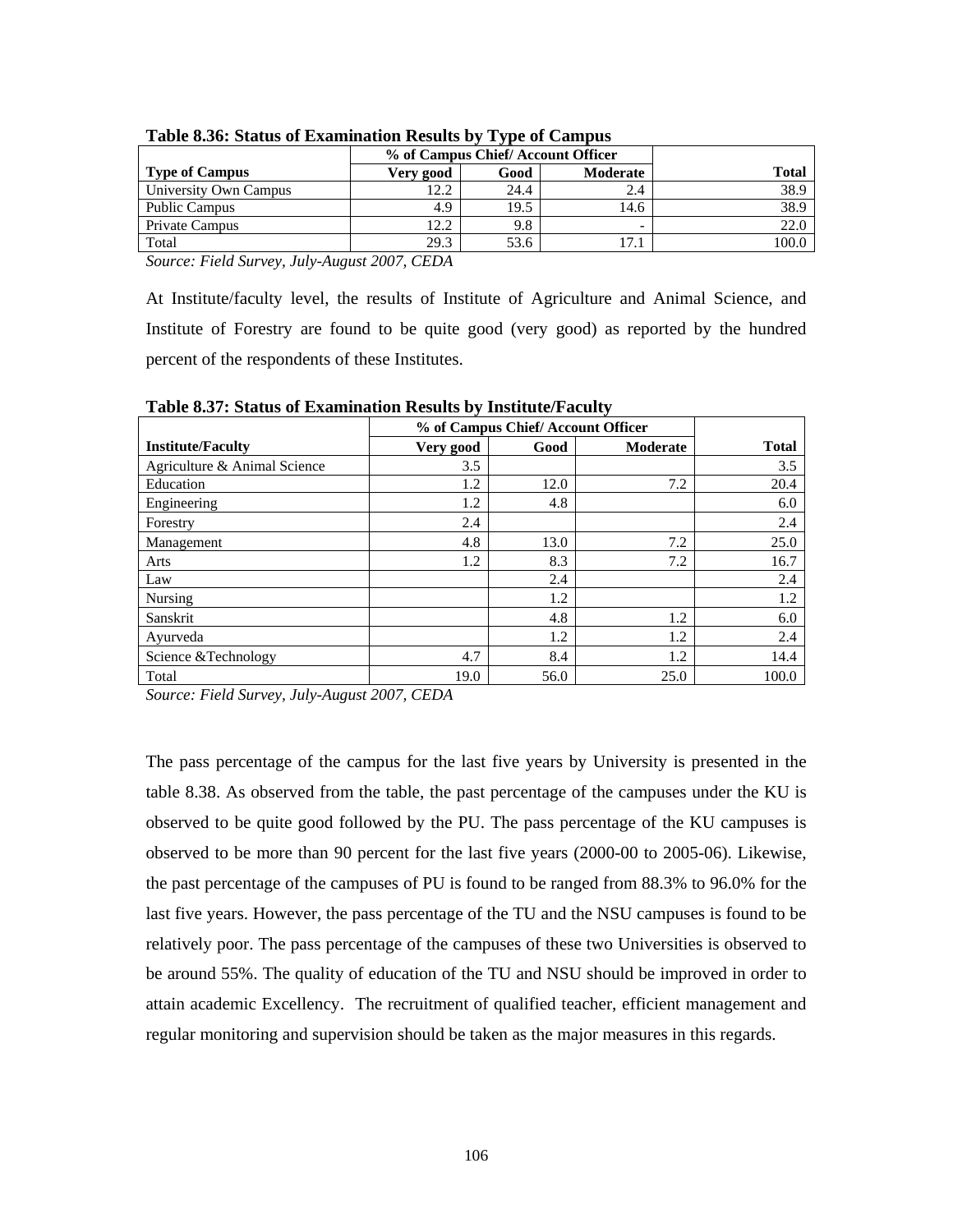**Table 8.36: Status of Examination Results by Type of Campus**

| | % of Campus Chief/ Account Officer | | | |
|---|---|---|---|---|
| **Type of Campus** | **Very good** | **Good** | **Moderate** | **Total** |
| University Own Campus | 12.2 | 24.4 | 2.4 | 38.9 |
| Public Campus | 4.9 | 19.5 | 14.6 | 38.9 |
| Private Campus | 12.2 | 9.8 | - | 22.0 |
| Total | 29.3 | 53.6 | 17.1 | 100.0 |

*Source: Field Survey, July-August 2007, CEDA*

At Institute/faculty level, the results of Institute of Agriculture and Animal Science, and Institute of Forestry are found to be quite good (very good) as reported by the hundred percent of the respondents of these Institutes.

**Table 8.37: Status of Examination Results by Institute/Faculty**

| | % of Campus Chief/ Account Officer | | | |
|---|---|---|---|---|
| **Institute/Faculty** | **Very good** | **Good** | **Moderate** | **Total** |
| Agriculture & Animal Science | 3.5 | | | 3.5 |
| Education | 1.2 | 12.0 | 7.2 | 20.4 |
| Engineering | 1.2 | 4.8 | | 6.0 |
| Forestry | 2.4 | | | 2.4 |
| Management | 4.8 | 13.0 | 7.2 | 25.0 |
| Arts | 1.2 | 8.3 | 7.2 | 16.7 |
| Law | | 2.4 | | 2.4 |
| Nursing | | 1.2 | | 1.2 |
| Sanskrit | | 4.8 | 1.2 | 6.0 |
| Ayurveda | | 1.2 | 1.2 | 2.4 |
| Science &Technology | 4.7 | 8.4 | 1.2 | 14.4 |
| Total | 19.0 | 56.0 | 25.0 | 100.0 |

*Source: Field Survey, July-August 2007, CEDA*

The pass percentage of the campus for the last five years by University is presented in the table 8.38. As observed from the table, the past percentage of the campuses under the KU is observed to be quite good followed by the PU. The pass percentage of the KU campuses is observed to be more than 90 percent for the last five years (2000-00 to 2005-06). Likewise, the past percentage of the campuses of PU is found to be ranged from 88.3% to 96.0% for the last five years. However, the pass percentage of the TU and the NSU campuses is found to be relatively poor. The pass percentage of the campuses of these two Universities is observed to be around 55%. The quality of education of the TU and NSU should be improved in order to attain academic Excellency. The recruitment of qualified teacher, efficient management and regular monitoring and supervision should be taken as the major measures in this regards.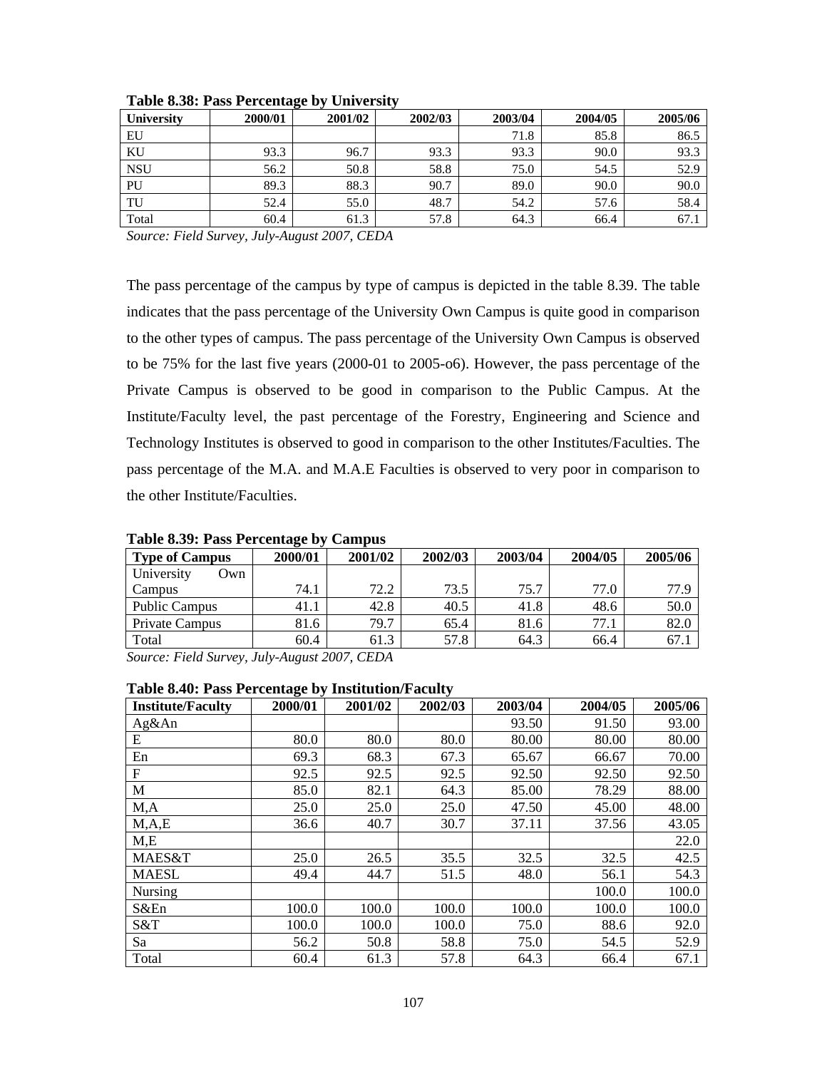**Table 8.38: Pass Percentage by University**

| University | 2000/01 | 2001/02 | 2002/03 | 2003/04 | 2004/05 | 2005/06 |
|---|---|---|---|---|---|---|
| EU | | | | 71.8 | 85.8 | 86.5 |
| KU | 93.3 | 96.7 | 93.3 | 93.3 | 90.0 | 93.3 |
| NSU | 56.2 | 50.8 | 58.8 | 75.0 | 54.5 | 52.9 |
| PU | 89.3 | 88.3 | 90.7 | 89.0 | 90.0 | 90.0 |
| TU | 52.4 | 55.0 | 48.7 | 54.2 | 57.6 | 58.4 |
| Total | 60.4 | 61.3 | 57.8 | 64.3 | 66.4 | 67.1 |

*Source: Field Survey, July-August 2007, CEDA*

The pass percentage of the campus by type of campus is depicted in the table 8.39. The table indicates that the pass percentage of the University Own Campus is quite good in comparison to the other types of campus. The pass percentage of the University Own Campus is observed to be 75% for the last five years (2000-01 to 2005-o6). However, the pass percentage of the Private Campus is observed to be good in comparison to the Public Campus. At the Institute/Faculty level, the past percentage of the Forestry, Engineering and Science and Technology Institutes is observed to good in comparison to the other Institutes/Faculties. The pass percentage of the M.A. and M.A.E Faculties is observed to very poor in comparison to the other Institute/Faculties.

**Table 8.39: Pass Percentage by Campus**

| Type of Campus | 2000/01 | 2001/02 | 2002/03 | 2003/04 | 2004/05 | 2005/06 |
|---|---|---|---|---|---|---|
| University Own Campus | 74.1 | 72.2 | 73.5 | 75.7 | 77.0 | 77.9 |
| Public Campus | 41.1 | 42.8 | 40.5 | 41.8 | 48.6 | 50.0 |
| Private Campus | 81.6 | 79.7 | 65.4 | 81.6 | 77.1 | 82.0 |
| Total | 60.4 | 61.3 | 57.8 | 64.3 | 66.4 | 67.1 |

*Source: Field Survey, July-August 2007, CEDA*

**Table 8.40: Pass Percentage by Institution/Faculty**

| Institute/Faculty | 2000/01 | 2001/02 | 2002/03 | 2003/04 | 2004/05 | 2005/06 |
|---|---|---|---|---|---|---|
| Ag&An | | | | 93.50 | 91.50 | 93.00 |
| E | 80.0 | 80.0 | 80.0 | 80.00 | 80.00 | 80.00 |
| En | 69.3 | 68.3 | 67.3 | 65.67 | 66.67 | 70.00 |
| F | 92.5 | 92.5 | 92.5 | 92.50 | 92.50 | 92.50 |
| M | 85.0 | 82.1 | 64.3 | 85.00 | 78.29 | 88.00 |
| M,A | 25.0 | 25.0 | 25.0 | 47.50 | 45.00 | 48.00 |
| M,A,E | 36.6 | 40.7 | 30.7 | 37.11 | 37.56 | 43.05 |
| M,E | | | | | | 22.0 |
| MAES&T | 25.0 | 26.5 | 35.5 | 32.5 | 32.5 | 42.5 |
| MAESL | 49.4 | 44.7 | 51.5 | 48.0 | 56.1 | 54.3 |
| Nursing | | | | | 100.0 | 100.0 |
| S&En | 100.0 | 100.0 | 100.0 | 100.0 | 100.0 | 100.0 |
| S&T | 100.0 | 100.0 | 100.0 | 75.0 | 88.6 | 92.0 |
| Sa | 56.2 | 50.8 | 58.8 | 75.0 | 54.5 | 52.9 |
| Total | 60.4 | 61.3 | 57.8 | 64.3 | 66.4 | 67.1 |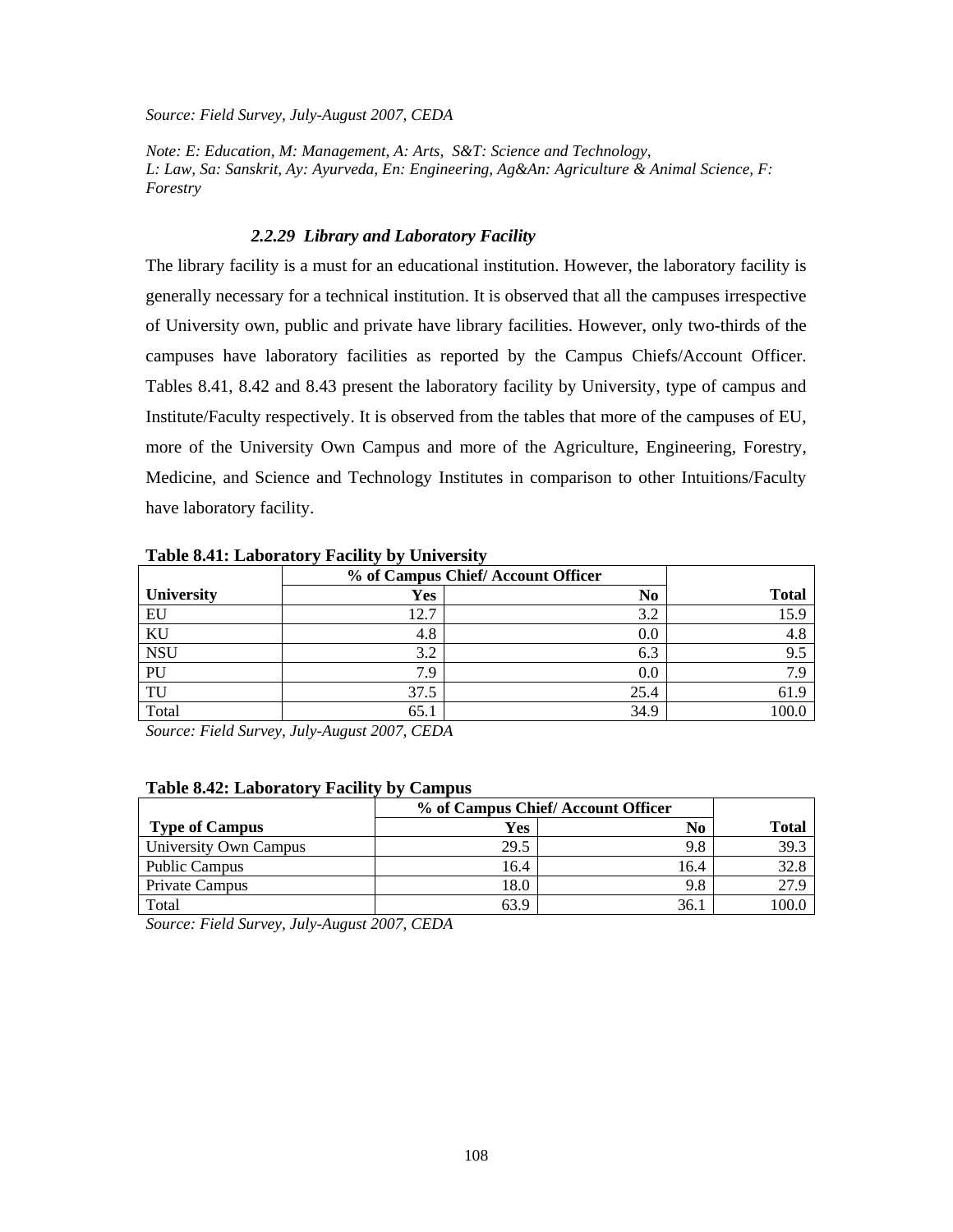*Source: Field Survey, July-August 2007, CEDA*

*Note: E: Education, M: Management, A: Arts, S&T: Science and Technology, L: Law, Sa: Sanskrit, Ay: Ayurveda, En: Engineering, Ag&An: Agriculture & Animal Science, F: Forestry*

### *2.2.29 Library and Laboratory Facility*

The library facility is a must for an educational institution. However, the laboratory facility is generally necessary for a technical institution. It is observed that all the campuses irrespective of University own, public and private have library facilities. However, only two-thirds of the campuses have laboratory facilities as reported by the Campus Chiefs/Account Officer. Tables 8.41, 8.42 and 8.43 present the laboratory facility by University, type of campus and Institute/Faculty respectively. It is observed from the tables that more of the campuses of EU, more of the University Own Campus and more of the Agriculture, Engineering, Forestry, Medicine, and Science and Technology Institutes in comparison to other Intuitions/Faculty have laboratory facility.

**Table 8.41: Laboratory Facility by University**

| | % of Campus Chief/ Account Officer | | |
|---|---|---|---|
| **University** | **Yes** | **No** | **Total** |
| EU | 12.7 | 3.2 | 15.9 |
| KU | 4.8 | 0.0 | 4.8 |
| NSU | 3.2 | 6.3 | 9.5 |
| PU | 7.9 | 0.0 | 7.9 |
| TU | 37.5 | 25.4 | 61.9 |
| Total | 65.1 | 34.9 | 100.0 |

*Source: Field Survey, July-August 2007, CEDA*

**Table 8.42: Laboratory Facility by Campus**

| | % of Campus Chief/ Account Officer | | |
|---|---|---|---|
| **Type of Campus** | **Yes** | **No** | **Total** |
| University Own Campus | 29.5 | 9.8 | 39.3 |
| Public Campus | 16.4 | 16.4 | 32.8 |
| Private Campus | 18.0 | 9.8 | 27.9 |
| Total | 63.9 | 36.1 | 100.0 |

*Source: Field Survey, July-August 2007, CEDA*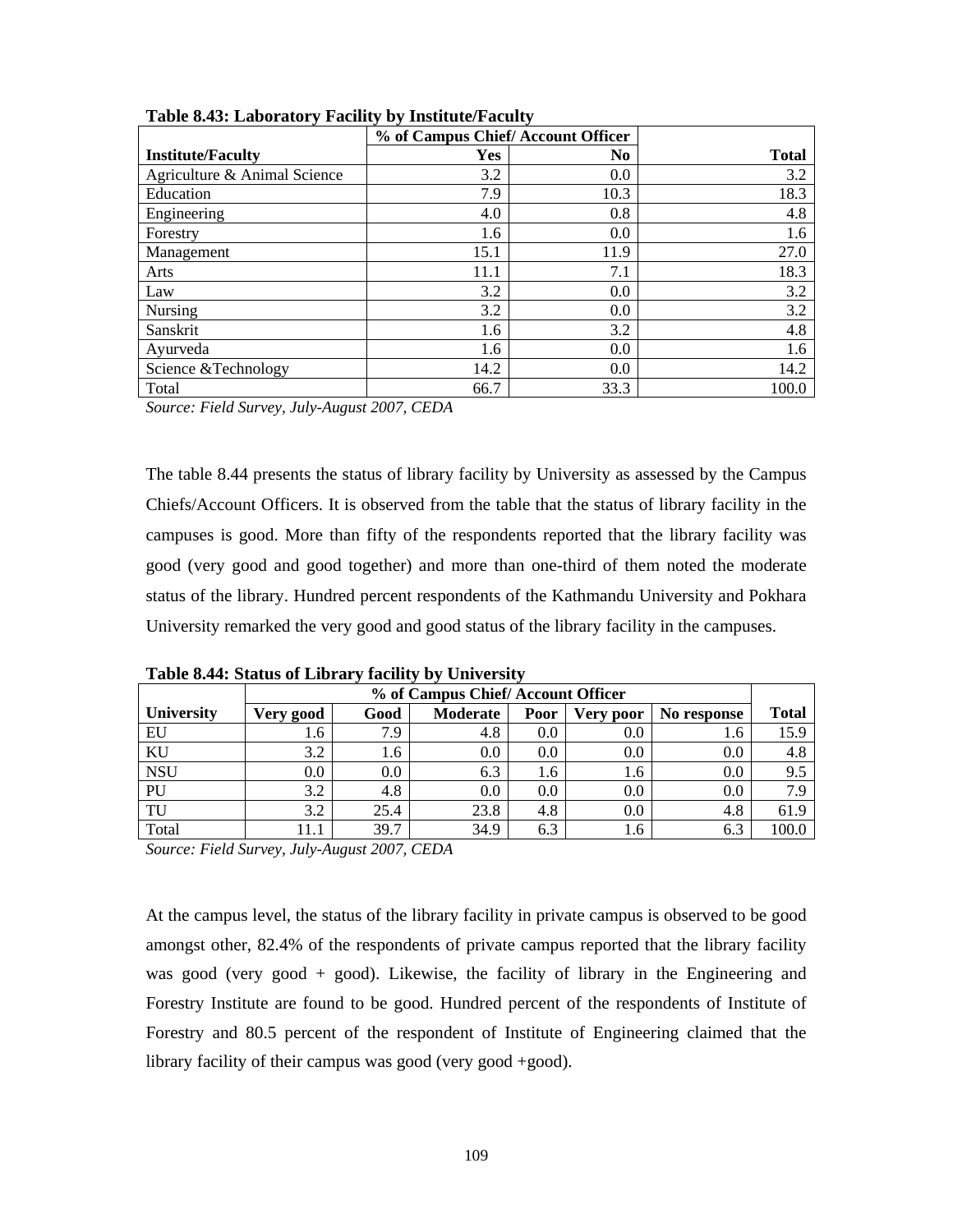**Table 8.43: Laboratory Facility by Institute/Faculty**

| Institute/Faculty | % of Campus Chief/ Account Officer | | Total |
|---|---|---|---|
| | Yes | No | |
| Agriculture & Animal Science | 3.2 | 0.0 | 3.2 |
| Education | 7.9 | 10.3 | 18.3 |
| Engineering | 4.0 | 0.8 | 4.8 |
| Forestry | 1.6 | 0.0 | 1.6 |
| Management | 15.1 | 11.9 | 27.0 |
| Arts | 11.1 | 7.1 | 18.3 |
| Law | 3.2 | 0.0 | 3.2 |
| Nursing | 3.2 | 0.0 | 3.2 |
| Sanskrit | 1.6 | 3.2 | 4.8 |
| Ayurveda | 1.6 | 0.0 | 1.6 |
| Science &Technology | 14.2 | 0.0 | 14.2 |
| Total | 66.7 | 33.3 | 100.0 |

*Source: Field Survey, July-August 2007, CEDA*

The table 8.44 presents the status of library facility by University as assessed by the Campus Chiefs/Account Officers. It is observed from the table that the status of library facility in the campuses is good. More than fifty of the respondents reported that the library facility was good (very good and good together) and more than one-third of them noted the moderate status of the library. Hundred percent respondents of the Kathmandu University and Pokhara University remarked the very good and good status of the library facility in the campuses.

**Table 8.44: Status of Library facility by University**

| University | % of Campus Chief/ Account Officer | | | | | | Total |
|---|---|---|---|---|---|---|---|
| | Very good | Good | Moderate | Poor | Very poor | No response | |
| EU | 1.6 | 7.9 | 4.8 | 0.0 | 0.0 | 1.6 | 15.9 |
| KU | 3.2 | 1.6 | 0.0 | 0.0 | 0.0 | 0.0 | 4.8 |
| NSU | 0.0 | 0.0 | 6.3 | 1.6 | 1.6 | 0.0 | 9.5 |
| PU | 3.2 | 4.8 | 0.0 | 0.0 | 0.0 | 0.0 | 7.9 |
| TU | 3.2 | 25.4 | 23.8 | 4.8 | 0.0 | 4.8 | 61.9 |
| Total | 11.1 | 39.7 | 34.9 | 6.3 | 1.6 | 6.3 | 100.0 |

*Source: Field Survey, July-August 2007, CEDA*

At the campus level, the status of the library facility in private campus is observed to be good amongst other, 82.4% of the respondents of private campus reported that the library facility was good (very good + good). Likewise, the facility of library in the Engineering and Forestry Institute are found to be good. Hundred percent of the respondents of Institute of Forestry and 80.5 percent of the respondent of Institute of Engineering claimed that the library facility of their campus was good (very good +good).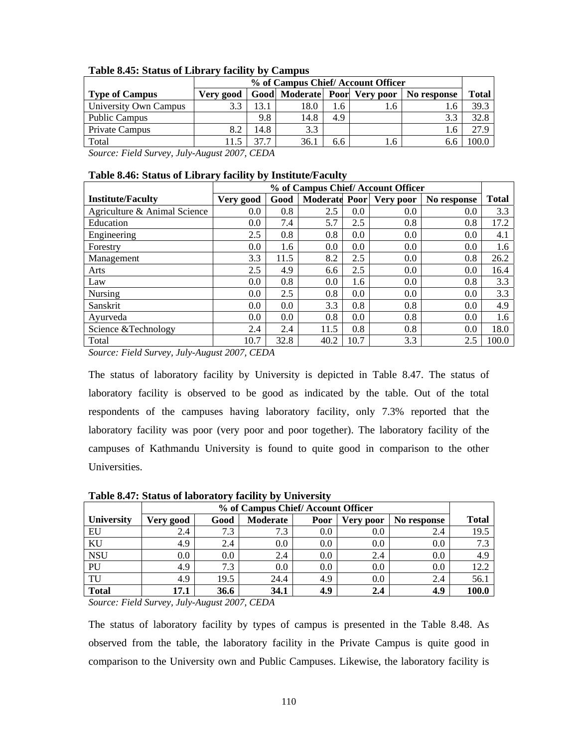**Table 8.45: Status of Library facility by Campus**

| | % of Campus Chief/ Account Officer | | | | | | |
|---|---|---|---|---|---|---|---|
| **Type of Campus** | **Very good** | **Good** | **Moderate** | **Poor** | **Very poor** | **No response** | **Total** |
| University Own Campus | 3.3 | 13.1 | 18.0 | 1.6 | 1.6 | 1.6 | 39.3 |
| Public Campus | | 9.8 | 14.8 | 4.9 | | 3.3 | 32.8 |
| Private Campus | 8.2 | 14.8 | 3.3 | | | 1.6 | 27.9 |
| Total | 11.5 | 37.7 | 36.1 | 6.6 | 1.6 | 6.6 | 100.0 |

*Source: Field Survey, July-August 2007, CEDA*

**Table 8.46: Status of Library facility by Institute/Faculty**

| | % of Campus Chief/ Account Officer | | | | | | |
|---|---|---|---|---|---|---|---|
| **Institute/Faculty** | **Very good** | **Good** | **Moderate** | **Poor** | **Very poor** | **No response** | **Total** |
| Agriculture & Animal Science | 0.0 | 0.8 | 2.5 | 0.0 | 0.0 | 0.0 | 3.3 |
| Education | 0.0 | 7.4 | 5.7 | 2.5 | 0.8 | 0.8 | 17.2 |
| Engineering | 2.5 | 0.8 | 0.8 | 0.0 | 0.0 | 0.0 | 4.1 |
| Forestry | 0.0 | 1.6 | 0.0 | 0.0 | 0.0 | 0.0 | 1.6 |
| Management | 3.3 | 11.5 | 8.2 | 2.5 | 0.0 | 0.8 | 26.2 |
| Arts | 2.5 | 4.9 | 6.6 | 2.5 | 0.0 | 0.0 | 16.4 |
| Law | 0.0 | 0.8 | 0.0 | 1.6 | 0.0 | 0.8 | 3.3 |
| Nursing | 0.0 | 2.5 | 0.8 | 0.0 | 0.0 | 0.0 | 3.3 |
| Sanskrit | 0.0 | 0.0 | 3.3 | 0.8 | 0.8 | 0.0 | 4.9 |
| Ayurveda | 0.0 | 0.0 | 0.8 | 0.0 | 0.8 | 0.0 | 1.6 |
| Science &Technology | 2.4 | 2.4 | 11.5 | 0.8 | 0.8 | 0.0 | 18.0 |
| Total | 10.7 | 32.8 | 40.2 | 10.7 | 3.3 | 2.5 | 100.0 |

*Source: Field Survey, July-August 2007, CEDA*

The status of laboratory facility by University is depicted in Table 8.47. The status of laboratory facility is observed to be good as indicated by the table. Out of the total respondents of the campuses having laboratory facility, only 7.3% reported that the laboratory facility was poor (very poor and poor together). The laboratory facility of the campuses of Kathmandu University is found to quite good in comparison to the other Universities.

**Table 8.47: Status of laboratory facility by University**

| | % of Campus Chief/ Account Officer | | | | | | |
|---|---|---|---|---|---|---|---|
| **University** | **Very good** | **Good** | **Moderate** | **Poor** | **Very poor** | **No response** | **Total** |
| EU | 2.4 | 7.3 | 7.3 | 0.0 | 0.0 | 2.4 | 19.5 |
| KU | 4.9 | 2.4 | 0.0 | 0.0 | 0.0 | 0.0 | 7.3 |
| NSU | 0.0 | 0.0 | 2.4 | 0.0 | 2.4 | 0.0 | 4.9 |
| PU | 4.9 | 7.3 | 0.0 | 0.0 | 0.0 | 0.0 | 12.2 |
| TU | 4.9 | 19.5 | 24.4 | 4.9 | 0.0 | 2.4 | 56.1 |
| **Total** | **17.1** | **36.6** | **34.1** | **4.9** | **2.4** | **4.9** | **100.0** |

*Source: Field Survey, July-August 2007, CEDA*

The status of laboratory facility by types of campus is presented in the Table 8.48. As observed from the table, the laboratory facility in the Private Campus is quite good in comparison to the University own and Public Campuses. Likewise, the laboratory facility is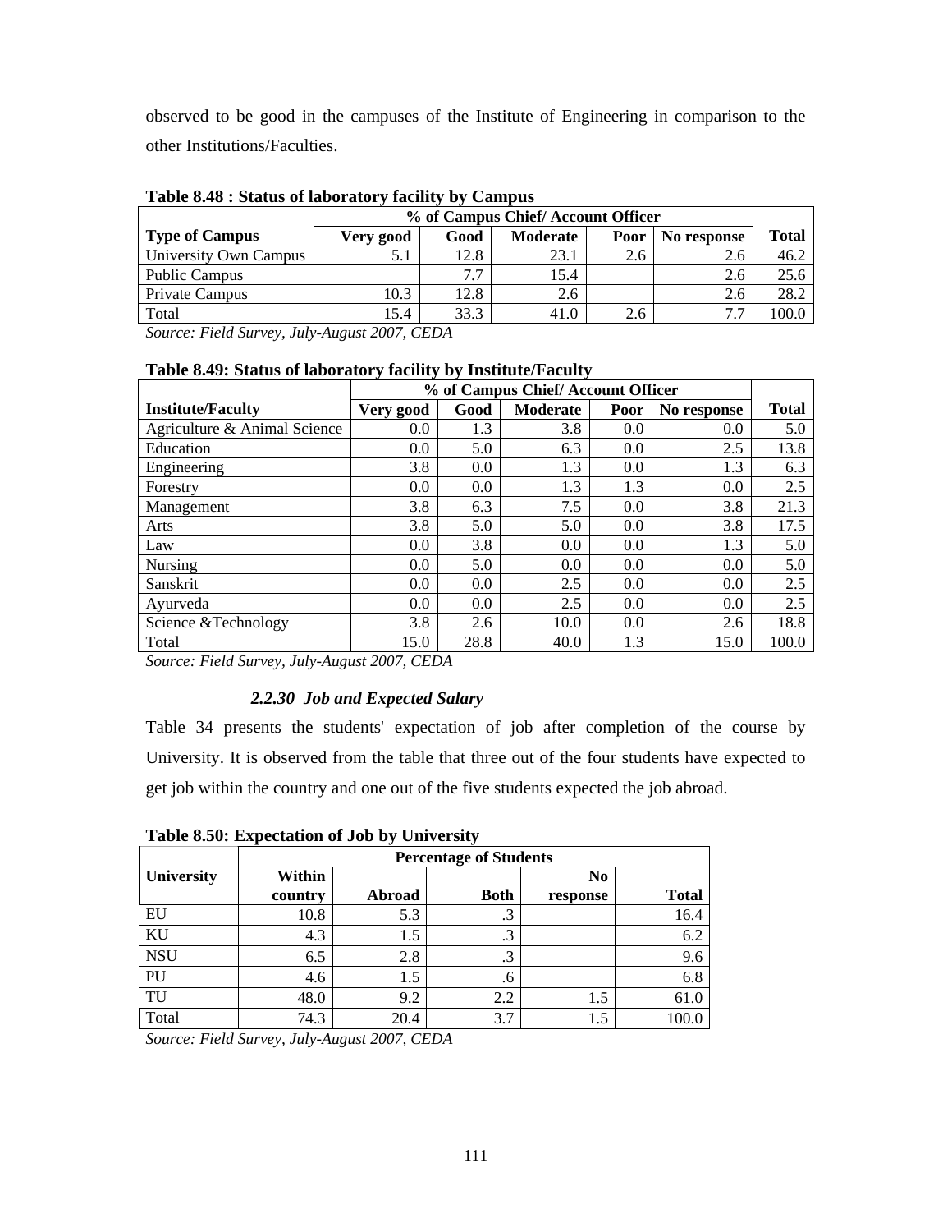observed to be good in the campuses of the Institute of Engineering in comparison to the other Institutions/Faculties.

**Table 8.48 : Status of laboratory facility by Campus**

| | % of Campus Chief/ Account Officer | | | | | |
|---|---|---|---|---|---|---|
| **Type of Campus** | **Very good** | **Good** | **Moderate** | **Poor** | **No response** | **Total** |
| University Own Campus | 5.1 | 12.8 | 23.1 | 2.6 | 2.6 | 46.2 |
| Public Campus | | 7.7 | 15.4 | | 2.6 | 25.6 |
| Private Campus | 10.3 | 12.8 | 2.6 | | 2.6 | 28.2 |
| Total | 15.4 | 33.3 | 41.0 | 2.6 | 7.7 | 100.0 |

*Source: Field Survey, July-August 2007, CEDA*

**Table 8.49: Status of laboratory facility by Institute/Faculty**

| | % of Campus Chief/ Account Officer | | | | | |
|---|---|---|---|---|---|---|
| **Institute/Faculty** | **Very good** | **Good** | **Moderate** | **Poor** | **No response** | **Total** |
| Agriculture & Animal Science | 0.0 | 1.3 | 3.8 | 0.0 | 0.0 | 5.0 |
| Education | 0.0 | 5.0 | 6.3 | 0.0 | 2.5 | 13.8 |
| Engineering | 3.8 | 0.0 | 1.3 | 0.0 | 1.3 | 6.3 |
| Forestry | 0.0 | 0.0 | 1.3 | 1.3 | 0.0 | 2.5 |
| Management | 3.8 | 6.3 | 7.5 | 0.0 | 3.8 | 21.3 |
| Arts | 3.8 | 5.0 | 5.0 | 0.0 | 3.8 | 17.5 |
| Law | 0.0 | 3.8 | 0.0 | 0.0 | 1.3 | 5.0 |
| Nursing | 0.0 | 5.0 | 0.0 | 0.0 | 0.0 | 5.0 |
| Sanskrit | 0.0 | 0.0 | 2.5 | 0.0 | 0.0 | 2.5 |
| Ayurveda | 0.0 | 0.0 | 2.5 | 0.0 | 0.0 | 2.5 |
| Science &Technology | 3.8 | 2.6 | 10.0 | 0.0 | 2.6 | 18.8 |
| Total | 15.0 | 28.8 | 40.0 | 1.3 | 15.0 | 100.0 |

*Source: Field Survey, July-August 2007, CEDA*

### *2.2.30 Job and Expected Salary*

Table 34 presents the students' expectation of job after completion of the course by University. It is observed from the table that three out of the four students have expected to get job within the country and one out of the five students expected the job abroad.

**Table 8.50: Expectation of Job by University**

| | Percentage of Students | | | | |
|---|---|---|---|---|---|
| **University** | **Within country** | **Abroad** | **Both** | **No response** | **Total** |
| EU | 10.8 | 5.3 | .3 | | 16.4 |
| KU | 4.3 | 1.5 | .3 | | 6.2 |
| NSU | 6.5 | 2.8 | .3 | | 9.6 |
| PU | 4.6 | 1.5 | .6 | | 6.8 |
| TU | 48.0 | 9.2 | 2.2 | 1.5 | 61.0 |
| Total | 74.3 | 20.4 | 3.7 | 1.5 | 100.0 |

*Source: Field Survey, July-August 2007, CEDA*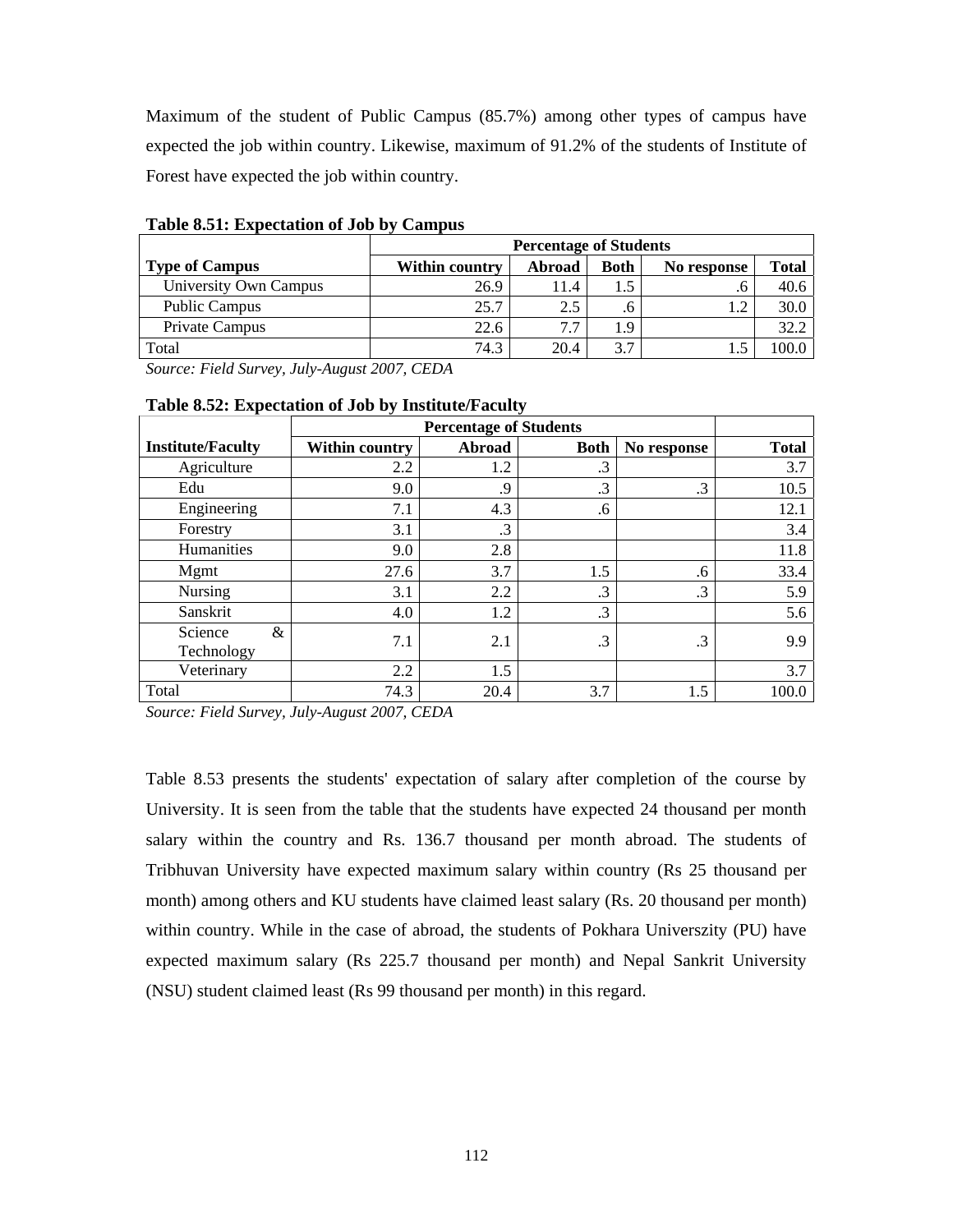Maximum of the student of Public Campus (85.7%) among other types of campus have expected the job within country. Likewise, maximum of 91.2% of the students of Institute of Forest have expected the job within country.

**Table 8.51: Expectation of Job by Campus**

| | Percentage of Students | | | | |
|---|---|---|---|---|---|
| **Type of Campus** | **Within country** | **Abroad** | **Both** | **No response** | **Total** |
| University Own Campus | 26.9 | 11.4 | 1.5 | .6 | 40.6 |
| Public Campus | 25.7 | 2.5 | .6 | 1.2 | 30.0 |
| Private Campus | 22.6 | 7.7 | 1.9 | | 32.2 |
| Total | 74.3 | 20.4 | 3.7 | 1.5 | 100.0 |

*Source: Field Survey, July-August 2007, CEDA*

**Table 8.52: Expectation of Job by Institute/Faculty**

| | Percentage of Students | | | | |
|---|---|---|---|---|---|
| **Institute/Faculty** | **Within country** | **Abroad** | **Both** | **No response** | **Total** |
| Agriculture | 2.2 | 1.2 | .3 | | 3.7 |
| Edu | 9.0 | .9 | .3 | .3 | 10.5 |
| Engineering | 7.1 | 4.3 | .6 | | 12.1 |
| Forestry | 3.1 | .3 | | | 3.4 |
| Humanities | 9.0 | 2.8 | | | 11.8 |
| Mgmt | 27.6 | 3.7 | 1.5 | .6 | 33.4 |
| Nursing | 3.1 | 2.2 | .3 | .3 | 5.9 |
| Sanskrit | 4.0 | 1.2 | .3 | | 5.6 |
| Science & Technology | 7.1 | 2.1 | .3 | .3 | 9.9 |
| Veterinary | 2.2 | 1.5 | | | 3.7 |
| Total | 74.3 | 20.4 | 3.7 | 1.5 | 100.0 |

*Source: Field Survey, July-August 2007, CEDA*

Table 8.53 presents the students' expectation of salary after completion of the course by University. It is seen from the table that the students have expected 24 thousand per month salary within the country and Rs. 136.7 thousand per month abroad. The students of Tribhuvan University have expected maximum salary within country (Rs 25 thousand per month) among others and KU students have claimed least salary (Rs. 20 thousand per month) within country. While in the case of abroad, the students of Pokhara Universzity (PU) have expected maximum salary (Rs 225.7 thousand per month) and Nepal Sankrit University (NSU) student claimed least (Rs 99 thousand per month) in this regard.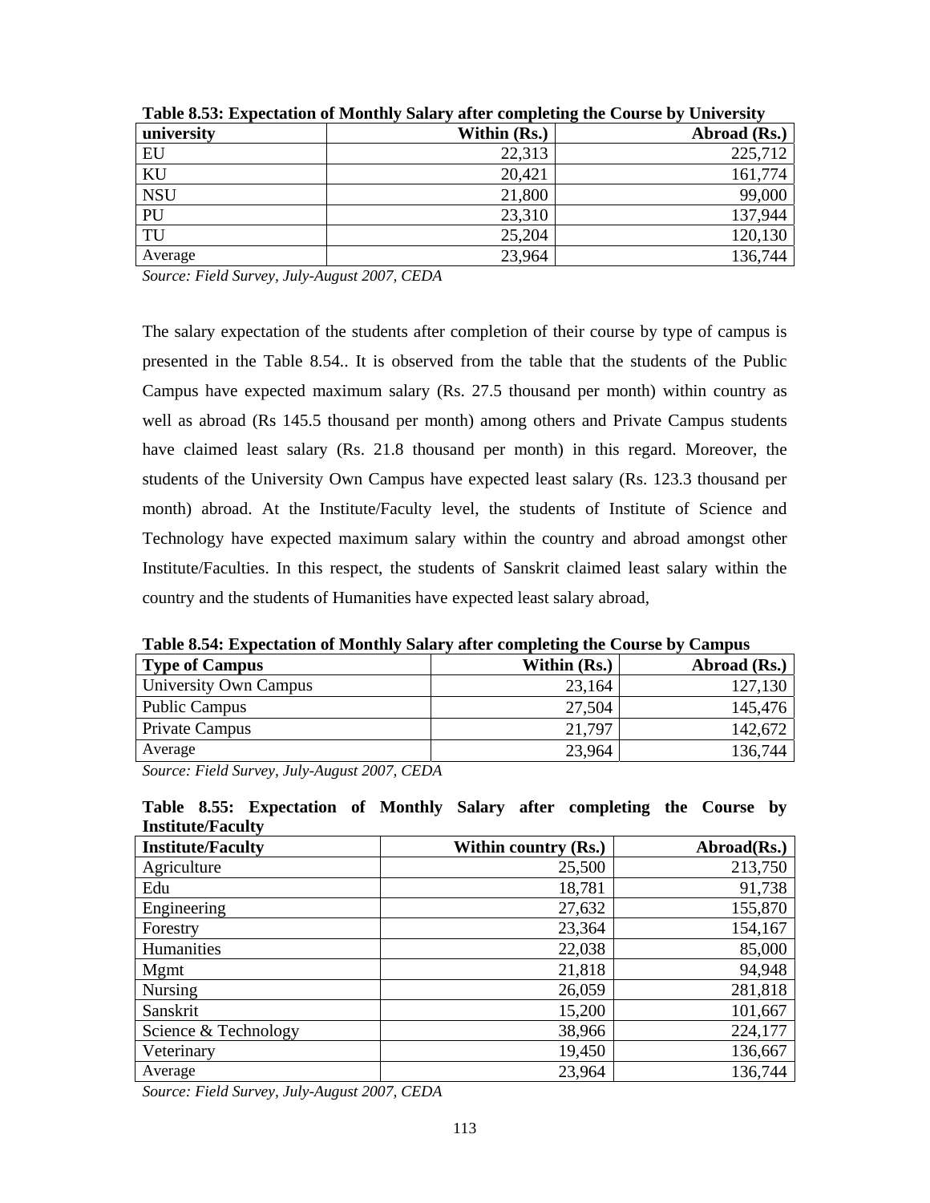**Table 8.53: Expectation of Monthly Salary after completing the Course by University**

| university | Within (Rs.) | Abroad (Rs.) |
|---|---:|---:|
| EU | 22,313 | 225,712 |
| KU | 20,421 | 161,774 |
| NSU | 21,800 | 99,000 |
| PU | 23,310 | 137,944 |
| TU | 25,204 | 120,130 |
| Average | 23,964 | 136,744 |

*Source: Field Survey, July-August 2007, CEDA*

The salary expectation of the students after completion of their course by type of campus is presented in the Table 8.54.. It is observed from the table that the students of the Public Campus have expected maximum salary (Rs. 27.5 thousand per month) within country as well as abroad (Rs 145.5 thousand per month) among others and Private Campus students have claimed least salary (Rs. 21.8 thousand per month) in this regard. Moreover, the students of the University Own Campus have expected least salary (Rs. 123.3 thousand per month) abroad. At the Institute/Faculty level, the students of Institute of Science and Technology have expected maximum salary within the country and abroad amongst other Institute/Faculties. In this respect, the students of Sanskrit claimed least salary within the country and the students of Humanities have expected least salary abroad,

**Table 8.54: Expectation of Monthly Salary after completing the Course by Campus**

| Type of Campus | Within (Rs.) | Abroad (Rs.) |
|---|---:|---:|
| University Own Campus | 23,164 | 127,130 |
| Public Campus | 27,504 | 145,476 |
| Private Campus | 21,797 | 142,672 |
| Average | 23,964 | 136,744 |

*Source: Field Survey, July-August 2007, CEDA*

**Table 8.55: Expectation of Monthly Salary after completing the Course by Institute/Faculty**

| Institute/Faculty | Within country (Rs.) | Abroad(Rs.) |
|---|---:|---:|
| Agriculture | 25,500 | 213,750 |
| Edu | 18,781 | 91,738 |
| Engineering | 27,632 | 155,870 |
| Forestry | 23,364 | 154,167 |
| Humanities | 22,038 | 85,000 |
| Mgmt | 21,818 | 94,948 |
| Nursing | 26,059 | 281,818 |
| Sanskrit | 15,200 | 101,667 |
| Science & Technology | 38,966 | 224,177 |
| Veterinary | 19,450 | 136,667 |
| Average | 23,964 | 136,744 |

*Source: Field Survey, July-August 2007, CEDA*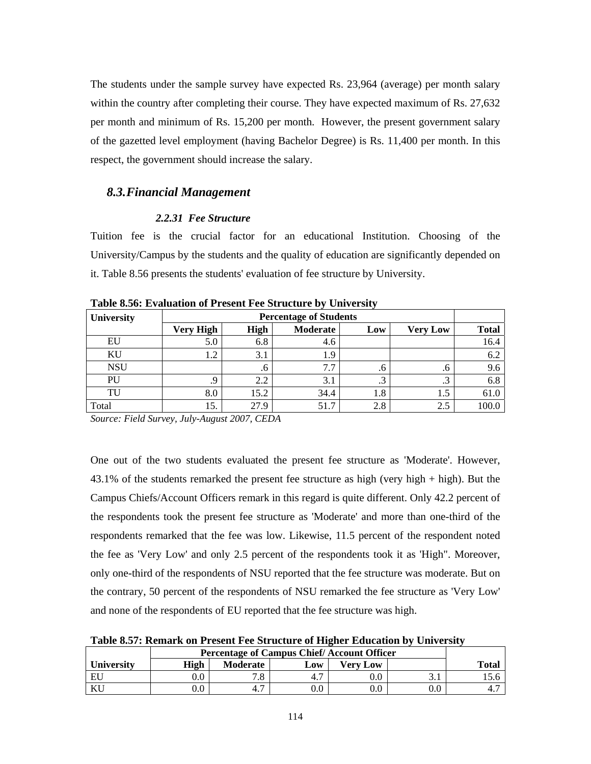The students under the sample survey have expected Rs. 23,964 (average) per month salary within the country after completing their course. They have expected maximum of Rs. 27,632 per month and minimum of Rs. 15,200 per month. However, the present government salary of the gazetted level employment (having Bachelor Degree) is Rs. 11,400 per month. In this respect, the government should increase the salary.

## *8.3.Financial Management*

#### *2.2.31 Fee Structure*

Tuition fee is the crucial factor for an educational Institution. Choosing of the University/Campus by the students and the quality of education are significantly depended on it. Table 8.56 presents the students' evaluation of fee structure by University.

**Table 8.56: Evaluation of Present Fee Structure by University**

| University | Percentage of Students | | | | | |
|---|---|---|---|---|---|---|
| | Very High | High | Moderate | Low | Very Low | Total |
| EU | 5.0 | 6.8 | 4.6 | | | 16.4 |
| KU | 1.2 | 3.1 | 1.9 | | | 6.2 |
| NSU | | .6 | 7.7 | .6 | .6 | 9.6 |
| PU | .9 | 2.2 | 3.1 | .3 | .3 | 6.8 |
| TU | 8.0 | 15.2 | 34.4 | 1.8 | 1.5 | 61.0 |
| Total | 15. | 27.9 | 51.7 | 2.8 | 2.5 | 100.0 |

*Source: Field Survey, July-August 2007, CEDA*

One out of the two students evaluated the present fee structure as 'Moderate'. However, 43.1% of the students remarked the present fee structure as high (very high + high). But the Campus Chiefs/Account Officers remark in this regard is quite different. Only 42.2 percent of the respondents took the present fee structure as 'Moderate' and more than one-third of the respondents remarked that the fee was low. Likewise, 11.5 percent of the respondent noted the fee as 'Very Low' and only 2.5 percent of the respondents took it as 'High''. Moreover, only one-third of the respondents of NSU reported that the fee structure was moderate. But on the contrary, 50 percent of the respondents of NSU remarked the fee structure as 'Very Low' and none of the respondents of EU reported that the fee structure was high.

**Table 8.57: Remark on Present Fee Structure of Higher Education by University**

| | Percentage of Campus Chief/ Account Officer | | | | | |
|---|---|---|---|---|---|---|
| University | High | Moderate | Low | Very Low | | Total |
| EU | 0.0 | 7.8 | 4.7 | 0.0 | 3.1 | 15.6 |
| KU | 0.0 | 4.7 | 0.0 | 0.0 | 0.0 | 4.7 |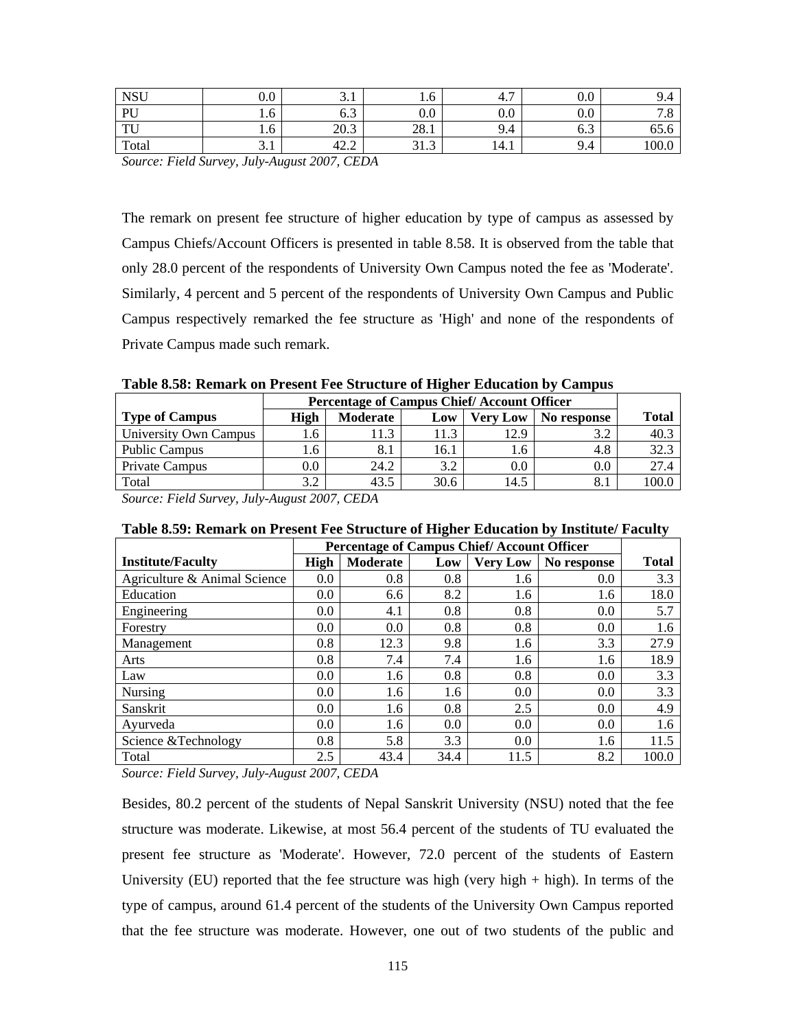| NSU | 0.0 | 3.1 | 1.6 | 4.7 | 0.0 | 9.4 |
|---|---|---|---|---|---|---|
| PU | 1.6 | 6.3 | 0.0 | 0.0 | 0.0 | 7.8 |
| TU | 1.6 | 20.3 | 28.1 | 9.4 | 6.3 | 65.6 |
| Total | 3.1 | 42.2 | 31.3 | 14.1 | 9.4 | 100.0 |

*Source: Field Survey, July-August 2007, CEDA*

The remark on present fee structure of higher education by type of campus as assessed by Campus Chiefs/Account Officers is presented in table 8.58. It is observed from the table that only 28.0 percent of the respondents of University Own Campus noted the fee as 'Moderate'. Similarly, 4 percent and 5 percent of the respondents of University Own Campus and Public Campus respectively remarked the fee structure as 'High' and none of the respondents of Private Campus made such remark.

**Table 8.58: Remark on Present Fee Structure of Higher Education by Campus**

| | Percentage of Campus Chief/ Account Officer | | | | | |
|---|---|---|---|---|---|---|
| **Type of Campus** | **High** | **Moderate** | **Low** | **Very Low** | **No response** | **Total** |
| University Own Campus | 1.6 | 11.3 | 11.3 | 12.9 | 3.2 | 40.3 |
| Public Campus | 1.6 | 8.1 | 16.1 | 1.6 | 4.8 | 32.3 |
| Private Campus | 0.0 | 24.2 | 3.2 | 0.0 | 0.0 | 27.4 |
| Total | 3.2 | 43.5 | 30.6 | 14.5 | 8.1 | 100.0 |

*Source: Field Survey, July-August 2007, CEDA*

**Table 8.59: Remark on Present Fee Structure of Higher Education by Institute/ Faculty**

| | Percentage of Campus Chief/ Account Officer | | | | | |
|---|---|---|---|---|---|---|
| **Institute/Faculty** | **High** | **Moderate** | **Low** | **Very Low** | **No response** | **Total** |
| Agriculture & Animal Science | 0.0 | 0.8 | 0.8 | 1.6 | 0.0 | 3.3 |
| Education | 0.0 | 6.6 | 8.2 | 1.6 | 1.6 | 18.0 |
| Engineering | 0.0 | 4.1 | 0.8 | 0.8 | 0.0 | 5.7 |
| Forestry | 0.0 | 0.0 | 0.8 | 0.8 | 0.0 | 1.6 |
| Management | 0.8 | 12.3 | 9.8 | 1.6 | 3.3 | 27.9 |
| Arts | 0.8 | 7.4 | 7.4 | 1.6 | 1.6 | 18.9 |
| Law | 0.0 | 1.6 | 0.8 | 0.8 | 0.0 | 3.3 |
| Nursing | 0.0 | 1.6 | 1.6 | 0.0 | 0.0 | 3.3 |
| Sanskrit | 0.0 | 1.6 | 0.8 | 2.5 | 0.0 | 4.9 |
| Ayurveda | 0.0 | 1.6 | 0.0 | 0.0 | 0.0 | 1.6 |
| Science &Technology | 0.8 | 5.8 | 3.3 | 0.0 | 1.6 | 11.5 |
| Total | 2.5 | 43.4 | 34.4 | 11.5 | 8.2 | 100.0 |

*Source: Field Survey, July-August 2007, CEDA*

Besides, 80.2 percent of the students of Nepal Sanskrit University (NSU) noted that the fee structure was moderate. Likewise, at most 56.4 percent of the students of TU evaluated the present fee structure as 'Moderate'. However, 72.0 percent of the students of Eastern University (EU) reported that the fee structure was high (very high + high). In terms of the type of campus, around 61.4 percent of the students of the University Own Campus reported that the fee structure was moderate. However, one out of two students of the public and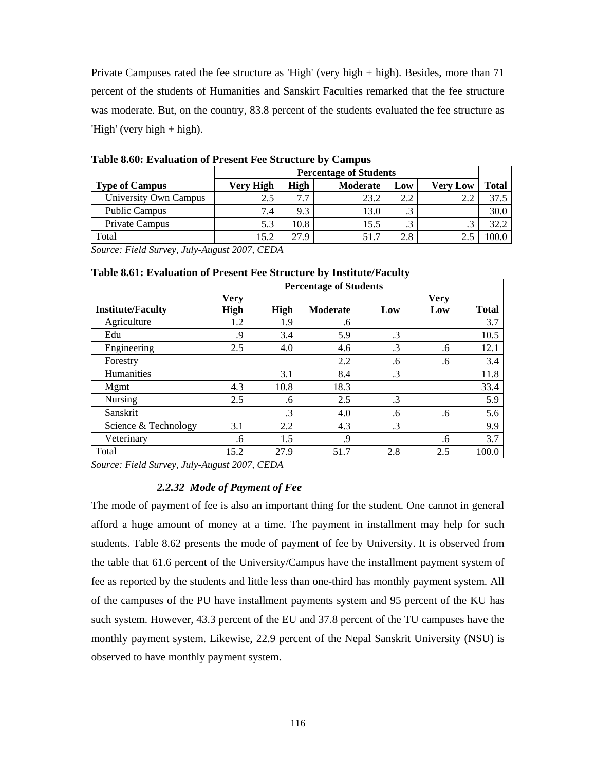Private Campuses rated the fee structure as 'High' (very high + high). Besides, more than 71 percent of the students of Humanities and Sanskirt Faculties remarked that the fee structure was moderate. But, on the country, 83.8 percent of the students evaluated the fee structure as 'High' (very high + high).

**Table 8.60: Evaluation of Present Fee Structure by Campus**

| | Percentage of Students | | | | | |
|---|---|---|---|---|---|---|
| **Type of Campus** | **Very High** | **High** | **Moderate** | **Low** | **Very Low** | **Total** |
| University Own Campus | 2.5 | 7.7 | 23.2 | 2.2 | 2.2 | 37.5 |
| Public Campus | 7.4 | 9.3 | 13.0 | .3 | | 30.0 |
| Private Campus | 5.3 | 10.8 | 15.5 | .3 | .3 | 32.2 |
| Total | 15.2 | 27.9 | 51.7 | 2.8 | 2.5 | 100.0 |

*Source: Field Survey, July-August 2007, CEDA*

**Table 8.61: Evaluation of Present Fee Structure by Institute/Faculty**

| | Percentage of Students | | | | | |
|---|---|---|---|---|---|---|
| **Institute/Faculty** | **Very High** | **High** | **Moderate** | **Low** | **Very Low** | **Total** |
| Agriculture | 1.2 | 1.9 | .6 | | | 3.7 |
| Edu | .9 | 3.4 | 5.9 | .3 | | 10.5 |
| Engineering | 2.5 | 4.0 | 4.6 | .3 | .6 | 12.1 |
| Forestry | | | 2.2 | .6 | .6 | 3.4 |
| Humanities | | 3.1 | 8.4 | .3 | | 11.8 |
| Mgmt | 4.3 | 10.8 | 18.3 | | | 33.4 |
| Nursing | 2.5 | .6 | 2.5 | .3 | | 5.9 |
| Sanskrit | | .3 | 4.0 | .6 | .6 | 5.6 |
| Science & Technology | 3.1 | 2.2 | 4.3 | .3 | | 9.9 |
| Veterinary | .6 | 1.5 | .9 | | .6 | 3.7 |
| Total | 15.2 | 27.9 | 51.7 | 2.8 | 2.5 | 100.0 |

*Source: Field Survey, July-August 2007, CEDA*

#### *2.2.32 Mode of Payment of Fee*

The mode of payment of fee is also an important thing for the student. One cannot in general afford a huge amount of money at a time. The payment in installment may help for such students. Table 8.62 presents the mode of payment of fee by University. It is observed from the table that 61.6 percent of the University/Campus have the installment payment system of fee as reported by the students and little less than one-third has monthly payment system. All of the campuses of the PU have installment payments system and 95 percent of the KU has such system. However, 43.3 percent of the EU and 37.8 percent of the TU campuses have the monthly payment system. Likewise, 22.9 percent of the Nepal Sanskrit University (NSU) is observed to have monthly payment system.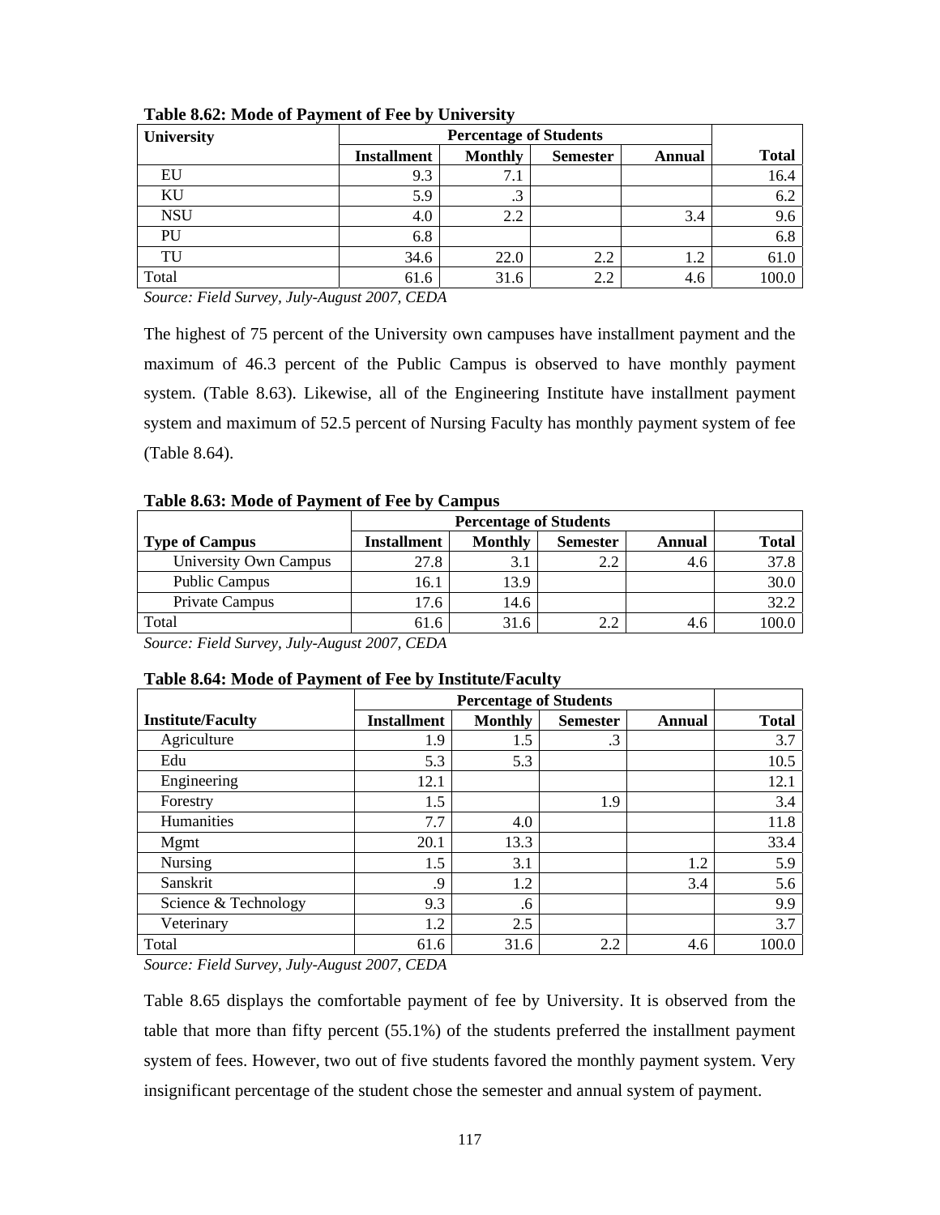**Table 8.62: Mode of Payment of Fee by University**

| University | Percentage of Students | | | | |
|---|---|---|---|---|---|
| | Installment | Monthly | Semester | Annual | Total |
| EU | 9.3 | 7.1 | | | 16.4 |
| KU | 5.9 | .3 | | | 6.2 |
| NSU | 4.0 | 2.2 | | 3.4 | 9.6 |
| PU | 6.8 | | | | 6.8 |
| TU | 34.6 | 22.0 | 2.2 | 1.2 | 61.0 |
| Total | 61.6 | 31.6 | 2.2 | 4.6 | 100.0 |

*Source: Field Survey, July-August 2007, CEDA*

The highest of 75 percent of the University own campuses have installment payment and the maximum of 46.3 percent of the Public Campus is observed to have monthly payment system. (Table 8.63). Likewise, all of the Engineering Institute have installment payment system and maximum of 52.5 percent of Nursing Faculty has monthly payment system of fee (Table 8.64).

**Table 8.63: Mode of Payment of Fee by Campus**

| | Percentage of Students | | | | |
|---|---|---|---|---|---|
| Type of Campus | Installment | Monthly | Semester | Annual | Total |
| University Own Campus | 27.8 | 3.1 | 2.2 | 4.6 | 37.8 |
| Public Campus | 16.1 | 13.9 | | | 30.0 |
| Private Campus | 17.6 | 14.6 | | | 32.2 |
| Total | 61.6 | 31.6 | 2.2 | 4.6 | 100.0 |

*Source: Field Survey, July-August 2007, CEDA*

**Table 8.64: Mode of Payment of Fee by Institute/Faculty**

| | Percentage of Students | | | | |
|---|---|---|---|---|---|
| Institute/Faculty | Installment | Monthly | Semester | Annual | Total |
| Agriculture | 1.9 | 1.5 | .3 | | 3.7 |
| Edu | 5.3 | 5.3 | | | 10.5 |
| Engineering | 12.1 | | | | 12.1 |
| Forestry | 1.5 | | 1.9 | | 3.4 |
| Humanities | 7.7 | 4.0 | | | 11.8 |
| Mgmt | 20.1 | 13.3 | | | 33.4 |
| Nursing | 1.5 | 3.1 | | 1.2 | 5.9 |
| Sanskrit | .9 | 1.2 | | 3.4 | 5.6 |
| Science & Technology | 9.3 | .6 | | | 9.9 |
| Veterinary | 1.2 | 2.5 | | | 3.7 |
| Total | 61.6 | 31.6 | 2.2 | 4.6 | 100.0 |

*Source: Field Survey, July-August 2007, CEDA*

Table 8.65 displays the comfortable payment of fee by University. It is observed from the table that more than fifty percent (55.1%) of the students preferred the installment payment system of fees. However, two out of five students favored the monthly payment system. Very insignificant percentage of the student chose the semester and annual system of payment.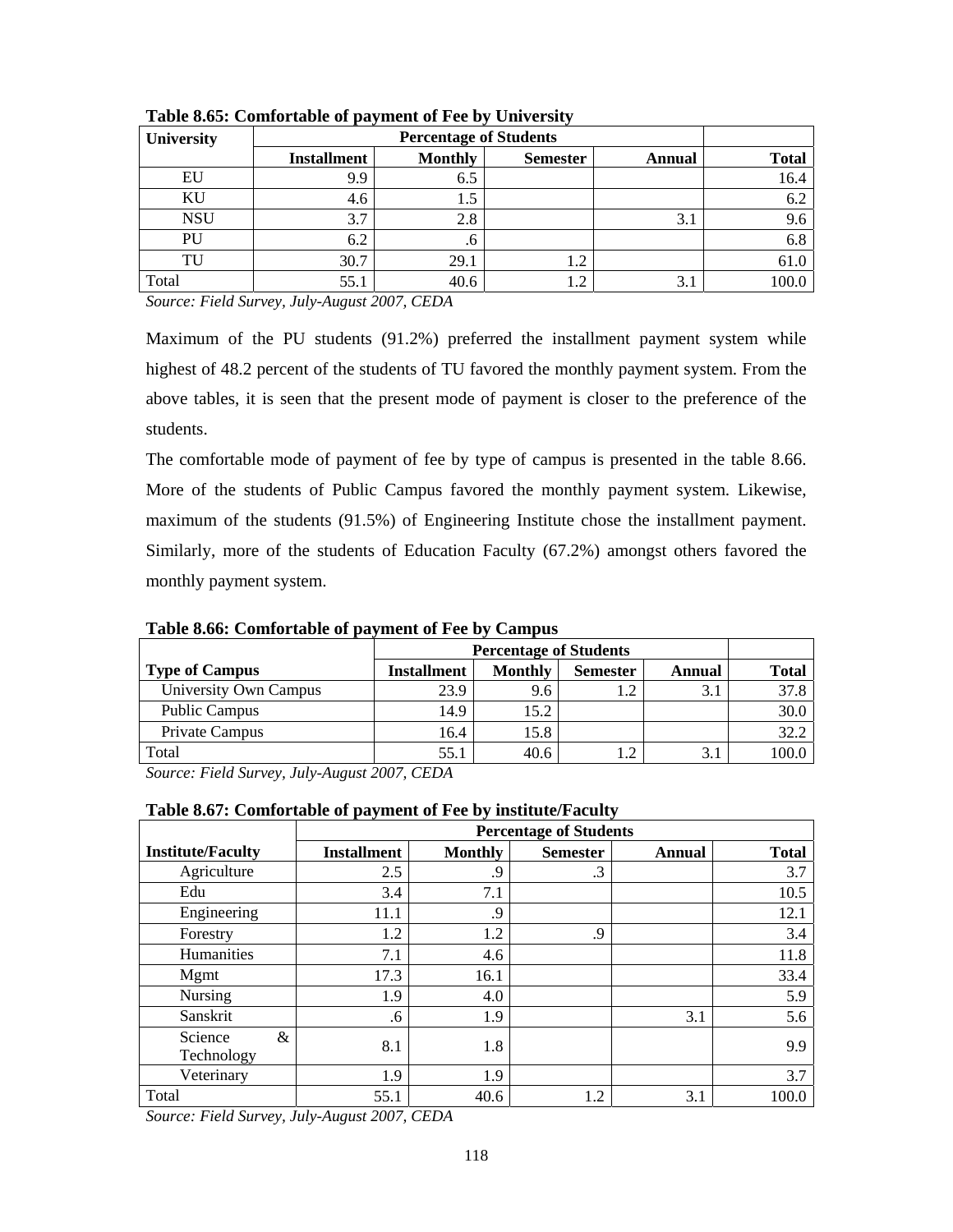**Table 8.65: Comfortable of payment of Fee by University**

| University | Percentage of Students | | | | |
|---|---|---|---|---|---|
| | Installment | Monthly | Semester | Annual | Total |
| EU | 9.9 | 6.5 | | | 16.4 |
| KU | 4.6 | 1.5 | | | 6.2 |
| NSU | 3.7 | 2.8 | | 3.1 | 9.6 |
| PU | 6.2 | .6 | | | 6.8 |
| TU | 30.7 | 29.1 | 1.2 | | 61.0 |
| Total | 55.1 | 40.6 | 1.2 | 3.1 | 100.0 |

*Source: Field Survey, July-August 2007, CEDA*

Maximum of the PU students (91.2%) preferred the installment payment system while highest of 48.2 percent of the students of TU favored the monthly payment system. From the above tables, it is seen that the present mode of payment is closer to the preference of the students.

The comfortable mode of payment of fee by type of campus is presented in the table 8.66. More of the students of Public Campus favored the monthly payment system. Likewise, maximum of the students (91.5%) of Engineering Institute chose the installment payment. Similarly, more of the students of Education Faculty (67.2%) amongst others favored the monthly payment system.

**Table 8.66: Comfortable of payment of Fee by Campus**

| | Percentage of Students | | | | |
|---|---|---|---|---|---|
| Type of Campus | Installment | Monthly | Semester | Annual | Total |
| University Own Campus | 23.9 | 9.6 | 1.2 | 3.1 | 37.8 |
| Public Campus | 14.9 | 15.2 | | | 30.0 |
| Private Campus | 16.4 | 15.8 | | | 32.2 |
| Total | 55.1 | 40.6 | 1.2 | 3.1 | 100.0 |

*Source: Field Survey, July-August 2007, CEDA*

**Table 8.67: Comfortable of payment of Fee by institute/Faculty**

| | Percentage of Students | | | | |
|---|---|---|---|---|---|
| Institute/Faculty | Installment | Monthly | Semester | Annual | Total |
| Agriculture | 2.5 | .9 | .3 | | 3.7 |
| Edu | 3.4 | 7.1 | | | 10.5 |
| Engineering | 11.1 | .9 | | | 12.1 |
| Forestry | 1.2 | 1.2 | .9 | | 3.4 |
| Humanities | 7.1 | 4.6 | | | 11.8 |
| Mgmt | 17.3 | 16.1 | | | 33.4 |
| Nursing | 1.9 | 4.0 | | | 5.9 |
| Sanskrit | .6 | 1.9 | | 3.1 | 5.6 |
| Science & Technology | 8.1 | 1.8 | | | 9.9 |
| Veterinary | 1.9 | 1.9 | | | 3.7 |
| Total | 55.1 | 40.6 | 1.2 | 3.1 | 100.0 |

*Source: Field Survey, July-August 2007, CEDA*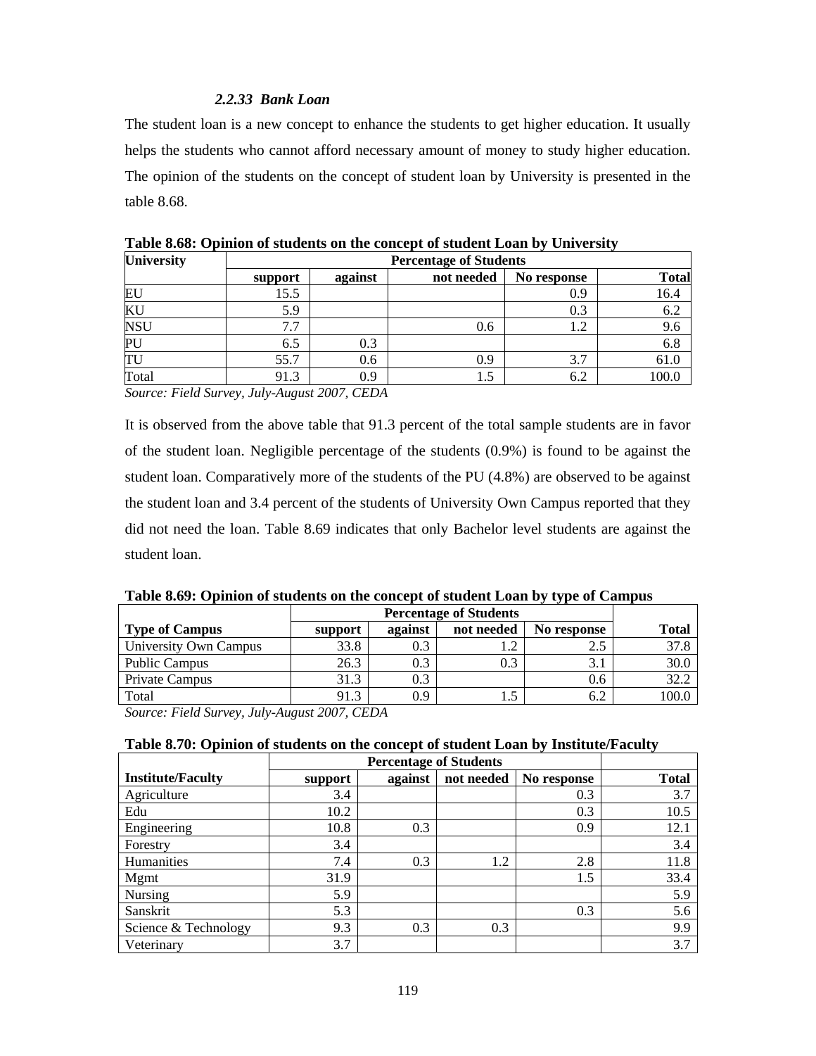### *2.2.33 Bank Loan*

The student loan is a new concept to enhance the students to get higher education. It usually helps the students who cannot afford necessary amount of money to study higher education. The opinion of the students on the concept of student loan by University is presented in the table 8.68.

**Table 8.68: Opinion of students on the concept of student Loan by University**

| University | Percentage of Students | | | | |
|---|---|---|---|---|---|
| | support | against | not needed | No response | Total |
| EU | 15.5 | | | 0.9 | 16.4 |
| KU | 5.9 | | | 0.3 | 6.2 |
| NSU | 7.7 | | 0.6 | 1.2 | 9.6 |
| PU | 6.5 | 0.3 | | | 6.8 |
| TU | 55.7 | 0.6 | 0.9 | 3.7 | 61.0 |
| Total | 91.3 | 0.9 | 1.5 | 6.2 | 100.0 |

*Source: Field Survey, July-August 2007, CEDA*

It is observed from the above table that 91.3 percent of the total sample students are in favor of the student loan. Negligible percentage of the students (0.9%) is found to be against the student loan. Comparatively more of the students of the PU (4.8%) are observed to be against the student loan and 3.4 percent of the students of University Own Campus reported that they did not need the loan. Table 8.69 indicates that only Bachelor level students are against the student loan.

**Table 8.69: Opinion of students on the concept of student Loan by type of Campus**

| | Percentage of Students | | | | |
|---|---|---|---|---|---|
| Type of Campus | support | against | not needed | No response | Total |
| University Own Campus | 33.8 | 0.3 | 1.2 | 2.5 | 37.8 |
| Public Campus | 26.3 | 0.3 | 0.3 | 3.1 | 30.0 |
| Private Campus | 31.3 | 0.3 | | 0.6 | 32.2 |
| Total | 91.3 | 0.9 | 1.5 | 6.2 | 100.0 |

*Source: Field Survey, July-August 2007, CEDA*

**Table 8.70: Opinion of students on the concept of student Loan by Institute/Faculty**

| | Percentage of Students | | | | |
|---|---|---|---|---|---|
| Institute/Faculty | support | against | not needed | No response | Total |
| Agriculture | 3.4 | | | 0.3 | 3.7 |
| Edu | 10.2 | | | 0.3 | 10.5 |
| Engineering | 10.8 | 0.3 | | 0.9 | 12.1 |
| Forestry | 3.4 | | | | 3.4 |
| Humanities | 7.4 | 0.3 | 1.2 | 2.8 | 11.8 |
| Mgmt | 31.9 | | | 1.5 | 33.4 |
| Nursing | 5.9 | | | | 5.9 |
| Sanskrit | 5.3 | | | 0.3 | 5.6 |
| Science & Technology | 9.3 | 0.3 | 0.3 | | 9.9 |
| Veterinary | 3.7 | | | | 3.7 |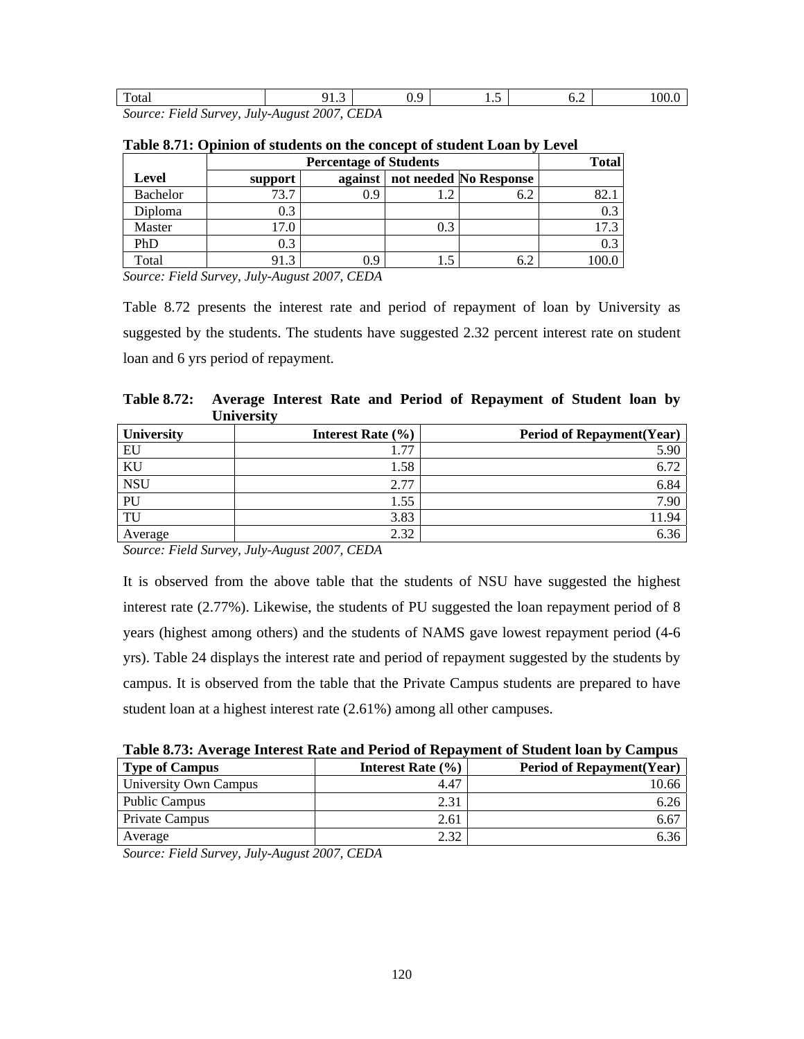| Total | 91.3 | 0.9 | 1.5 | 6.2 | 100.0 |
|---|---|---|---|---|---|

*Source: Field Survey, July-August 2007, CEDA*

**Table 8.71: Opinion of students on the concept of student Loan by Level**

| | Percentage of Students | | | | Total |
|---|---|---|---|---|---|
| **Level** | **support** | **against** | **not needed** | **No Response** | |
| Bachelor | 73.7 | 0.9 | 1.2 | 6.2 | 82.1 |
| Diploma | 0.3 | | | | 0.3 |
| Master | 17.0 | | 0.3 | | 17.3 |
| PhD | 0.3 | | | | 0.3 |
| Total | 91.3 | 0.9 | 1.5 | 6.2 | 100.0 |

*Source: Field Survey, July-August 2007, CEDA*

Table 8.72 presents the interest rate and period of repayment of loan by University as suggested by the students. The students have suggested 2.32 percent interest rate on student loan and 6 yrs period of repayment.

**Table 8.72: Average Interest Rate and Period of Repayment of Student loan by University**

| University | Interest Rate (%) | Period of Repayment(Year) |
|---|---|---|
| EU | 1.77 | 5.90 |
| KU | 1.58 | 6.72 |
| NSU | 2.77 | 6.84 |
| PU | 1.55 | 7.90 |
| TU | 3.83 | 11.94 |
| Average | 2.32 | 6.36 |

*Source: Field Survey, July-August 2007, CEDA*

It is observed from the above table that the students of NSU have suggested the highest interest rate (2.77%). Likewise, the students of PU suggested the loan repayment period of 8 years (highest among others) and the students of NAMS gave lowest repayment period (4-6 yrs). Table 24 displays the interest rate and period of repayment suggested by the students by campus. It is observed from the table that the Private Campus students are prepared to have student loan at a highest interest rate (2.61%) among all other campuses.

**Table 8.73: Average Interest Rate and Period of Repayment of Student loan by Campus**

| Type of Campus | Interest Rate (%) | Period of Repayment(Year) |
|---|---|---|
| University Own Campus | 4.47 | 10.66 |
| Public Campus | 2.31 | 6.26 |
| Private Campus | 2.61 | 6.67 |
| Average | 2.32 | 6.36 |

*Source: Field Survey, July-August 2007, CEDA*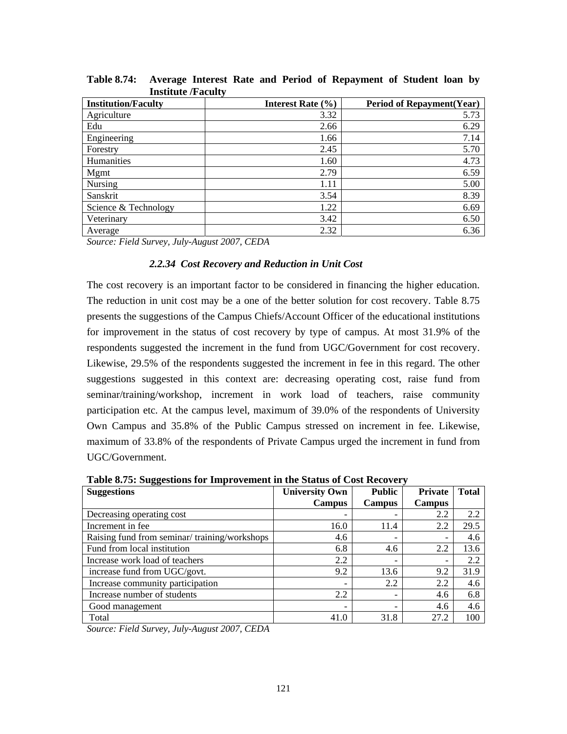**Table 8.74: Average Interest Rate and Period of Repayment of Student loan by Institute /Faculty**

| Institution/Faculty | Interest Rate (%) | Period of Repayment(Year) |
|---|---|---|
| Agriculture | 3.32 | 5.73 |
| Edu | 2.66 | 6.29 |
| Engineering | 1.66 | 7.14 |
| Forestry | 2.45 | 5.70 |
| Humanities | 1.60 | 4.73 |
| Mgmt | 2.79 | 6.59 |
| Nursing | 1.11 | 5.00 |
| Sanskrit | 3.54 | 8.39 |
| Science & Technology | 1.22 | 6.69 |
| Veterinary | 3.42 | 6.50 |
| Average | 2.32 | 6.36 |

*Source: Field Survey, July-August 2007, CEDA*

### *2.2.34 Cost Recovery and Reduction in Unit Cost*

The cost recovery is an important factor to be considered in financing the higher education. The reduction in unit cost may be a one of the better solution for cost recovery. Table 8.75 presents the suggestions of the Campus Chiefs/Account Officer of the educational institutions for improvement in the status of cost recovery by type of campus. At most 31.9% of the respondents suggested the increment in the fund from UGC/Government for cost recovery. Likewise, 29.5% of the respondents suggested the increment in fee in this regard. The other suggestions suggested in this context are: decreasing operating cost, raise fund from seminar/training/workshop, increment in work load of teachers, raise community participation etc. At the campus level, maximum of 39.0% of the respondents of University Own Campus and 35.8% of the Public Campus stressed on increment in fee. Likewise, maximum of 33.8% of the respondents of Private Campus urged the increment in fund from UGC/Government.

**Table 8.75: Suggestions for Improvement in the Status of Cost Recovery**

| Suggestions | University Own Campus | Public Campus | Private Campus | Total |
|---|---|---|---|---|
| Decreasing operating cost | - | - | 2.2 | 2.2 |
| Increment in fee | 16.0 | 11.4 | 2.2 | 29.5 |
| Raising fund from seminar/ training/workshops | 4.6 | - | - | 4.6 |
| Fund from local institution | 6.8 | 4.6 | 2.2 | 13.6 |
| Increase work load of teachers | 2.2 | - | - | 2.2 |
| increase fund from UGC/govt. | 9.2 | 13.6 | 9.2 | 31.9 |
| Increase community participation | - | 2.2 | 2.2 | 4.6 |
| Increase number of students | 2.2 | - | 4.6 | 6.8 |
| Good management | - | - | 4.6 | 4.6 |
| Total | 41.0 | 31.8 | 27.2 | 100 |

*Source: Field Survey, July-August 2007, CEDA*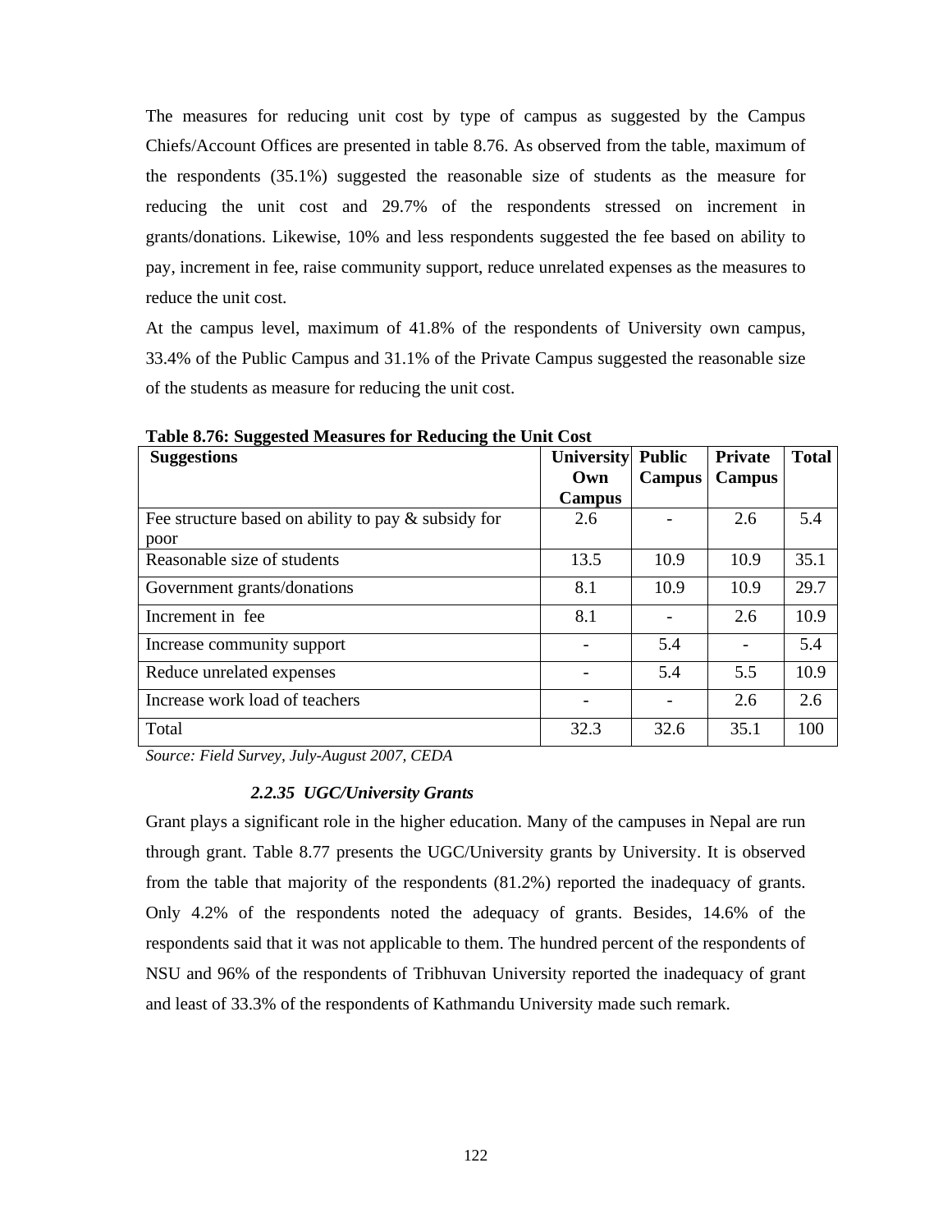The measures for reducing unit cost by type of campus as suggested by the Campus Chiefs/Account Offices are presented in table 8.76. As observed from the table, maximum of the respondents (35.1%) suggested the reasonable size of students as the measure for reducing the unit cost and 29.7% of the respondents stressed on increment in grants/donations. Likewise, 10% and less respondents suggested the fee based on ability to pay, increment in fee, raise community support, reduce unrelated expenses as the measures to reduce the unit cost.

At the campus level, maximum of 41.8% of the respondents of University own campus, 33.4% of the Public Campus and 31.1% of the Private Campus suggested the reasonable size of the students as measure for reducing the unit cost.

**Table 8.76: Suggested Measures for Reducing the Unit Cost**

| Suggestions | University Own Campus | Public Campus | Private Campus | Total |
|---|---|---|---|---|
| Fee structure based on ability to pay & subsidy for poor | 2.6 | - | 2.6 | 5.4 |
| Reasonable size of students | 13.5 | 10.9 | 10.9 | 35.1 |
| Government grants/donations | 8.1 | 10.9 | 10.9 | 29.7 |
| Increment in fee | 8.1 | - | 2.6 | 10.9 |
| Increase community support | - | 5.4 | - | 5.4 |
| Reduce unrelated expenses | - | 5.4 | 5.5 | 10.9 |
| Increase work load of teachers | - | - | 2.6 | 2.6 |
| Total | 32.3 | 32.6 | 35.1 | 100 |

*Source: Field Survey, July-August 2007, CEDA*

### *2.2.35 UGC/University Grants*

Grant plays a significant role in the higher education. Many of the campuses in Nepal are run through grant. Table 8.77 presents the UGC/University grants by University. It is observed from the table that majority of the respondents (81.2%) reported the inadequacy of grants. Only 4.2% of the respondents noted the adequacy of grants. Besides, 14.6% of the respondents said that it was not applicable to them. The hundred percent of the respondents of NSU and 96% of the respondents of Tribhuvan University reported the inadequacy of grant and least of 33.3% of the respondents of Kathmandu University made such remark.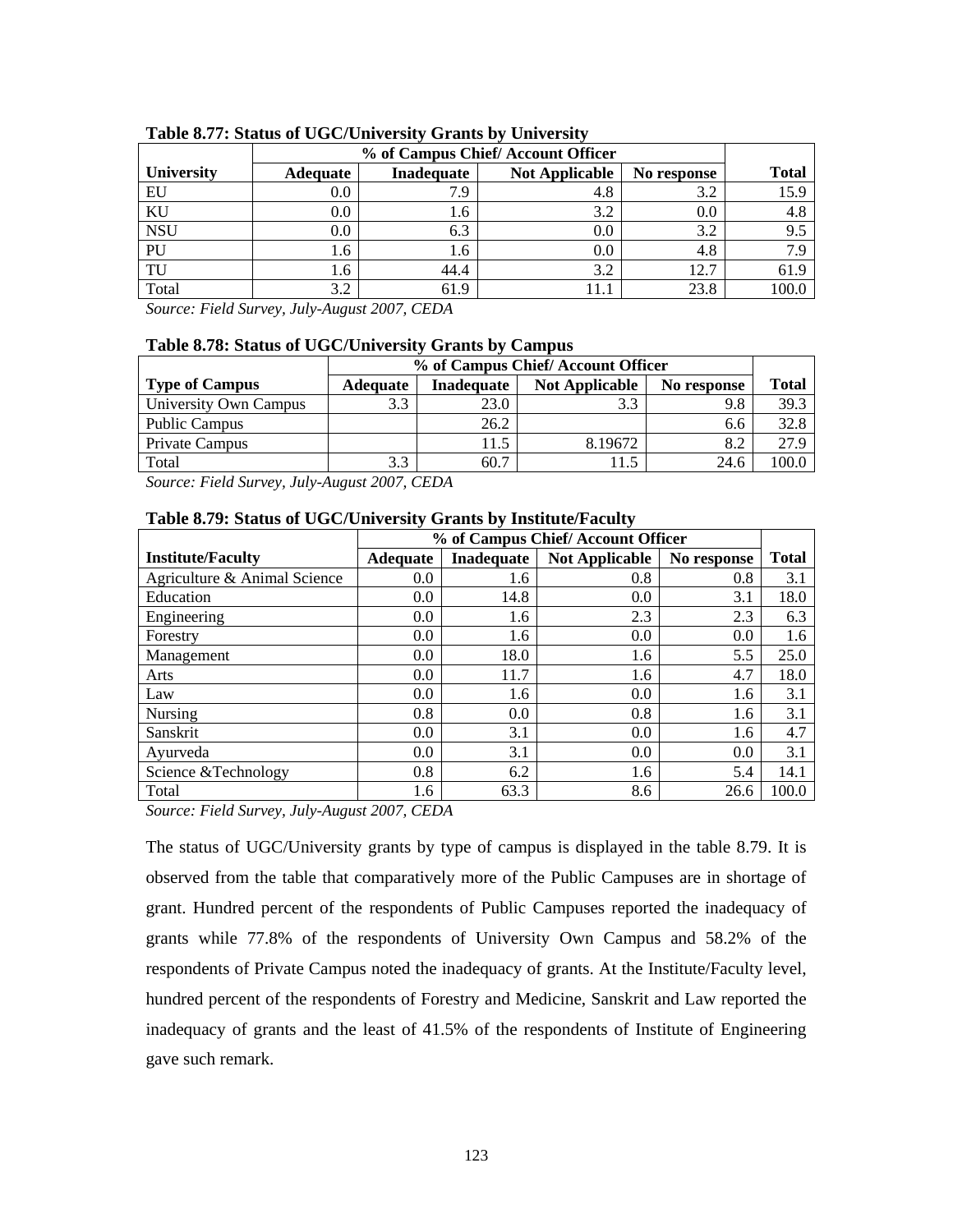**Table 8.77: Status of UGC/University Grants by University**

| | % of Campus Chief/ Account Officer | | | | |
|---|---|---|---|---|---|
| **University** | **Adequate** | **Inadequate** | **Not Applicable** | **No response** | **Total** |
| EU | 0.0 | 7.9 | 4.8 | 3.2 | 15.9 |
| KU | 0.0 | 1.6 | 3.2 | 0.0 | 4.8 |
| NSU | 0.0 | 6.3 | 0.0 | 3.2 | 9.5 |
| PU | 1.6 | 1.6 | 0.0 | 4.8 | 7.9 |
| TU | 1.6 | 44.4 | 3.2 | 12.7 | 61.9 |
| Total | 3.2 | 61.9 | 11.1 | 23.8 | 100.0 |

*Source: Field Survey, July-August 2007, CEDA*

**Table 8.78: Status of UGC/University Grants by Campus**

| | % of Campus Chief/ Account Officer | | | | |
|---|---|---|---|---|---|
| **Type of Campus** | **Adequate** | **Inadequate** | **Not Applicable** | **No response** | **Total** |
| University Own Campus | 3.3 | 23.0 | 3.3 | 9.8 | 39.3 |
| Public Campus | | 26.2 | | 6.6 | 32.8 |
| Private Campus | | 11.5 | 8.19672 | 8.2 | 27.9 |
| Total | 3.3 | 60.7 | 11.5 | 24.6 | 100.0 |

*Source: Field Survey, July-August 2007, CEDA*

**Table 8.79: Status of UGC/University Grants by Institute/Faculty**

| | % of Campus Chief/ Account Officer | | | | |
|---|---|---|---|---|---|
| **Institute/Faculty** | **Adequate** | **Inadequate** | **Not Applicable** | **No response** | **Total** |
| Agriculture & Animal Science | 0.0 | 1.6 | 0.8 | 0.8 | 3.1 |
| Education | 0.0 | 14.8 | 0.0 | 3.1 | 18.0 |
| Engineering | 0.0 | 1.6 | 2.3 | 2.3 | 6.3 |
| Forestry | 0.0 | 1.6 | 0.0 | 0.0 | 1.6 |
| Management | 0.0 | 18.0 | 1.6 | 5.5 | 25.0 |
| Arts | 0.0 | 11.7 | 1.6 | 4.7 | 18.0 |
| Law | 0.0 | 1.6 | 0.0 | 1.6 | 3.1 |
| Nursing | 0.8 | 0.0 | 0.8 | 1.6 | 3.1 |
| Sanskrit | 0.0 | 3.1 | 0.0 | 1.6 | 4.7 |
| Ayurveda | 0.0 | 3.1 | 0.0 | 0.0 | 3.1 |
| Science &Technology | 0.8 | 6.2 | 1.6 | 5.4 | 14.1 |
| Total | 1.6 | 63.3 | 8.6 | 26.6 | 100.0 |

*Source: Field Survey, July-August 2007, CEDA*

The status of UGC/University grants by type of campus is displayed in the table 8.79. It is observed from the table that comparatively more of the Public Campuses are in shortage of grant. Hundred percent of the respondents of Public Campuses reported the inadequacy of grants while 77.8% of the respondents of University Own Campus and 58.2% of the respondents of Private Campus noted the inadequacy of grants. At the Institute/Faculty level, hundred percent of the respondents of Forestry and Medicine, Sanskrit and Law reported the inadequacy of grants and the least of 41.5% of the respondents of Institute of Engineering gave such remark.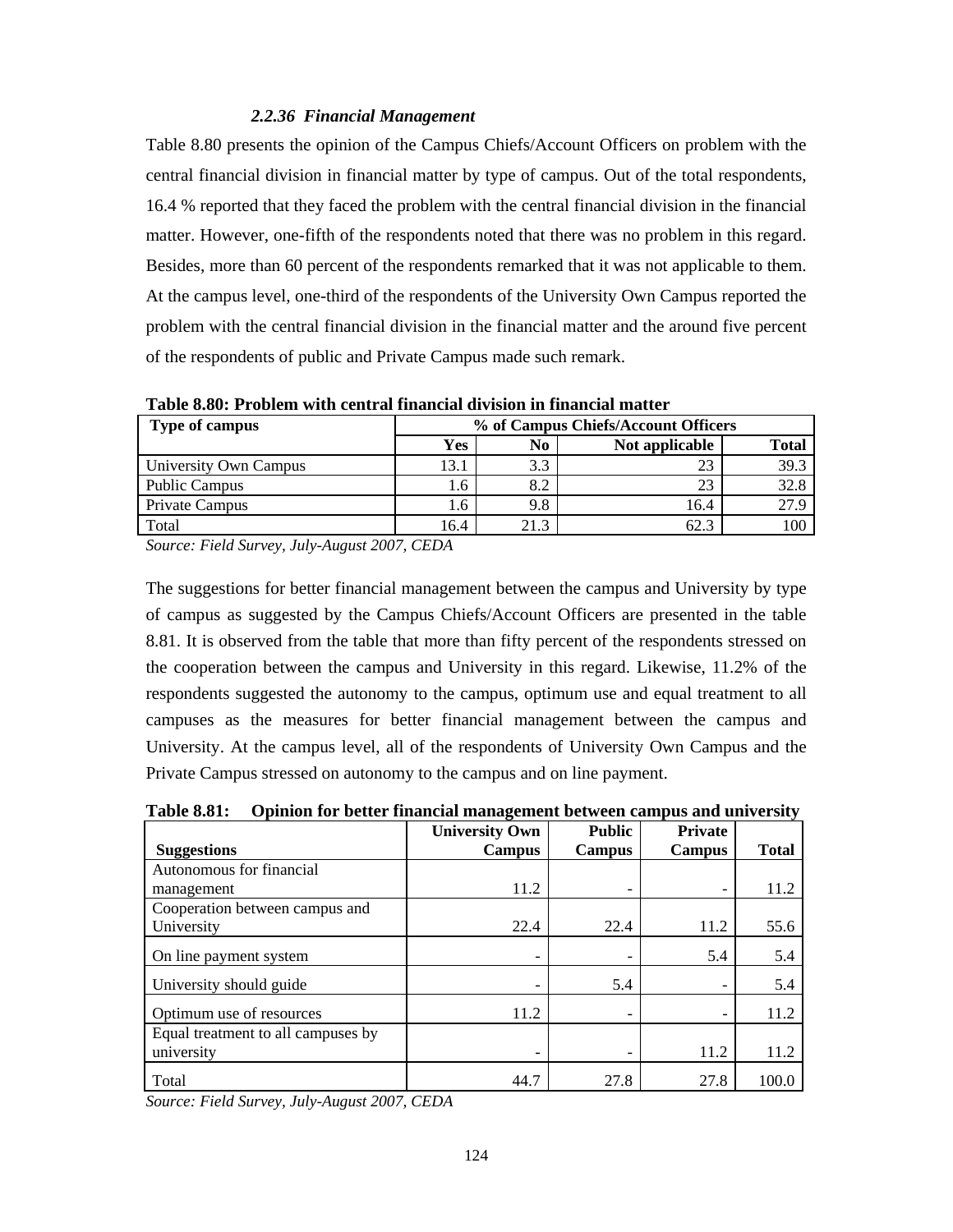### *2.2.36 Financial Management*

Table 8.80 presents the opinion of the Campus Chiefs/Account Officers on problem with the central financial division in financial matter by type of campus. Out of the total respondents, 16.4 % reported that they faced the problem with the central financial division in the financial matter. However, one-fifth of the respondents noted that there was no problem in this regard. Besides, more than 60 percent of the respondents remarked that it was not applicable to them. At the campus level, one-third of the respondents of the University Own Campus reported the problem with the central financial division in the financial matter and the around five percent of the respondents of public and Private Campus made such remark.

**Table 8.80: Problem with central financial division in financial matter**

| Type of campus | % of Campus Chiefs/Account Officers | | | |
|---|---|---|---|---|
| | Yes | No | Not applicable | Total |
| University Own Campus | 13.1 | 3.3 | 23 | 39.3 |
| Public Campus | 1.6 | 8.2 | 23 | 32.8 |
| Private Campus | 1.6 | 9.8 | 16.4 | 27.9 |
| Total | 16.4 | 21.3 | 62.3 | 100 |

*Source: Field Survey, July-August 2007, CEDA*

The suggestions for better financial management between the campus and University by type of campus as suggested by the Campus Chiefs/Account Officers are presented in the table 8.81. It is observed from the table that more than fifty percent of the respondents stressed on the cooperation between the campus and University in this regard. Likewise, 11.2% of the respondents suggested the autonomy to the campus, optimum use and equal treatment to all campuses as the measures for better financial management between the campus and University. At the campus level, all of the respondents of University Own Campus and the Private Campus stressed on autonomy to the campus and on line payment.

**Table 8.81: Opinion for better financial management between campus and university**

| Suggestions | University Own Campus | Public Campus | Private Campus | Total |
|---|---|---|---|---|
| Autonomous for financial management | 11.2 | - | - | 11.2 |
| Cooperation between campus and University | 22.4 | 22.4 | 11.2 | 55.6 |
| On line payment system | - | - | 5.4 | 5.4 |
| University should guide | - | 5.4 | - | 5.4 |
| Optimum use of resources | 11.2 | - | - | 11.2 |
| Equal treatment to all campuses by university | - | - | 11.2 | 11.2 |
| Total | 44.7 | 27.8 | 27.8 | 100.0 |

*Source: Field Survey, July-August 2007, CEDA*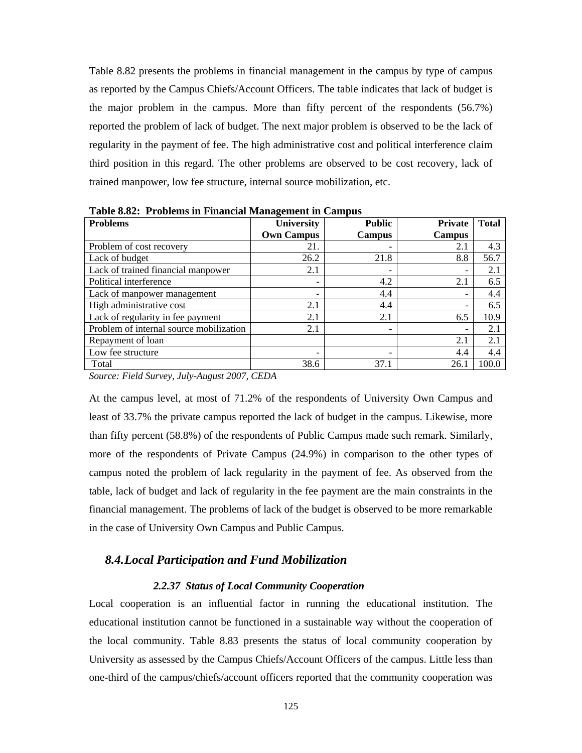Table 8.82 presents the problems in financial management in the campus by type of campus as reported by the Campus Chiefs/Account Officers. The table indicates that lack of budget is the major problem in the campus. More than fifty percent of the respondents (56.7%) reported the problem of lack of budget. The next major problem is observed to be the lack of regularity in the payment of fee. The high administrative cost and political interference claim third position in this regard. The other problems are observed to be cost recovery, lack of trained manpower, low fee structure, internal source mobilization, etc.

**Table 8.82: Problems in Financial Management in Campus**

| Problems | University Own Campus | Public Campus | Private Campus | Total |
|---|---|---|---|---|
| Problem of cost recovery | 21. | - | 2.1 | 4.3 |
| Lack of budget | 26.2 | 21.8 | 8.8 | 56.7 |
| Lack of trained financial manpower | 2.1 | - | - | 2.1 |
| Political interference | - | 4.2 | 2.1 | 6.5 |
| Lack of manpower management | - | 4.4 | - | 4.4 |
| High administrative cost | 2.1 | 4.4 | - | 6.5 |
| Lack of regularity in fee payment | 2.1 | 2.1 | 6.5 | 10.9 |
| Problem of internal source mobilization | 2.1 | - | - | 2.1 |
| Repayment of loan | | | 2.1 | 2.1 |
| Low fee structure | - | - | 4.4 | 4.4 |
| Total | 38.6 | 37.1 | 26.1 | 100.0 |

*Source: Field Survey, July-August 2007, CEDA*

At the campus level, at most of 71.2% of the respondents of University Own Campus and least of 33.7% the private campus reported the lack of budget in the campus. Likewise, more than fifty percent (58.8%) of the respondents of Public Campus made such remark. Similarly, more of the respondents of Private Campus (24.9%) in comparison to the other types of campus noted the problem of lack regularity in the payment of fee. As observed from the table, lack of budget and lack of regularity in the fee payment are the main constraints in the financial management. The problems of lack of the budget is observed to be more remarkable in the case of University Own Campus and Public Campus.

## *8.4.Local Participation and Fund Mobilization*

### *2.2.37 Status of Local Community Cooperation*

Local cooperation is an influential factor in running the educational institution. The educational institution cannot be functioned in a sustainable way without the cooperation of the local community. Table 8.83 presents the status of local community cooperation by University as assessed by the Campus Chiefs/Account Officers of the campus. Little less than one-third of the campus/chiefs/account officers reported that the community cooperation was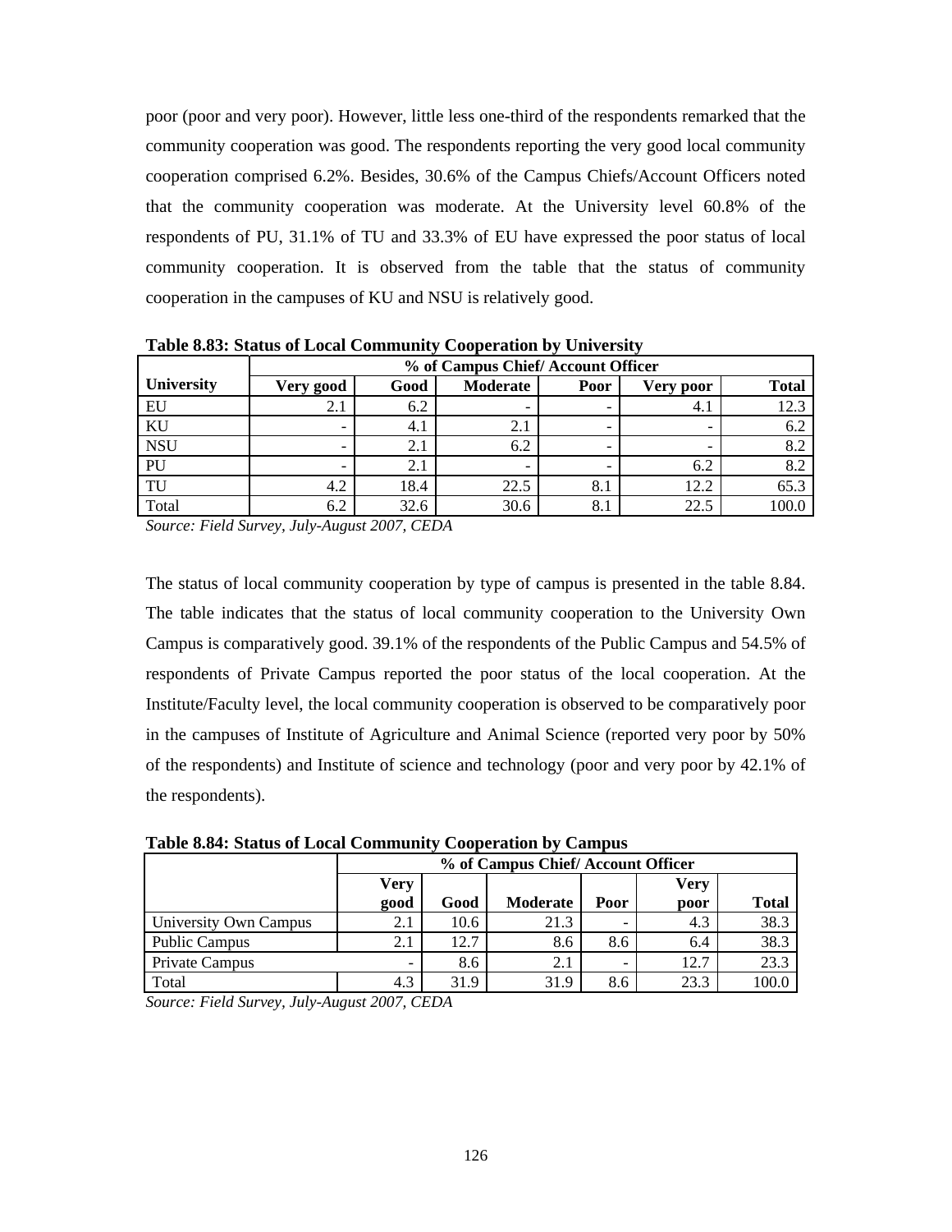poor (poor and very poor). However, little less one-third of the respondents remarked that the community cooperation was good. The respondents reporting the very good local community cooperation comprised 6.2%. Besides, 30.6% of the Campus Chiefs/Account Officers noted that the community cooperation was moderate. At the University level 60.8% of the respondents of PU, 31.1% of TU and 33.3% of EU have expressed the poor status of local community cooperation. It is observed from the table that the status of community cooperation in the campuses of KU and NSU is relatively good.

**Table 8.83: Status of Local Community Cooperation by University**

| | % of Campus Chief/ Account Officer | | | | | |
|---|---|---|---|---|---|---|
| **University** | **Very good** | **Good** | **Moderate** | **Poor** | **Very poor** | **Total** |
| EU | 2.1 | 6.2 | - | - | 4.1 | 12.3 |
| KU | - | 4.1 | 2.1 | - | - | 6.2 |
| NSU | - | 2.1 | 6.2 | - | - | 8.2 |
| PU | - | 2.1 | - | - | 6.2 | 8.2 |
| TU | 4.2 | 18.4 | 22.5 | 8.1 | 12.2 | 65.3 |
| Total | 6.2 | 32.6 | 30.6 | 8.1 | 22.5 | 100.0 |

*Source: Field Survey, July-August 2007, CEDA*

The status of local community cooperation by type of campus is presented in the table 8.84. The table indicates that the status of local community cooperation to the University Own Campus is comparatively good. 39.1% of the respondents of the Public Campus and 54.5% of respondents of Private Campus reported the poor status of the local cooperation. At the Institute/Faculty level, the local community cooperation is observed to be comparatively poor in the campuses of Institute of Agriculture and Animal Science (reported very poor by 50% of the respondents) and Institute of science and technology (poor and very poor by 42.1% of the respondents).

**Table 8.84: Status of Local Community Cooperation by Campus**

| | % of Campus Chief/ Account Officer | | | | | |
|---|---|---|---|---|---|---|
| | **Very good** | **Good** | **Moderate** | **Poor** | **Very poor** | **Total** |
| University Own Campus | 2.1 | 10.6 | 21.3 | - | 4.3 | 38.3 |
| Public Campus | 2.1 | 12.7 | 8.6 | 8.6 | 6.4 | 38.3 |
| Private Campus | - | 8.6 | 2.1 | - | 12.7 | 23.3 |
| Total | 4.3 | 31.9 | 31.9 | 8.6 | 23.3 | 100.0 |

*Source: Field Survey, July-August 2007, CEDA*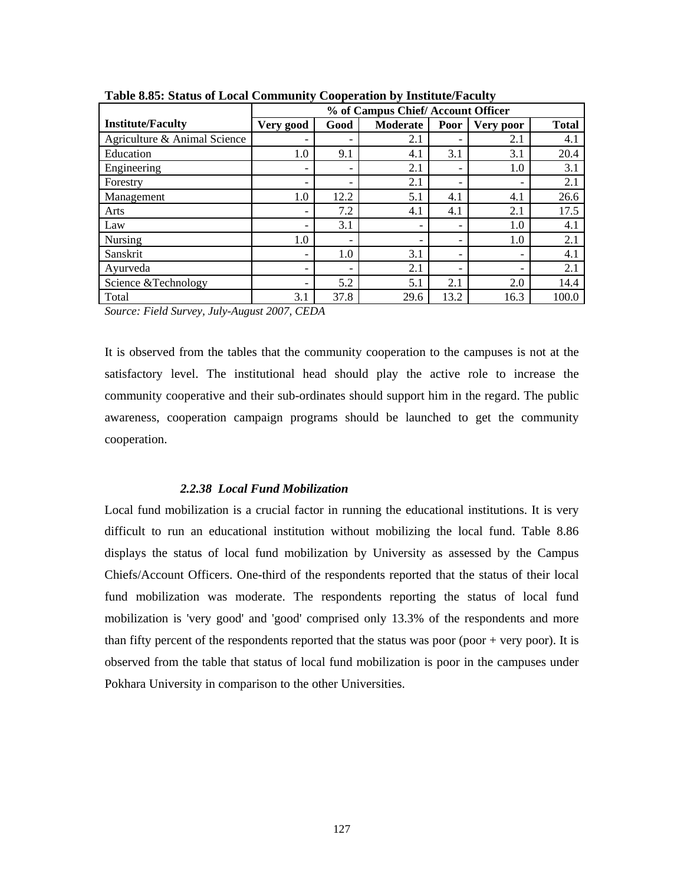**Table 8.85: Status of Local Community Cooperation by Institute/Faculty**

| Institute/Faculty | % of Campus Chief/ Account Officer | | | | | |
|---|---|---|---|---|---|---|
| | Very good | Good | Moderate | Poor | Very poor | Total |
| Agriculture & Animal Science | - | - | 2.1 | - | 2.1 | 4.1 |
| Education | 1.0 | 9.1 | 4.1 | 3.1 | 3.1 | 20.4 |
| Engineering | - | - | 2.1 | - | 1.0 | 3.1 |
| Forestry | - | - | 2.1 | - | - | 2.1 |
| Management | 1.0 | 12.2 | 5.1 | 4.1 | 4.1 | 26.6 |
| Arts | - | 7.2 | 4.1 | 4.1 | 2.1 | 17.5 |
| Law | - | 3.1 | - | - | 1.0 | 4.1 |
| Nursing | 1.0 | - | - | - | 1.0 | 2.1 |
| Sanskrit | - | 1.0 | 3.1 | - | - | 4.1 |
| Ayurveda | - | - | 2.1 | - | - | 2.1 |
| Science &Technology | - | 5.2 | 5.1 | 2.1 | 2.0 | 14.4 |
| Total | 3.1 | 37.8 | 29.6 | 13.2 | 16.3 | 100.0 |

*Source: Field Survey, July-August 2007, CEDA*

It is observed from the tables that the community cooperation to the campuses is not at the satisfactory level. The institutional head should play the active role to increase the community cooperative and their sub-ordinates should support him in the regard. The public awareness, cooperation campaign programs should be launched to get the community cooperation.

### *2.2.38 Local Fund Mobilization*

Local fund mobilization is a crucial factor in running the educational institutions. It is very difficult to run an educational institution without mobilizing the local fund. Table 8.86 displays the status of local fund mobilization by University as assessed by the Campus Chiefs/Account Officers. One-third of the respondents reported that the status of their local fund mobilization was moderate. The respondents reporting the status of local fund mobilization is 'very good' and 'good' comprised only 13.3% of the respondents and more than fifty percent of the respondents reported that the status was poor (poor + very poor). It is observed from the table that status of local fund mobilization is poor in the campuses under Pokhara University in comparison to the other Universities.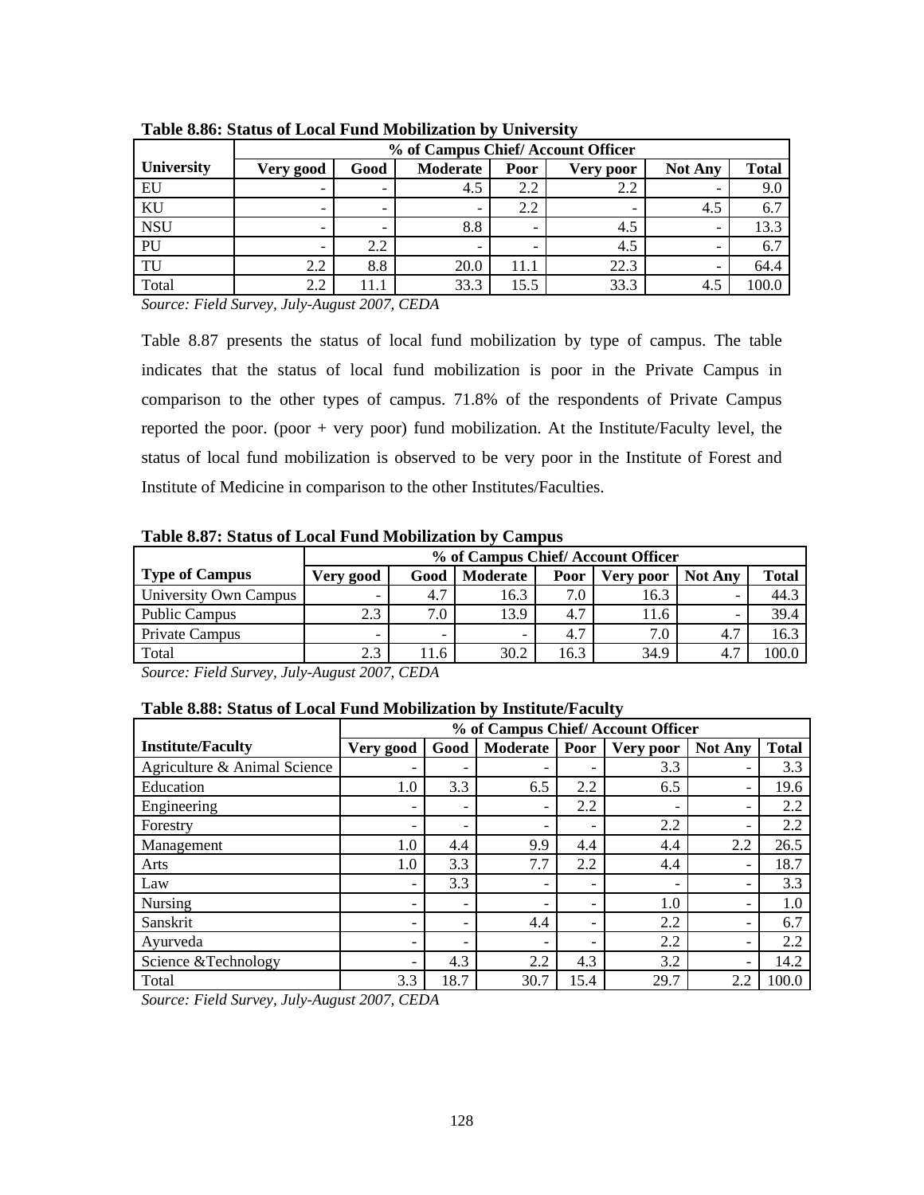**Table 8.86: Status of Local Fund Mobilization by University**

| University | % of Campus Chief/ Account Officer | | | | | | |
|---|---|---|---|---|---|---|---|
| | Very good | Good | Moderate | Poor | Very poor | Not Any | Total |
| EU | - | - | 4.5 | 2.2 | 2.2 | - | 9.0 |
| KU | - | - | - | 2.2 | - | 4.5 | 6.7 |
| NSU | - | - | 8.8 | - | 4.5 | - | 13.3 |
| PU | - | 2.2 | - | - | 4.5 | - | 6.7 |
| TU | 2.2 | 8.8 | 20.0 | 11.1 | 22.3 | - | 64.4 |
| Total | 2.2 | 11.1 | 33.3 | 15.5 | 33.3 | 4.5 | 100.0 |

*Source: Field Survey, July-August 2007, CEDA*

Table 8.87 presents the status of local fund mobilization by type of campus. The table indicates that the status of local fund mobilization is poor in the Private Campus in comparison to the other types of campus. 71.8% of the respondents of Private Campus reported the poor. (poor + very poor) fund mobilization. At the Institute/Faculty level, the status of local fund mobilization is observed to be very poor in the Institute of Forest and Institute of Medicine in comparison to the other Institutes/Faculties.

**Table 8.87: Status of Local Fund Mobilization by Campus**

| Type of Campus | % of Campus Chief/ Account Officer | | | | | | |
|---|---|---|---|---|---|---|---|
| | Very good | Good | Moderate | Poor | Very poor | Not Any | Total |
| University Own Campus | - | 4.7 | 16.3 | 7.0 | 16.3 | - | 44.3 |
| Public Campus | 2.3 | 7.0 | 13.9 | 4.7 | 11.6 | - | 39.4 |
| Private Campus | - | - | - | 4.7 | 7.0 | 4.7 | 16.3 |
| Total | 2.3 | 11.6 | 30.2 | 16.3 | 34.9 | 4.7 | 100.0 |

*Source: Field Survey, July-August 2007, CEDA*

**Table 8.88: Status of Local Fund Mobilization by Institute/Faculty**

| Institute/Faculty | % of Campus Chief/ Account Officer | | | | | | |
|---|---|---|---|---|---|---|---|
| | Very good | Good | Moderate | Poor | Very poor | Not Any | Total |
| Agriculture & Animal Science | - | - | - | - | 3.3 | - | 3.3 |
| Education | 1.0 | 3.3 | 6.5 | 2.2 | 6.5 | - | 19.6 |
| Engineering | - | - | - | 2.2 | - | - | 2.2 |
| Forestry | - | - | - | - | 2.2 | - | 2.2 |
| Management | 1.0 | 4.4 | 9.9 | 4.4 | 4.4 | 2.2 | 26.5 |
| Arts | 1.0 | 3.3 | 7.7 | 2.2 | 4.4 | - | 18.7 |
| Law | - | 3.3 | - | - | - | - | 3.3 |
| Nursing | - | - | - | - | 1.0 | - | 1.0 |
| Sanskrit | - | - | 4.4 | - | 2.2 | - | 6.7 |
| Ayurveda | - | - | - | - | 2.2 | - | 2.2 |
| Science &Technology | - | 4.3 | 2.2 | 4.3 | 3.2 | - | 14.2 |
| Total | 3.3 | 18.7 | 30.7 | 15.4 | 29.7 | 2.2 | 100.0 |

*Source: Field Survey, July-August 2007, CEDA*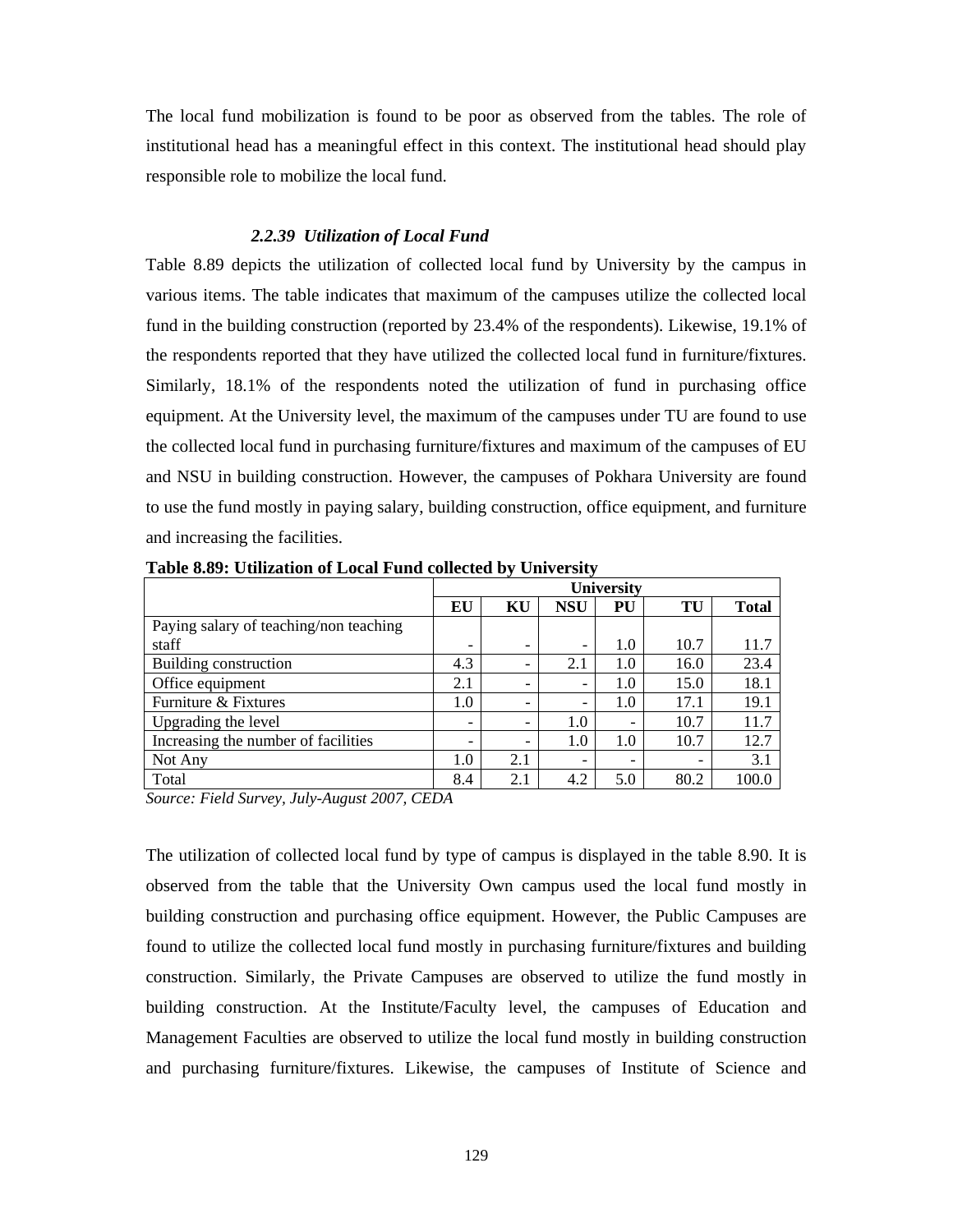The local fund mobilization is found to be poor as observed from the tables. The role of institutional head has a meaningful effect in this context. The institutional head should play responsible role to mobilize the local fund.

### *2.2.39 Utilization of Local Fund*

Table 8.89 depicts the utilization of collected local fund by University by the campus in various items. The table indicates that maximum of the campuses utilize the collected local fund in the building construction (reported by 23.4% of the respondents). Likewise, 19.1% of the respondents reported that they have utilized the collected local fund in furniture/fixtures. Similarly, 18.1% of the respondents noted the utilization of fund in purchasing office equipment. At the University level, the maximum of the campuses under TU are found to use the collected local fund in purchasing furniture/fixtures and maximum of the campuses of EU and NSU in building construction. However, the campuses of Pokhara University are found to use the fund mostly in paying salary, building construction, office equipment, and furniture and increasing the facilities.

**Table 8.89: Utilization of Local Fund collected by University**

| | University | | | | | |
|---|---|---|---|---|---|---|
| | **EU** | **KU** | **NSU** | **PU** | **TU** | **Total** |
| Paying salary of teaching/non teaching staff | - | - | - | 1.0 | 10.7 | 11.7 |
| Building construction | 4.3 | - | 2.1 | 1.0 | 16.0 | 23.4 |
| Office equipment | 2.1 | - | - | 1.0 | 15.0 | 18.1 |
| Furniture & Fixtures | 1.0 | - | - | 1.0 | 17.1 | 19.1 |
| Upgrading the level | - | - | 1.0 | - | 10.7 | 11.7 |
| Increasing the number of facilities | - | - | 1.0 | 1.0 | 10.7 | 12.7 |
| Not Any | 1.0 | 2.1 | - | - | - | 3.1 |
| Total | 8.4 | 2.1 | 4.2 | 5.0 | 80.2 | 100.0 |

*Source: Field Survey, July-August 2007, CEDA*

The utilization of collected local fund by type of campus is displayed in the table 8.90. It is observed from the table that the University Own campus used the local fund mostly in building construction and purchasing office equipment. However, the Public Campuses are found to utilize the collected local fund mostly in purchasing furniture/fixtures and building construction. Similarly, the Private Campuses are observed to utilize the fund mostly in building construction. At the Institute/Faculty level, the campuses of Education and Management Faculties are observed to utilize the local fund mostly in building construction and purchasing furniture/fixtures. Likewise, the campuses of Institute of Science and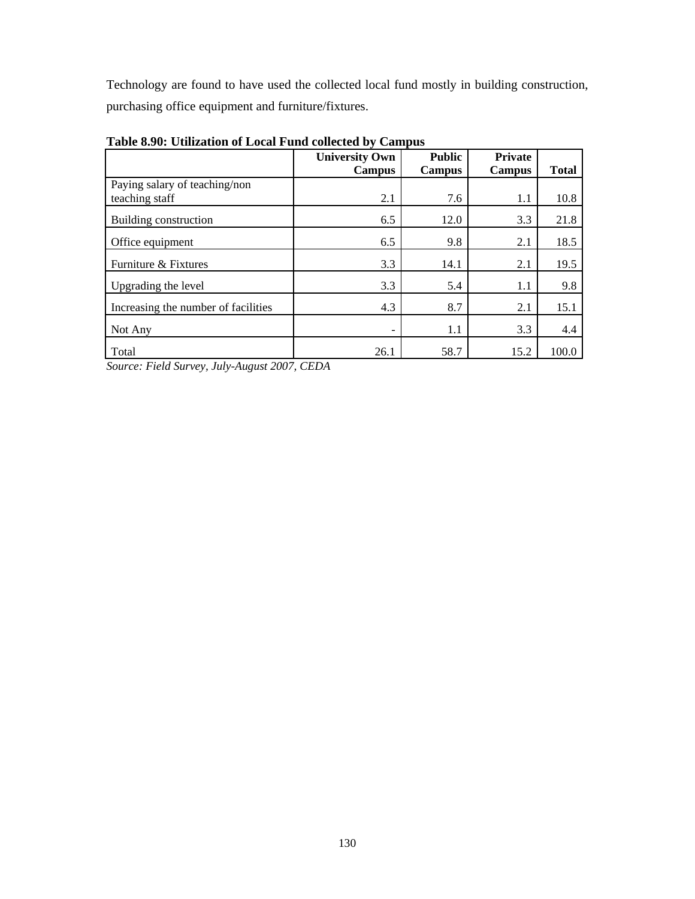Technology are found to have used the collected local fund mostly in building construction, purchasing office equipment and furniture/fixtures.

**Table 8.90: Utilization of Local Fund collected by Campus**

| | University Own Campus | Public Campus | Private Campus | Total |
|---|---|---|---|---|
| Paying salary of teaching/non teaching staff | 2.1 | 7.6 | 1.1 | 10.8 |
| Building construction | 6.5 | 12.0 | 3.3 | 21.8 |
| Office equipment | 6.5 | 9.8 | 2.1 | 18.5 |
| Furniture & Fixtures | 3.3 | 14.1 | 2.1 | 19.5 |
| Upgrading the level | 3.3 | 5.4 | 1.1 | 9.8 |
| Increasing the number of facilities | 4.3 | 8.7 | 2.1 | 15.1 |
| Not Any | - | 1.1 | 3.3 | 4.4 |
| Total | 26.1 | 58.7 | 15.2 | 100.0 |

*Source: Field Survey, July-August 2007, CEDA*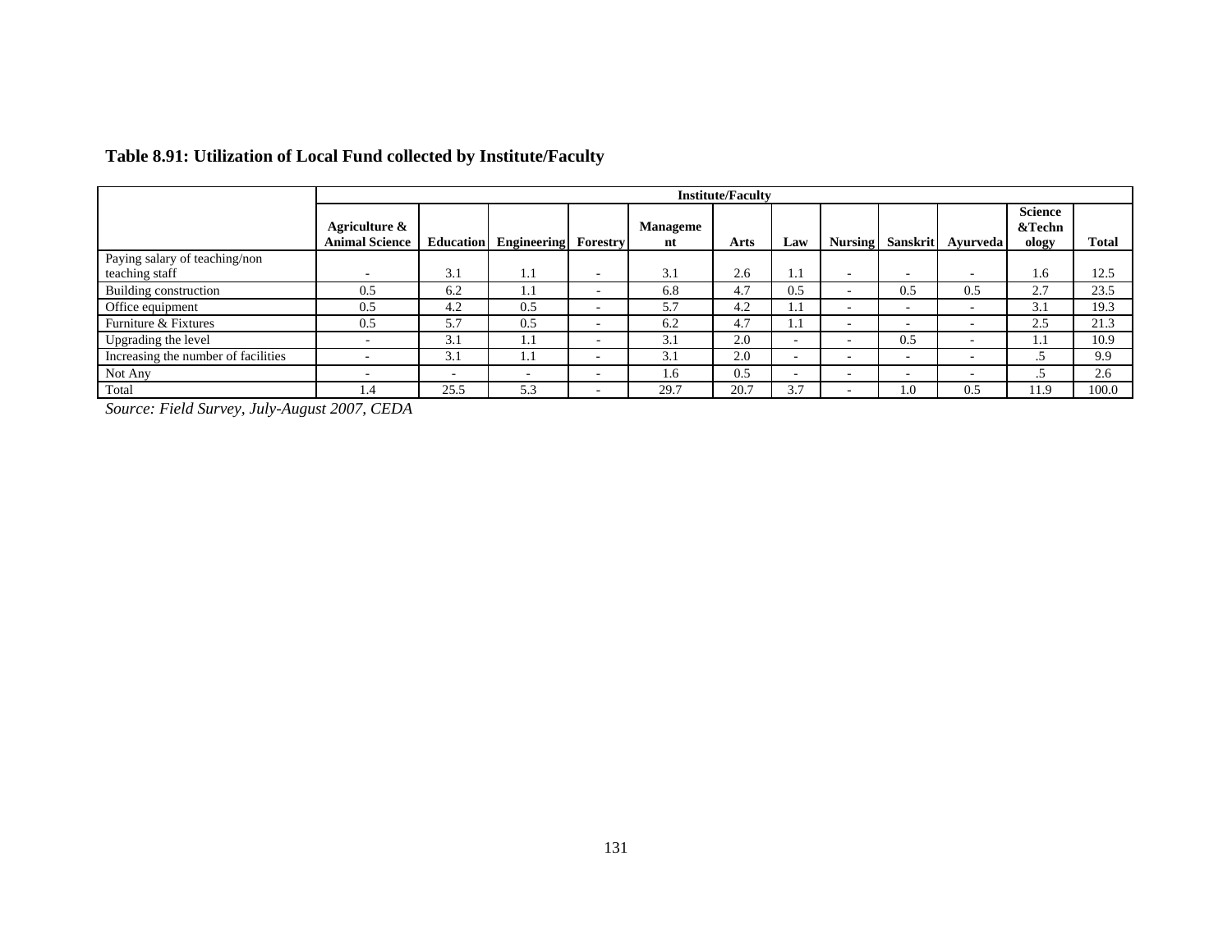**Table 8.91: Utilization of Local Fund collected by Institute/Faculty**

| | Institute/Faculty | | | | | | | | | | | |
|---|---|---|---|---|---|---|---|---|---|---|---|---|
| | Agriculture & Animal Science | Education | Engineering | Forestry | Management | Arts | Law | Nursing | Sanskrit | Ayurveda | Science &Technology | Total |
| Paying salary of teaching/non teaching staff | - | 3.1 | 1.1 | - | 3.1 | 2.6 | 1.1 | - | - | - | 1.6 | 12.5 |
| Building construction | 0.5 | 6.2 | 1.1 | - | 6.8 | 4.7 | 0.5 | - | 0.5 | 0.5 | 2.7 | 23.5 |
| Office equipment | 0.5 | 4.2 | 0.5 | - | 5.7 | 4.2 | 1.1 | - | - | - | 3.1 | 19.3 |
| Furniture & Fixtures | 0.5 | 5.7 | 0.5 | - | 6.2 | 4.7 | 1.1 | - | - | - | 2.5 | 21.3 |
| Upgrading the level | - | 3.1 | 1.1 | - | 3.1 | 2.0 | - | - | 0.5 | - | 1.1 | 10.9 |
| Increasing the number of facilities | - | 3.1 | 1.1 | - | 3.1 | 2.0 | - | - | - | - | .5 | 9.9 |
| Not Any | - | - | - | - | 1.6 | 0.5 | - | - | - | - | .5 | 2.6 |
| Total | 1.4 | 25.5 | 5.3 | - | 29.7 | 20.7 | 3.7 | - | 1.0 | 0.5 | 11.9 | 100.0 |

*Source: Field Survey, July-August 2007, CEDA*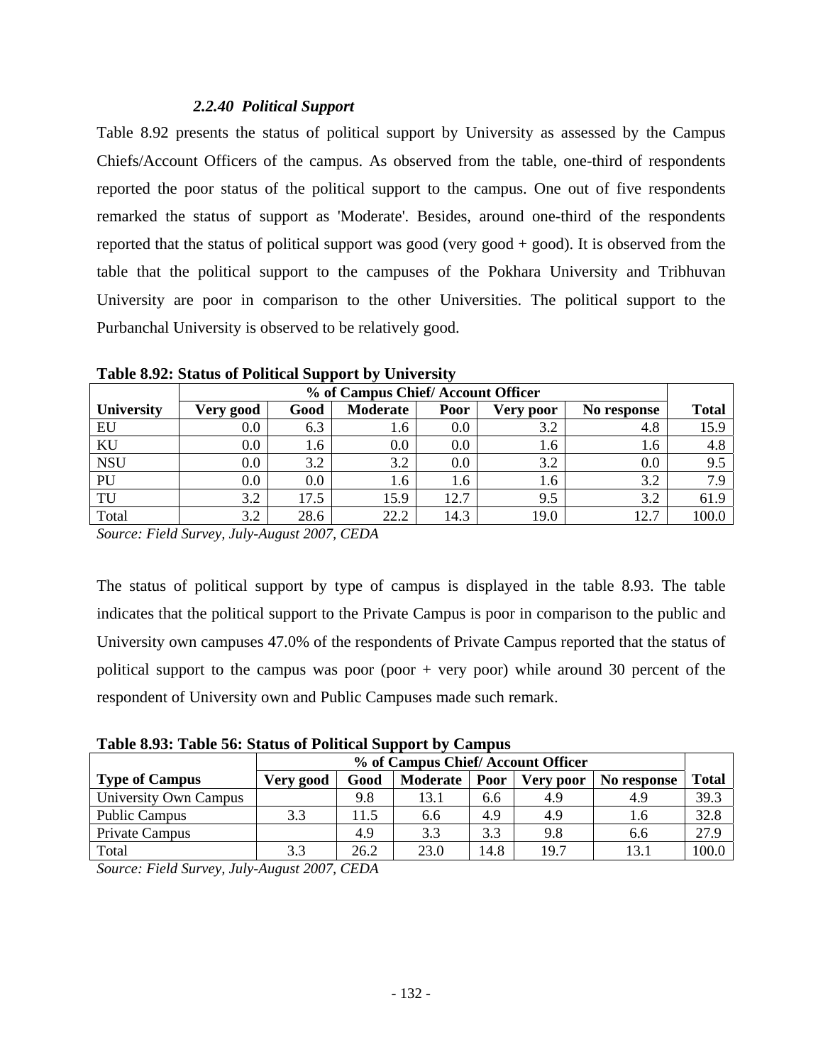### *2.2.40 Political Support*

Table 8.92 presents the status of political support by University as assessed by the Campus Chiefs/Account Officers of the campus. As observed from the table, one-third of respondents reported the poor status of the political support to the campus. One out of five respondents remarked the status of support as 'Moderate'. Besides, around one-third of the respondents reported that the status of political support was good (very good + good). It is observed from the table that the political support to the campuses of the Pokhara University and Tribhuvan University are poor in comparison to the other Universities. The political support to the Purbanchal University is observed to be relatively good.

**Table 8.92: Status of Political Support by University**

| | % of Campus Chief/ Account Officer | | | | | | |
|---|---|---|---|---|---|---|---|
| **University** | **Very good** | **Good** | **Moderate** | **Poor** | **Very poor** | **No response** | **Total** |
| EU | 0.0 | 6.3 | 1.6 | 0.0 | 3.2 | 4.8 | 15.9 |
| KU | 0.0 | 1.6 | 0.0 | 0.0 | 1.6 | 1.6 | 4.8 |
| NSU | 0.0 | 3.2 | 3.2 | 0.0 | 3.2 | 0.0 | 9.5 |
| PU | 0.0 | 0.0 | 1.6 | 1.6 | 1.6 | 3.2 | 7.9 |
| TU | 3.2 | 17.5 | 15.9 | 12.7 | 9.5 | 3.2 | 61.9 |
| Total | 3.2 | 28.6 | 22.2 | 14.3 | 19.0 | 12.7 | 100.0 |

*Source: Field Survey, July-August 2007, CEDA*

The status of political support by type of campus is displayed in the table 8.93. The table indicates that the political support to the Private Campus is poor in comparison to the public and University own campuses 47.0% of the respondents of Private Campus reported that the status of political support to the campus was poor (poor + very poor) while around 30 percent of the respondent of University own and Public Campuses made such remark.

**Table 8.93: Table 56: Status of Political Support by Campus**

| | % of Campus Chief/ Account Officer | | | | | | |
|---|---|---|---|---|---|---|---|
| **Type of Campus** | **Very good** | **Good** | **Moderate** | **Poor** | **Very poor** | **No response** | **Total** |
| University Own Campus | | 9.8 | 13.1 | 6.6 | 4.9 | 4.9 | 39.3 |
| Public Campus | 3.3 | 11.5 | 6.6 | 4.9 | 4.9 | 1.6 | 32.8 |
| Private Campus | | 4.9 | 3.3 | 3.3 | 9.8 | 6.6 | 27.9 |
| Total | 3.3 | 26.2 | 23.0 | 14.8 | 19.7 | 13.1 | 100.0 |

*Source: Field Survey, July-August 2007, CEDA*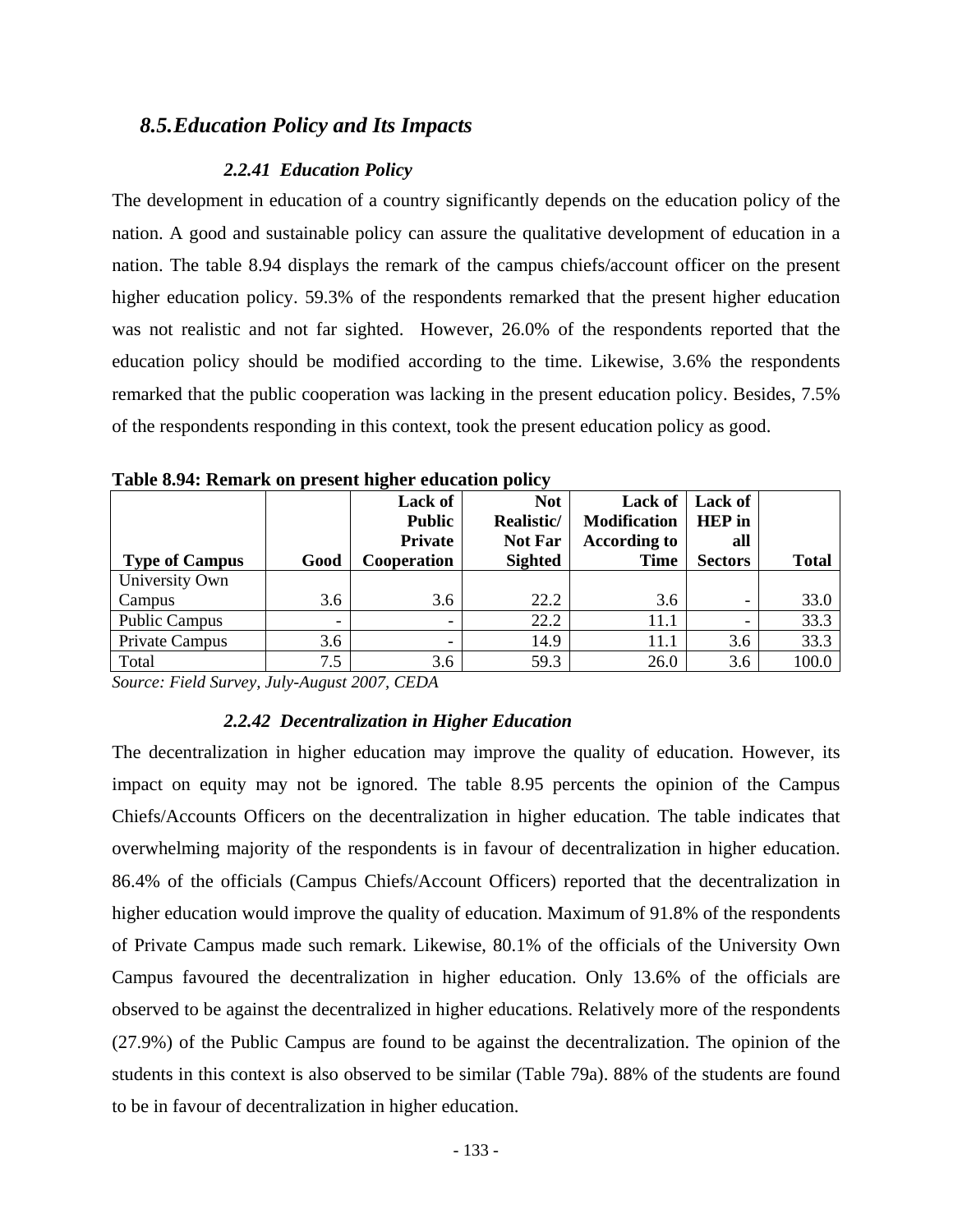## *8.5.Education Policy and Its Impacts*

### *2.2.41 Education Policy*

The development in education of a country significantly depends on the education policy of the nation. A good and sustainable policy can assure the qualitative development of education in a nation. The table 8.94 displays the remark of the campus chiefs/account officer on the present higher education policy. 59.3% of the respondents remarked that the present higher education was not realistic and not far sighted. However, 26.0% of the respondents reported that the education policy should be modified according to the time. Likewise, 3.6% the respondents remarked that the public cooperation was lacking in the present education policy. Besides, 7.5% of the respondents responding in this context, took the present education policy as good.

**Table 8.94: Remark on present higher education policy**

| Type of Campus | Good | Lack of Public Private Cooperation | Not Realistic/ Not Far Sighted | Lack of Modification According to Time | Lack of HEP in all Sectors | Total |
|---|---|---|---|---|---|---|
| University Own Campus | 3.6 | 3.6 | 22.2 | 3.6 | - | 33.0 |
| Public Campus | - | - | 22.2 | 11.1 | - | 33.3 |
| Private Campus | 3.6 | - | 14.9 | 11.1 | 3.6 | 33.3 |
| Total | 7.5 | 3.6 | 59.3 | 26.0 | 3.6 | 100.0 |

*Source: Field Survey, July-August 2007, CEDA*

### *2.2.42 Decentralization in Higher Education*

The decentralization in higher education may improve the quality of education. However, its impact on equity may not be ignored. The table 8.95 percents the opinion of the Campus Chiefs/Accounts Officers on the decentralization in higher education. The table indicates that overwhelming majority of the respondents is in favour of decentralization in higher education. 86.4% of the officials (Campus Chiefs/Account Officers) reported that the decentralization in higher education would improve the quality of education. Maximum of 91.8% of the respondents of Private Campus made such remark. Likewise, 80.1% of the officials of the University Own Campus favoured the decentralization in higher education. Only 13.6% of the officials are observed to be against the decentralized in higher educations. Relatively more of the respondents (27.9%) of the Public Campus are found to be against the decentralization. The opinion of the students in this context is also observed to be similar (Table 79a). 88% of the students are found to be in favour of decentralization in higher education.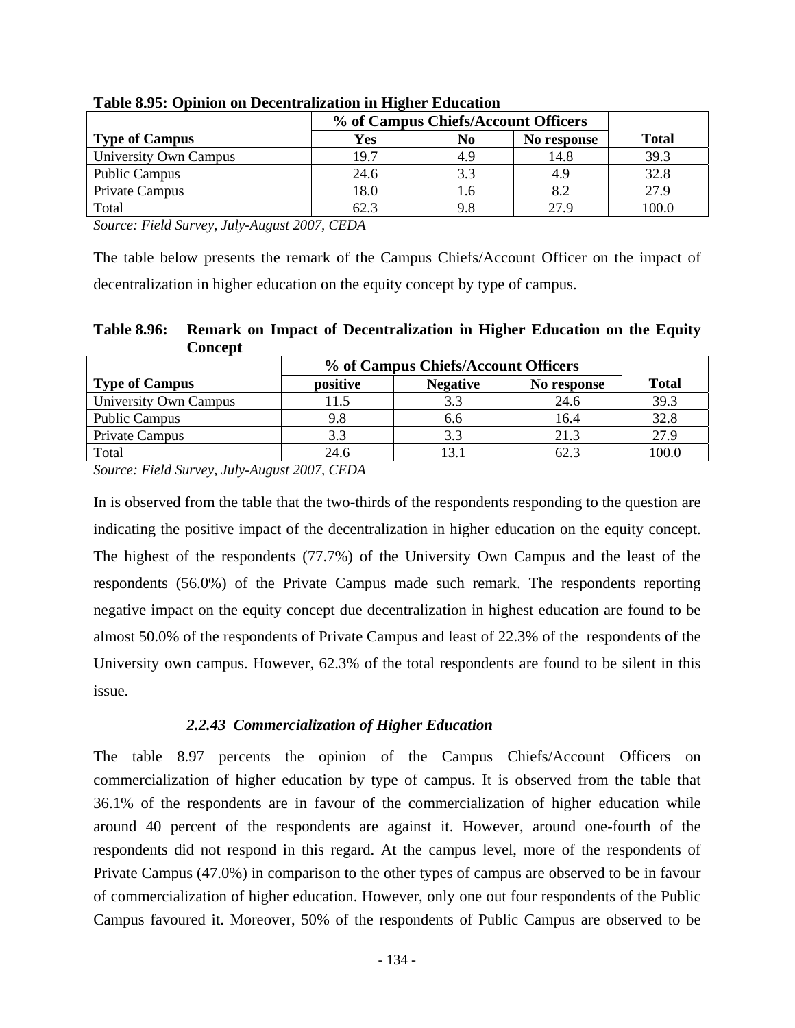**Table 8.95: Opinion on Decentralization in Higher Education**

| Type of Campus | % of Campus Chiefs/Account Officers | | | Total |
|---|---|---|---|---|
| | Yes | No | No response | |
| University Own Campus | 19.7 | 4.9 | 14.8 | 39.3 |
| Public Campus | 24.6 | 3.3 | 4.9 | 32.8 |
| Private Campus | 18.0 | 1.6 | 8.2 | 27.9 |
| Total | 62.3 | 9.8 | 27.9 | 100.0 |

*Source: Field Survey, July-August 2007, CEDA*

The table below presents the remark of the Campus Chiefs/Account Officer on the impact of decentralization in higher education on the equity concept by type of campus.

**Table 8.96: Remark on Impact of Decentralization in Higher Education on the Equity Concept**

| Type of Campus | % of Campus Chiefs/Account Officers | | | Total |
|---|---|---|---|---|
| | positive | Negative | No response | |
| University Own Campus | 11.5 | 3.3 | 24.6 | 39.3 |
| Public Campus | 9.8 | 6.6 | 16.4 | 32.8 |
| Private Campus | 3.3 | 3.3 | 21.3 | 27.9 |
| Total | 24.6 | 13.1 | 62.3 | 100.0 |

*Source: Field Survey, July-August 2007, CEDA*

In is observed from the table that the two-thirds of the respondents responding to the question are indicating the positive impact of the decentralization in higher education on the equity concept. The highest of the respondents (77.7%) of the University Own Campus and the least of the respondents (56.0%) of the Private Campus made such remark. The respondents reporting negative impact on the equity concept due decentralization in highest education are found to be almost 50.0% of the respondents of Private Campus and least of 22.3% of the respondents of the University own campus. However, 62.3% of the total respondents are found to be silent in this issue.

### *2.2.43 Commercialization of Higher Education*

The table 8.97 percents the opinion of the Campus Chiefs/Account Officers on commercialization of higher education by type of campus. It is observed from the table that 36.1% of the respondents are in favour of the commercialization of higher education while around 40 percent of the respondents are against it. However, around one-fourth of the respondents did not respond in this regard. At the campus level, more of the respondents of Private Campus (47.0%) in comparison to the other types of campus are observed to be in favour of commercialization of higher education. However, only one out four respondents of the Public Campus favoured it. Moreover, 50% of the respondents of Public Campus are observed to be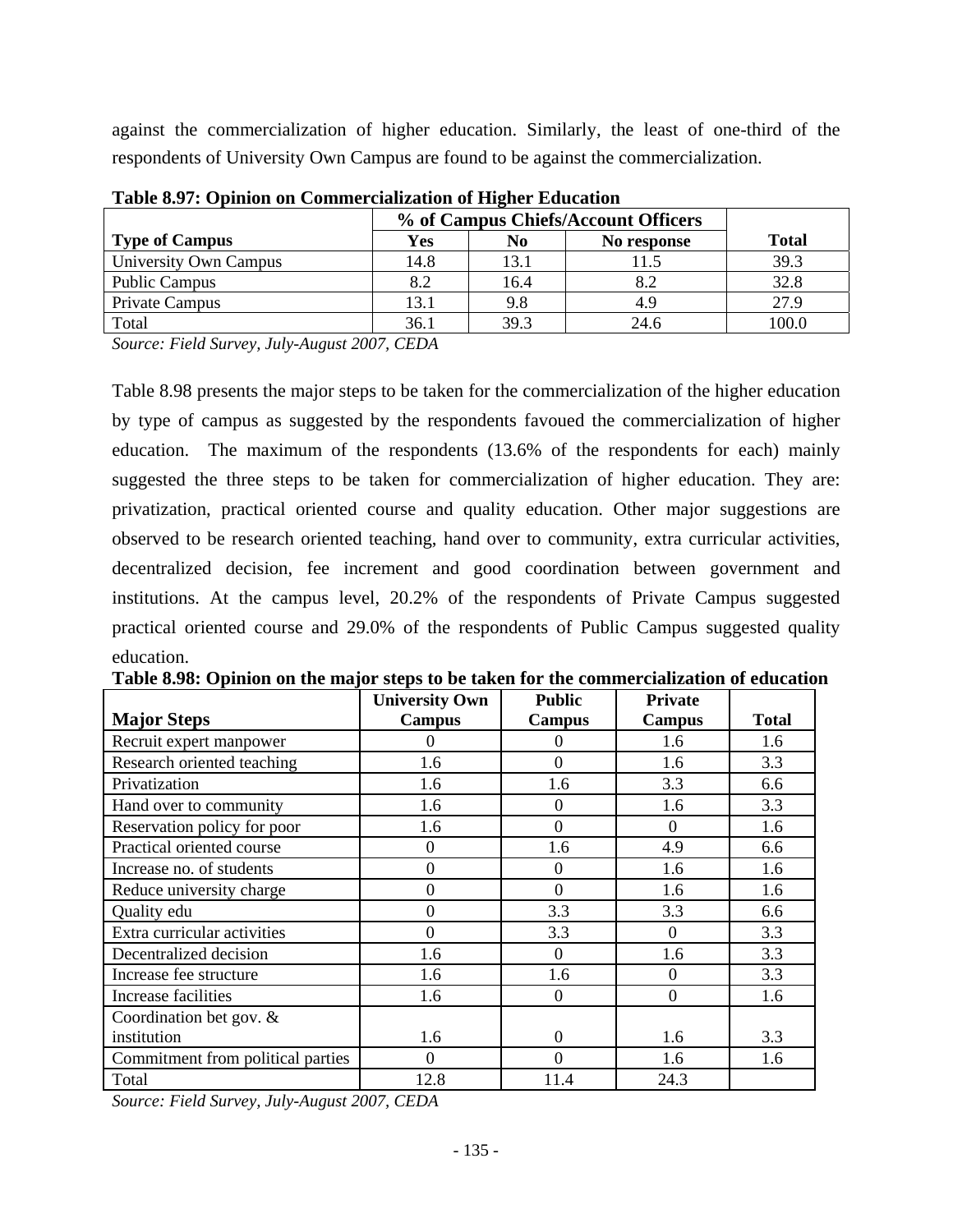against the commercialization of higher education. Similarly, the least of one-third of the respondents of University Own Campus are found to be against the commercialization.

**Table 8.97: Opinion on Commercialization of Higher Education**

| | % of Campus Chiefs/Account Officers | | | |
|---|---|---|---|---|
| **Type of Campus** | **Yes** | **No** | **No response** | **Total** |
| University Own Campus | 14.8 | 13.1 | 11.5 | 39.3 |
| Public Campus | 8.2 | 16.4 | 8.2 | 32.8 |
| Private Campus | 13.1 | 9.8 | 4.9 | 27.9 |
| Total | 36.1 | 39.3 | 24.6 | 100.0 |

*Source: Field Survey, July-August 2007, CEDA*

Table 8.98 presents the major steps to be taken for the commercialization of the higher education by type of campus as suggested by the respondents favoued the commercialization of higher education. The maximum of the respondents (13.6% of the respondents for each) mainly suggested the three steps to be taken for commercialization of higher education. They are: privatization, practical oriented course and quality education. Other major suggestions are observed to be research oriented teaching, hand over to community, extra curricular activities, decentralized decision, fee increment and good coordination between government and institutions. At the campus level, 20.2% of the respondents of Private Campus suggested practical oriented course and 29.0% of the respondents of Public Campus suggested quality education.

**Table 8.98: Opinion on the major steps to be taken for the commercialization of education**

| **Major Steps** | **University Own Campus** | **Public Campus** | **Private Campus** | **Total** |
|---|---|---|---|---|
| Recruit expert manpower | 0 | 0 | 1.6 | 1.6 |
| Research oriented teaching | 1.6 | 0 | 1.6 | 3.3 |
| Privatization | 1.6 | 1.6 | 3.3 | 6.6 |
| Hand over to community | 1.6 | 0 | 1.6 | 3.3 |
| Reservation policy for poor | 1.6 | 0 | 0 | 1.6 |
| Practical oriented course | 0 | 1.6 | 4.9 | 6.6 |
| Increase no. of students | 0 | 0 | 1.6 | 1.6 |
| Reduce university charge | 0 | 0 | 1.6 | 1.6 |
| Quality edu | 0 | 3.3 | 3.3 | 6.6 |
| Extra curricular activities | 0 | 3.3 | 0 | 3.3 |
| Decentralized decision | 1.6 | 0 | 1.6 | 3.3 |
| Increase fee structure | 1.6 | 1.6 | 0 | 3.3 |
| Increase facilities | 1.6 | 0 | 0 | 1.6 |
| Coordination bet gov. & institution | 1.6 | 0 | 1.6 | 3.3 |
| Commitment from political parties | 0 | 0 | 1.6 | 1.6 |
| Total | 12.8 | 11.4 | 24.3 | |

*Source: Field Survey, July-August 2007, CEDA*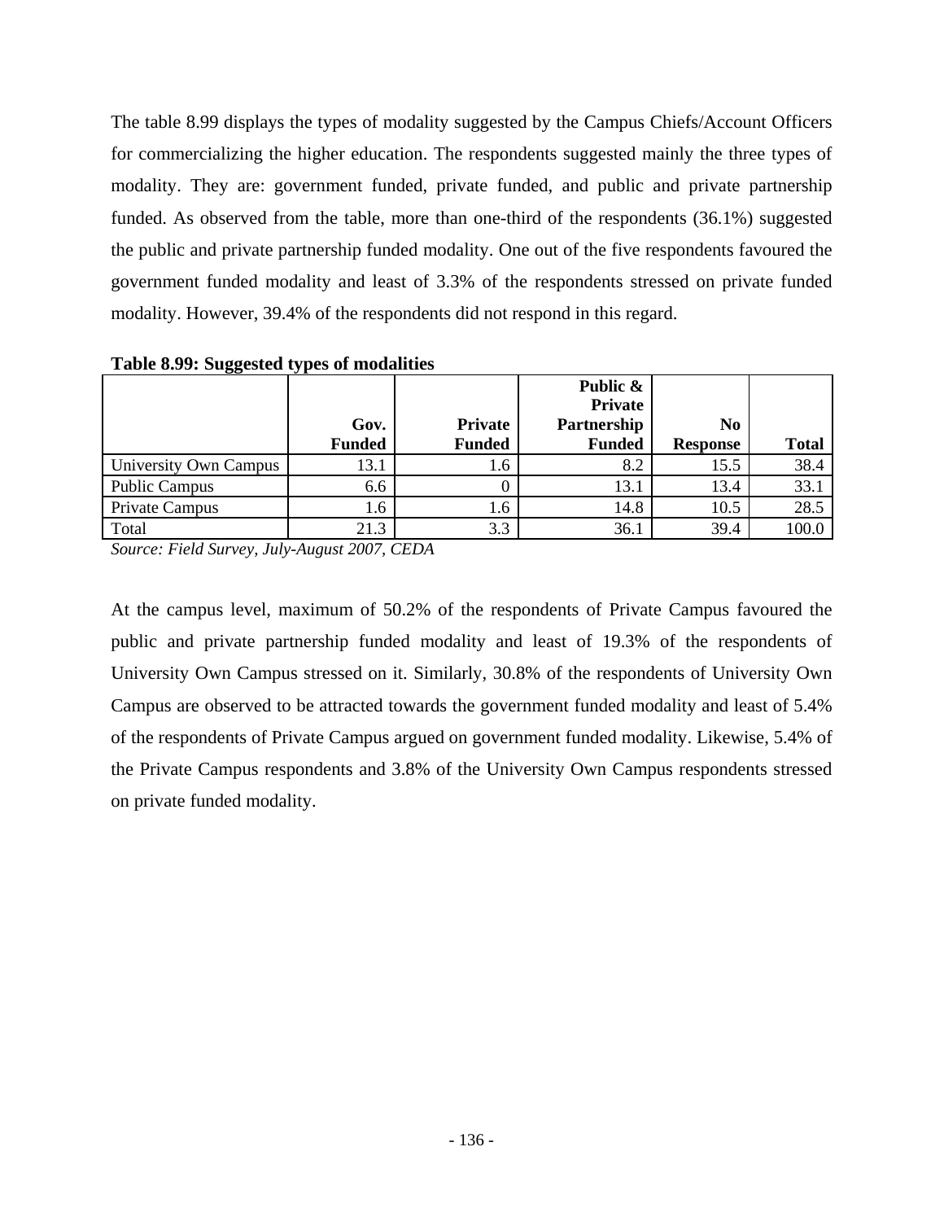The table 8.99 displays the types of modality suggested by the Campus Chiefs/Account Officers for commercializing the higher education. The respondents suggested mainly the three types of modality. They are: government funded, private funded, and public and private partnership funded. As observed from the table, more than one-third of the respondents (36.1%) suggested the public and private partnership funded modality. One out of the five respondents favoured the government funded modality and least of 3.3% of the respondents stressed on private funded modality. However, 39.4% of the respondents did not respond in this regard.

**Table 8.99: Suggested types of modalities**

| | Gov. Funded | Private Funded | Public & Private Partnership Funded | No Response | Total |
|---|---|---|---|---|---|
| University Own Campus | 13.1 | 1.6 | 8.2 | 15.5 | 38.4 |
| Public Campus | 6.6 | 0 | 13.1 | 13.4 | 33.1 |
| Private Campus | 1.6 | 1.6 | 14.8 | 10.5 | 28.5 |
| Total | 21.3 | 3.3 | 36.1 | 39.4 | 100.0 |

*Source: Field Survey, July-August 2007, CEDA*

At the campus level, maximum of 50.2% of the respondents of Private Campus favoured the public and private partnership funded modality and least of 19.3% of the respondents of University Own Campus stressed on it. Similarly, 30.8% of the respondents of University Own Campus are observed to be attracted towards the government funded modality and least of 5.4% of the respondents of Private Campus argued on government funded modality. Likewise, 5.4% of the Private Campus respondents and 3.8% of the University Own Campus respondents stressed on private funded modality.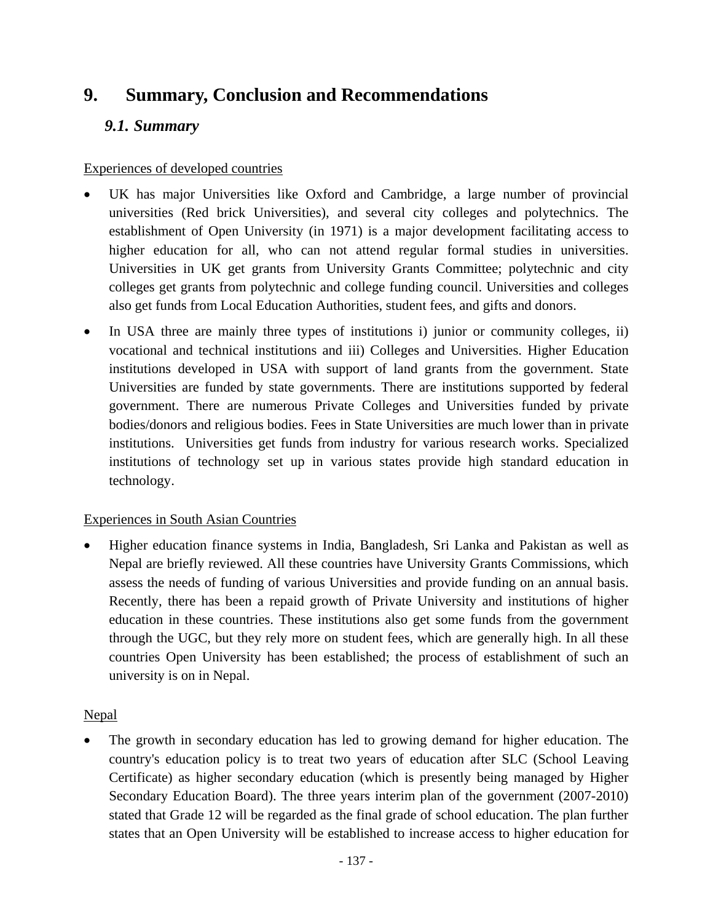# 9. Summary, Conclusion and Recommendations

## *9.1. Summary*

<u>Experiences of developed countries</u>

- UK has major Universities like Oxford and Cambridge, a large number of provincial universities (Red brick Universities), and several city colleges and polytechnics. The establishment of Open University (in 1971) is a major development facilitating access to higher education for all, who can not attend regular formal studies in universities. Universities in UK get grants from University Grants Committee; polytechnic and city colleges get grants from polytechnic and college funding council. Universities and colleges also get funds from Local Education Authorities, student fees, and gifts and donors.
- In USA three are mainly three types of institutions i) junior or community colleges, ii) vocational and technical institutions and iii) Colleges and Universities. Higher Education institutions developed in USA with support of land grants from the government. State Universities are funded by state governments. There are institutions supported by federal government. There are numerous Private Colleges and Universities funded by private bodies/donors and religious bodies. Fees in State Universities are much lower than in private institutions. Universities get funds from industry for various research works. Specialized institutions of technology set up in various states provide high standard education in technology.

<u>Experiences in South Asian Countries</u>

- Higher education finance systems in India, Bangladesh, Sri Lanka and Pakistan as well as Nepal are briefly reviewed. All these countries have University Grants Commissions, which assess the needs of funding of various Universities and provide funding on an annual basis. Recently, there has been a repaid growth of Private University and institutions of higher education in these countries. These institutions also get some funds from the government through the UGC, but they rely more on student fees, which are generally high. In all these countries Open University has been established; the process of establishment of such an university is on in Nepal.

<u>Nepal</u>

- The growth in secondary education has led to growing demand for higher education. The country's education policy is to treat two years of education after SLC (School Leaving Certificate) as higher secondary education (which is presently being managed by Higher Secondary Education Board). The three years interim plan of the government (2007-2010) stated that Grade 12 will be regarded as the final grade of school education. The plan further states that an Open University will be established to increase access to higher education for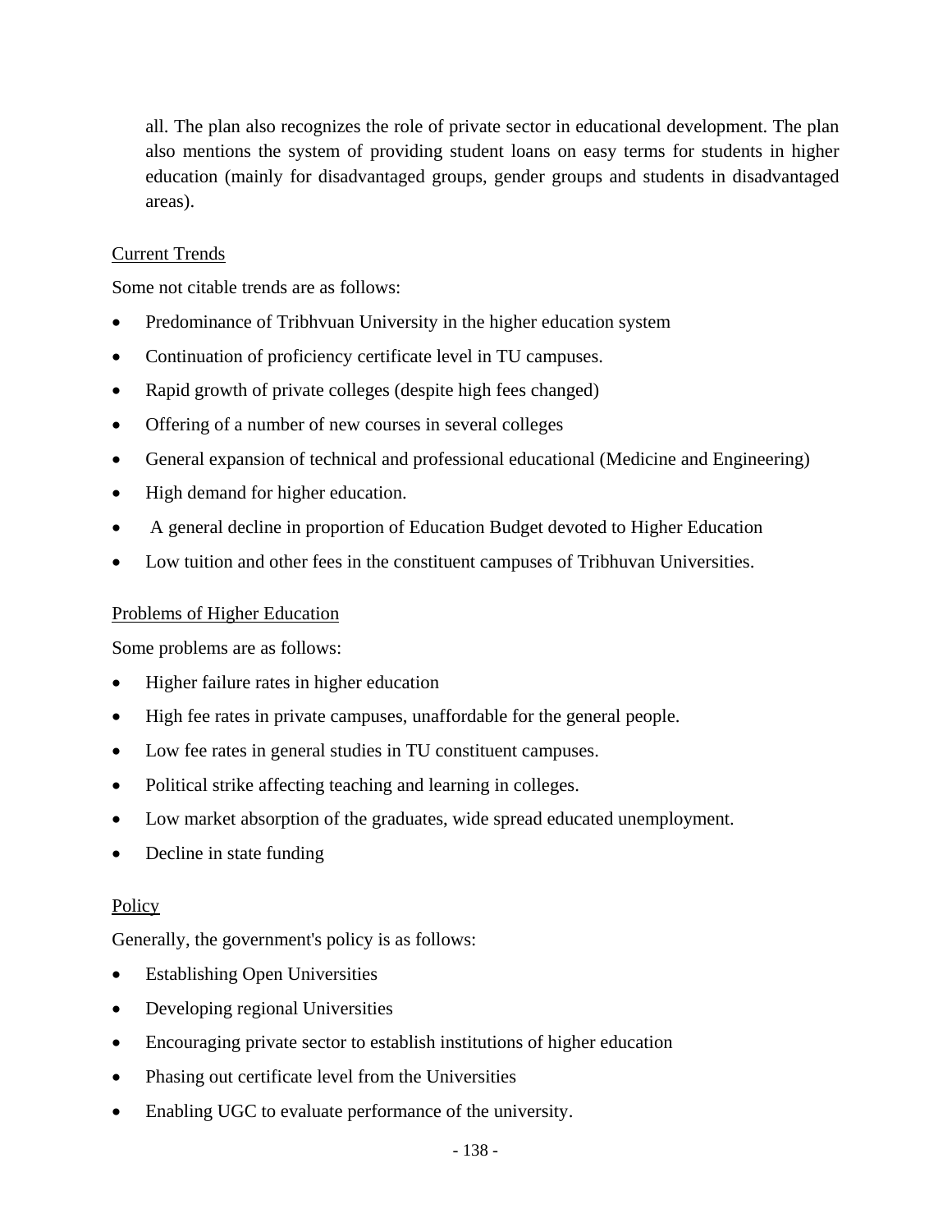all. The plan also recognizes the role of private sector in educational development. The plan also mentions the system of providing student loans on easy terms for students in higher education (mainly for disadvantaged groups, gender groups and students in disadvantaged areas).

<u>Current Trends</u>

Some not citable trends are as follows:

- Predominance of Tribhvuan University in the higher education system
- Continuation of proficiency certificate level in TU campuses.
- Rapid growth of private colleges (despite high fees changed)
- Offering of a number of new courses in several colleges
- General expansion of technical and professional educational (Medicine and Engineering)
- High demand for higher education.
- A general decline in proportion of Education Budget devoted to Higher Education
- Low tuition and other fees in the constituent campuses of Tribhuvan Universities.

<u>Problems of Higher Education</u>

Some problems are as follows:

- Higher failure rates in higher education
- High fee rates in private campuses, unaffordable for the general people.
- Low fee rates in general studies in TU constituent campuses.
- Political strike affecting teaching and learning in colleges.
- Low market absorption of the graduates, wide spread educated unemployment.
- Decline in state funding

<u>Policy</u>

Generally, the government's policy is as follows:

- Establishing Open Universities
- Developing regional Universities
- Encouraging private sector to establish institutions of higher education
- Phasing out certificate level from the Universities
- Enabling UGC to evaluate performance of the university.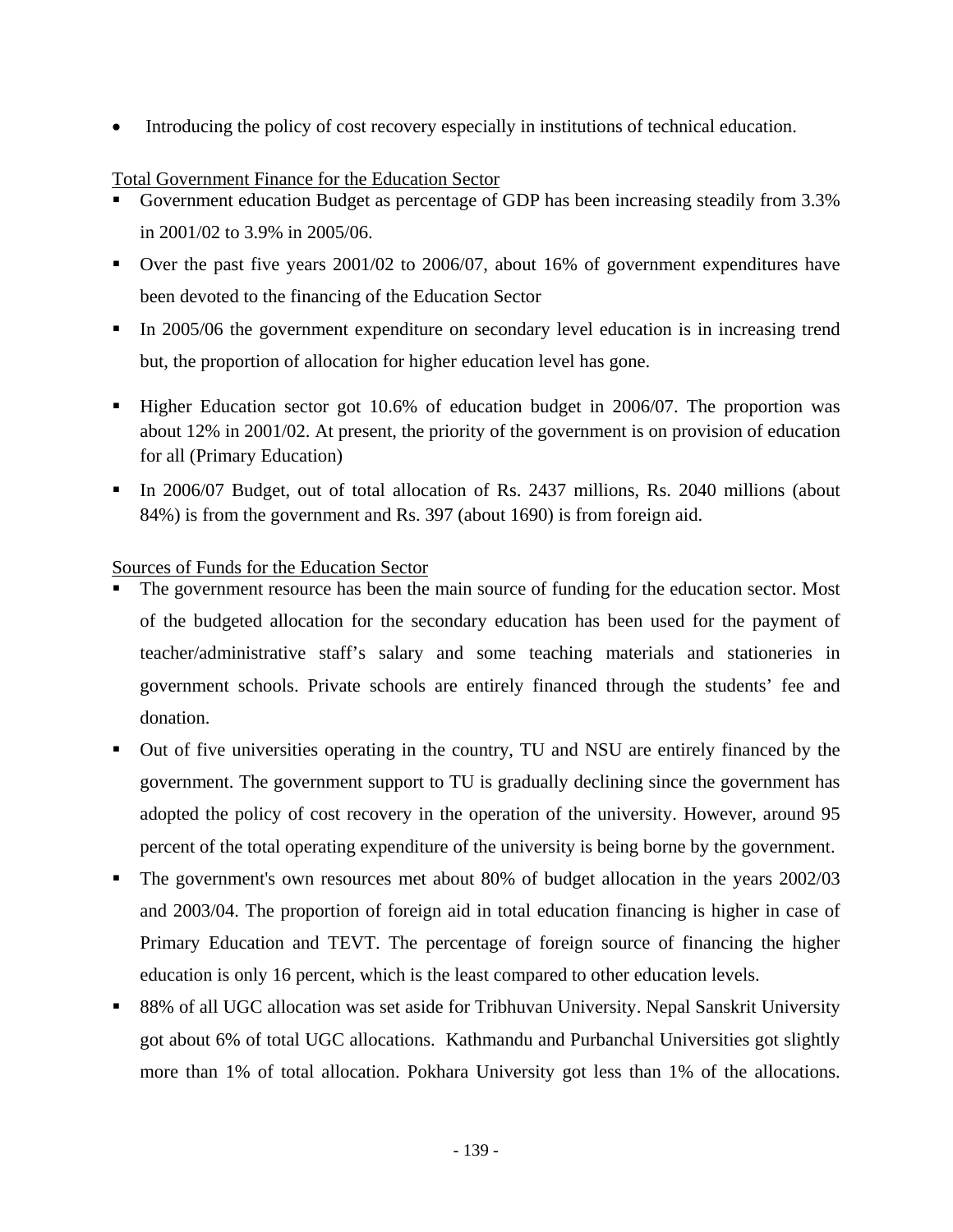- Introducing the policy of cost recovery especially in institutions of technical education.

Total Government Finance for the Education Sector

- Government education Budget as percentage of GDP has been increasing steadily from 3.3% in 2001/02 to 3.9% in 2005/06.
- Over the past five years 2001/02 to 2006/07, about 16% of government expenditures have been devoted to the financing of the Education Sector
- In 2005/06 the government expenditure on secondary level education is in increasing trend but, the proportion of allocation for higher education level has gone.
- Higher Education sector got 10.6% of education budget in 2006/07. The proportion was about 12% in 2001/02. At present, the priority of the government is on provision of education for all (Primary Education)
- In 2006/07 Budget, out of total allocation of Rs. 2437 millions, Rs. 2040 millions (about 84%) is from the government and Rs. 397 (about 1690) is from foreign aid.

Sources of Funds for the Education Sector

- The government resource has been the main source of funding for the education sector. Most of the budgeted allocation for the secondary education has been used for the payment of teacher/administrative staff's salary and some teaching materials and stationeries in government schools. Private schools are entirely financed through the students' fee and donation.
- Out of five universities operating in the country, TU and NSU are entirely financed by the government. The government support to TU is gradually declining since the government has adopted the policy of cost recovery in the operation of the university. However, around 95 percent of the total operating expenditure of the university is being borne by the government.
- The government's own resources met about 80% of budget allocation in the years 2002/03 and 2003/04. The proportion of foreign aid in total education financing is higher in case of Primary Education and TEVT. The percentage of foreign source of financing the higher education is only 16 percent, which is the least compared to other education levels.
- 88% of all UGC allocation was set aside for Tribhuvan University. Nepal Sanskrit University got about 6% of total UGC allocations. Kathmandu and Purbanchal Universities got slightly more than 1% of total allocation. Pokhara University got less than 1% of the allocations.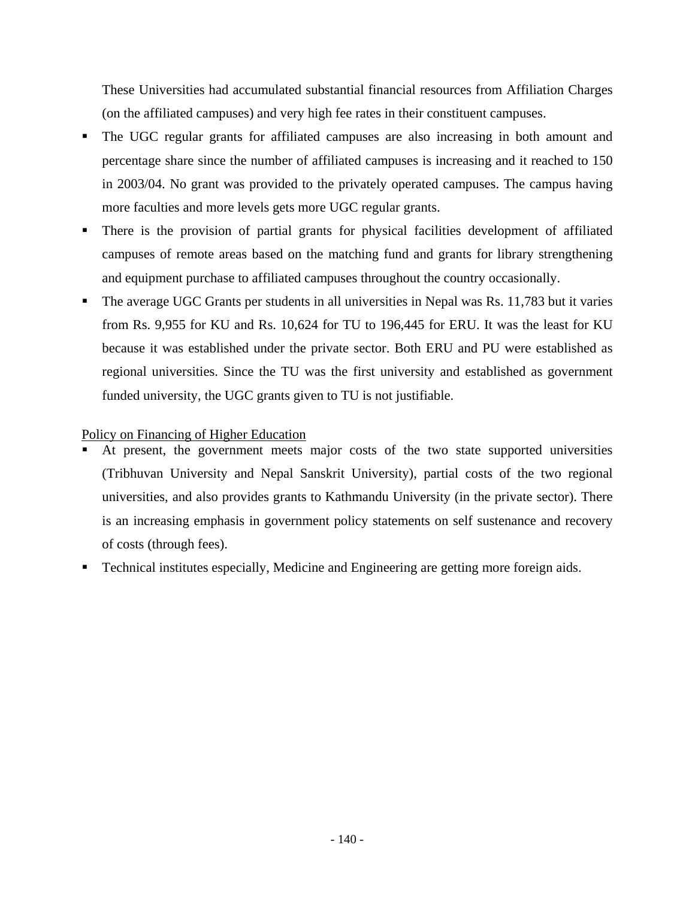These Universities had accumulated substantial financial resources from Affiliation Charges (on the affiliated campuses) and very high fee rates in their constituent campuses.

- The UGC regular grants for affiliated campuses are also increasing in both amount and percentage share since the number of affiliated campuses is increasing and it reached to 150 in 2003/04. No grant was provided to the privately operated campuses. The campus having more faculties and more levels gets more UGC regular grants.
- There is the provision of partial grants for physical facilities development of affiliated campuses of remote areas based on the matching fund and grants for library strengthening and equipment purchase to affiliated campuses throughout the country occasionally.
- The average UGC Grants per students in all universities in Nepal was Rs. 11,783 but it varies from Rs. 9,955 for KU and Rs. 10,624 for TU to 196,445 for ERU. It was the least for KU because it was established under the private sector. Both ERU and PU were established as regional universities. Since the TU was the first university and established as government funded university, the UGC grants given to TU is not justifiable.

<u>Policy on Financing of Higher Education</u>

- At present, the government meets major costs of the two state supported universities (Tribhuvan University and Nepal Sanskrit University), partial costs of the two regional universities, and also provides grants to Kathmandu University (in the private sector). There is an increasing emphasis in government policy statements on self sustenance and recovery of costs (through fees).
- Technical institutes especially, Medicine and Engineering are getting more foreign aids.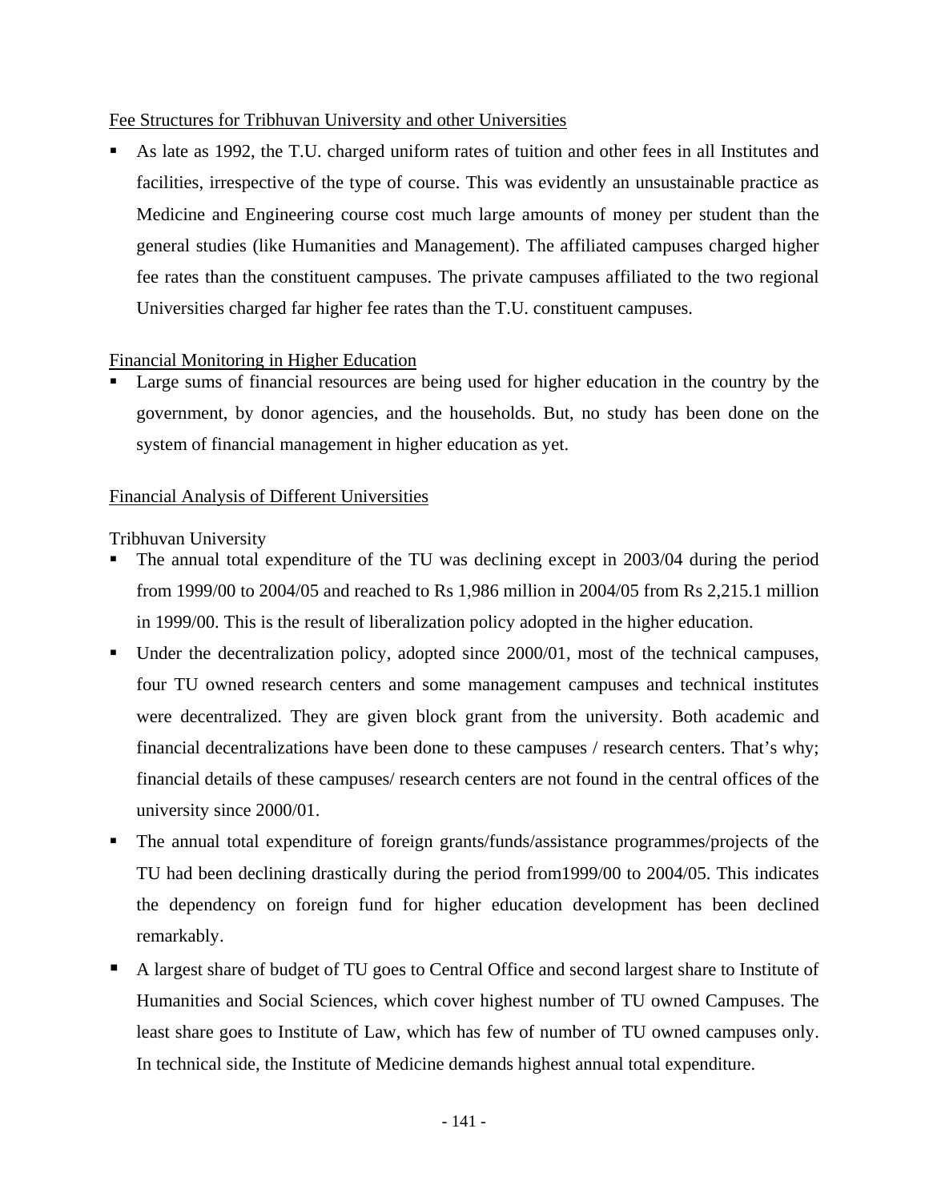<u>Fee Structures for Tribhuvan University and other Universities</u>

- As late as 1992, the T.U. charged uniform rates of tuition and other fees in all Institutes and facilities, irrespective of the type of course. This was evidently an unsustainable practice as Medicine and Engineering course cost much large amounts of money per student than the general studies (like Humanities and Management). The affiliated campuses charged higher fee rates than the constituent campuses. The private campuses affiliated to the two regional Universities charged far higher fee rates than the T.U. constituent campuses.

<u>Financial Monitoring in Higher Education</u>

- Large sums of financial resources are being used for higher education in the country by the government, by donor agencies, and the households. But, no study has been done on the system of financial management in higher education as yet.

<u>Financial Analysis of Different Universities</u>

Tribhuvan University

- The annual total expenditure of the TU was declining except in 2003/04 during the period from 1999/00 to 2004/05 and reached to Rs 1,986 million in 2004/05 from Rs 2,215.1 million in 1999/00. This is the result of liberalization policy adopted in the higher education.
- Under the decentralization policy, adopted since 2000/01, most of the technical campuses, four TU owned research centers and some management campuses and technical institutes were decentralized. They are given block grant from the university. Both academic and financial decentralizations have been done to these campuses / research centers. That's why; financial details of these campuses/ research centers are not found in the central offices of the university since 2000/01.
- The annual total expenditure of foreign grants/funds/assistance programmes/projects of the TU had been declining drastically during the period from1999/00 to 2004/05. This indicates the dependency on foreign fund for higher education development has been declined remarkably.
- A largest share of budget of TU goes to Central Office and second largest share to Institute of Humanities and Social Sciences, which cover highest number of TU owned Campuses. The least share goes to Institute of Law, which has few of number of TU owned campuses only. In technical side, the Institute of Medicine demands highest annual total expenditure.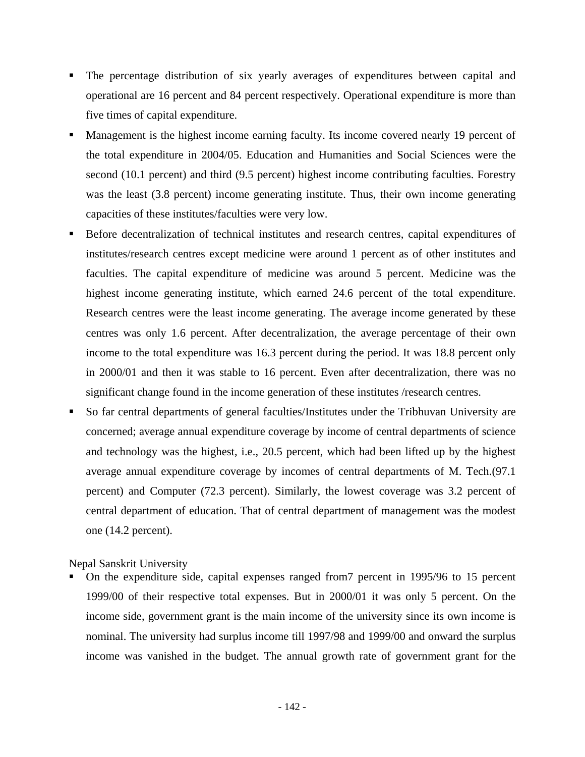- The percentage distribution of six yearly averages of expenditures between capital and operational are 16 percent and 84 percent respectively. Operational expenditure is more than five times of capital expenditure.
- Management is the highest income earning faculty. Its income covered nearly 19 percent of the total expenditure in 2004/05. Education and Humanities and Social Sciences were the second (10.1 percent) and third (9.5 percent) highest income contributing faculties. Forestry was the least (3.8 percent) income generating institute. Thus, their own income generating capacities of these institutes/faculties were very low.
- Before decentralization of technical institutes and research centres, capital expenditures of institutes/research centres except medicine were around 1 percent as of other institutes and faculties. The capital expenditure of medicine was around 5 percent. Medicine was the highest income generating institute, which earned 24.6 percent of the total expenditure. Research centres were the least income generating. The average income generated by these centres was only 1.6 percent. After decentralization, the average percentage of their own income to the total expenditure was 16.3 percent during the period. It was 18.8 percent only in 2000/01 and then it was stable to 16 percent. Even after decentralization, there was no significant change found in the income generation of these institutes /research centres.
- So far central departments of general faculties/Institutes under the Tribhuvan University are concerned; average annual expenditure coverage by income of central departments of science and technology was the highest, i.e., 20.5 percent, which had been lifted up by the highest average annual expenditure coverage by incomes of central departments of M. Tech.(97.1 percent) and Computer (72.3 percent). Similarly, the lowest coverage was 3.2 percent of central department of education. That of central department of management was the modest one (14.2 percent).

Nepal Sanskrit University

- On the expenditure side, capital expenses ranged from7 percent in 1995/96 to 15 percent 1999/00 of their respective total expenses. But in 2000/01 it was only 5 percent. On the income side, government grant is the main income of the university since its own income is nominal. The university had surplus income till 1997/98 and 1999/00 and onward the surplus income was vanished in the budget. The annual growth rate of government grant for the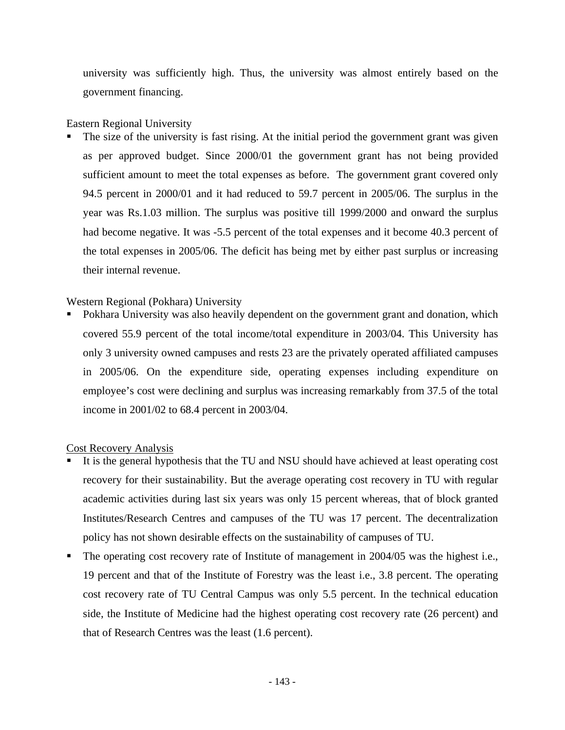university was sufficiently high. Thus, the university was almost entirely based on the government financing.

Eastern Regional University

- The size of the university is fast rising. At the initial period the government grant was given as per approved budget. Since 2000/01 the government grant has not being provided sufficient amount to meet the total expenses as before. The government grant covered only 94.5 percent in 2000/01 and it had reduced to 59.7 percent in 2005/06. The surplus in the year was Rs.1.03 million. The surplus was positive till 1999/2000 and onward the surplus had become negative. It was -5.5 percent of the total expenses and it become 40.3 percent of the total expenses in 2005/06. The deficit has being met by either past surplus or increasing their internal revenue.

Western Regional (Pokhara) University

- Pokhara University was also heavily dependent on the government grant and donation, which covered 55.9 percent of the total income/total expenditure in 2003/04. This University has only 3 university owned campuses and rests 23 are the privately operated affiliated campuses in 2005/06. On the expenditure side, operating expenses including expenditure on employee's cost were declining and surplus was increasing remarkably from 37.5 of the total income in 2001/02 to 68.4 percent in 2003/04.

<u>Cost Recovery Analysis</u>

- It is the general hypothesis that the TU and NSU should have achieved at least operating cost recovery for their sustainability. But the average operating cost recovery in TU with regular academic activities during last six years was only 15 percent whereas, that of block granted Institutes/Research Centres and campuses of the TU was 17 percent. The decentralization policy has not shown desirable effects on the sustainability of campuses of TU.
- The operating cost recovery rate of Institute of management in 2004/05 was the highest i.e., 19 percent and that of the Institute of Forestry was the least i.e., 3.8 percent. The operating cost recovery rate of TU Central Campus was only 5.5 percent. In the technical education side, the Institute of Medicine had the highest operating cost recovery rate (26 percent) and that of Research Centres was the least (1.6 percent).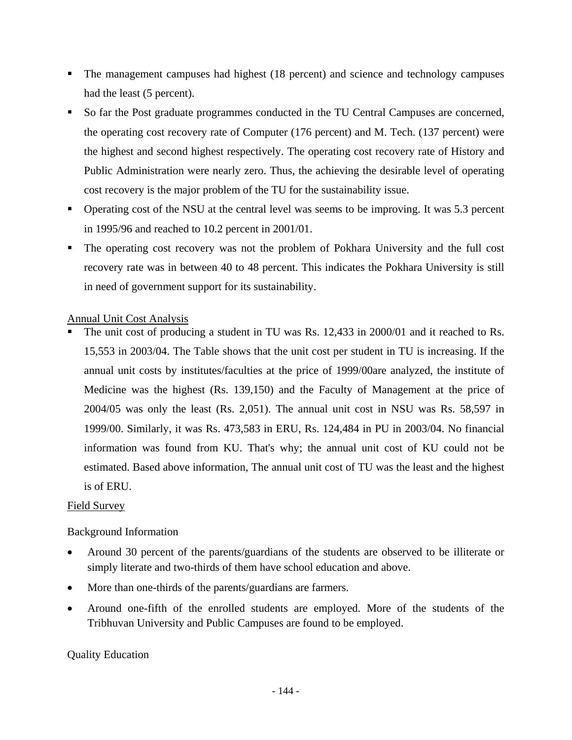- The management campuses had highest (18 percent) and science and technology campuses had the least (5 percent).
- So far the Post graduate programmes conducted in the TU Central Campuses are concerned, the operating cost recovery rate of Computer (176 percent) and M. Tech. (137 percent) were the highest and second highest respectively. The operating cost recovery rate of History and Public Administration were nearly zero. Thus, the achieving the desirable level of operating cost recovery is the major problem of the TU for the sustainability issue.
- Operating cost of the NSU at the central level was seems to be improving. It was 5.3 percent in 1995/96 and reached to 10.2 percent in 2001/01.
- The operating cost recovery was not the problem of Pokhara University and the full cost recovery rate was in between 40 to 48 percent. This indicates the Pokhara University is still in need of government support for its sustainability.

<u>Annual Unit Cost Analysis</u>

- The unit cost of producing a student in TU was Rs. 12,433 in 2000/01 and it reached to Rs. 15,553 in 2003/04. The Table shows that the unit cost per student in TU is increasing. If the annual unit costs by institutes/faculties at the price of 1999/00are analyzed, the institute of Medicine was the highest (Rs. 139,150) and the Faculty of Management at the price of 2004/05 was only the least (Rs. 2,051). The annual unit cost in NSU was Rs. 58,597 in 1999/00. Similarly, it was Rs. 473,583 in ERU, Rs. 124,484 in PU in 2003/04. No financial information was found from KU. That's why; the annual unit cost of KU could not be estimated. Based above information, The annual unit cost of TU was the least and the highest is of ERU.

<u>Field Survey</u>

Background Information

- Around 30 percent of the parents/guardians of the students are observed to be illiterate or simply literate and two-thirds of them have school education and above.
- More than one-thirds of the parents/guardians are farmers.
- Around one-fifth of the enrolled students are employed. More of the students of the Tribhuvan University and Public Campuses are found to be employed.

Quality Education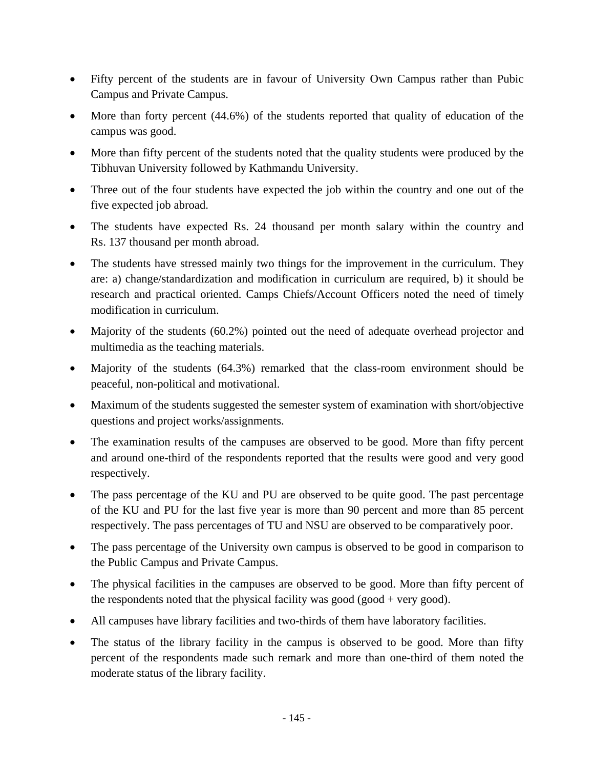- Fifty percent of the students are in favour of University Own Campus rather than Pubic Campus and Private Campus.
- More than forty percent (44.6%) of the students reported that quality of education of the campus was good.
- More than fifty percent of the students noted that the quality students were produced by the Tibhuvan University followed by Kathmandu University.
- Three out of the four students have expected the job within the country and one out of the five expected job abroad.
- The students have expected Rs. 24 thousand per month salary within the country and Rs. 137 thousand per month abroad.
- The students have stressed mainly two things for the improvement in the curriculum. They are: a) change/standardization and modification in curriculum are required, b) it should be research and practical oriented. Camps Chiefs/Account Officers noted the need of timely modification in curriculum.
- Majority of the students (60.2%) pointed out the need of adequate overhead projector and multimedia as the teaching materials.
- Majority of the students (64.3%) remarked that the class-room environment should be peaceful, non-political and motivational.
- Maximum of the students suggested the semester system of examination with short/objective questions and project works/assignments.
- The examination results of the campuses are observed to be good. More than fifty percent and around one-third of the respondents reported that the results were good and very good respectively.
- The pass percentage of the KU and PU are observed to be quite good. The past percentage of the KU and PU for the last five year is more than 90 percent and more than 85 percent respectively. The pass percentages of TU and NSU are observed to be comparatively poor.
- The pass percentage of the University own campus is observed to be good in comparison to the Public Campus and Private Campus.
- The physical facilities in the campuses are observed to be good. More than fifty percent of the respondents noted that the physical facility was good (good + very good).
- All campuses have library facilities and two-thirds of them have laboratory facilities.
- The status of the library facility in the campus is observed to be good. More than fifty percent of the respondents made such remark and more than one-third of them noted the moderate status of the library facility.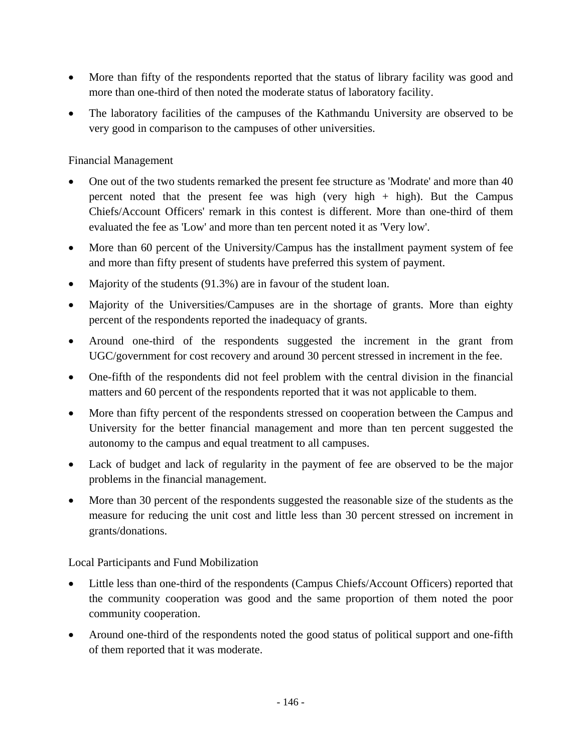- More than fifty of the respondents reported that the status of library facility was good and more than one-third of then noted the moderate status of laboratory facility.
- The laboratory facilities of the campuses of the Kathmandu University are observed to be very good in comparison to the campuses of other universities.

Financial Management

- One out of the two students remarked the present fee structure as 'Modrate' and more than 40 percent noted that the present fee was high (very high + high). But the Campus Chiefs/Account Officers' remark in this contest is different. More than one-third of them evaluated the fee as 'Low' and more than ten percent noted it as 'Very low'.
- More than 60 percent of the University/Campus has the installment payment system of fee and more than fifty present of students have preferred this system of payment.
- Majority of the students (91.3%) are in favour of the student loan.
- Majority of the Universities/Campuses are in the shortage of grants. More than eighty percent of the respondents reported the inadequacy of grants.
- Around one-third of the respondents suggested the increment in the grant from UGC/government for cost recovery and around 30 percent stressed in increment in the fee.
- One-fifth of the respondents did not feel problem with the central division in the financial matters and 60 percent of the respondents reported that it was not applicable to them.
- More than fifty percent of the respondents stressed on cooperation between the Campus and University for the better financial management and more than ten percent suggested the autonomy to the campus and equal treatment to all campuses.
- Lack of budget and lack of regularity in the payment of fee are observed to be the major problems in the financial management.
- More than 30 percent of the respondents suggested the reasonable size of the students as the measure for reducing the unit cost and little less than 30 percent stressed on increment in grants/donations.

Local Participants and Fund Mobilization

- Little less than one-third of the respondents (Campus Chiefs/Account Officers) reported that the community cooperation was good and the same proportion of them noted the poor community cooperation.
- Around one-third of the respondents noted the good status of political support and one-fifth of them reported that it was moderate.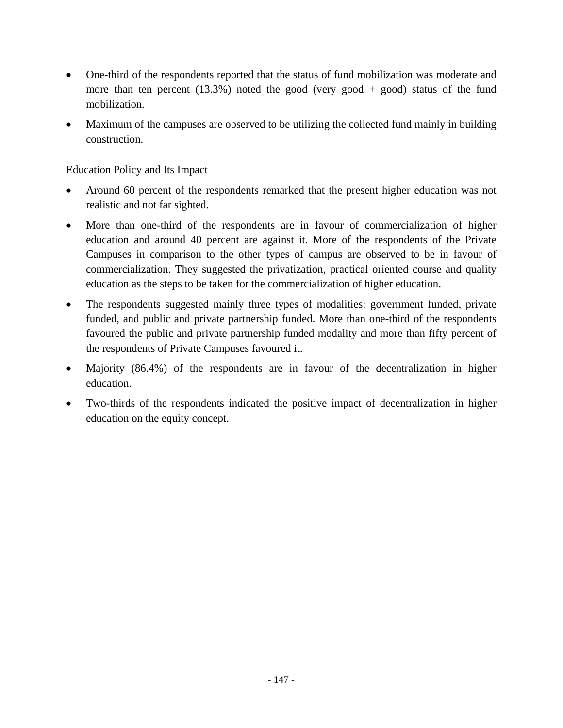- One-third of the respondents reported that the status of fund mobilization was moderate and more than ten percent (13.3%) noted the good (very good + good) status of the fund mobilization.
- Maximum of the campuses are observed to be utilizing the collected fund mainly in building construction.

Education Policy and Its Impact

- Around 60 percent of the respondents remarked that the present higher education was not realistic and not far sighted.
- More than one-third of the respondents are in favour of commercialization of higher education and around 40 percent are against it. More of the respondents of the Private Campuses in comparison to the other types of campus are observed to be in favour of commercialization. They suggested the privatization, practical oriented course and quality education as the steps to be taken for the commercialization of higher education.
- The respondents suggested mainly three types of modalities: government funded, private funded, and public and private partnership funded. More than one-third of the respondents favoured the public and private partnership funded modality and more than fifty percent of the respondents of Private Campuses favoured it.
- Majority (86.4%) of the respondents are in favour of the decentralization in higher education.
- Two-thirds of the respondents indicated the positive impact of decentralization in higher education on the equity concept.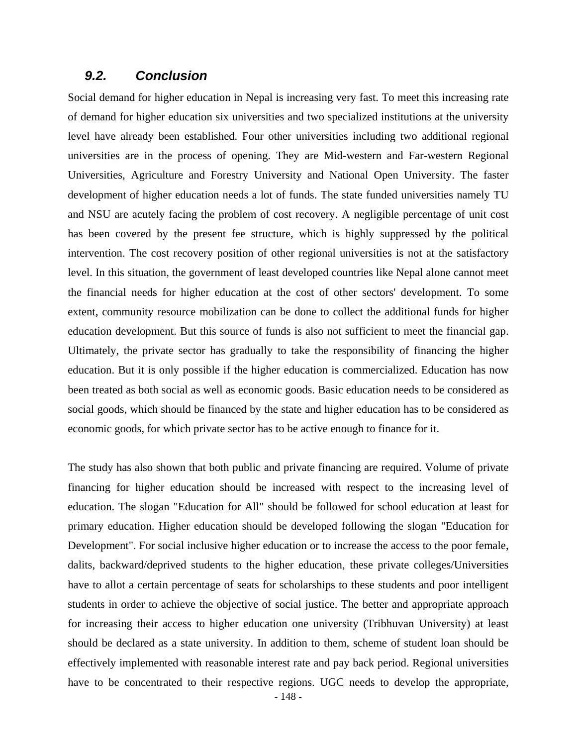## *9.2. Conclusion*

Social demand for higher education in Nepal is increasing very fast. To meet this increasing rate of demand for higher education six universities and two specialized institutions at the university level have already been established. Four other universities including two additional regional universities are in the process of opening. They are Mid-western and Far-western Regional Universities, Agriculture and Forestry University and National Open University. The faster development of higher education needs a lot of funds. The state funded universities namely TU and NSU are acutely facing the problem of cost recovery. A negligible percentage of unit cost has been covered by the present fee structure, which is highly suppressed by the political intervention. The cost recovery position of other regional universities is not at the satisfactory level. In this situation, the government of least developed countries like Nepal alone cannot meet the financial needs for higher education at the cost of other sectors' development. To some extent, community resource mobilization can be done to collect the additional funds for higher education development. But this source of funds is also not sufficient to meet the financial gap. Ultimately, the private sector has gradually to take the responsibility of financing the higher education. But it is only possible if the higher education is commercialized. Education has now been treated as both social as well as economic goods. Basic education needs to be considered as social goods, which should be financed by the state and higher education has to be considered as economic goods, for which private sector has to be active enough to finance for it.

The study has also shown that both public and private financing are required. Volume of private financing for higher education should be increased with respect to the increasing level of education. The slogan "Education for All" should be followed for school education at least for primary education. Higher education should be developed following the slogan "Education for Development". For social inclusive higher education or to increase the access to the poor female, dalits, backward/deprived students to the higher education, these private colleges/Universities have to allot a certain percentage of seats for scholarships to these students and poor intelligent students in order to achieve the objective of social justice. The better and appropriate approach for increasing their access to higher education one university (Tribhuvan University) at least should be declared as a state university. In addition to them, scheme of student loan should be effectively implemented with reasonable interest rate and pay back period. Regional universities have to be concentrated to their respective regions. UGC needs to develop the appropriate,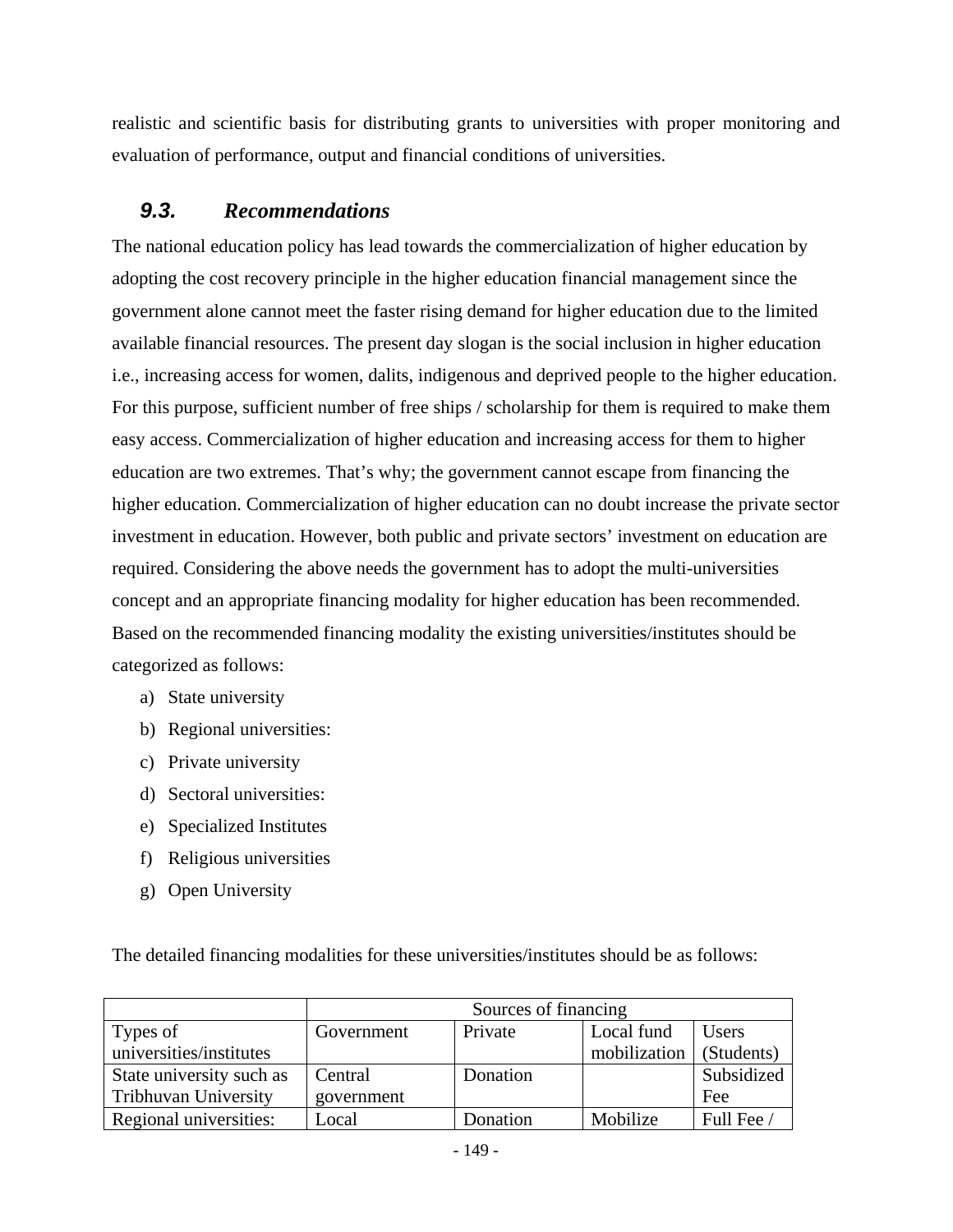realistic and scientific basis for distributing grants to universities with proper monitoring and evaluation of performance, output and financial conditions of universities.

## *9.3. Recommendations*

The national education policy has lead towards the commercialization of higher education by adopting the cost recovery principle in the higher education financial management since the government alone cannot meet the faster rising demand for higher education due to the limited available financial resources. The present day slogan is the social inclusion in higher education i.e., increasing access for women, dalits, indigenous and deprived people to the higher education. For this purpose, sufficient number of free ships / scholarship for them is required to make them easy access. Commercialization of higher education and increasing access for them to higher education are two extremes. That's why; the government cannot escape from financing the higher education. Commercialization of higher education can no doubt increase the private sector investment in education. However, both public and private sectors' investment on education are required. Considering the above needs the government has to adopt the multi-universities concept and an appropriate financing modality for higher education has been recommended. Based on the recommended financing modality the existing universities/institutes should be categorized as follows:

a) State university
b) Regional universities:
c) Private university
d) Sectoral universities:
e) Specialized Institutes
f) Religious universities
g) Open University

The detailed financing modalities for these universities/institutes should be as follows:

| | Sources of financing | | | |
|---|---|---|---|---|
| Types of universities/institutes | Government | Private | Local fund mobilization | Users (Students) |
| State university such as Tribhuvan University | Central government | Donation | | Subsidized Fee |
| Regional universities: | Local | Donation | Mobilize | Full Fee / |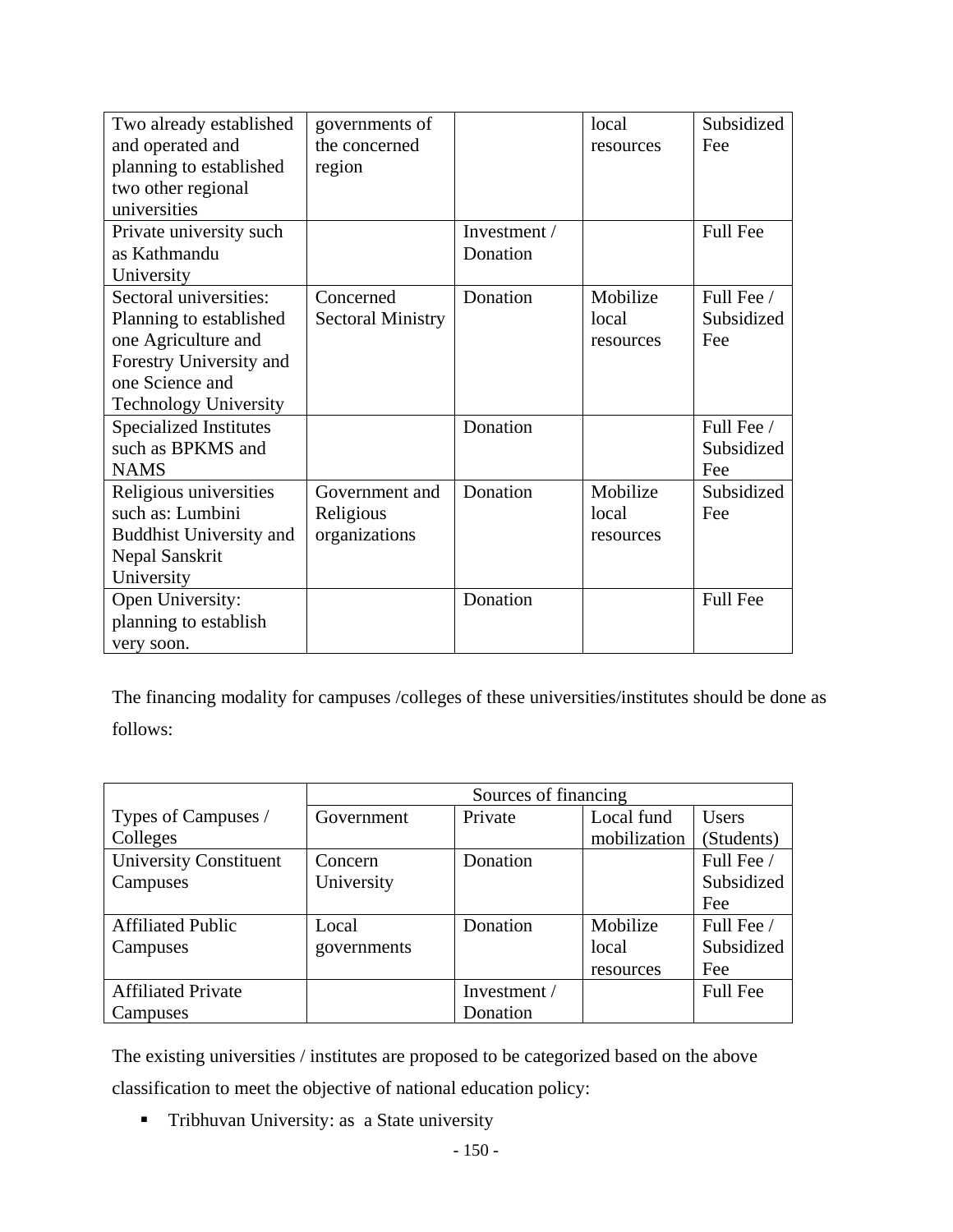| | | | | |
|---|---|---|---|---|
| Two already established and operated and planning to established two other regional universities | governments of the concerned region | | local resources | Subsidized Fee |
| Private university such as Kathmandu University | | Investment / Donation | | Full Fee |
| Sectoral universities: Planning to established one Agriculture and Forestry University and one Science and Technology University | Concerned Sectoral Ministry | Donation | Mobilize local resources | Full Fee / Subsidized Fee |
| Specialized Institutes such as BPKMS and NAMS | | Donation | | Full Fee / Subsidized Fee |
| Religious universities such as: Lumbini Buddhist University and Nepal Sanskrit University | Government and Religious organizations | Donation | Mobilize local resources | Subsidized Fee |
| Open University: planning to establish very soon. | | Donation | | Full Fee |

The financing modality for campuses /colleges of these universities/institutes should be done as follows:

| | Sources of financing | | | |
|---|---|---|---|---|
| Types of Campuses / Colleges | Government | Private | Local fund mobilization | Users (Students) |
| University Constituent Campuses | Concern University | Donation | | Full Fee / Subsidized Fee |
| Affiliated Public Campuses | Local governments | Donation | Mobilize local resources | Full Fee / Subsidized Fee |
| Affiliated Private Campuses | | Investment / Donation | | Full Fee |

The existing universities / institutes are proposed to be categorized based on the above classification to meet the objective of national education policy:

- Tribhuvan University: as a State university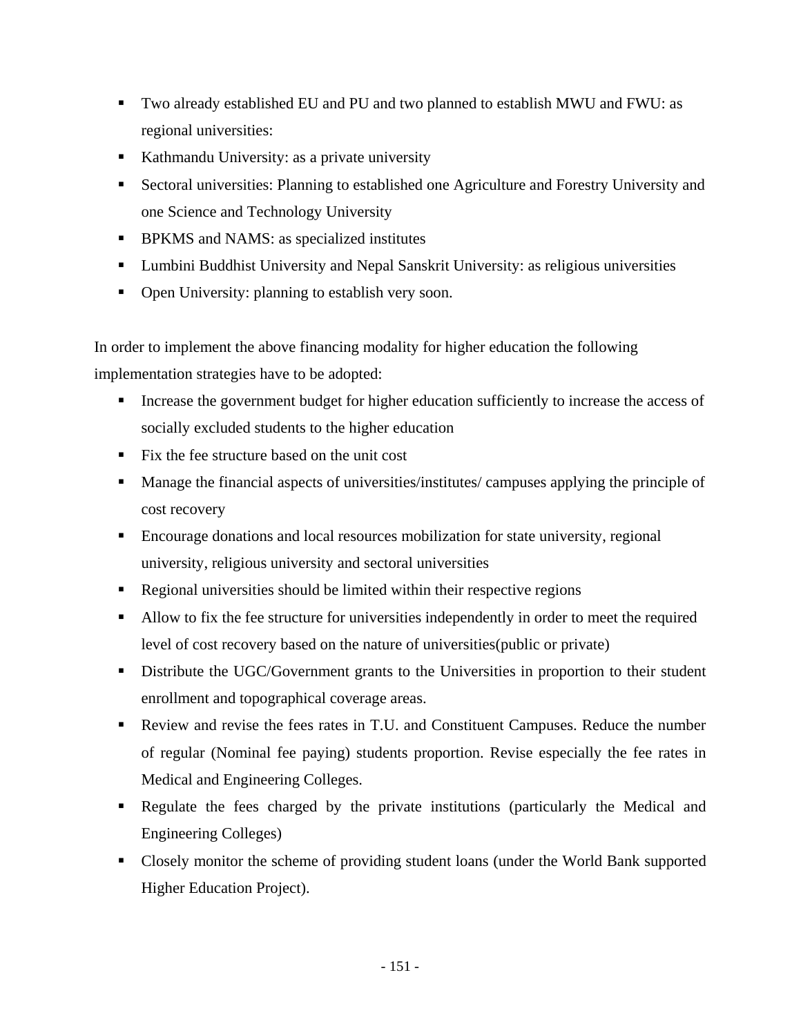- Two already established EU and PU and two planned to establish MWU and FWU: as regional universities:
- Kathmandu University: as a private university
- Sectoral universities: Planning to established one Agriculture and Forestry University and one Science and Technology University
- BPKMS and NAMS: as specialized institutes
- Lumbini Buddhist University and Nepal Sanskrit University: as religious universities
- Open University: planning to establish very soon.

In order to implement the above financing modality for higher education the following implementation strategies have to be adopted:

- Increase the government budget for higher education sufficiently to increase the access of socially excluded students to the higher education
- Fix the fee structure based on the unit cost
- Manage the financial aspects of universities/institutes/ campuses applying the principle of cost recovery
- Encourage donations and local resources mobilization for state university, regional university, religious university and sectoral universities
- Regional universities should be limited within their respective regions
- Allow to fix the fee structure for universities independently in order to meet the required level of cost recovery based on the nature of universities(public or private)
- Distribute the UGC/Government grants to the Universities in proportion to their student enrollment and topographical coverage areas.
- Review and revise the fees rates in T.U. and Constituent Campuses. Reduce the number of regular (Nominal fee paying) students proportion. Revise especially the fee rates in Medical and Engineering Colleges.
- Regulate the fees charged by the private institutions (particularly the Medical and Engineering Colleges)
- Closely monitor the scheme of providing student loans (under the World Bank supported Higher Education Project).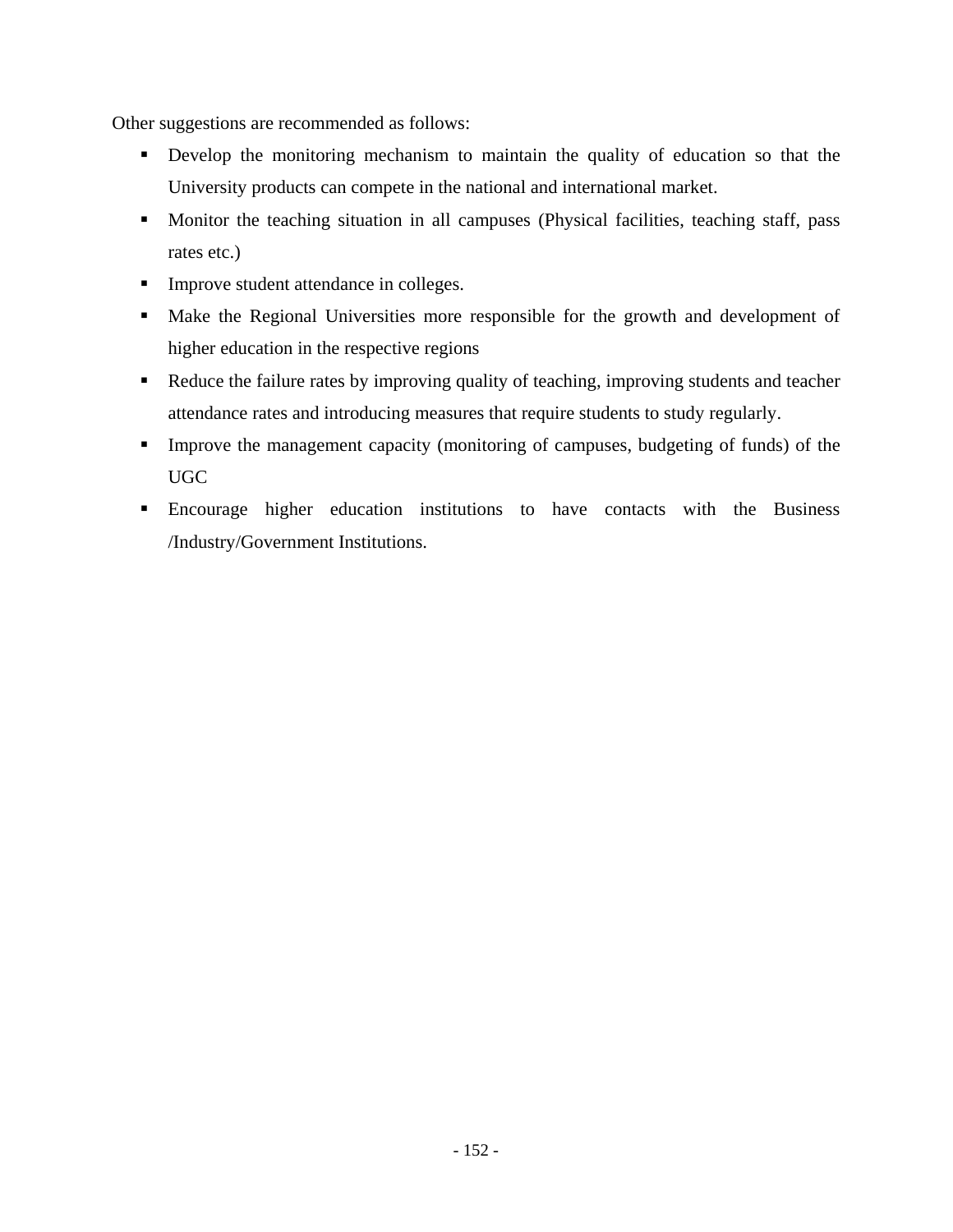Other suggestions are recommended as follows:

- Develop the monitoring mechanism to maintain the quality of education so that the University products can compete in the national and international market.
- Monitor the teaching situation in all campuses (Physical facilities, teaching staff, pass rates etc.)
- Improve student attendance in colleges.
- Make the Regional Universities more responsible for the growth and development of higher education in the respective regions
- Reduce the failure rates by improving quality of teaching, improving students and teacher attendance rates and introducing measures that require students to study regularly.
- Improve the management capacity (monitoring of campuses, budgeting of funds) of the UGC
- Encourage higher education institutions to have contacts with the Business /Industry/Government Institutions.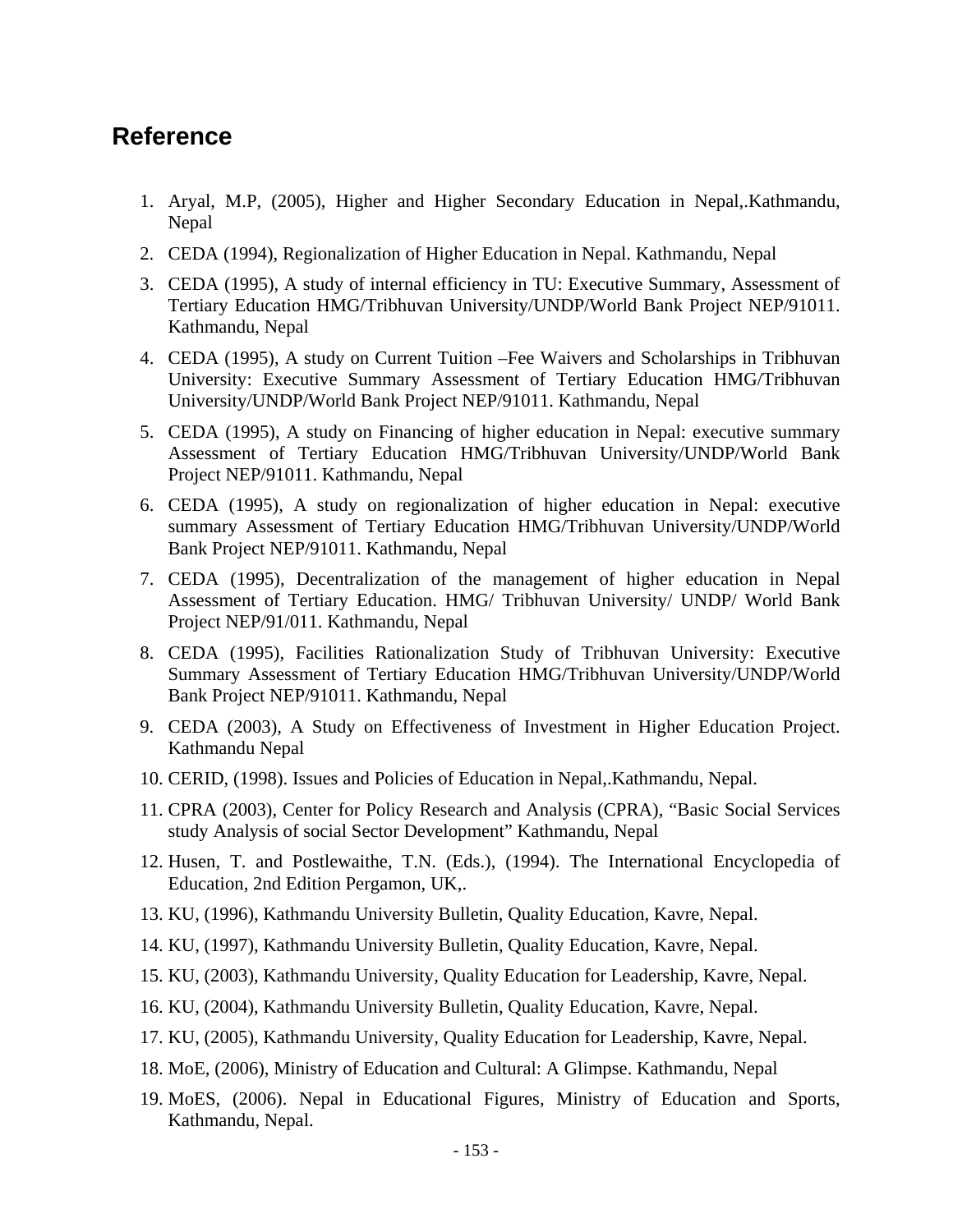## Reference

1. Aryal, M.P, (2005), Higher and Higher Secondary Education in Nepal,.Kathmandu, Nepal
2. CEDA (1994), Regionalization of Higher Education in Nepal. Kathmandu, Nepal
3. CEDA (1995), A study of internal efficiency in TU: Executive Summary, Assessment of Tertiary Education HMG/Tribhuvan University/UNDP/World Bank Project NEP/91011. Kathmandu, Nepal
4. CEDA (1995), A study on Current Tuition –Fee Waivers and Scholarships in Tribhuvan University: Executive Summary Assessment of Tertiary Education HMG/Tribhuvan University/UNDP/World Bank Project NEP/91011. Kathmandu, Nepal
5. CEDA (1995), A study on Financing of higher education in Nepal: executive summary Assessment of Tertiary Education HMG/Tribhuvan University/UNDP/World Bank Project NEP/91011. Kathmandu, Nepal
6. CEDA (1995), A study on regionalization of higher education in Nepal: executive summary Assessment of Tertiary Education HMG/Tribhuvan University/UNDP/World Bank Project NEP/91011. Kathmandu, Nepal
7. CEDA (1995), Decentralization of the management of higher education in Nepal Assessment of Tertiary Education. HMG/ Tribhuvan University/ UNDP/ World Bank Project NEP/91/011. Kathmandu, Nepal
8. CEDA (1995), Facilities Rationalization Study of Tribhuvan University: Executive Summary Assessment of Tertiary Education HMG/Tribhuvan University/UNDP/World Bank Project NEP/91011. Kathmandu, Nepal
9. CEDA (2003), A Study on Effectiveness of Investment in Higher Education Project. Kathmandu Nepal
10. CERID, (1998). Issues and Policies of Education in Nepal,.Kathmandu, Nepal.
11. CPRA (2003), Center for Policy Research and Analysis (CPRA), "Basic Social Services study Analysis of social Sector Development" Kathmandu, Nepal
12. Husen, T. and Postlewaithe, T.N. (Eds.), (1994). The International Encyclopedia of Education, 2nd Edition Pergamon, UK,.
13. KU, (1996), Kathmandu University Bulletin, Quality Education, Kavre, Nepal.
14. KU, (1997), Kathmandu University Bulletin, Quality Education, Kavre, Nepal.
15. KU, (2003), Kathmandu University, Quality Education for Leadership, Kavre, Nepal.
16. KU, (2004), Kathmandu University Bulletin, Quality Education, Kavre, Nepal.
17. KU, (2005), Kathmandu University, Quality Education for Leadership, Kavre, Nepal.
18. MoE, (2006), Ministry of Education and Cultural: A Glimpse. Kathmandu, Nepal
19. MoES, (2006). Nepal in Educational Figures, Ministry of Education and Sports, Kathmandu, Nepal.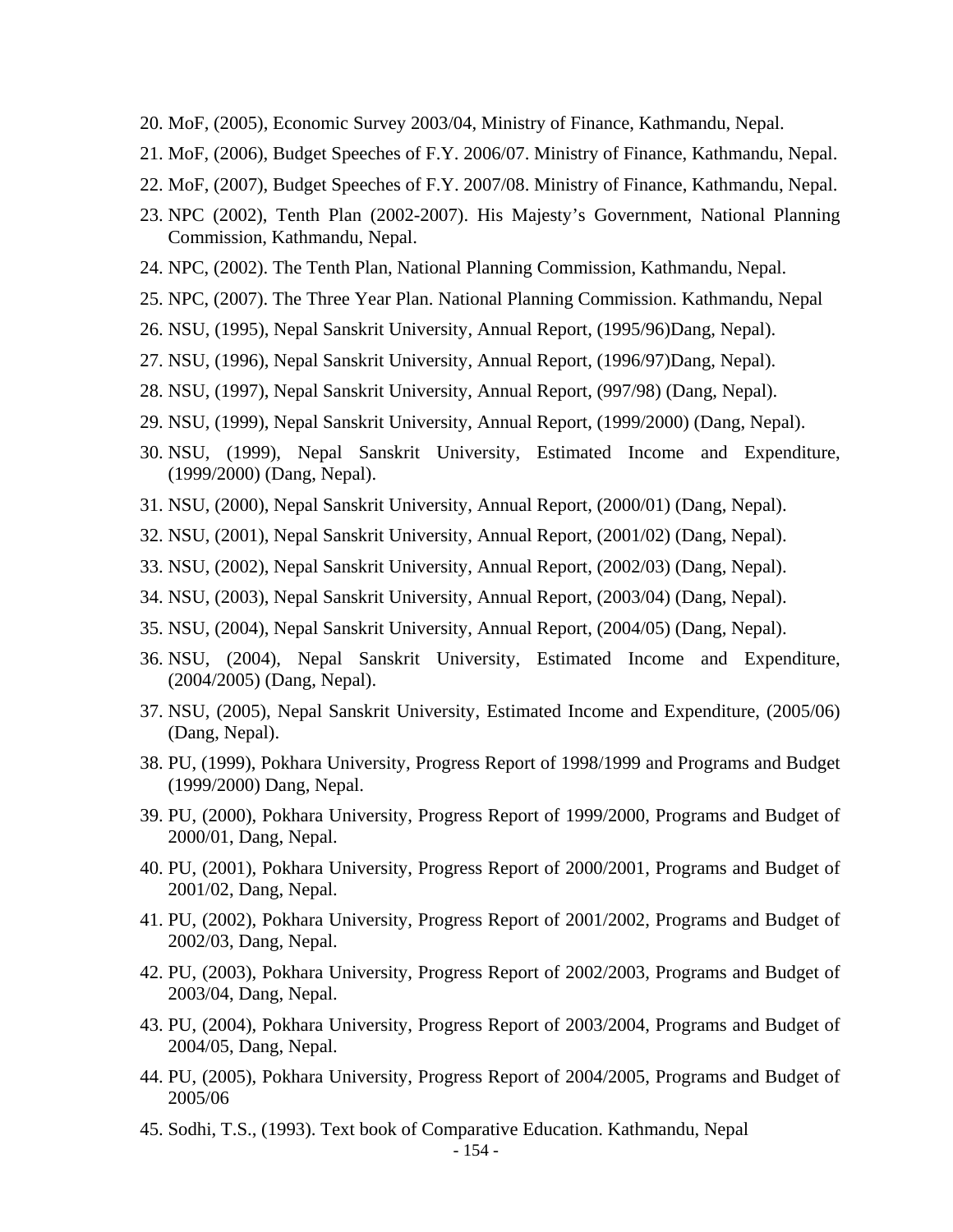20. MoF, (2005), Economic Survey 2003/04, Ministry of Finance, Kathmandu, Nepal.
21. MoF, (2006), Budget Speeches of F.Y. 2006/07. Ministry of Finance, Kathmandu, Nepal.
22. MoF, (2007), Budget Speeches of F.Y. 2007/08. Ministry of Finance, Kathmandu, Nepal.
23. NPC (2002), Tenth Plan (2002-2007). His Majesty's Government, National Planning Commission, Kathmandu, Nepal.
24. NPC, (2002). The Tenth Plan, National Planning Commission, Kathmandu, Nepal.
25. NPC, (2007). The Three Year Plan. National Planning Commission. Kathmandu, Nepal
26. NSU, (1995), Nepal Sanskrit University, Annual Report, (1995/96)Dang, Nepal).
27. NSU, (1996), Nepal Sanskrit University, Annual Report, (1996/97)Dang, Nepal).
28. NSU, (1997), Nepal Sanskrit University, Annual Report, (997/98) (Dang, Nepal).
29. NSU, (1999), Nepal Sanskrit University, Annual Report, (1999/2000) (Dang, Nepal).
30. NSU, (1999), Nepal Sanskrit University, Estimated Income and Expenditure, (1999/2000) (Dang, Nepal).
31. NSU, (2000), Nepal Sanskrit University, Annual Report, (2000/01) (Dang, Nepal).
32. NSU, (2001), Nepal Sanskrit University, Annual Report, (2001/02) (Dang, Nepal).
33. NSU, (2002), Nepal Sanskrit University, Annual Report, (2002/03) (Dang, Nepal).
34. NSU, (2003), Nepal Sanskrit University, Annual Report, (2003/04) (Dang, Nepal).
35. NSU, (2004), Nepal Sanskrit University, Annual Report, (2004/05) (Dang, Nepal).
36. NSU, (2004), Nepal Sanskrit University, Estimated Income and Expenditure, (2004/2005) (Dang, Nepal).
37. NSU, (2005), Nepal Sanskrit University, Estimated Income and Expenditure, (2005/06) (Dang, Nepal).
38. PU, (1999), Pokhara University, Progress Report of 1998/1999 and Programs and Budget (1999/2000) Dang, Nepal.
39. PU, (2000), Pokhara University, Progress Report of 1999/2000, Programs and Budget of 2000/01, Dang, Nepal.
40. PU, (2001), Pokhara University, Progress Report of 2000/2001, Programs and Budget of 2001/02, Dang, Nepal.
41. PU, (2002), Pokhara University, Progress Report of 2001/2002, Programs and Budget of 2002/03, Dang, Nepal.
42. PU, (2003), Pokhara University, Progress Report of 2002/2003, Programs and Budget of 2003/04, Dang, Nepal.
43. PU, (2004), Pokhara University, Progress Report of 2003/2004, Programs and Budget of 2004/05, Dang, Nepal.
44. PU, (2005), Pokhara University, Progress Report of 2004/2005, Programs and Budget of 2005/06
45. Sodhi, T.S., (1993). Text book of Comparative Education. Kathmandu, Nepal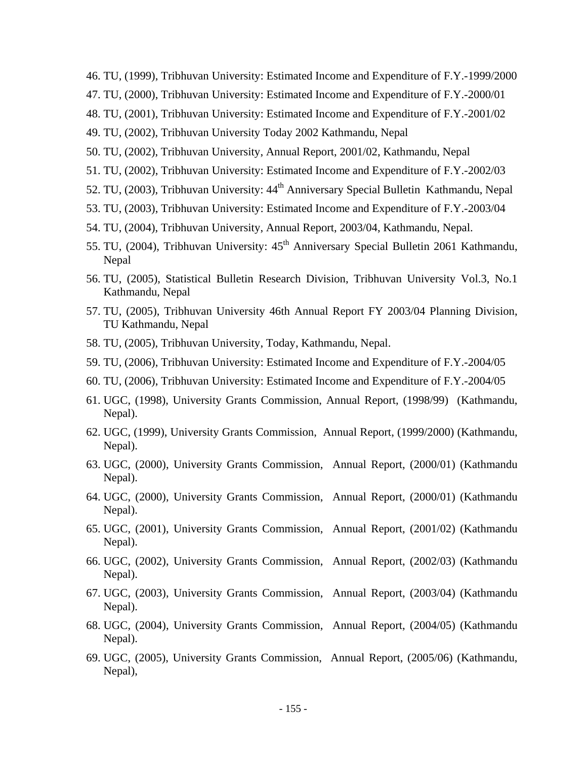46. TU, (1999), Tribhuvan University: Estimated Income and Expenditure of F.Y.-1999/2000
47. TU, (2000), Tribhuvan University: Estimated Income and Expenditure of F.Y.-2000/01
48. TU, (2001), Tribhuvan University: Estimated Income and Expenditure of F.Y.-2001/02
49. TU, (2002), Tribhuvan University Today 2002 Kathmandu, Nepal
50. TU, (2002), Tribhuvan University, Annual Report, 2001/02, Kathmandu, Nepal
51. TU, (2002), Tribhuvan University: Estimated Income and Expenditure of F.Y.-2002/03
52. TU, (2003), Tribhuvan University: 44th Anniversary Special Bulletin Kathmandu, Nepal
53. TU, (2003), Tribhuvan University: Estimated Income and Expenditure of F.Y.-2003/04
54. TU, (2004), Tribhuvan University, Annual Report, 2003/04, Kathmandu, Nepal.
55. TU, (2004), Tribhuvan University: 45th Anniversary Special Bulletin 2061 Kathmandu, Nepal
56. TU, (2005), Statistical Bulletin Research Division, Tribhuvan University Vol.3, No.1 Kathmandu, Nepal
57. TU, (2005), Tribhuvan University 46th Annual Report FY 2003/04 Planning Division, TU Kathmandu, Nepal
58. TU, (2005), Tribhuvan University, Today, Kathmandu, Nepal.
59. TU, (2006), Tribhuvan University: Estimated Income and Expenditure of F.Y.-2004/05
60. TU, (2006), Tribhuvan University: Estimated Income and Expenditure of F.Y.-2004/05
61. UGC, (1998), University Grants Commission, Annual Report, (1998/99) (Kathmandu, Nepal).
62. UGC, (1999), University Grants Commission, Annual Report, (1999/2000) (Kathmandu, Nepal).
63. UGC, (2000), University Grants Commission, Annual Report, (2000/01) (Kathmandu Nepal).
64. UGC, (2000), University Grants Commission, Annual Report, (2000/01) (Kathmandu Nepal).
65. UGC, (2001), University Grants Commission, Annual Report, (2001/02) (Kathmandu Nepal).
66. UGC, (2002), University Grants Commission, Annual Report, (2002/03) (Kathmandu Nepal).
67. UGC, (2003), University Grants Commission, Annual Report, (2003/04) (Kathmandu Nepal).
68. UGC, (2004), University Grants Commission, Annual Report, (2004/05) (Kathmandu Nepal).
69. UGC, (2005), University Grants Commission, Annual Report, (2005/06) (Kathmandu, Nepal),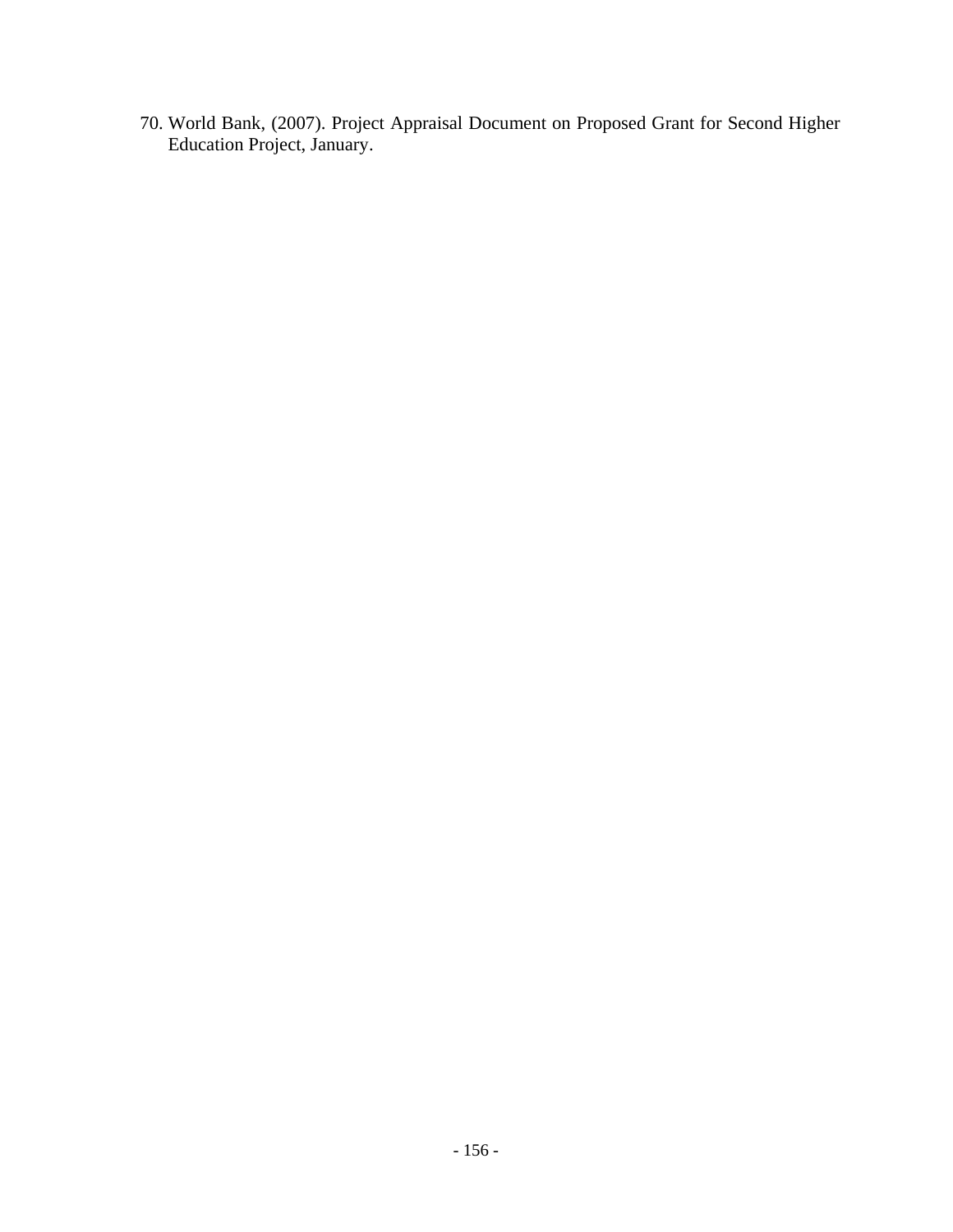70. World Bank, (2007). Project Appraisal Document on Proposed Grant for Second Higher Education Project, January.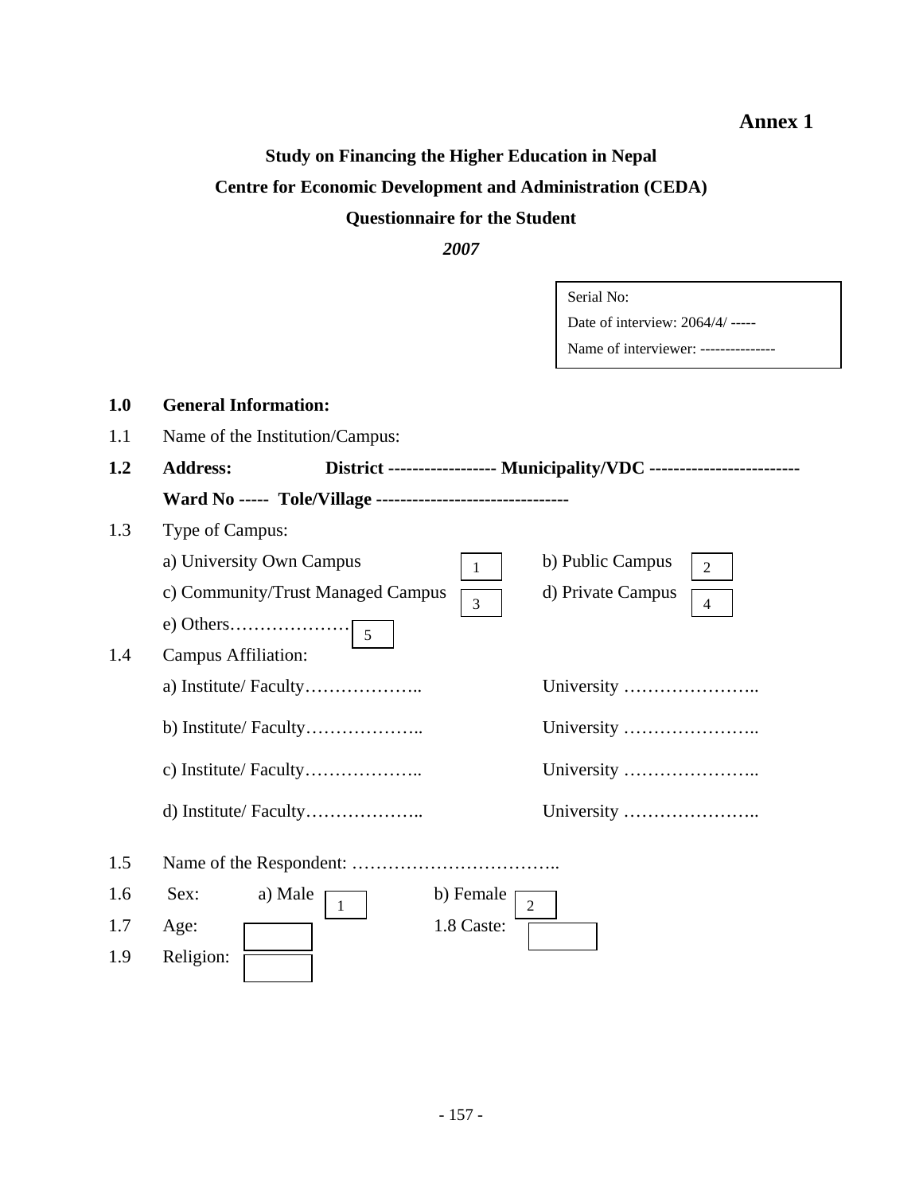**Annex 1**

**Study on Financing the Higher Education in Nepal**

**Centre for Economic Development and Administration (CEDA)**

**Questionnaire for the Student**

***2007***

Serial No:
Date of interview: 2064/4/ -----
Name of interviewer: ---------------

**1.0 General Information:**

1.1 Name of the Institution/Campus:

**1.2 Address: District ------------------ Municipality/VDC -------------------------**

**Ward No ----- Tole/Village --------------------------------**

1.3 Type of Campus:

| | | | |
|---|---|---|---|
| a) University Own Campus | 1 | b) Public Campus | 2 |
| c) Community/Trust Managed Campus | 3 | d) Private Campus | 4 |
| e) Others………………… | 5 | | |

1.4 Campus Affiliation:

a) Institute/ Faculty……………….. University …………………..

b) Institute/ Faculty……………….. University …………………..

c) Institute/ Faculty……………….. University …………………..

d) Institute/ Faculty……………….. University …………………..

1.5 Name of the Respondent: ……………………………..

1.6 Sex: a) Male [1] b) Female [2]

1.7 Age: [ ] 1.8 Caste: [ ]

1.9 Religion: [ ]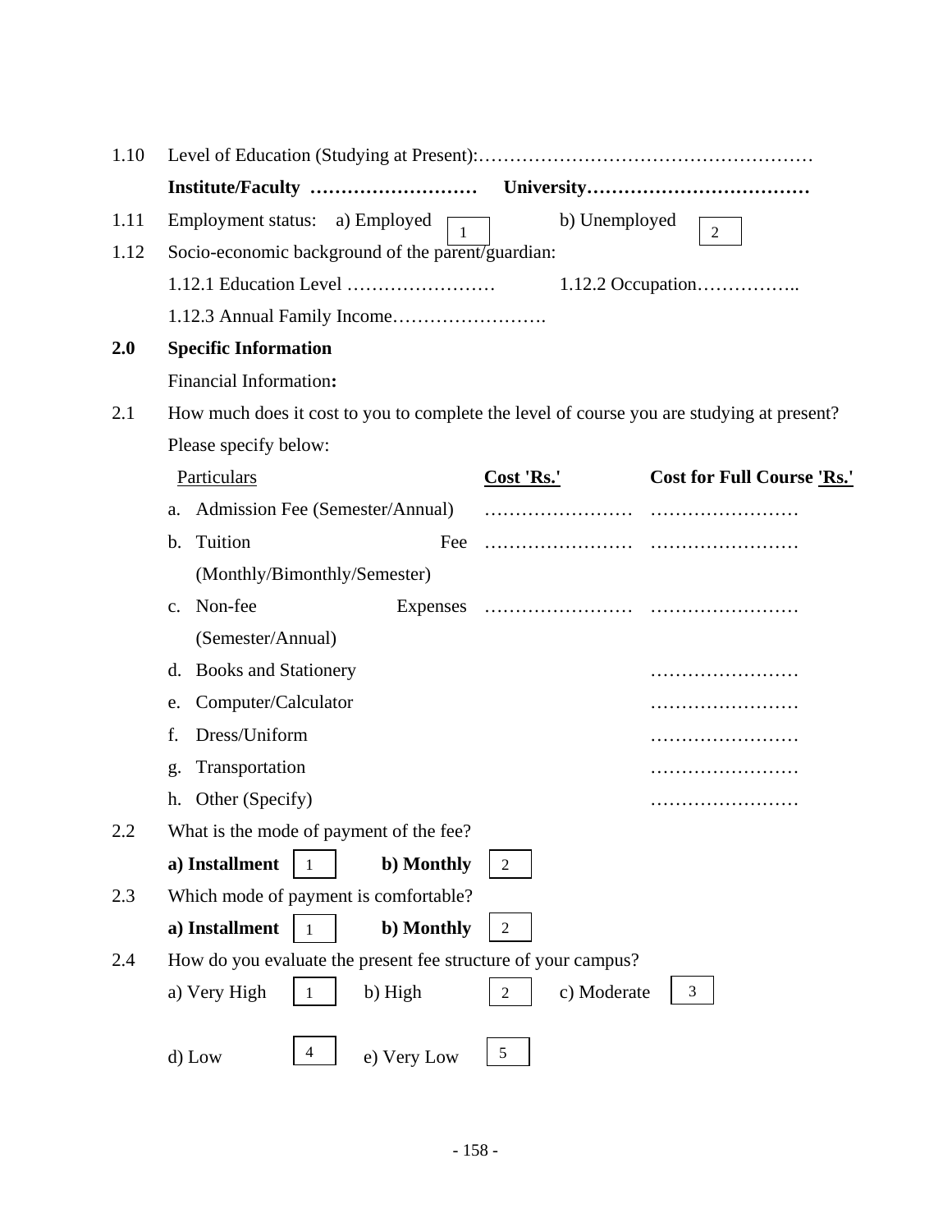1.10 Level of Education (Studying at Present):………………………………………………

**Institute/Faculty ………………………  University………………………………**

1.11 Employment status: a) Employed [1]  b) Unemployed [2]

1.12 Socio-economic background of the parent/guardian:

1.12.1 Education Level ……………………  1.12.2 Occupation……………..

1.12.3 Annual Family Income…………………….

**2.0 Specific Information**

Financial Information**:**

2.1 How much does it cost to you to complete the level of course you are studying at present? Please specify below:

| Particulars | Cost 'Rs.' | Cost for Full Course 'Rs.' |
|---|---|---|
| a. Admission Fee (Semester/Annual) | …………………… | …………………… |
| b. Tuition Fee (Monthly/Bimonthly/Semester) | …………………… | …………………… |
| c. Non-fee Expenses (Semester/Annual) | …………………… | …………………… |
| d. Books and Stationery | | …………………… |
| e. Computer/Calculator | | …………………… |
| f. Dress/Uniform | | …………………… |
| g. Transportation | | …………………… |
| h. Other (Specify) | | …………………… |

2.2 What is the mode of payment of the fee?

**a) Installment** [1]  **b) Monthly** [2]

2.3 Which mode of payment is comfortable?

**a) Installment** [1]  **b) Monthly** [2]

2.4 How do you evaluate the present fee structure of your campus?

a) Very High [1]  b) High [2]  c) Moderate [3]

d) Low [4]  e) Very Low [5]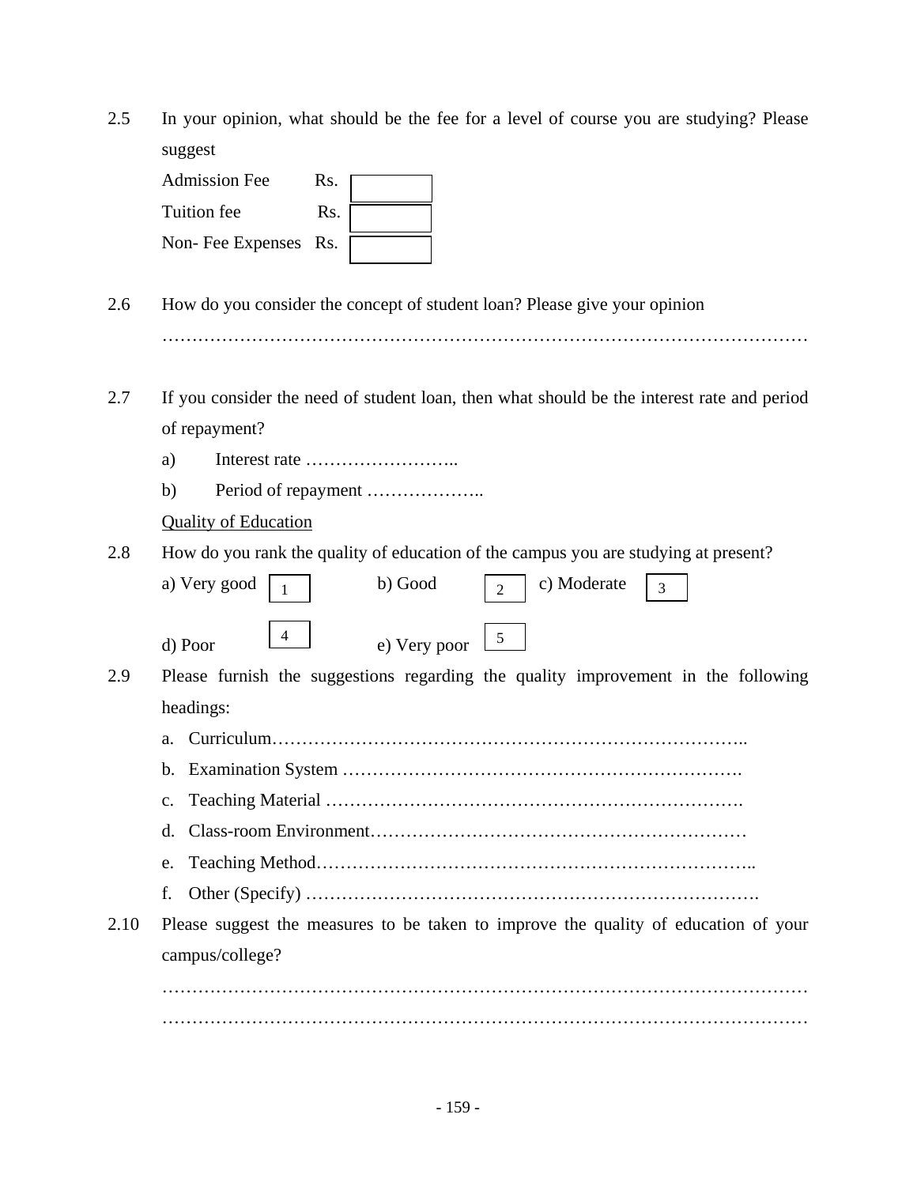2.5 In your opinion, what should be the fee for a level of course you are studying? Please suggest

Admission Fee Rs. [ ]

Tuition fee Rs. [ ]

Non- Fee Expenses Rs. [ ]

2.6 How do you consider the concept of student loan? Please give your opinion

…………………………………………………………………………………………………

2.7 If you consider the need of student loan, then what should be the interest rate and period of repayment?

a) Interest rate ……………………..

b) Period of repayment ………………..

<u>Quality of Education</u>

2.8 How do you rank the quality of education of the campus you are studying at present?

a) Very good [1] b) Good [2] c) Moderate [3]

d) Poor [4] e) Very poor [5]

2.9 Please furnish the suggestions regarding the quality improvement in the following headings:

a. Curriculum……………………………………………………………………..

b. Examination System ………………………………………………………….

c. Teaching Material …………………………………………………………….

d. Class-room Environment……………………………………………………

e. Teaching Method……………………………………………………………..

f. Other (Specify) ……………………………………………………………….

2.10 Please suggest the measures to be taken to improve the quality of education of your campus/college?

…………………………………………………………………………………………………

…………………………………………………………………………………………………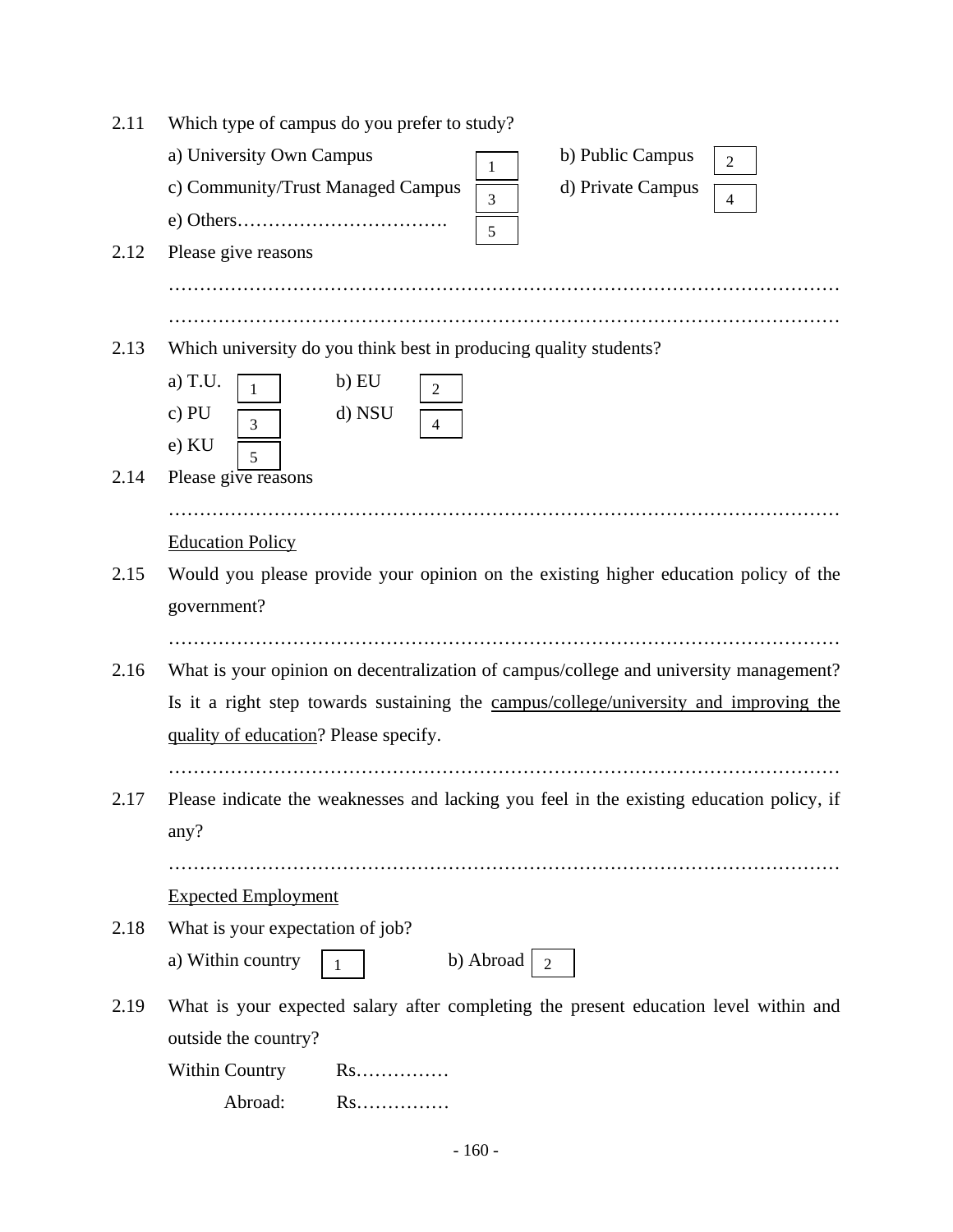2.11 Which type of campus do you prefer to study?

a) University Own Campus [1] b) Public Campus [2]

c) Community/Trust Managed Campus [3] d) Private Campus [4]

e) Others……………………………. [5]

2.12 Please give reasons

…………………………………………………………………………………………

…………………………………………………………………………………………

2.13 Which university do you think best in producing quality students?

a) T.U. [1] b) EU [2]

c) PU [3] d) NSU [4]

e) KU [5]

2.14 Please give reasons

…………………………………………………………………………………………

<u>Education Policy</u>

2.15 Would you please provide your opinion on the existing higher education policy of the government?

…………………………………………………………………………………………

2.16 What is your opinion on decentralization of campus/college and university management? Is it a right step towards sustaining the <u>campus/college/university and improving the quality of education</u>? Please specify.

…………………………………………………………………………………………

2.17 Please indicate the weaknesses and lacking you feel in the existing education policy, if any?

…………………………………………………………………………………………

<u>Expected Employment</u>

2.18 What is your expectation of job?

a) Within country [1] b) Abroad [2]

2.19 What is your expected salary after completing the present education level within and outside the country?

Within Country Rs……………

Abroad: Rs……………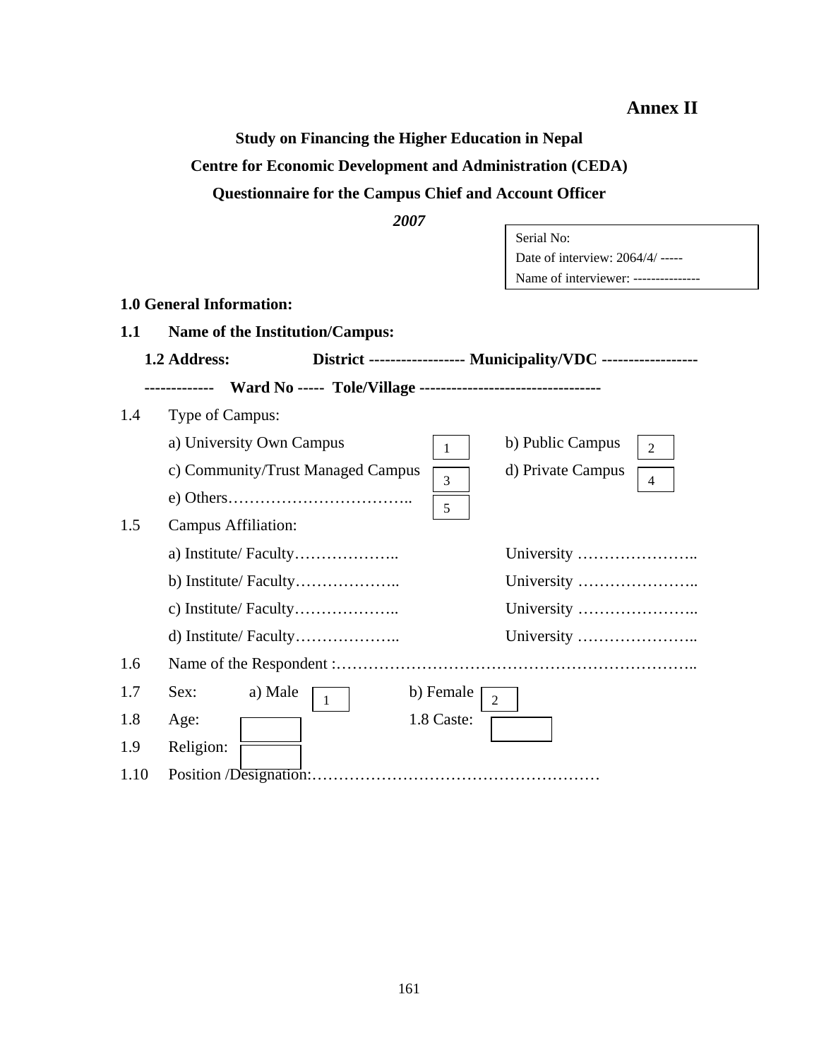**Annex II**

**Study on Financing the Higher Education in Nepal**

**Centre for Economic Development and Administration (CEDA)**

**Questionnaire for the Campus Chief and Account Officer**

***2007***

Serial No:
Date of interview: 2064/4/ -----
Name of interviewer: ---------------

**1.0 General Information:**

**1.1 Name of the Institution/Campus:**

**1.2 Address: District ----------------- Municipality/VDC ------------------------------ Ward No ----- Tole/Village ---------------------------------**

1.4 Type of Campus:

a) University Own Campus [1] b) Public Campus [2]

c) Community/Trust Managed Campus [3] d) Private Campus [4]

e) Others…………………………….. [5]

1.5 Campus Affiliation:

a) Institute/ Faculty……………….. University …………………..

b) Institute/ Faculty……………….. University …………………..

c) Institute/ Faculty……………….. University …………………..

d) Institute/ Faculty……………….. University …………………..

1.6 Name of the Respondent :…………………………………………………………..

1.7 Sex: a) Male [1] b) Female [2]

1.8 Age: [ ] 1.8 Caste: [ ]

1.9 Religion: [ ]

1.10 Position /Designation:………………………………………………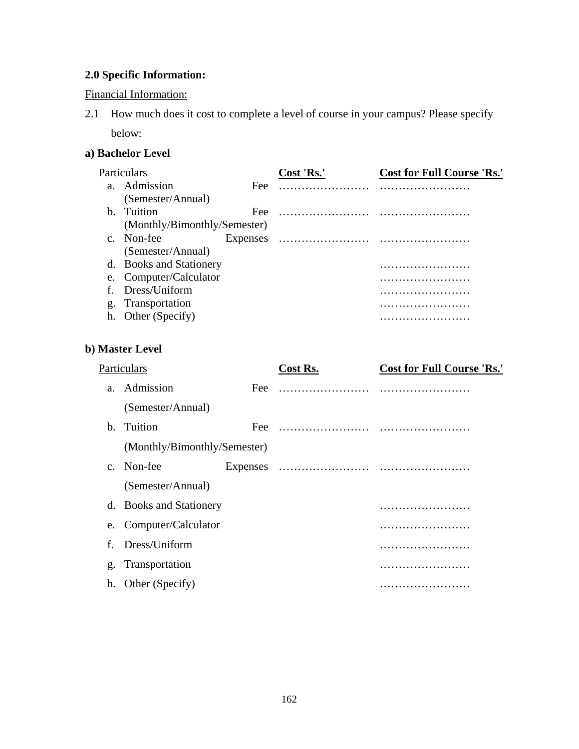**2.0 Specific Information:**

Financial Information:

2.1 How much does it cost to complete a level of course in your campus? Please specify below:

**a) Bachelor Level**

| Particulars | Cost 'Rs.' | Cost for Full Course 'Rs.' |
|---|---|---|
| a. Admission Fee (Semester/Annual) | …………………… | …………………… |
| b. Tuition Fee (Monthly/Bimonthly/Semester) | …………………… | …………………… |
| c. Non-fee Expenses (Semester/Annual) | …………………… | …………………… |
| d. Books and Stationery | | …………………… |
| e. Computer/Calculator | | …………………… |
| f. Dress/Uniform | | …………………… |
| g. Transportation | | …………………… |
| h. Other (Specify) | | …………………… |

**b) Master Level**

| Particulars | Cost Rs. | Cost for Full Course 'Rs.' |
|---|---|---|
| a. Admission Fee (Semester/Annual) | …………………… | …………………… |
| b. Tuition Fee (Monthly/Bimonthly/Semester) | …………………… | …………………… |
| c. Non-fee Expenses (Semester/Annual) | …………………… | …………………… |
| d. Books and Stationery | | …………………… |
| e. Computer/Calculator | | …………………… |
| f. Dress/Uniform | | …………………… |
| g. Transportation | | …………………… |
| h. Other (Specify) | | …………………… |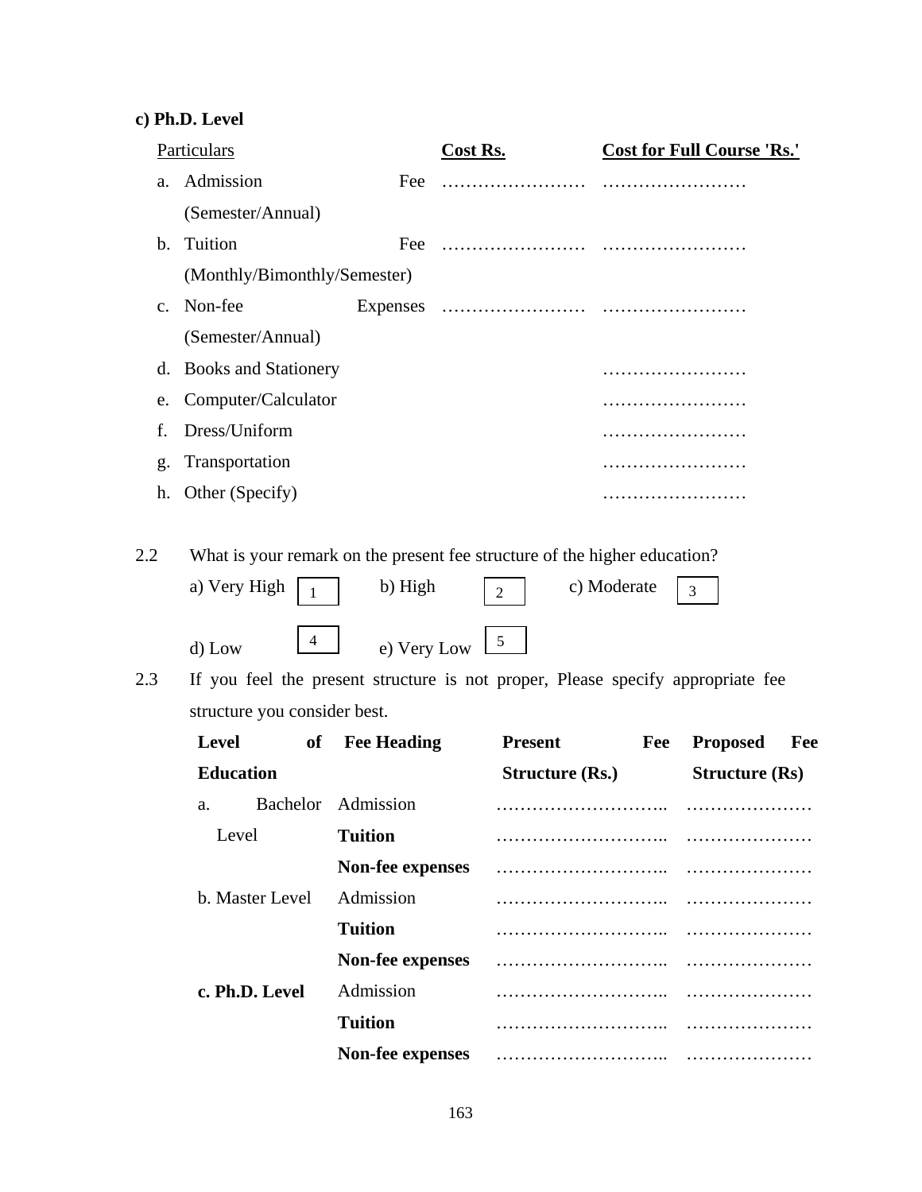**c) Ph.D. Level**

| Particulars | Cost Rs. | Cost for Full Course 'Rs.' |
|---|---|---|
| a. Admission Fee (Semester/Annual) | …………………… | …………………… |
| b. Tuition Fee (Monthly/Bimonthly/Semester) | …………………… | …………………… |
| c. Non-fee Expenses (Semester/Annual) | …………………… | …………………… |
| d. Books and Stationery | | …………………… |
| e. Computer/Calculator | | …………………… |
| f. Dress/Uniform | | …………………… |
| g. Transportation | | …………………… |
| h. Other (Specify) | | …………………… |

2.2 What is your remark on the present fee structure of the higher education?

a) Very High [1] b) High [2] c) Moderate [3]

d) Low [4] e) Very Low [5]

2.3 If you feel the present structure is not proper, Please specify appropriate fee structure you consider best.

| Level of Education | Fee Heading | Present Fee Structure (Rs.) | Proposed Fee Structure (Rs) |
|---|---|---|---|
| a. Bachelor Level | Admission | ……………………….. | ………………… |
| | **Tuition** | ……………………….. | ………………… |
| | **Non-fee expenses** | ……………………….. | ………………… |
| b. Master Level | Admission | ……………………….. | ………………… |
| | **Tuition** | ……………………….. | ………………… |
| | **Non-fee expenses** | ……………………….. | ………………… |
| **c. Ph.D. Level** | Admission | ……………………….. | ………………… |
| | **Tuition** | ……………………….. | ………………… |
| | **Non-fee expenses** | ……………………….. | ………………… |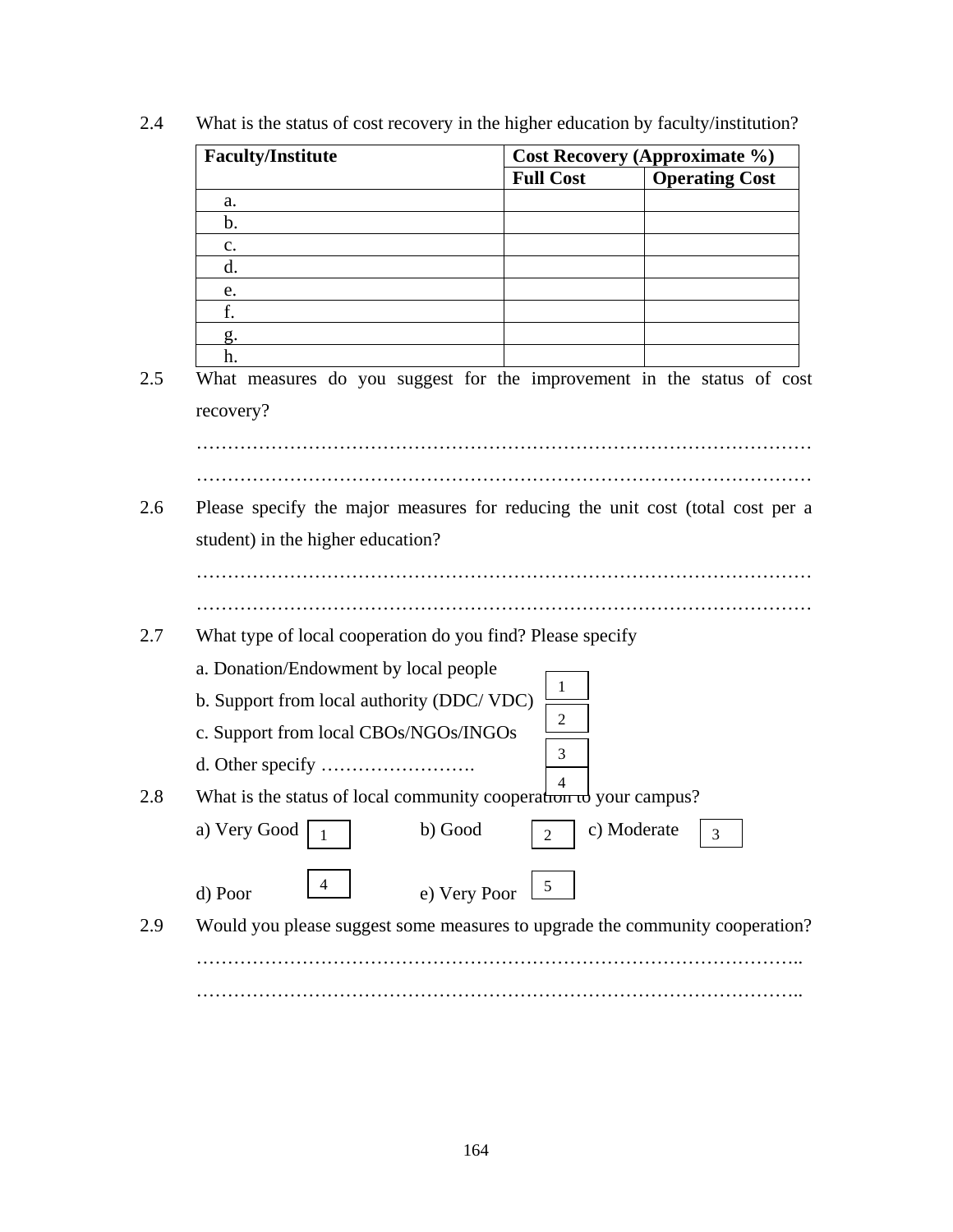2.4 What is the status of cost recovery in the higher education by faculty/institution?

| **Faculty/Institute** | **Cost Recovery (Approximate %)** | |
|---|---|---|
| | **Full Cost** | **Operating Cost** |
| a. | | |
| b. | | |
| c. | | |
| d. | | |
| e. | | |
| f. | | |
| g. | | |
| h. | | |

2.5 What measures do you suggest for the improvement in the status of cost recovery?

…………………………………………………………………………………………

…………………………………………………………………………………………

2.6 Please specify the major measures for reducing the unit cost (total cost per a student) in the higher education?

…………………………………………………………………………………………

…………………………………………………………………………………………

2.7 What type of local cooperation do you find? Please specify

a. Donation/Endowment by local people [1]

b. Support from local authority (DDC/ VDC) [2]

c. Support from local CBOs/NGOs/INGOs [3]

d. Other specify ……………………. [4]

2.8 What is the status of local community cooperation to your campus?

a) Very Good [1] b) Good [2] c) Moderate [3]

d) Poor [4] e) Very Poor [5]

2.9 Would you please suggest some measures to upgrade the community cooperation?

………………………………………………………………………………………..

………………………………………………………………………………………..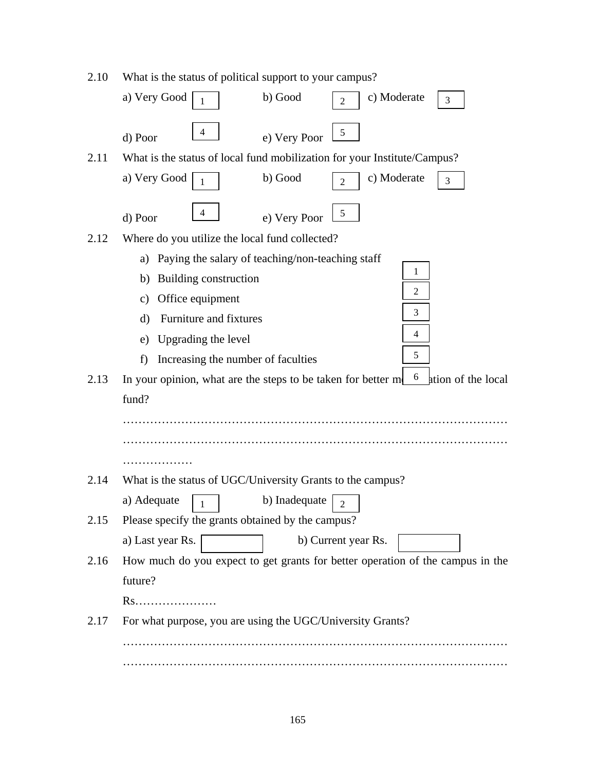2.10 What is the status of political support to your campus?

a) Very Good [1] b) Good [2] c) Moderate [3]

d) Poor [4] e) Very Poor [5]

2.11 What is the status of local fund mobilization for your Institute/Campus?

a) Very Good [1] b) Good [2] c) Moderate [3]

d) Poor [4] e) Very Poor [5]

2.12 Where do you utilize the local fund collected?

a) Paying the salary of teaching/non-teaching staff [1]
b) Building construction [2]
c) Office equipment [3]
d) Furniture and fixtures [4]
e) Upgrading the level [5]
f) Increasing the number of faculties [6]

2.13 In your opinion, what are the steps to be taken for better mobilization of the local fund?

………………………………………………………………………………………
………………………………………………………………………………………
………………

2.14 What is the status of UGC/University Grants to the campus?

a) Adequate [1] b) Inadequate [2]

2.15 Please specify the grants obtained by the campus?

a) Last year Rs. [ ] b) Current year Rs. [ ]

2.16 How much do you expect to get grants for better operation of the campus in the future?

Rs…………………

2.17 For what purpose, you are using the UGC/University Grants?

………………………………………………………………………………………
………………………………………………………………………………………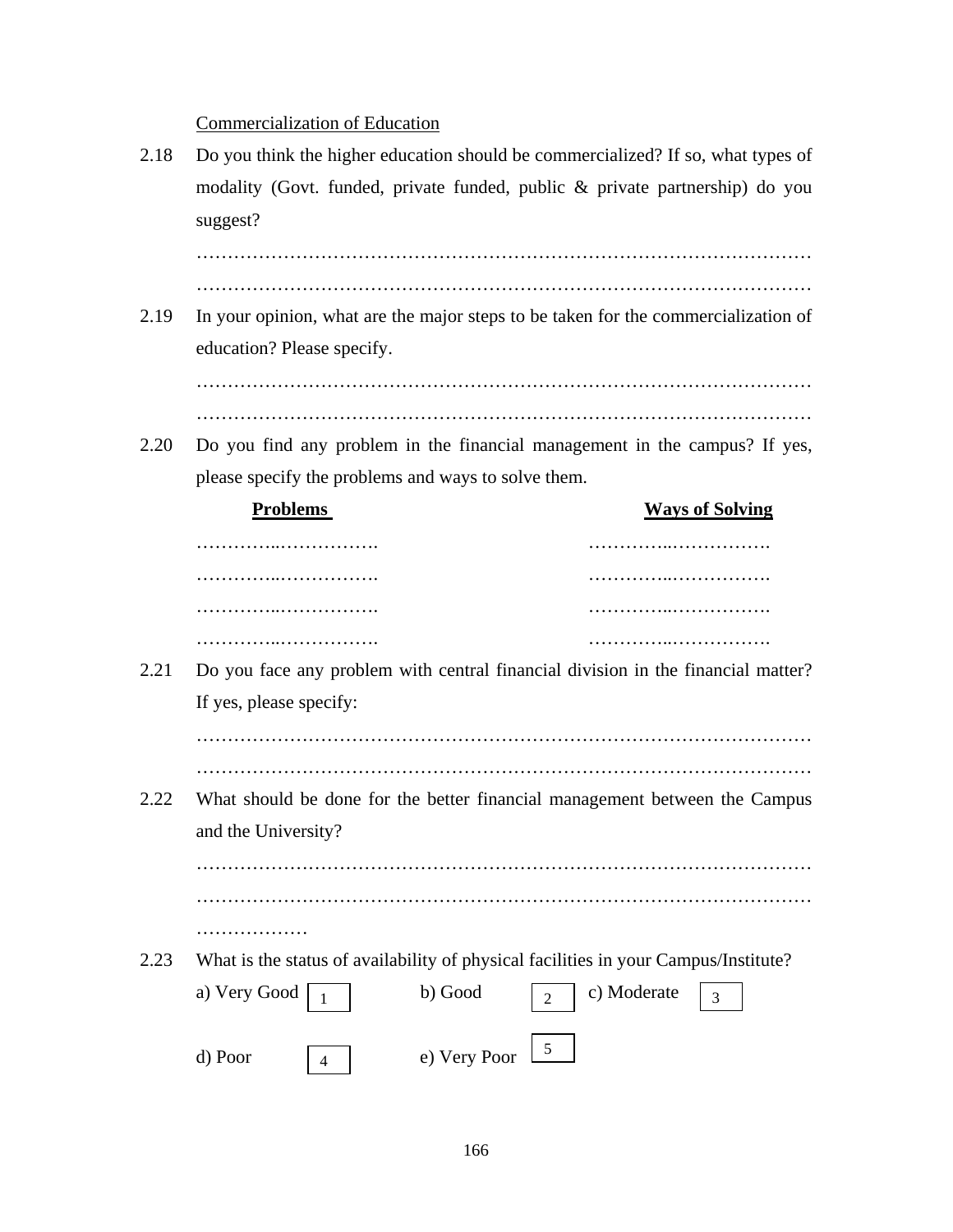Commercialization of Education

2.18 Do you think the higher education should be commercialized? If so, what types of modality (Govt. funded, private funded, public & private partnership) do you suggest?

…………………………………………………………………………………………
…………………………………………………………………………………………

2.19 In your opinion, what are the major steps to be taken for the commercialization of education? Please specify.

…………………………………………………………………………………………
…………………………………………………………………………………………

2.20 Do you find any problem in the financial management in the campus? If yes, please specify the problems and ways to solve them.

| **Problems** | **Ways of Solving** |
|---|---|
| …………..……………. | …………..……………. |
| …………..……………. | …………..……………. |
| …………..……………. | …………..……………. |
| …………..……………. | …………..……………. |

2.21 Do you face any problem with central financial division in the financial matter? If yes, please specify:

…………………………………………………………………………………………
…………………………………………………………………………………………

2.22 What should be done for the better financial management between the Campus and the University?

…………………………………………………………………………………………
…………………………………………………………………………………………
………………

2.23 What is the status of availability of physical facilities in your Campus/Institute?

a) Very Good [1] b) Good [2] c) Moderate [3]

d) Poor [4] e) Very Poor [5]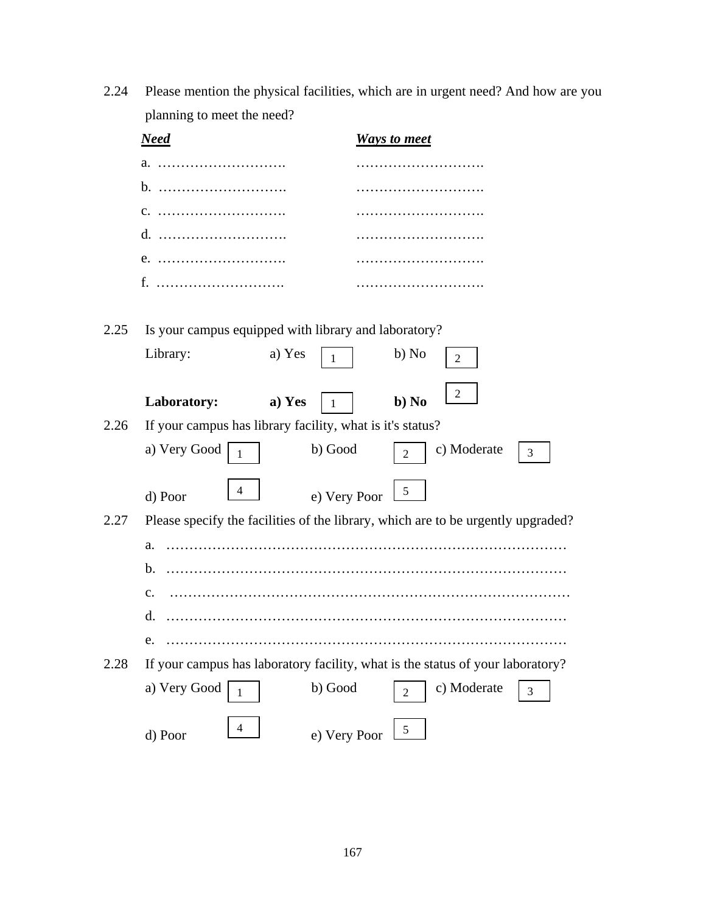2.24 Please mention the physical facilities, which are in urgent need? And how are you planning to meet the need?

| ***Need*** | ***Ways to meet*** |
|---|---|
| a. ………………………. | ………………………. |
| b. ………………………. | ………………………. |
| c. ………………………. | ………………………. |
| d. ………………………. | ………………………. |
| e. ………………………. | ………………………. |
| f. ………………………. | ………………………. |

2.25 Is your campus equipped with library and laboratory?

Library: a) Yes [1] b) No [2]

**Laboratory:** **a) Yes** [1] **b) No** [2]

2.26 If your campus has library facility, what is it's status?

a) Very Good [1] b) Good [2] c) Moderate [3]

d) Poor [4] e) Very Poor [5]

2.27 Please specify the facilities of the library, which are to be urgently upgraded?

a. ……………………………………………………………………………

b. ……………………………………………………………………………

c. ……………………………………………………………………………

d. ……………………………………………………………………………

e. ……………………………………………………………………………

2.28 If your campus has laboratory facility, what is the status of your laboratory?

a) Very Good [1] b) Good [2] c) Moderate [3]

d) Poor [4] e) Very Poor [5]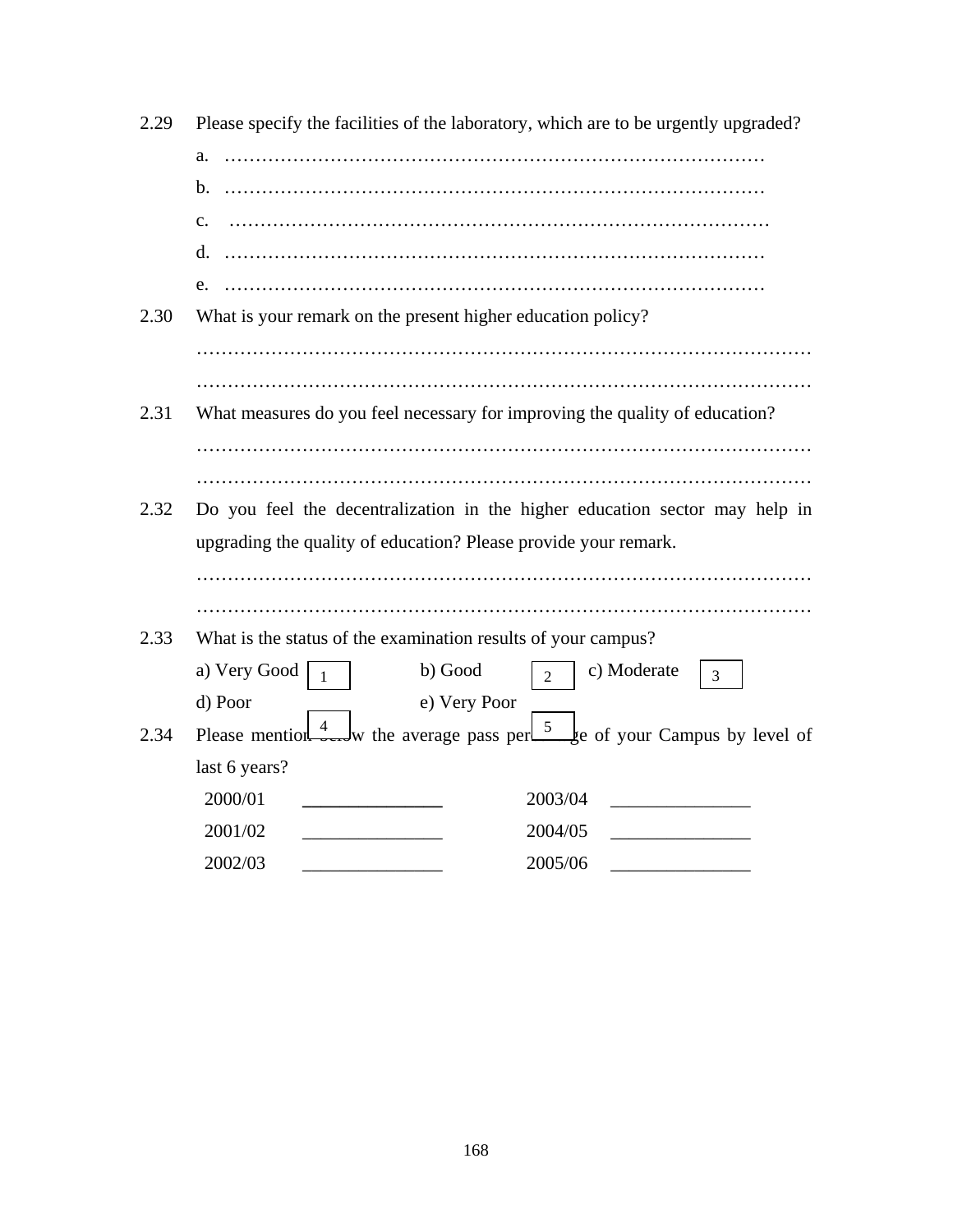2.29 Please specify the facilities of the laboratory, which are to be urgently upgraded?

a. ………………………………………………………………………………

b. ………………………………………………………………………………

c. ………………………………………………………………………………

d. ………………………………………………………………………………

e. ………………………………………………………………………………

2.30 What is your remark on the present higher education policy?

………………………………………………………………………………………

………………………………………………………………………………………

2.31 What measures do you feel necessary for improving the quality of education?

………………………………………………………………………………………

………………………………………………………………………………………

2.32 Do you feel the decentralization in the higher education sector may help in upgrading the quality of education? Please provide your remark.

………………………………………………………………………………………

………………………………………………………………………………………

2.33 What is the status of the examination results of your campus?

a) Very Good [1] b) Good [2] c) Moderate [3]

d) Poor [4] e) Very Poor [5]

2.34 Please mention below the average pass percentage of your Campus by level of last 6 years?

| | | | |
|---|---|---|---|
| 2000/01 | _______________ | 2003/04 | _______________ |
| 2001/02 | _______________ | 2004/05 | _______________ |
| 2002/03 | _______________ | 2005/06 | _______________ |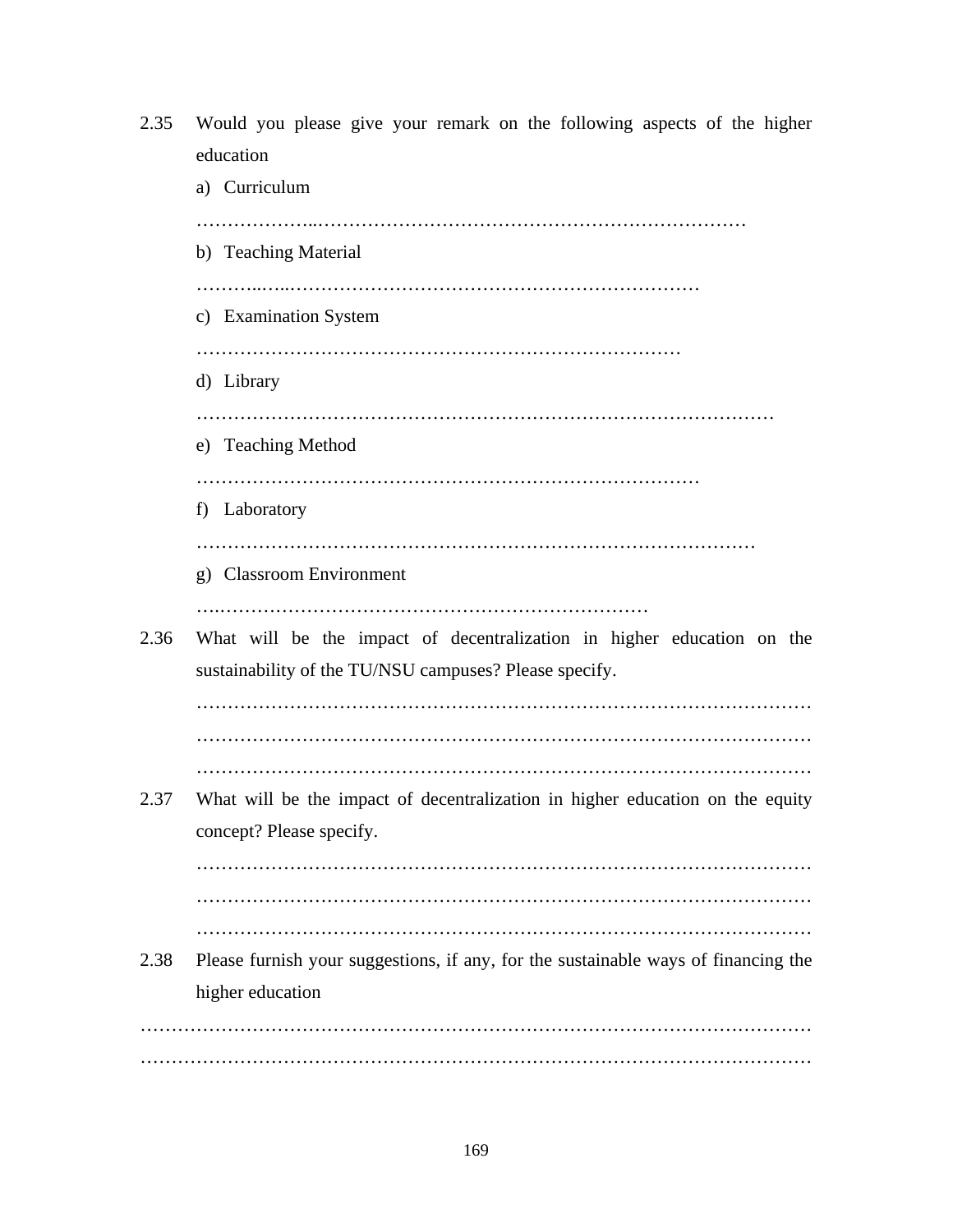2.35 Would you please give your remark on the following aspects of the higher education

a) Curriculum

……………...……………………………………………………………

b) Teaching Material

………..…..……………………………………………………………

c) Examination System

……………………………………………………………………

d) Library

…………………………………………………………………………………

e) Teaching Method

………………………………………………………………………

f) Laboratory

………………………………………………………………………………

g) Classroom Environment

…..……………………………………………………………

2.36 What will be the impact of decentralization in higher education on the sustainability of the TU/NSU campuses? Please specify.

……………………………………………………………………………………
……………………………………………………………………………………
……………………………………………………………………………………

2.37 What will be the impact of decentralization in higher education on the equity concept? Please specify.

……………………………………………………………………………………
……………………………………………………………………………………
……………………………………………………………………………………

2.38 Please furnish your suggestions, if any, for the sustainable ways of financing the higher education

……………………………………………………………………………………………
……………………………………………………………………………………………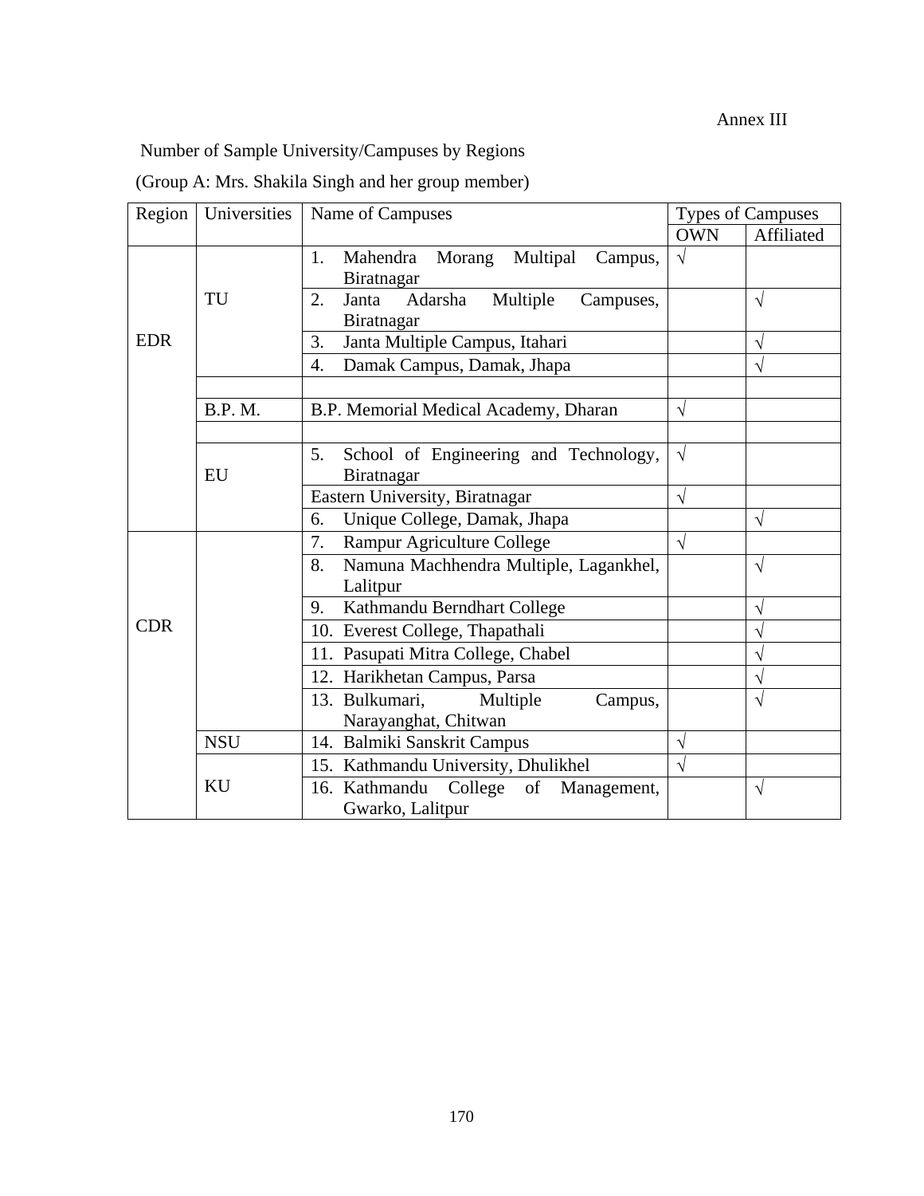Annex III

Number of Sample University/Campuses by Regions

(Group A: Mrs. Shakila Singh and her group member)

| Region | Universities | Name of Campuses | Types of Campuses | |
|---|---|---|---|---|
| | | | OWN | Affiliated |
| EDR | TU | 1. Mahendra Morang Multipal Campus, Biratnagar | √ | |
| | | 2. Janta Adarsha Multiple Campuses, Biratnagar | | √ |
| | | 3. Janta Multiple Campus, Itahari | | √ |
| | | 4. Damak Campus, Damak, Jhapa | | √ |
| | | | | |
| | B.P. M. | B.P. Memorial Medical Academy, Dharan | √ | |
| | | | | |
| | EU | 5. School of Engineering and Technology, Biratnagar | √ | |
| | | Eastern University, Biratnagar | √ | |
| | | 6. Unique College, Damak, Jhapa | | √ |
| CDR | | 7. Rampur Agriculture College | √ | |
| | | 8. Namuna Machhendra Multiple, Lagankhel, Lalitpur | | √ |
| | | 9. Kathmandu Berndhart College | | √ |
| | | 10. Everest College, Thapathali | | √ |
| | | 11. Pasupati Mitra College, Chabel | | √ |
| | | 12. Harikhetan Campus, Parsa | | √ |
| | | 13. Bulkumari, Multiple Campus, Narayanghat, Chitwan | | √ |
| | NSU | 14. Balmiki Sanskrit Campus | √ | |
| | KU | 15. Kathmandu University, Dhulikhel | √ | |
| | | 16. Kathmandu College of Management, Gwarko, Lalitpur | | √ |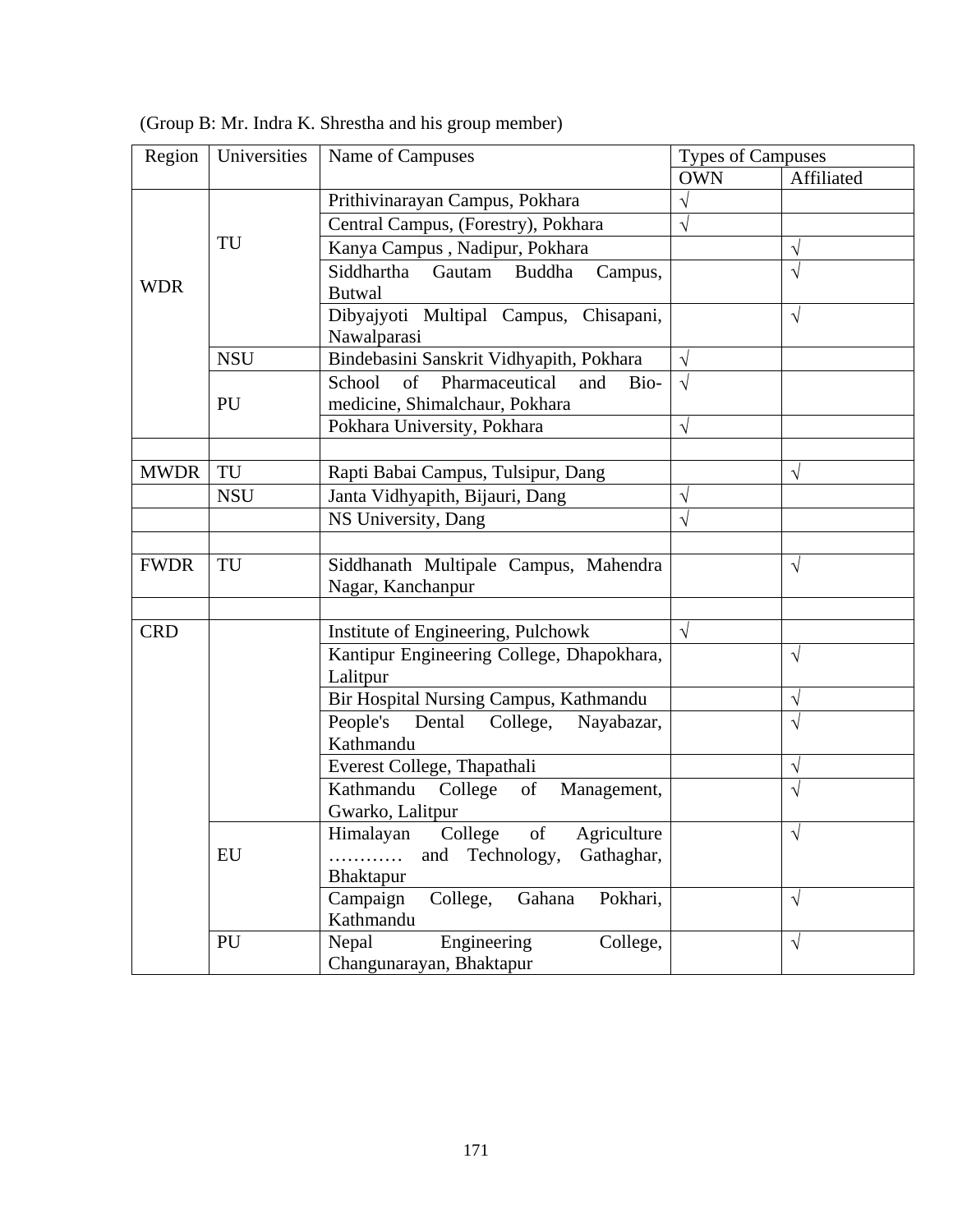(Group B: Mr. Indra K. Shrestha and his group member)

| Region | Universities | Name of Campuses | Types of Campuses | |
|---|---|---|---|---|
| | | | OWN | Affiliated |
| WDR | TU | Prithivinarayan Campus, Pokhara | √ | |
| | | Central Campus, (Forestry), Pokhara | √ | |
| | | Kanya Campus , Nadipur, Pokhara | | √ |
| | | Siddhartha Gautam Buddha Campus, Butwal | | √ |
| | | Dibyajyoti Multipal Campus, Chisapani, Nawalparasi | | √ |
| | NSU | Bindebasini Sanskrit Vidhyapith, Pokhara | √ | |
| | PU | School of Pharmaceutical and Bio-medicine, Shimalchaur, Pokhara | √ | |
| | | Pokhara University, Pokhara | √ | |
| | | | | |
| MWDR | TU | Rapti Babai Campus, Tulsipur, Dang | | √ |
| | NSU | Janta Vidhyapith, Bijauri, Dang | √ | |
| | | NS University, Dang | √ | |
| | | | | |
| FWDR | TU | Siddhanath Multipale Campus, Mahendra Nagar, Kanchanpur | | √ |
| | | | | |
| CRD | | Institute of Engineering, Pulchowk | √ | |
| | | Kantipur Engineering College, Dhapokhara, Lalitpur | | √ |
| | | Bir Hospital Nursing Campus, Kathmandu | | √ |
| | | People's Dental College, Nayabazar, Kathmandu | | √ |
| | | Everest College, Thapathali | | √ |
| | | Kathmandu College of Management, Gwarko, Lalitpur | | √ |
| | EU | Himalayan College of Agriculture ………… and Technology, Gathaghar, Bhaktapur | | √ |
| | | Campaign College, Gahana Pokhari, Kathmandu | | √ |
| | PU | Nepal Engineering College, Changunarayan, Bhaktapur | | √ |